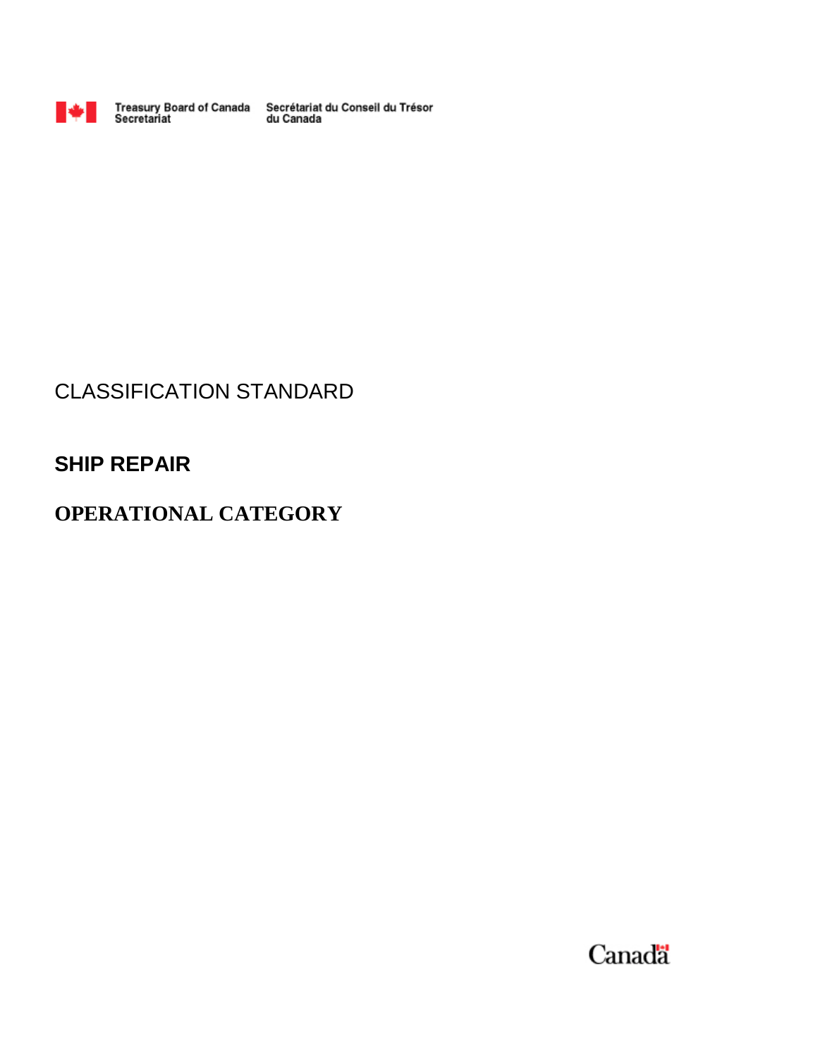Treasury Board of Canada Secretariat    Secrétariat du Conseil du Trésor du Canada

CLASSIFICATION STANDARD

# SHIP REPAIR

# OPERATIONAL CATEGORY

Canada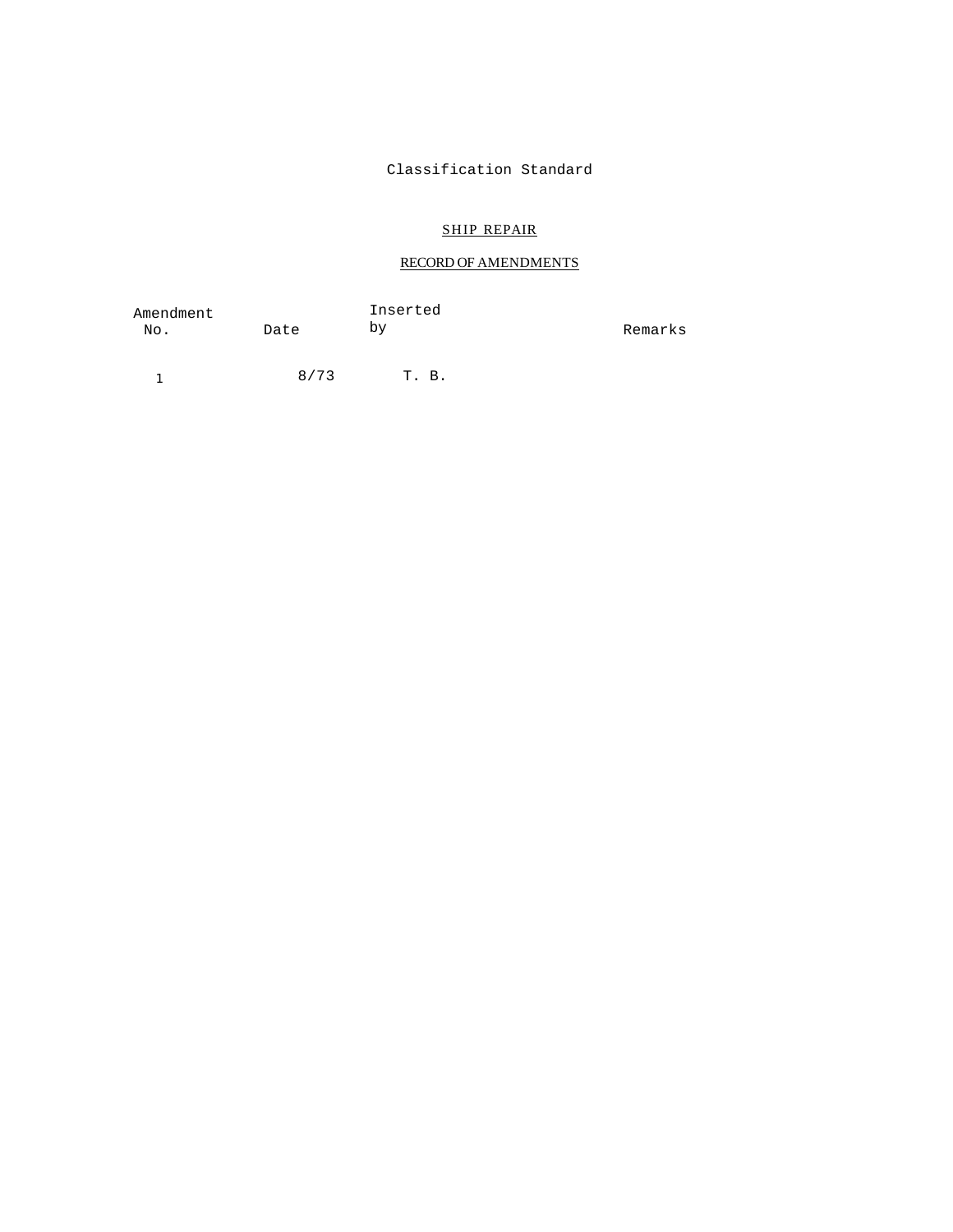Classification Standard

## SHIP REPAIR

### RECORD OF AMENDMENTS

| Amendment No. | Date | Inserted by | Remarks |
|---|---|---|---|
| 1 | 8/73 | T. B. | |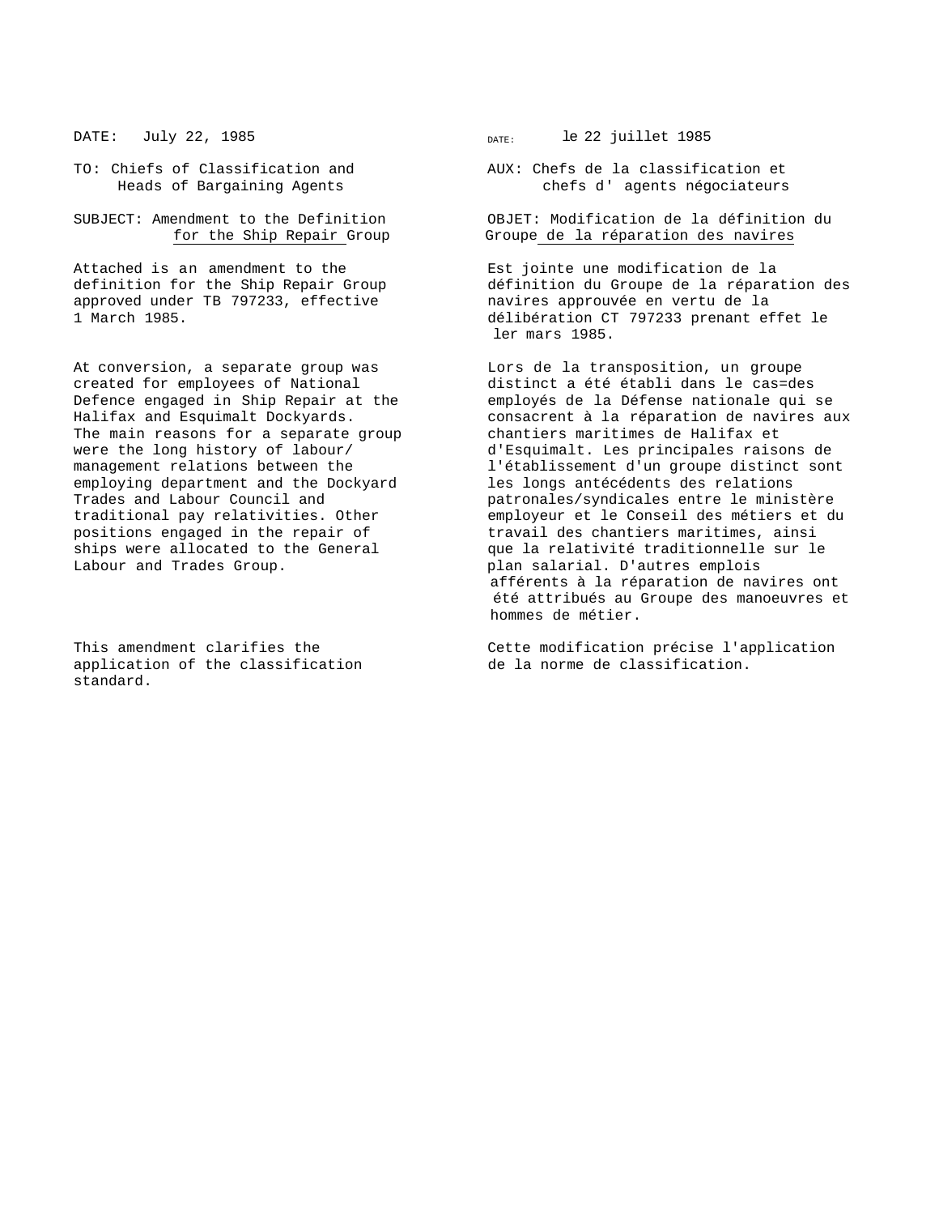DATE: July 22, 1985

TO: Chiefs of Classification and Heads of Bargaining Agents

SUBJECT: Amendment to the Definition for the Ship Repair Group

Attached is an amendment to the definition for the Ship Repair Group approved under TB 797233, effective 1 March 1985.

At conversion, a separate group was created for employees of National Defence engaged in Ship Repair at the Halifax and Esquimalt Dockyards. The main reasons for a separate group were the long history of labour/management relations between the employing department and the Dockyard Trades and Labour Council and traditional pay relativities. Other positions engaged in the repair of ships were allocated to the General Labour and Trades Group.

This amendment clarifies the application of the classification standard.

DATE: le 22 juillet 1985

AUX: Chefs de la classification et chefs d' agents négociateurs

OBJET: Modification de la définition du Groupe de la réparation des navires

Est jointe une modification de la définition du Groupe de la réparation des navires approuvée en vertu de la délibération CT 797233 prenant effet le ler mars 1985.

Lors de la transposition, un groupe distinct a été établi dans le cas=des employés de la Défense nationale qui se consacrent à la réparation de navires aux chantiers maritimes de Halifax et d'Esquimalt. Les principales raisons de l'établissement d'un groupe distinct sont les longs antécédents des relations patronales/syndicales entre le ministère employeur et le Conseil des métiers et du travail des chantiers maritimes, ainsi que la relativité traditionnelle sur le plan salarial. D'autres emplois afférents à la réparation de navires ont été attribués au Groupe des manoeuvres et hommes de métier.

Cette modification précise l'application de la norme de classification.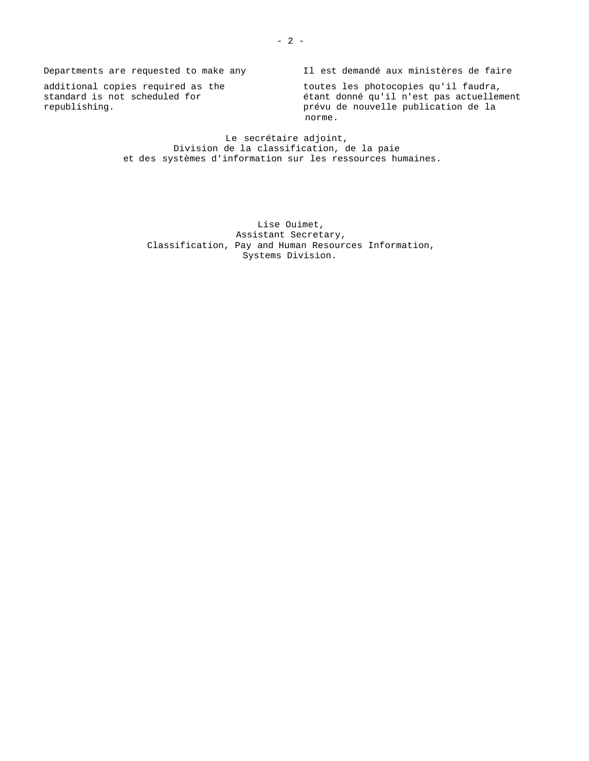Departments are requested to make any additional copies required as the standard is not scheduled for republishing.

Il est demandé aux ministères de faire toutes les photocopies qu'il faudra, étant donné qu'il n'est pas actuellement prévu de nouvelle publication de la norme.

Le secrétaire adjoint,
Division de la classification, de la paie
et des systèmes d'information sur les ressources humaines.

Lise Ouimet,
Assistant Secretary,
Classification, Pay and Human Resources Information,
Systems Division.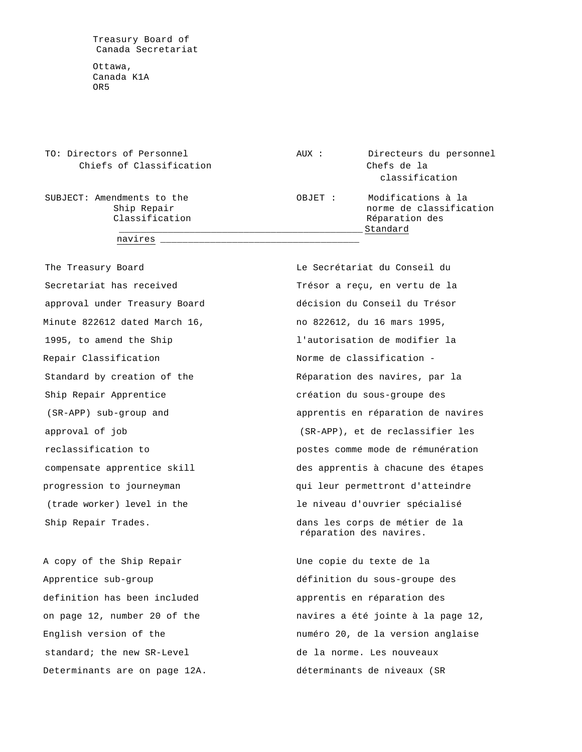Treasury Board of Canada Secretariat

Ottawa, Canada K1A OR5

| | |
|---|---|
| TO: Directors of Personnel<br>Chiefs of Classification | AUX : Directeurs du personnel<br>Chefs de la classification |
| SUBJECT: Amendments to the Ship Repair Classification Standard | OBJET : Modifications à la norme de classification Réparation des navires |

The Treasury Board Secretariat has received approval under Treasury Board Minute 822612 dated March 16, 1995, to amend the Ship Repair Classification Standard by creation of the Ship Repair Apprentice (SR-APP) sub-group and approval of job reclassification to compensate apprentice skill progression to journeyman (trade worker) level in the Ship Repair Trades.

Le Secrétariat du Conseil du Trésor a reçu, en vertu de la décision du Conseil du Trésor no 822612, du 16 mars 1995, l'autorisation de modifier la Norme de classification - Réparation des navires, par la création du sous-groupe des apprentis en réparation de navires (SR-APP), et de reclassifier les postes comme mode de rémunération des apprentis à chacune des étapes qui leur permettront d'atteindre le niveau d'ouvrier spécialisé dans les corps de métier de la réparation des navires.

A copy of the Ship Repair Apprentice sub-group definition has been included on page 12, number 20 of the English version of the standard; the new SR-Level Determinants are on page 12A.

Une copie du texte de la définition du sous-groupe des apprentis en réparation des navires a été jointe à la page 12, numéro 20, de la version anglaise de la norme. Les nouveaux déterminants de niveaux (SR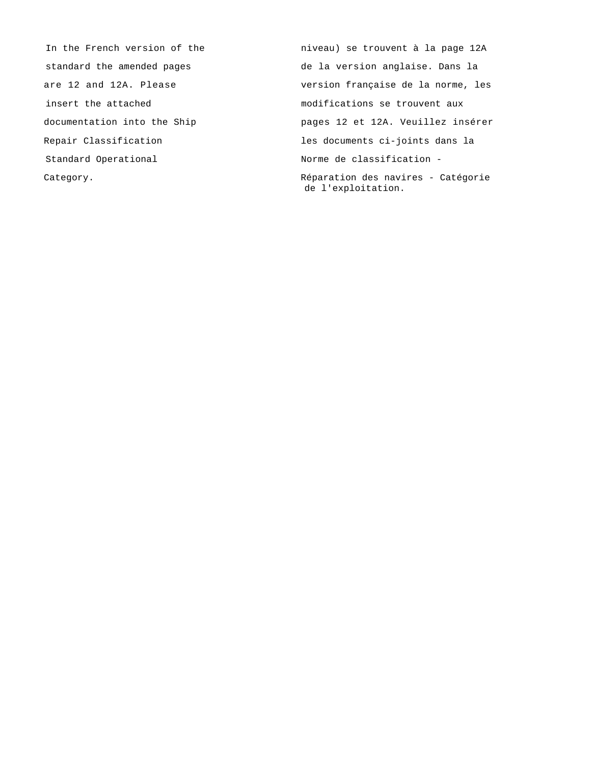In the French version of the standard the amended pages are 12 and 12A. Please insert the attached documentation into the Ship Repair Classification Standard Operational Category.

niveau) se trouvent à la page 12A de la version anglaise. Dans la version française de la norme, les modifications se trouvent aux pages 12 et 12A. Veuillez insérer les documents ci-joints dans la Norme de classification - Réparation des navires - Catégorie de l'exploitation.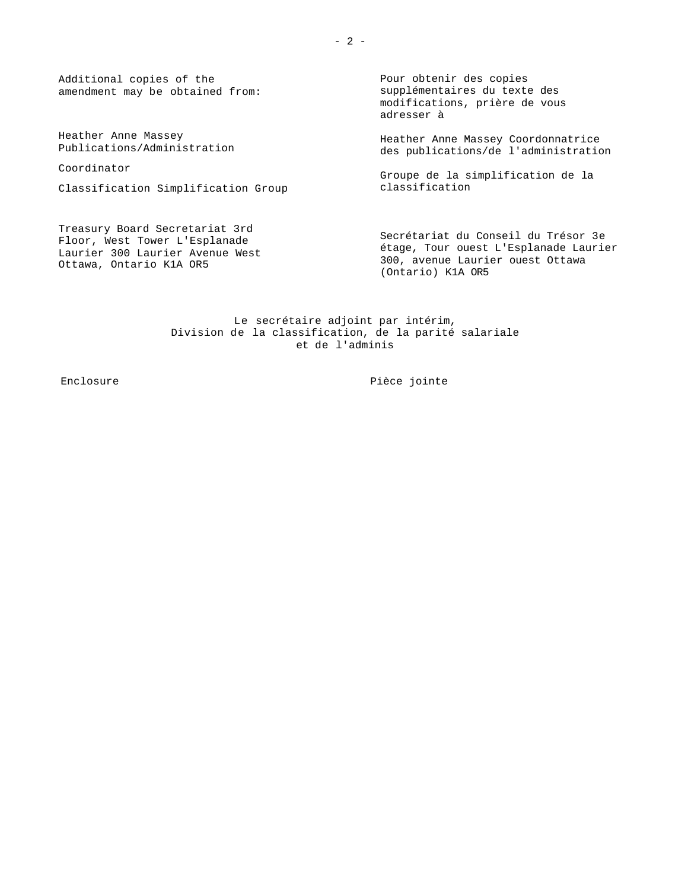Additional copies of the amendment may be obtained from:

Heather Anne Massey
Publications/Administration

Coordinator

Classification Simplification Group

Treasury Board Secretariat 3rd Floor, West Tower L'Esplanade Laurier 300 Laurier Avenue West Ottawa, Ontario K1A OR5

Pour obtenir des copies supplémentaires du texte des modifications, prière de vous adresser à

Heather Anne Massey Coordonnatrice des publications/de l'administration

Groupe de la simplification de la classification

Secrétariat du Conseil du Trésor 3e étage, Tour ouest L'Esplanade Laurier 300, avenue Laurier ouest Ottawa (Ontario) K1A OR5

Le secrétaire adjoint par intérim,
Division de la classification, de la parité salariale
et de l'adminis

Enclosure

Pièce jointe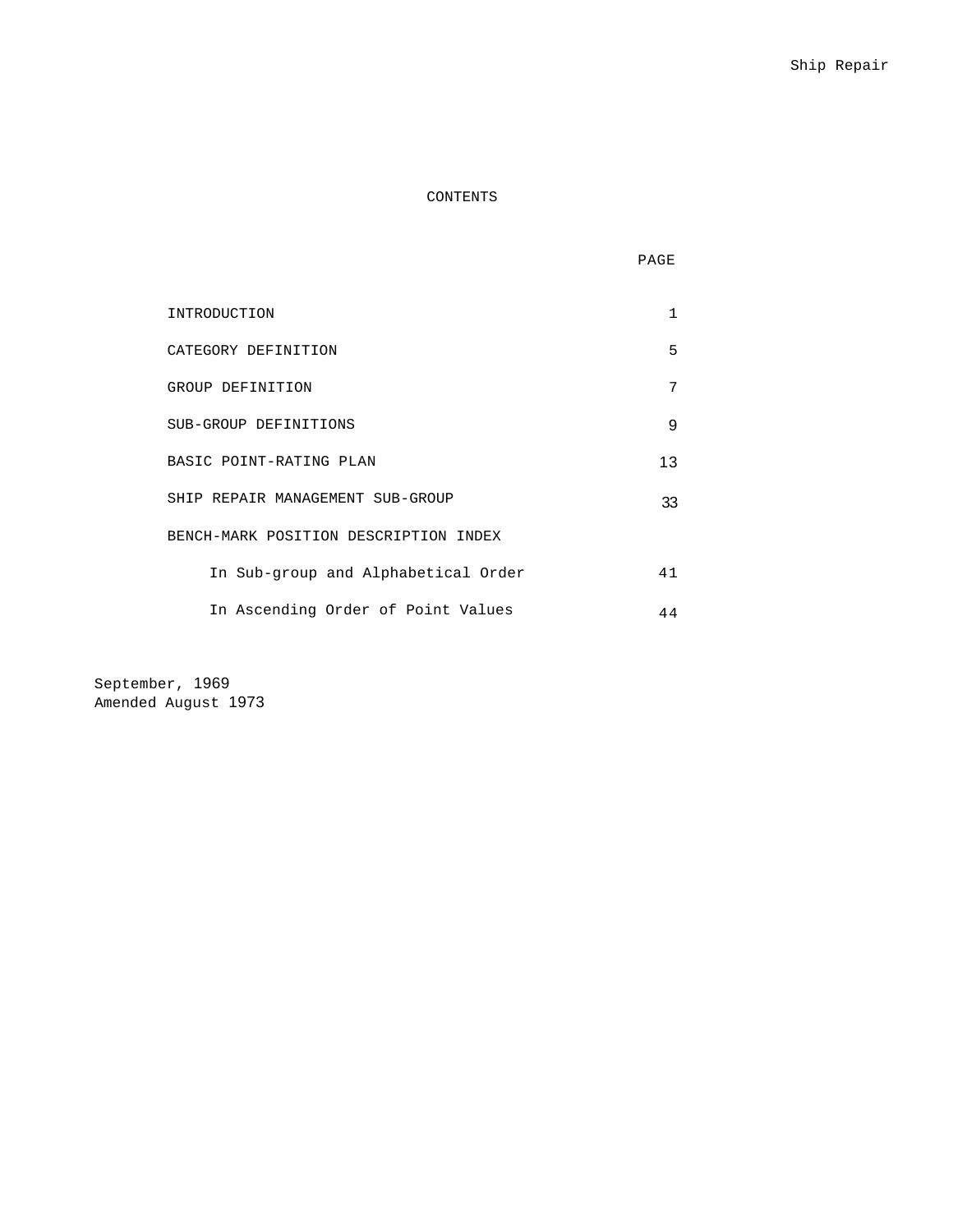# CONTENTS

| | PAGE |
|---|---|
| INTRODUCTION | 1 |
| CATEGORY DEFINITION | 5 |
| GROUP DEFINITION | 7 |
| SUB-GROUP DEFINITIONS | 9 |
| BASIC POINT-RATING PLAN | 13 |
| SHIP REPAIR MANAGEMENT SUB-GROUP | 33 |
| BENCH-MARK POSITION DESCRIPTION INDEX | |
| In Sub-group and Alphabetical Order | 41 |
| In Ascending Order of Point Values | 44 |

September, 1969
Amended August 1973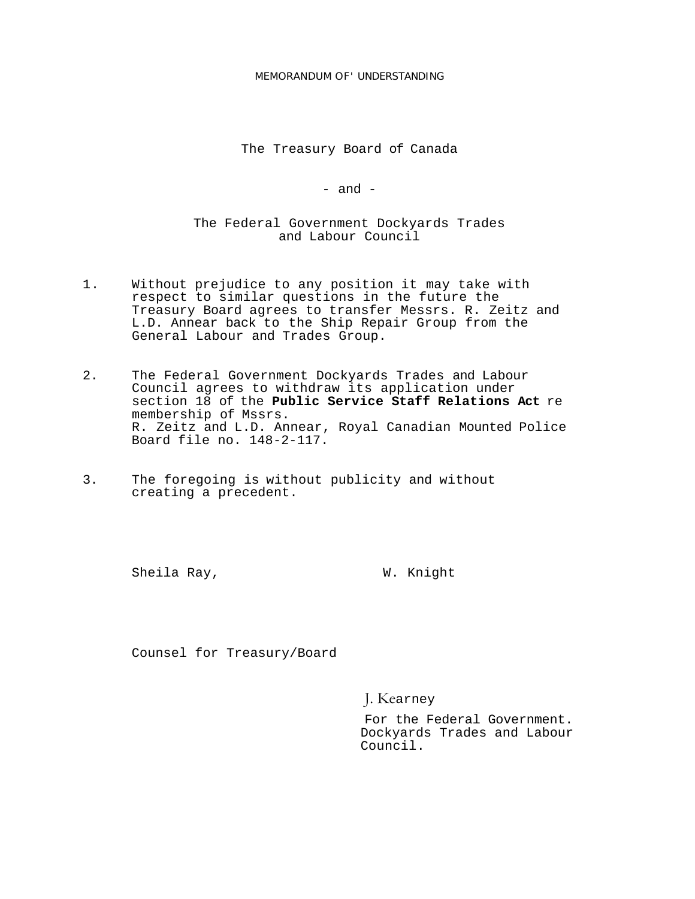MEMORANDUM OF' UNDERSTANDING

The Treasury Board of Canada

- and -

The Federal Government Dockyards Trades and Labour Council

1. Without prejudice to any position it may take with respect to similar questions in the future the Treasury Board agrees to transfer Messrs. R. Zeitz and L.D. Annear back to the Ship Repair Group from the General Labour and Trades Group.

2. The Federal Government Dockyards Trades and Labour Council agrees to withdraw its application under section 18 of the **Public Service Staff Relations Act** re membership of Mssrs. R. Zeitz and L.D. Annear, Royal Canadian Mounted Police Board file no. 148-2-117.

3. The foregoing is without publicity and without creating a precedent.

Sheila Ray, W. Knight

Counsel for Treasury/Board

J. Kearney

For the Federal Government. Dockyards Trades and Labour Council.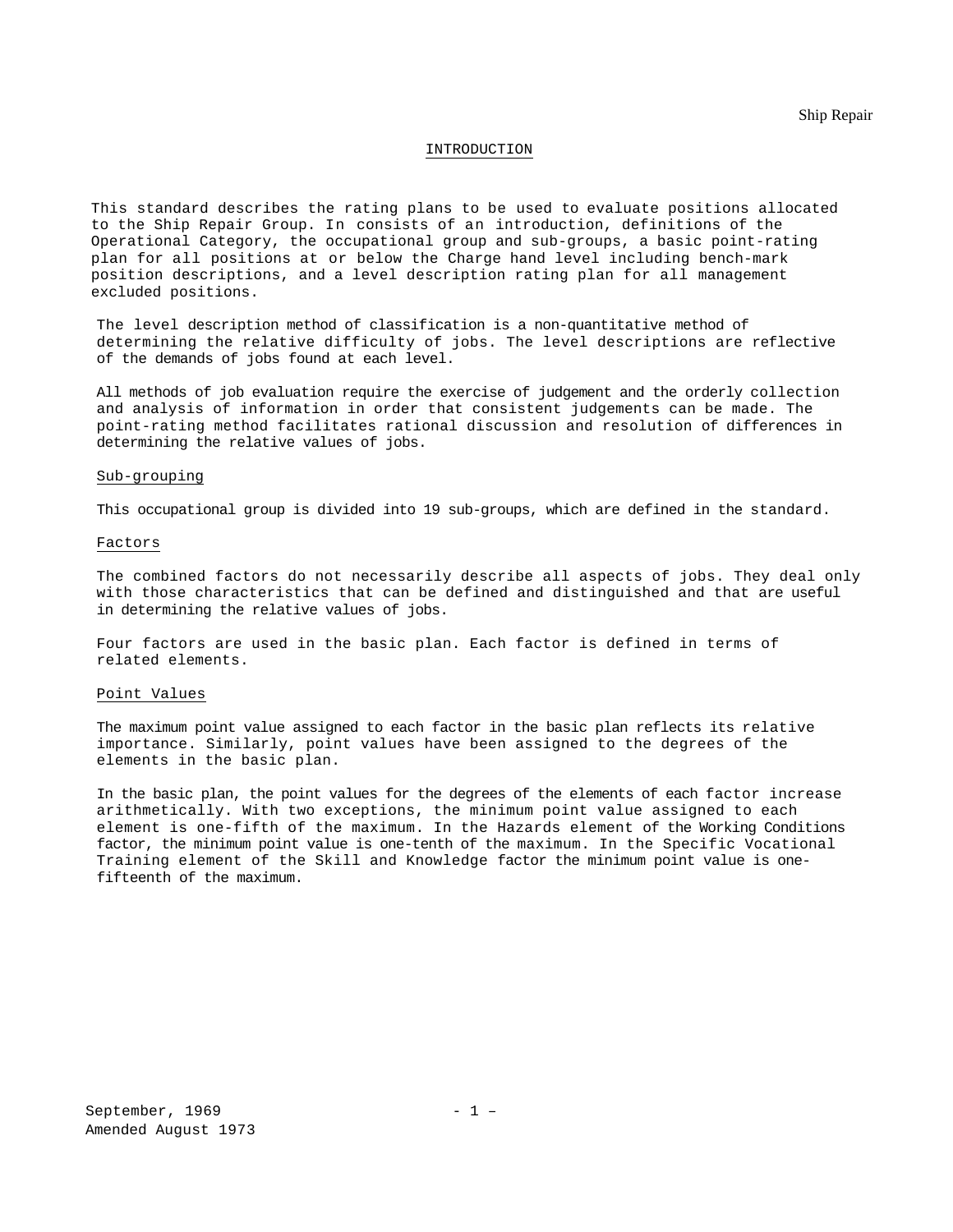## INTRODUCTION

This standard describes the rating plans to be used to evaluate positions allocated to the Ship Repair Group. In consists of an introduction, definitions of the Operational Category, the occupational group and sub-groups, a basic point-rating plan for all positions at or below the Charge hand level including bench-mark position descriptions, and a level description rating plan for all management excluded positions.

The level description method of classification is a non-quantitative method of determining the relative difficulty of jobs. The level descriptions are reflective of the demands of jobs found at each level.

All methods of job evaluation require the exercise of judgement and the orderly collection and analysis of information in order that consistent judgements can be made. The point-rating method facilitates rational discussion and resolution of differences in determining the relative values of jobs.

### Sub-grouping

This occupational group is divided into 19 sub-groups, which are defined in the standard.

### Factors

The combined factors do not necessarily describe all aspects of jobs. They deal only with those characteristics that can be defined and distinguished and that are useful in determining the relative values of jobs.

Four factors are used in the basic plan. Each factor is defined in terms of related elements.

### Point Values

The maximum point value assigned to each factor in the basic plan reflects its relative importance. Similarly, point values have been assigned to the degrees of the elements in the basic plan.

In the basic plan, the point values for the degrees of the elements of each factor increase arithmetically. With two exceptions, the minimum point value assigned to each element is one-fifth of the maximum. In the Hazards element of the Working Conditions factor, the minimum point value is one-tenth of the maximum. In the Specific Vocational Training element of the Skill and Knowledge factor the minimum point value is one-fifteenth of the maximum.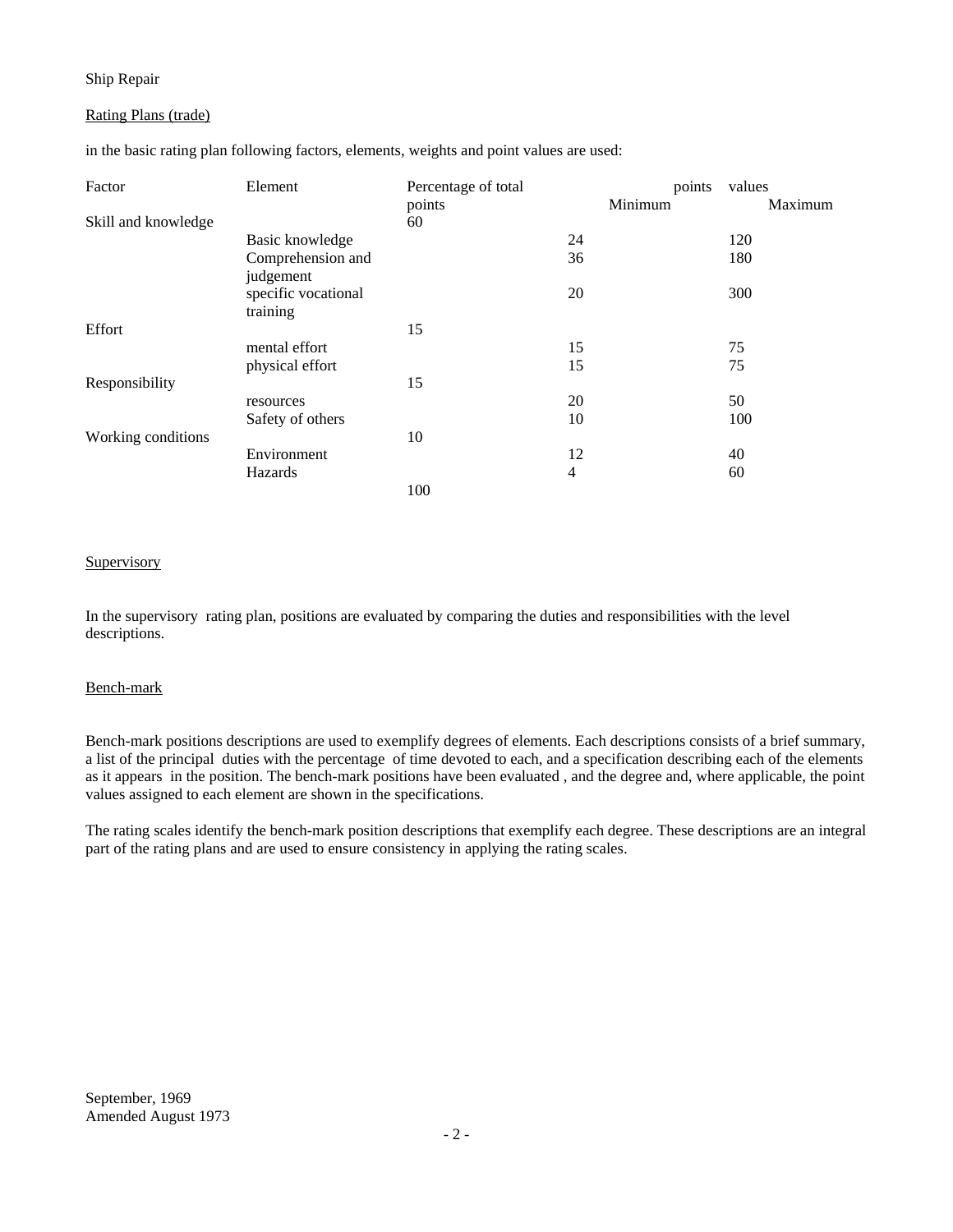Ship Repair

Rating Plans (trade)

in the basic rating plan following factors, elements, weights and point values are used:

| Factor | Element | Percentage of total points | points values Minimum | Maximum |
|---|---|---|---|---|
| Skill and knowledge | | 60 | | |
| | Basic knowledge | | 24 | 120 |
| | Comprehension and judgement | | 36 | 180 |
| | specific vocational training | | 20 | 300 |
| Effort | | 15 | | |
| | mental effort | | 15 | 75 |
| | physical effort | | 15 | 75 |
| Responsibility | | 15 | | |
| | resources | | 20 | 50 |
| | Safety of others | | 10 | 100 |
| Working conditions | | 10 | | |
| | Environment | | 12 | 40 |
| | Hazards | | 4 | 60 |
| | | 100 | | |

Supervisory

In the supervisory rating plan, positions are evaluated by comparing the duties and responsibilities with the level descriptions.

Bench-mark

Bench-mark positions descriptions are used to exemplify degrees of elements. Each descriptions consists of a brief summary, a list of the principal duties with the percentage of time devoted to each, and a specification describing each of the elements as it appears in the position. The bench-mark positions have been evaluated , and the degree and, where applicable, the point values assigned to each element are shown in the specifications.

The rating scales identify the bench-mark position descriptions that exemplify each degree. These descriptions are an integral part of the rating plans and are used to ensure consistency in applying the rating scales.

September, 1969
Amended August 1973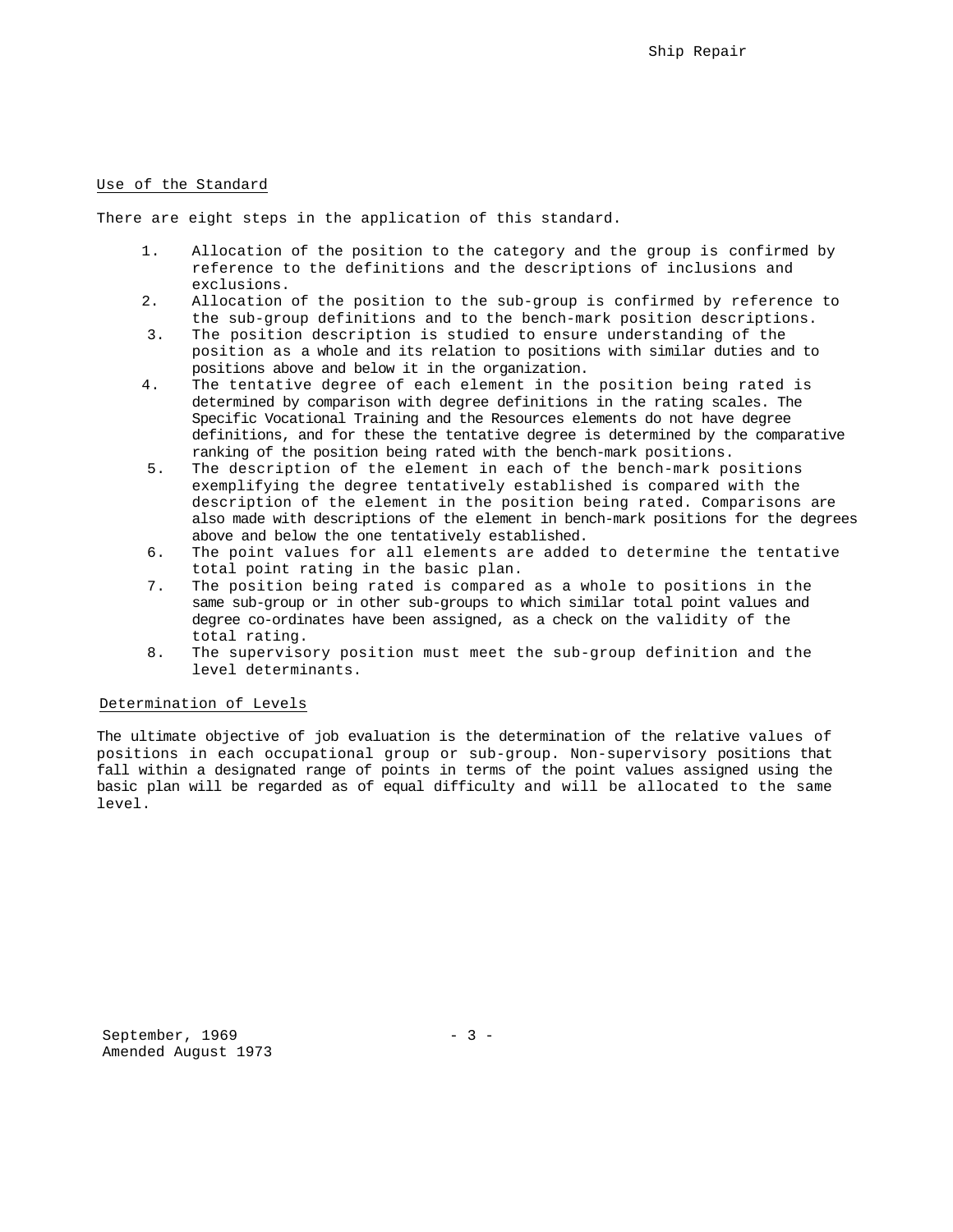## Use of the Standard

There are eight steps in the application of this standard.

1. Allocation of the position to the category and the group is confirmed by reference to the definitions and the descriptions of inclusions and exclusions.
2. Allocation of the position to the sub-group is confirmed by reference to the sub-group definitions and to the bench-mark position descriptions.
3. The position description is studied to ensure understanding of the position as a whole and its relation to positions with similar duties and to positions above and below it in the organization.
4. The tentative degree of each element in the position being rated is determined by comparison with degree definitions in the rating scales. The Specific Vocational Training and the Resources elements do not have degree definitions, and for these the tentative degree is determined by the comparative ranking of the position being rated with the bench-mark positions.
5. The description of the element in each of the bench-mark positions exemplifying the degree tentatively established is compared with the description of the element in the position being rated. Comparisons are also made with descriptions of the element in bench-mark positions for the degrees above and below the one tentatively established.
6. The point values for all elements are added to determine the tentative total point rating in the basic plan.
7. The position being rated is compared as a whole to positions in the same sub-group or in other sub-groups to which similar total point values and degree co-ordinates have been assigned, as a check on the validity of the total rating.
8. The supervisory position must meet the sub-group definition and the level determinants.

## Determination of Levels

The ultimate objective of job evaluation is the determination of the relative values of positions in each occupational group or sub-group. Non-supervisory positions that fall within a designated range of points in terms of the point values assigned using the basic plan will be regarded as of equal difficulty and will be allocated to the same level.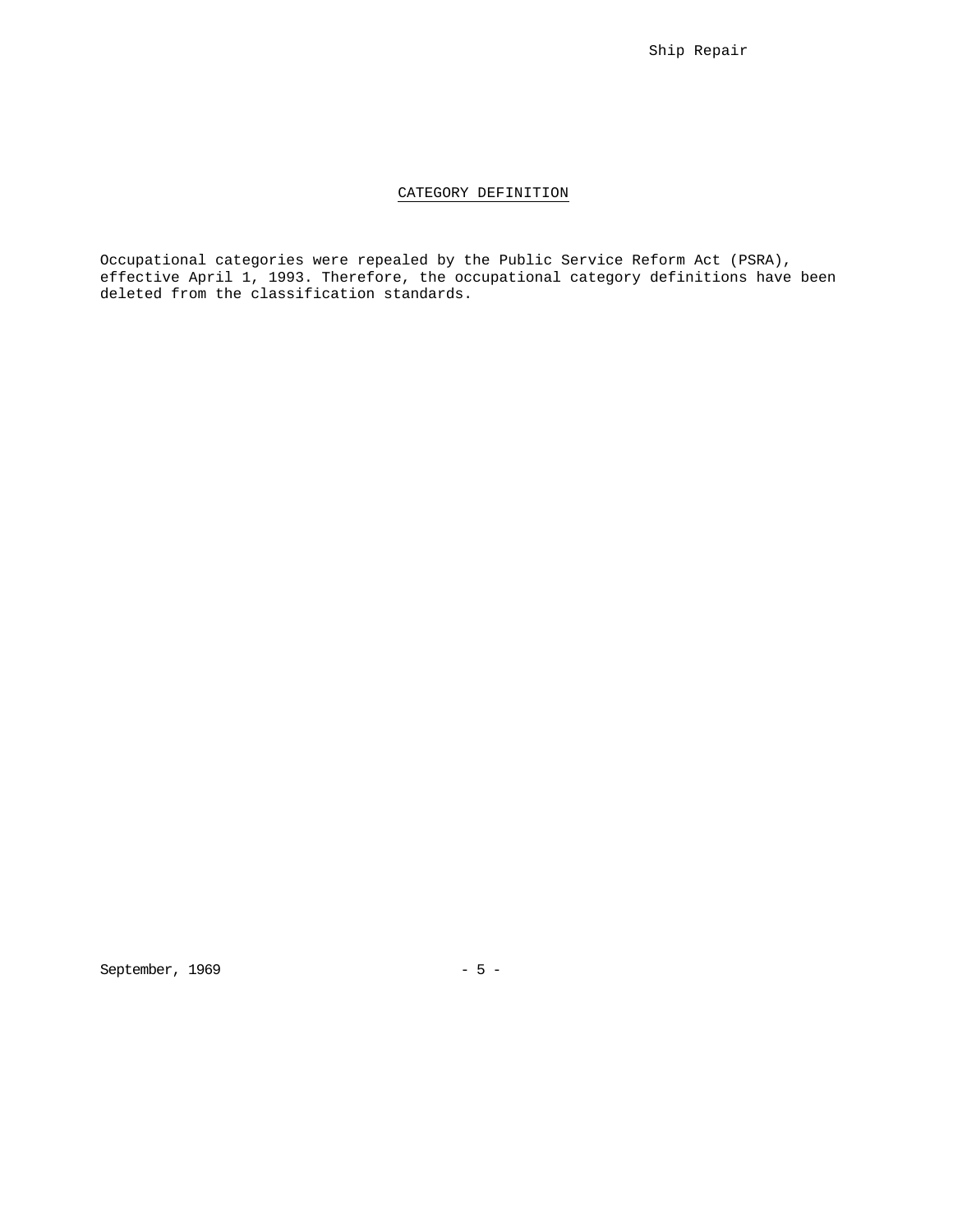## CATEGORY DEFINITION

Occupational categories were repealed by the Public Service Reform Act (PSRA), effective April 1, 1993. Therefore, the occupational category definitions have been deleted from the classification standards.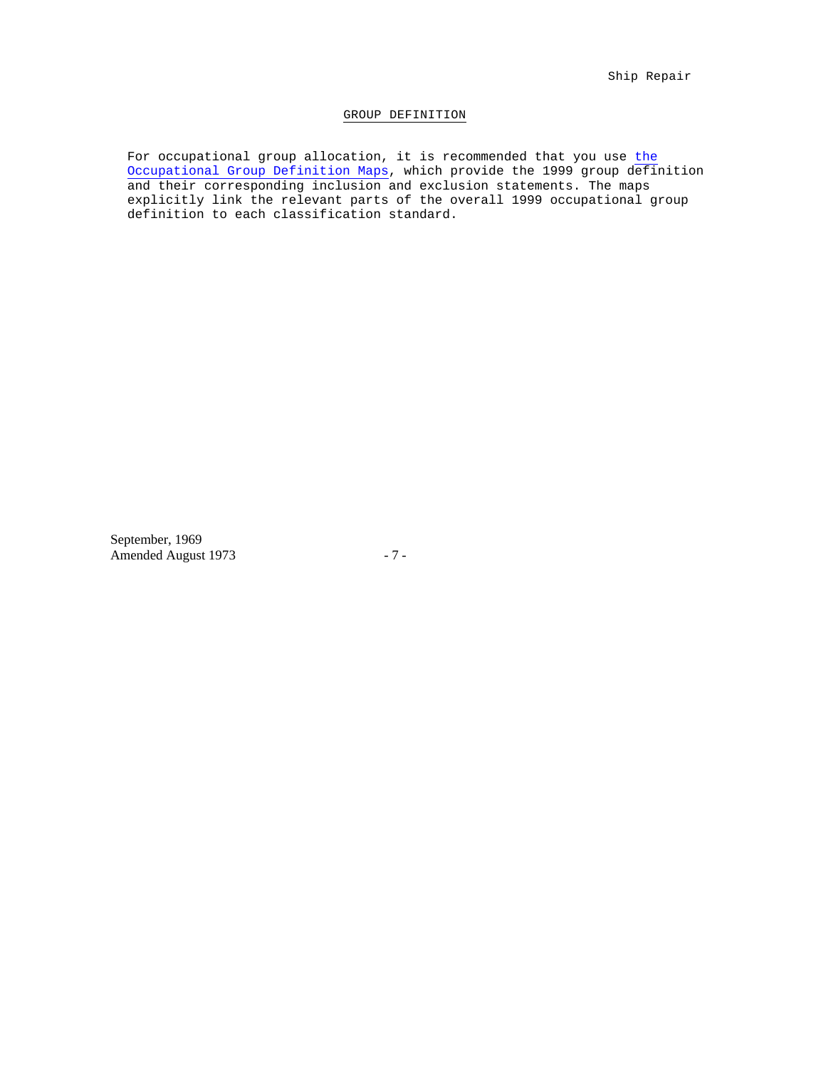## GROUP DEFINITION

For occupational group allocation, it is recommended that you use the Occupational Group Definition Maps, which provide the 1999 group definition and their corresponding inclusion and exclusion statements. The maps explicitly link the relevant parts of the overall 1999 occupational group definition to each classification standard.

September, 1969
Amended August 1973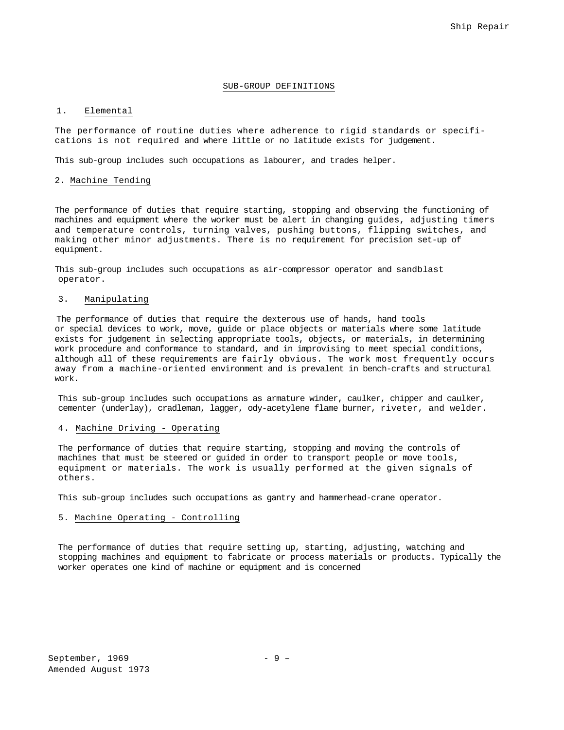## SUB-GROUP DEFINITIONS

### 1. Elemental

The performance of routine duties where adherence to rigid standards or specifications is not required and where little or no latitude exists for judgement.

This sub-group includes such occupations as labourer, and trades helper.

### 2. Machine Tending

The performance of duties that require starting, stopping and observing the functioning of machines and equipment where the worker must be alert in changing guides, adjusting timers and temperature controls, turning valves, pushing buttons, flipping switches, and making other minor adjustments. There is no requirement for precision set-up of equipment.

This sub-group includes such occupations as air-compressor operator and sandblast operator.

### 3. Manipulating

The performance of duties that require the dexterous use of hands, hand tools or special devices to work, move, guide or place objects or materials where some latitude exists for judgement in selecting appropriate tools, objects, or materials, in determining work procedure and conformance to standard, and in improvising to meet special conditions, although all of these requirements are fairly obvious. The work most frequently occurs away from a machine-oriented environment and is prevalent in bench-crafts and structural work.

This sub-group includes such occupations as armature winder, caulker, chipper and caulker, cementer (underlay), cradleman, lagger, ody-acetylene flame burner, riveter, and welder.

### 4. Machine Driving - Operating

The performance of duties that require starting, stopping and moving the controls of machines that must be steered or guided in order to transport people or move tools, equipment or materials. The work is usually performed at the given signals of others.

This sub-group includes such occupations as gantry and hammerhead-crane operator.

### 5. Machine Operating - Controlling

The performance of duties that require setting up, starting, adjusting, watching and stopping machines and equipment to fabricate or process materials or products. Typically the worker operates one kind of machine or equipment and is concerned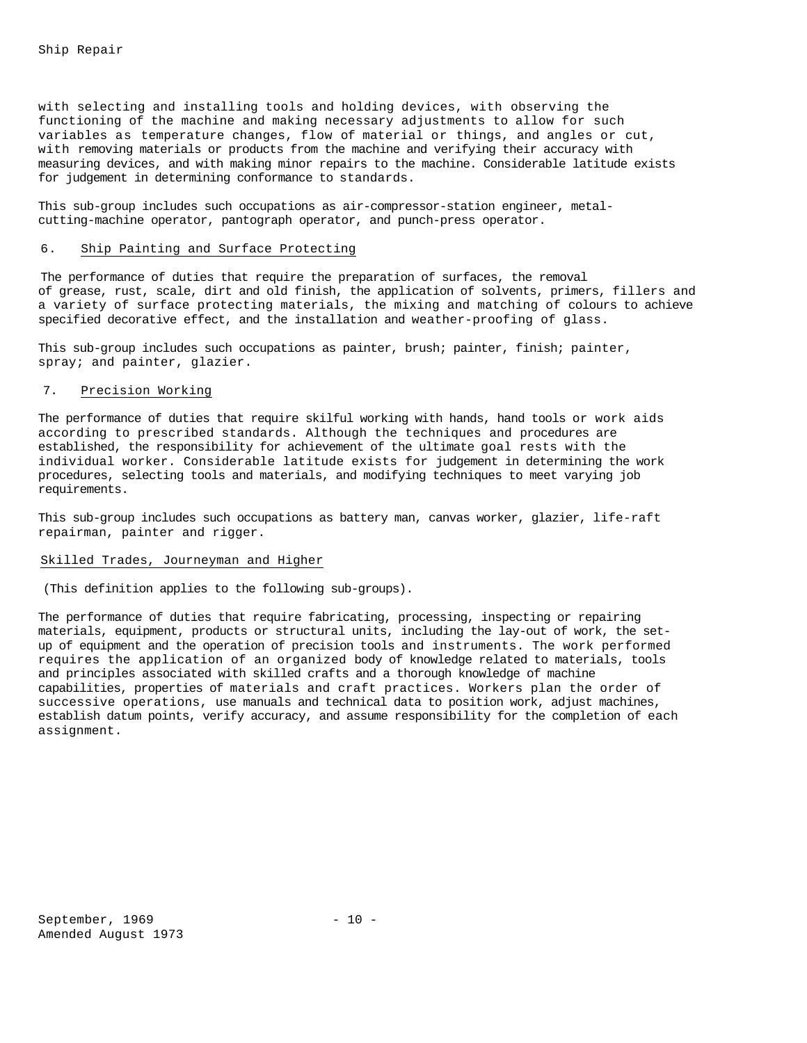with selecting and installing tools and holding devices, with observing the functioning of the machine and making necessary adjustments to allow for such variables as temperature changes, flow of material or things, and angles or cut, with removing materials or products from the machine and verifying their accuracy with measuring devices, and with making minor repairs to the machine. Considerable latitude exists for judgement in determining conformance to standards.

This sub-group includes such occupations as air-compressor-station engineer, metal-cutting-machine operator, pantograph operator, and punch-press operator.

6. Ship Painting and Surface Protecting

The performance of duties that require the preparation of surfaces, the removal of grease, rust, scale, dirt and old finish, the application of solvents, primers, fillers and a variety of surface protecting materials, the mixing and matching of colours to achieve specified decorative effect, and the installation and weather-proofing of glass.

This sub-group includes such occupations as painter, brush; painter, finish; painter, spray; and painter, glazier.

7. Precision Working

The performance of duties that require skilful working with hands, hand tools or work aids according to prescribed standards. Although the techniques and procedures are established, the responsibility for achievement of the ultimate goal rests with the individual worker. Considerable latitude exists for judgement in determining the work procedures, selecting tools and materials, and modifying techniques to meet varying job requirements.

This sub-group includes such occupations as battery man, canvas worker, glazier, life-raft repairman, painter and rigger.

Skilled Trades, Journeyman and Higher

(This definition applies to the following sub-groups).

The performance of duties that require fabricating, processing, inspecting or repairing materials, equipment, products or structural units, including the lay-out of work, the set-up of equipment and the operation of precision tools and instruments. The work performed requires the application of an organized body of knowledge related to materials, tools and principles associated with skilled crafts and a thorough knowledge of machine capabilities, properties of materials and craft practices. Workers plan the order of successive operations, use manuals and technical data to position work, adjust machines, establish datum points, verify accuracy, and assume responsibility for the completion of each assignment.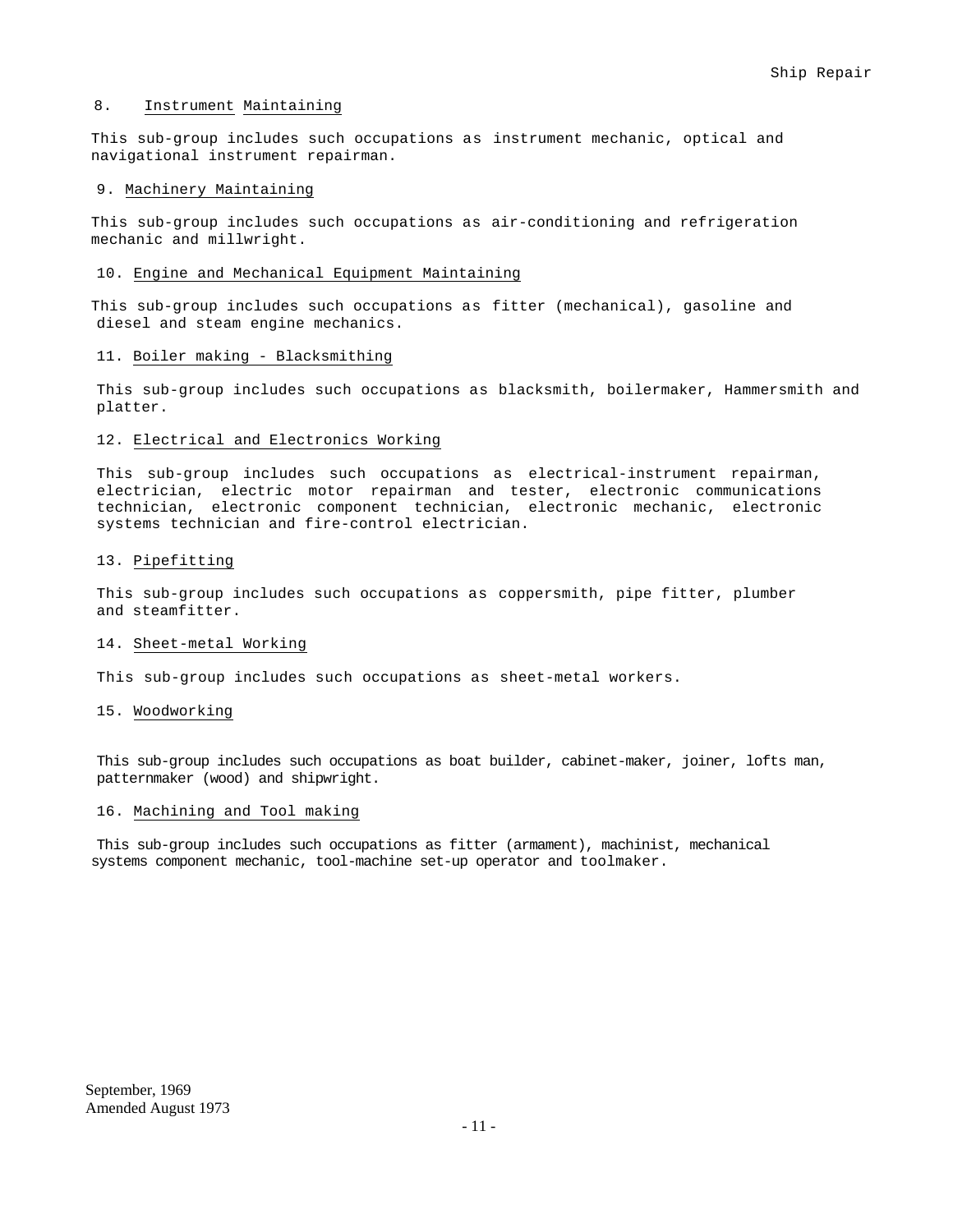8. Instrument Maintaining

This sub-group includes such occupations as instrument mechanic, optical and navigational instrument repairman.

9. Machinery Maintaining

This sub-group includes such occupations as air-conditioning and refrigeration mechanic and millwright.

10. Engine and Mechanical Equipment Maintaining

This sub-group includes such occupations as fitter (mechanical), gasoline and diesel and steam engine mechanics.

11. Boiler making - Blacksmithing

This sub-group includes such occupations as blacksmith, boilermaker, Hammersmith and platter.

12. Electrical and Electronics Working

This sub-group includes such occupations as electrical-instrument repairman, electrician, electric motor repairman and tester, electronic communications technician, electronic component technician, electronic mechanic, electronic systems technician and fire-control electrician.

13. Pipefitting

This sub-group includes such occupations as coppersmith, pipe fitter, plumber and steamfitter.

14. Sheet-metal Working

This sub-group includes such occupations as sheet-metal workers.

15. Woodworking

This sub-group includes such occupations as boat builder, cabinet-maker, joiner, lofts man, patternmaker (wood) and shipwright.

16. Machining and Tool making

This sub-group includes such occupations as fitter (armament), machinist, mechanical systems component mechanic, tool-machine set-up operator and toolmaker.

September, 1969
Amended August 1973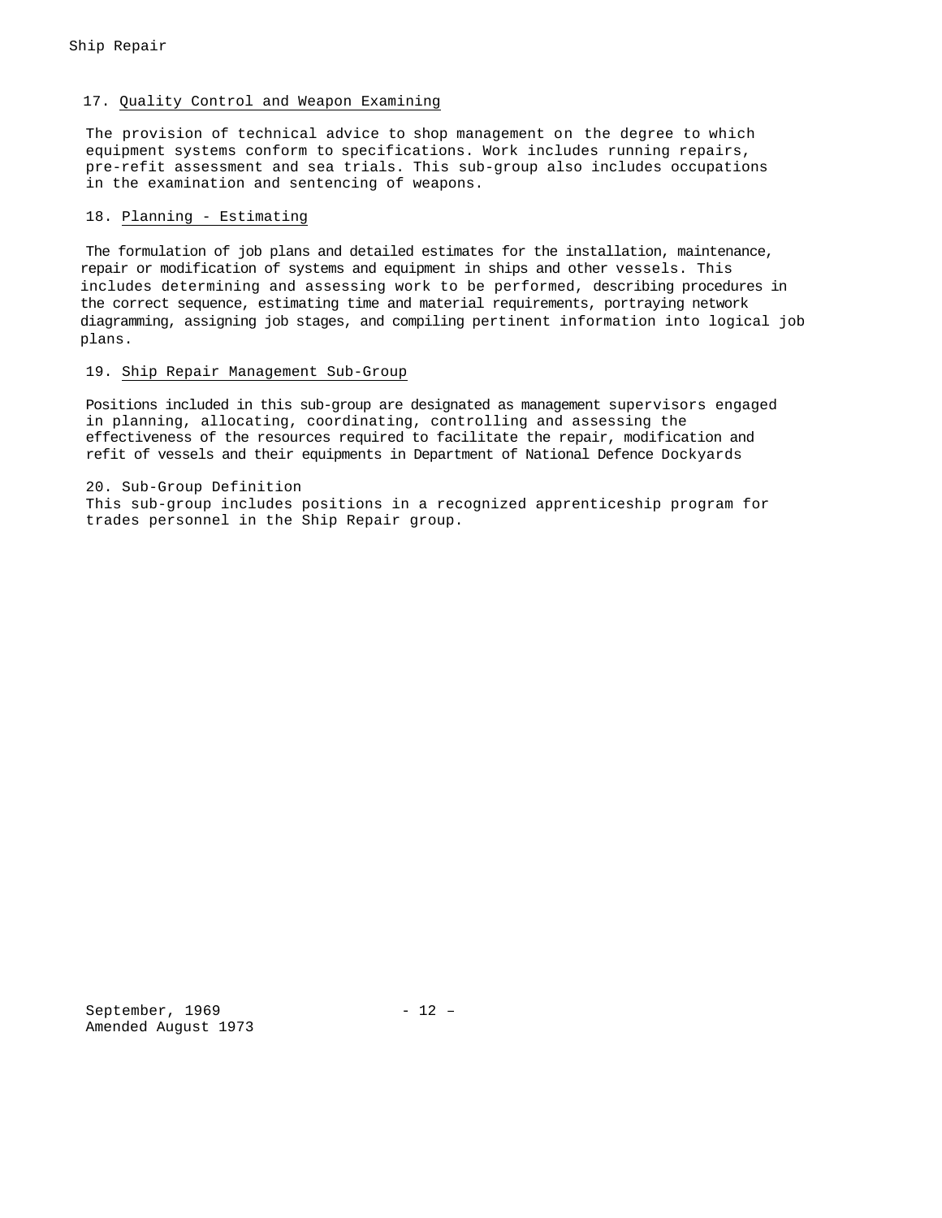17. Quality Control and Weapon Examining

The provision of technical advice to shop management on the degree to which equipment systems conform to specifications. Work includes running repairs, pre-refit assessment and sea trials. This sub-group also includes occupations in the examination and sentencing of weapons.

18. Planning - Estimating

The formulation of job plans and detailed estimates for the installation, maintenance, repair or modification of systems and equipment in ships and other vessels. This includes determining and assessing work to be performed, describing procedures in the correct sequence, estimating time and material requirements, portraying network diagramming, assigning job stages, and compiling pertinent information into logical job plans.

19. Ship Repair Management Sub-Group

Positions included in this sub-group are designated as management supervisors engaged in planning, allocating, coordinating, controlling and assessing the effectiveness of the resources required to facilitate the repair, modification and refit of vessels and their equipments in Department of National Defence Dockyards

20. Sub-Group Definition

This sub-group includes positions in a recognized apprenticeship program for trades personnel in the Ship Repair group.

September, 1969
Amended August 1973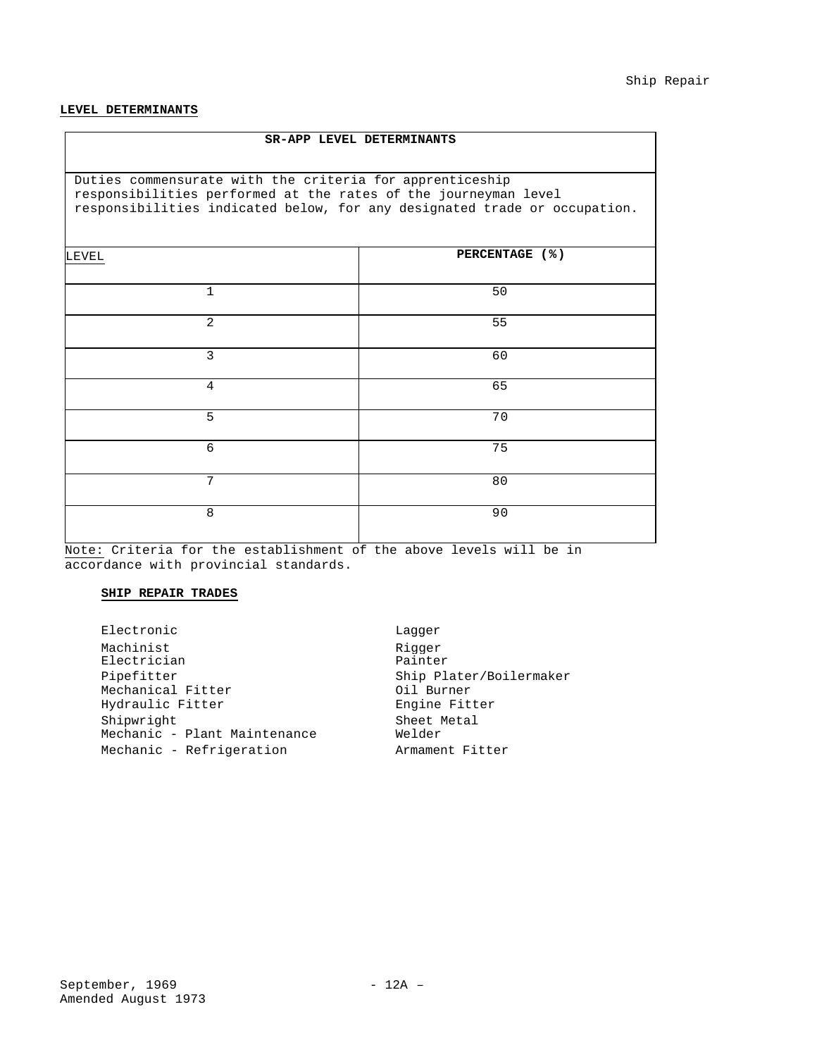## LEVEL DETERMINANTS

| SR-APP LEVEL DETERMINANTS | |
|---|---|
| Duties commensurate with the criteria for apprenticeship responsibilities performed at the rates of the journeyman level responsibilities indicated below, for any designated trade or occupation. | |
| LEVEL | **PERCENTAGE (%)** |
| 1 | 50 |
| 2 | 55 |
| 3 | 60 |
| 4 | 65 |
| 5 | 70 |
| 6 | 75 |
| 7 | 80 |
| 8 | 90 |

Note: Criteria for the establishment of the above levels will be in accordance with provincial standards.

### SHIP REPAIR TRADES

- Electronic
- Machinist
- Electrician
- Pipefitter
- Mechanical Fitter
- Hydraulic Fitter
- Shipwright
- Mechanic - Plant Maintenance
- Mechanic - Refrigeration
- Lagger
- Rigger
- Painter
- Ship Plater/Boilermaker
- Oil Burner
- Engine Fitter
- Sheet Metal
- Welder
- Armament Fitter

September, 1969
Amended August 1973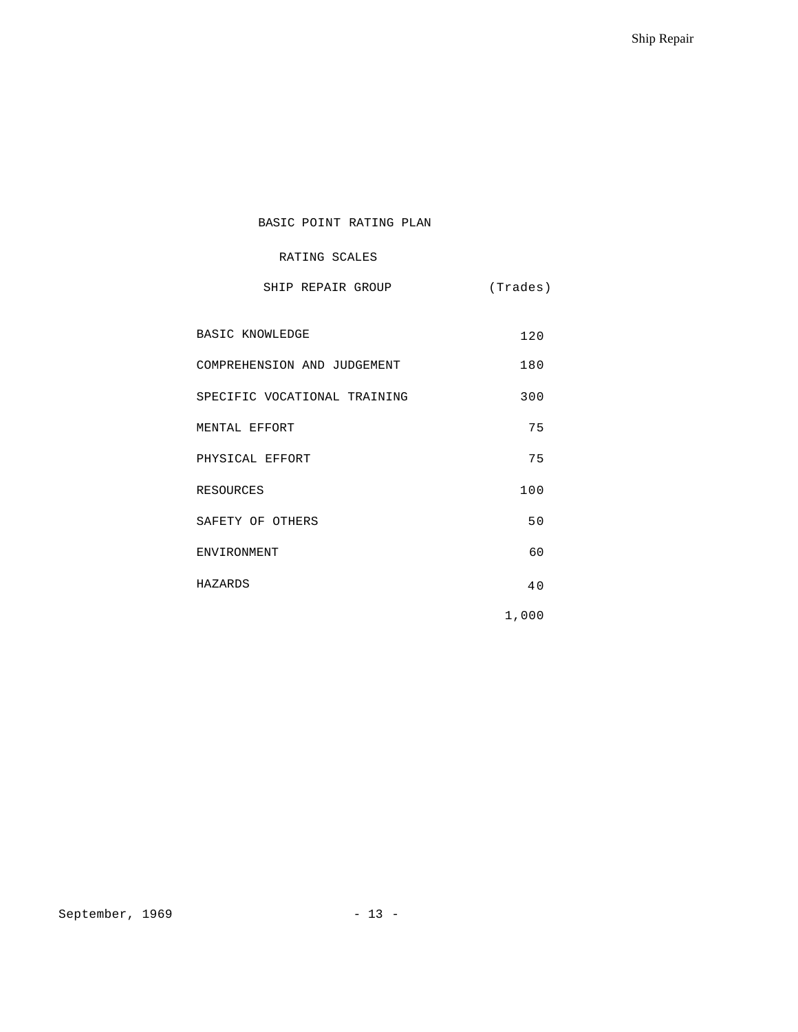# BASIC POINT RATING PLAN

## RATING SCALES

### SHIP REPAIR GROUP (Trades)

| | |
|---|---|
| BASIC KNOWLEDGE | 120 |
| COMPREHENSION AND JUDGEMENT | 180 |
| SPECIFIC VOCATIONAL TRAINING | 300 |
| MENTAL EFFORT | 75 |
| PHYSICAL EFFORT | 75 |
| RESOURCES | 100 |
| SAFETY OF OTHERS | 50 |
| ENVIRONMENT | 60 |
| HAZARDS | 40 |
| | 1,000 |

September, 1969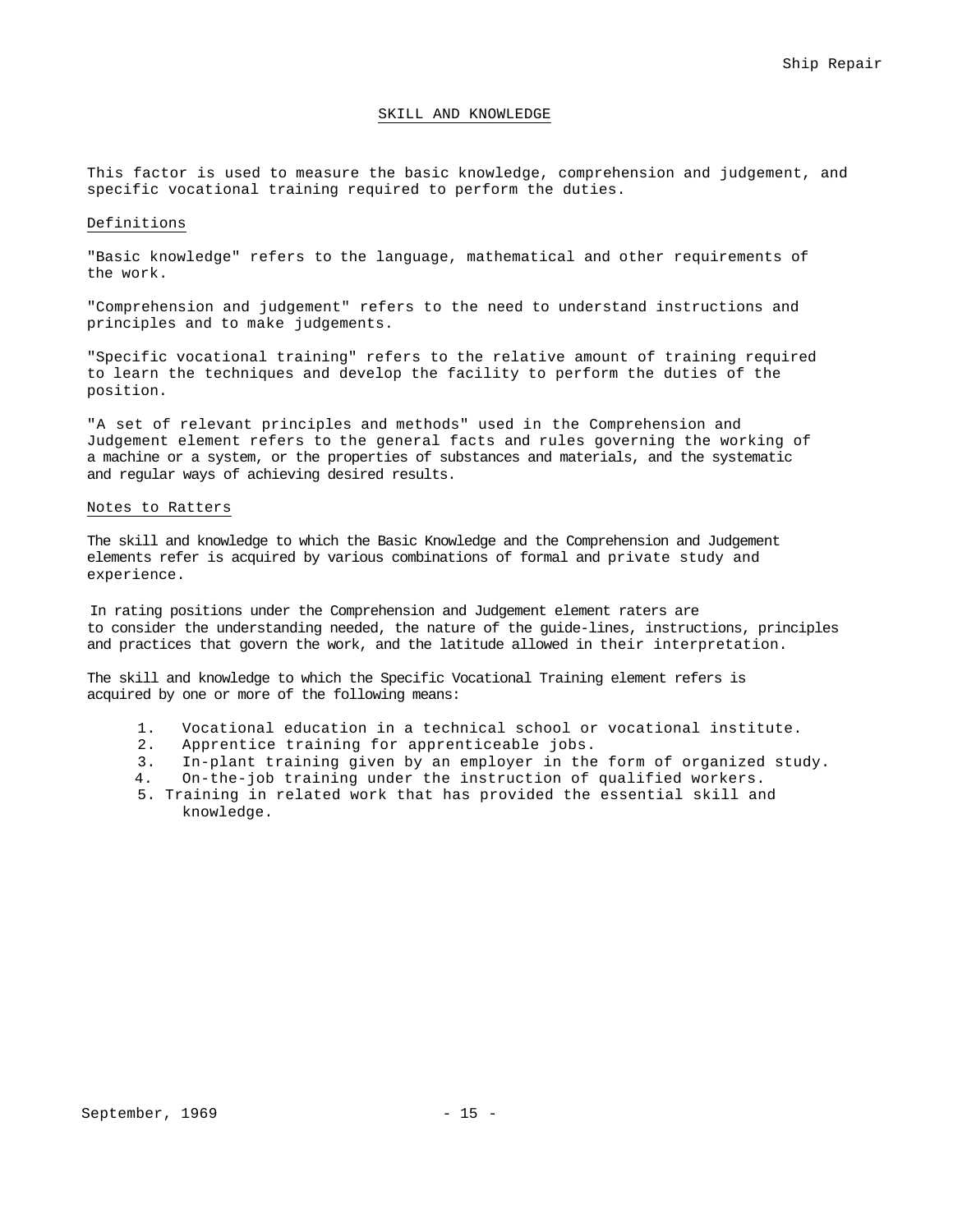## SKILL AND KNOWLEDGE

This factor is used to measure the basic knowledge, comprehension and judgement, and specific vocational training required to perform the duties.

### Definitions

"Basic knowledge" refers to the language, mathematical and other requirements of the work.

"Comprehension and judgement" refers to the need to understand instructions and principles and to make judgements.

"Specific vocational training" refers to the relative amount of training required to learn the techniques and develop the facility to perform the duties of the position.

"A set of relevant principles and methods" used in the Comprehension and Judgement element refers to the general facts and rules governing the working of a machine or a system, or the properties of substances and materials, and the systematic and regular ways of achieving desired results.

### Notes to Ratters

The skill and knowledge to which the Basic Knowledge and the Comprehension and Judgement elements refer is acquired by various combinations of formal and private study and experience.

In rating positions under the Comprehension and Judgement element raters are to consider the understanding needed, the nature of the guide-lines, instructions, principles and practices that govern the work, and the latitude allowed in their interpretation.

The skill and knowledge to which the Specific Vocational Training element refers is acquired by one or more of the following means:

1. Vocational education in a technical school or vocational institute.
2. Apprentice training for apprenticeable jobs.
3. In-plant training given by an employer in the form of organized study.
4. On-the-job training under the instruction of qualified workers.
5. Training in related work that has provided the essential skill and knowledge.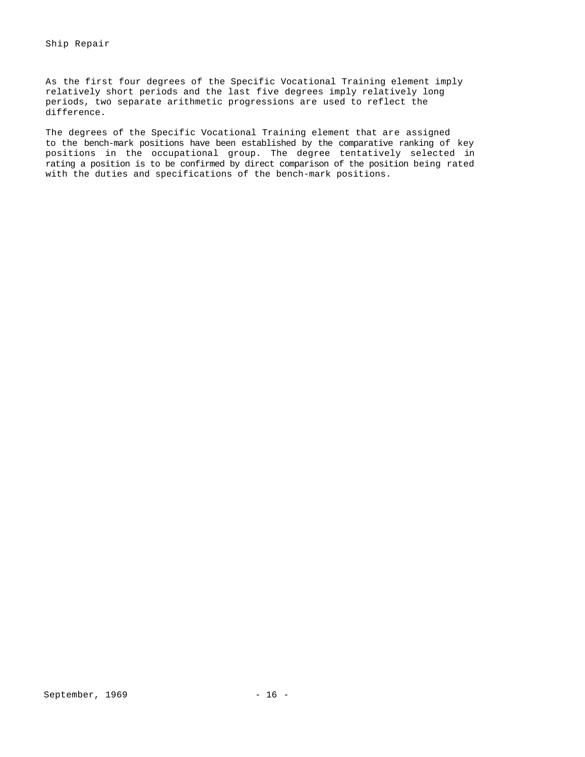As the first four degrees of the Specific Vocational Training element imply relatively short periods and the last five degrees imply relatively long periods, two separate arithmetic progressions are used to reflect the difference.

The degrees of the Specific Vocational Training element that are assigned to the bench-mark positions have been established by the comparative ranking of key positions in the occupational group. The degree tentatively selected in rating a position is to be confirmed by direct comparison of the position being rated with the duties and specifications of the bench-mark positions.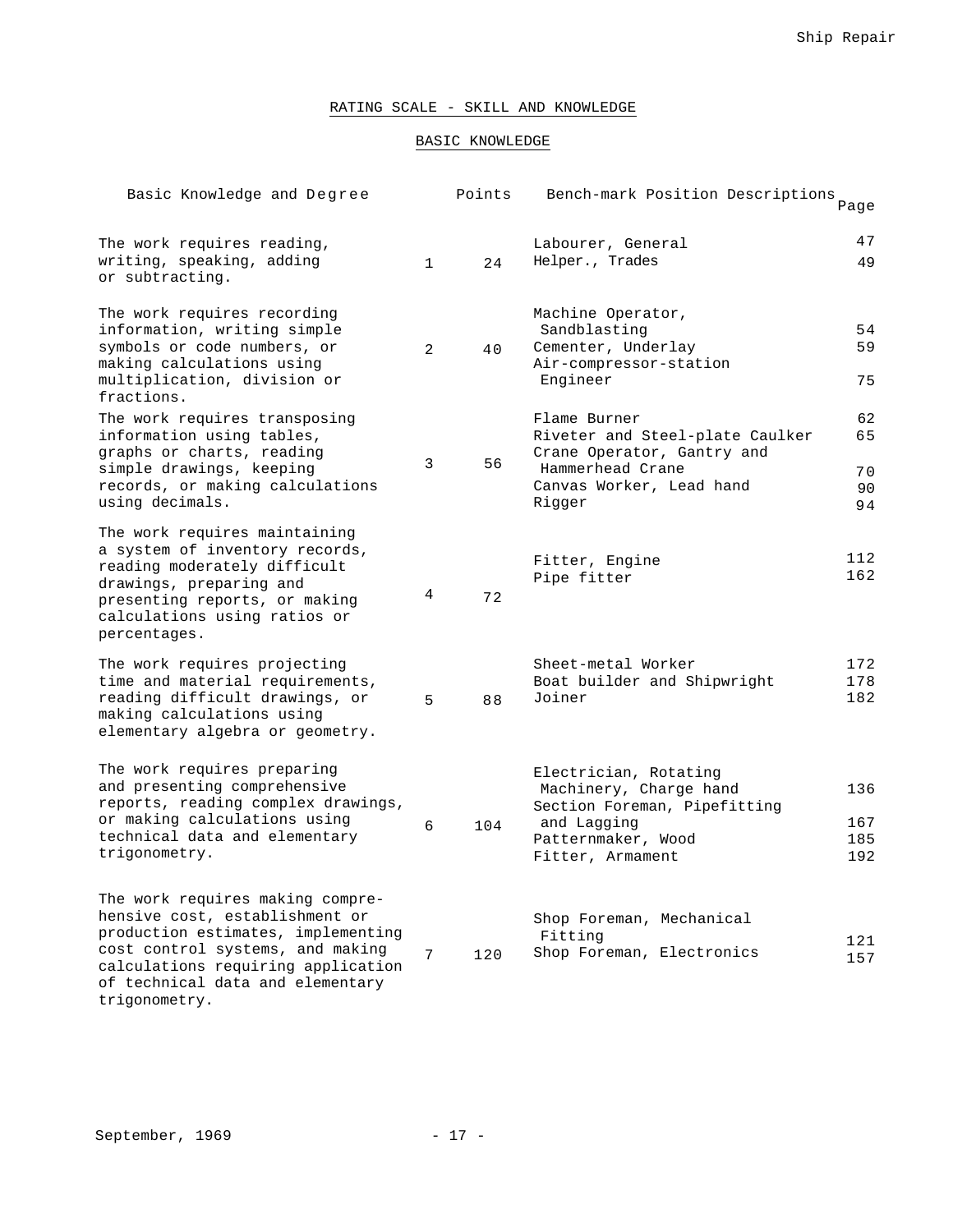## RATING SCALE - SKILL AND KNOWLEDGE

### BASIC KNOWLEDGE

| Basic Knowledge and Degree | | Points | Bench-mark Position Descriptions | Page |
|---|---|---|---|---|
| The work requires reading, writing, speaking, adding or subtracting. | 1 | 24 | Labourer, General<br>Helper., Trades | 47<br>49 |
| The work requires recording information, writing simple symbols or code numbers, or making calculations using multiplication, division or fractions. | 2 | 40 | Machine Operator, Sandblasting<br>Cementer, Underlay<br>Air-compressor-station Engineer | 54<br>59<br>75 |
| The work requires transposing information using tables, graphs or charts, reading simple drawings, keeping records, or making calculations using decimals. | 3 | 56 | Flame Burner<br>Riveter and Steel-plate Caulker<br>Crane Operator, Gantry and Hammerhead Crane<br>Canvas Worker, Lead hand<br>Rigger | 62<br>65<br>70<br>90<br>94 |
| The work requires maintaining a system of inventory records, reading moderately difficult drawings, preparing and presenting reports, or making calculations using ratios or percentages. | 4 | 72 | Fitter, Engine<br>Pipe fitter | 112<br>162 |
| The work requires projecting time and material requirements, reading difficult drawings, or making calculations using elementary algebra or geometry. | 5 | 88 | Sheet-metal Worker<br>Boat builder and Shipwright<br>Joiner | 172<br>178<br>182 |
| The work requires preparing and presenting comprehensive reports, reading complex drawings, or making calculations using technical data and elementary trigonometry. | 6 | 104 | Electrician, Rotating Machinery, Charge hand<br>Section Foreman, Pipefitting and Lagging<br>Patternmaker, Wood<br>Fitter, Armament | 136<br>167<br>185<br>192 |
| The work requires making comprehensive cost, establishment or production estimates, implementing cost control systems, and making calculations requiring application of technical data and elementary trigonometry. | 7 | 120 | Shop Foreman, Mechanical Fitting<br>Shop Foreman, Electronics | 121<br>157 |

September, 1969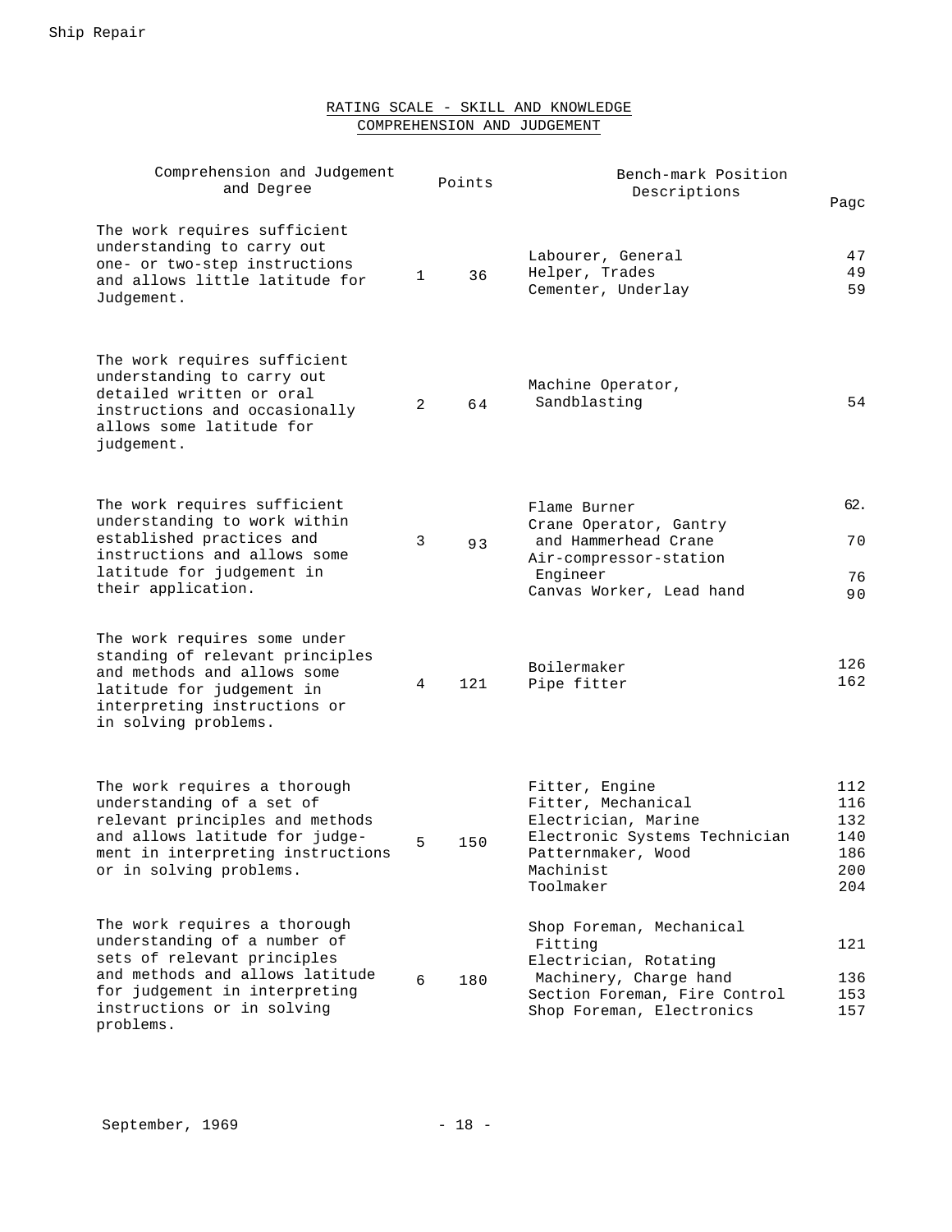## RATING SCALE - SKILL AND KNOWLEDGE
## COMPREHENSION AND JUDGEMENT

| Comprehension and Judgement and Degree | | Points | Bench-mark Position Descriptions | Pagc |
|---|---|---|---|---|
| The work requires sufficient understanding to carry out one- or two-step instructions and allows little latitude for Judgement. | 1 | 36 | Labourer, General<br>Helper, Trades<br>Cementer, Underlay | 47<br>49<br>59 |
| The work requires sufficient understanding to carry out detailed written or oral instructions and occasionally allows some latitude for judgement. | 2 | 64 | Machine Operator, Sandblasting | 54 |
| The work requires sufficient understanding to work within established practices and instructions and allows some latitude for judgement in their application. | 3 | 93 | Flame Burner<br>Crane Operator, Gantry and Hammerhead Crane<br>Air-compressor-station Engineer<br>Canvas Worker, Lead hand | 62.<br>70<br>76<br>90 |
| The work requires some under standing of relevant principles and methods and allows some latitude for judgement in interpreting instructions or in solving problems. | 4 | 121 | Boilermaker<br>Pipe fitter | 126<br>162 |
| The work requires a thorough understanding of a set of relevant principles and methods and allows latitude for judgement in interpreting instructions or in solving problems. | 5 | 150 | Fitter, Engine<br>Fitter, Mechanical<br>Electrician, Marine<br>Electronic Systems Technician<br>Patternmaker, Wood<br>Machinist<br>Toolmaker | 112<br>116<br>132<br>140<br>186<br>200<br>204 |
| The work requires a thorough understanding of a number of sets of relevant principles and methods and allows latitude for judgement in interpreting instructions or in solving problems. | 6 | 180 | Shop Foreman, Mechanical Fitting<br>Electrician, Rotating Machinery, Charge hand<br>Section Foreman, Fire Control<br>Shop Foreman, Electronics | 121<br>136<br>153<br>157 |

September, 1969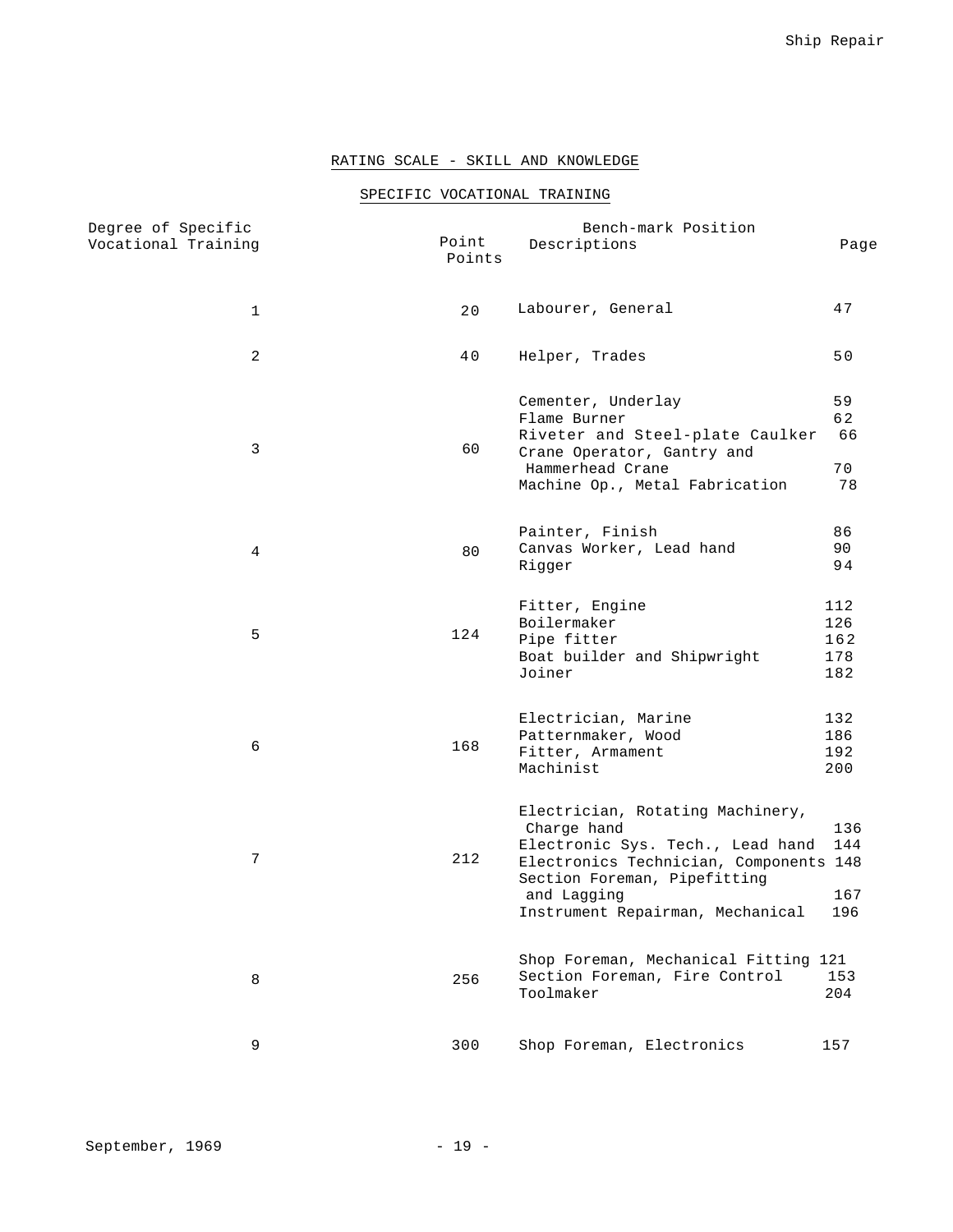## RATING SCALE - SKILL AND KNOWLEDGE

### SPECIFIC VOCATIONAL TRAINING

| Degree of Specific Vocational Training | Point Points | Bench-mark Position Descriptions | Page |
|---|---|---|---|
| 1 | 20 | Labourer, General | 47 |
| 2 | 40 | Helper, Trades | 50 |
| 3 | 60 | Cementer, Underlay | 59 |
| | | Flame Burner | 62 |
| | | Riveter and Steel-plate Caulker | 66 |
| | | Crane Operator, Gantry and Hammerhead Crane | 70 |
| | | Machine Op., Metal Fabrication | 78 |
| 4 | 80 | Painter, Finish | 86 |
| | | Canvas Worker, Lead hand | 90 |
| | | Rigger | 94 |
| 5 | 124 | Fitter, Engine | 112 |
| | | Boilermaker | 126 |
| | | Pipe fitter | 162 |
| | | Boat builder and Shipwright | 178 |
| | | Joiner | 182 |
| 6 | 168 | Electrician, Marine | 132 |
| | | Patternmaker, Wood | 186 |
| | | Fitter, Armament | 192 |
| | | Machinist | 200 |
| 7 | 212 | Electrician, Rotating Machinery, Charge hand | 136 |
| | | Electronic Sys. Tech., Lead hand | 144 |
| | | Electronics Technician, Components | 148 |
| | | Section Foreman, Pipefitting and Lagging | 167 |
| | | Instrument Repairman, Mechanical | 196 |
| 8 | 256 | Shop Foreman, Mechanical Fitting | 121 |
| | | Section Foreman, Fire Control | 153 |
| | | Toolmaker | 204 |
| 9 | 300 | Shop Foreman, Electronics | 157 |

September, 1969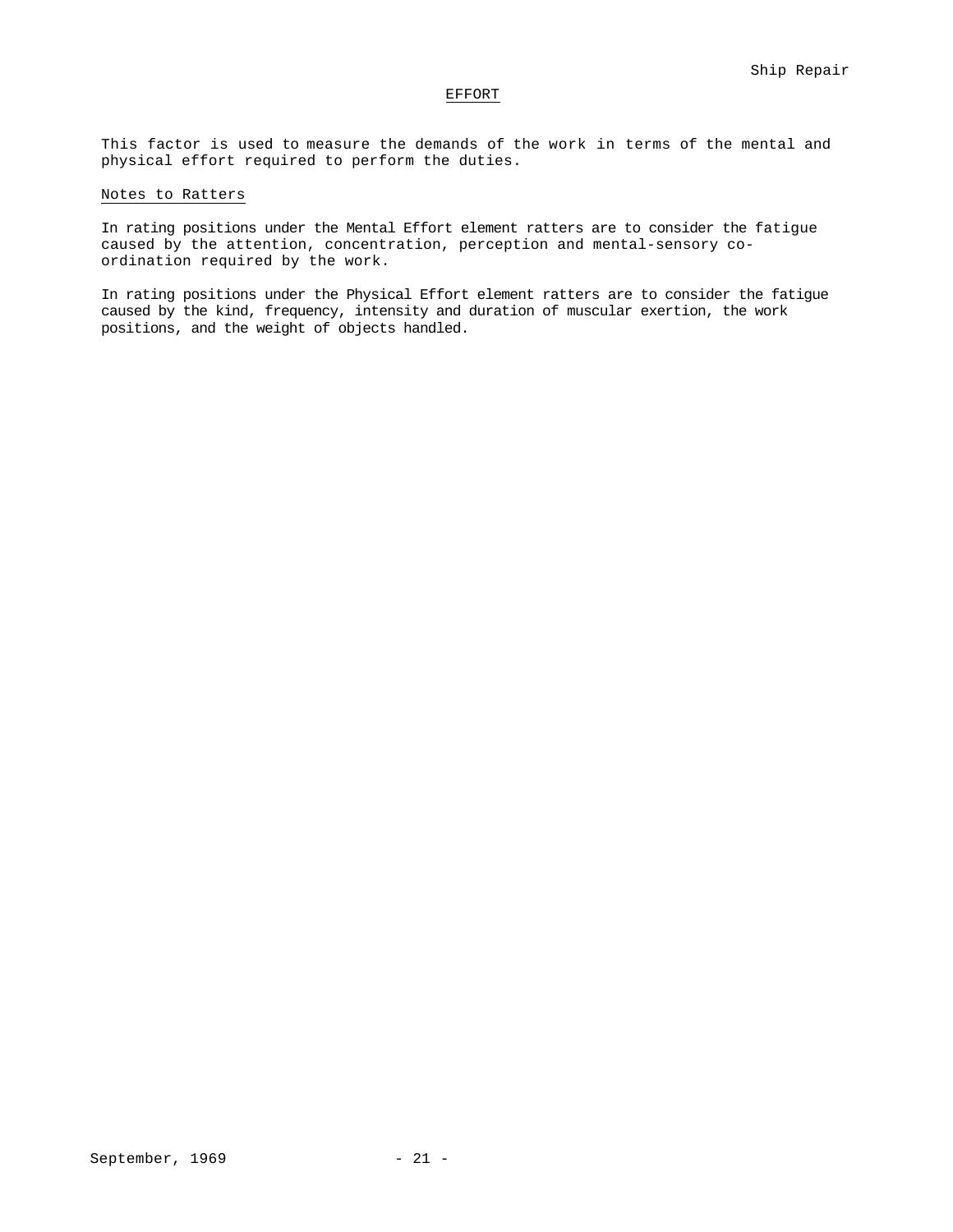## EFFORT

This factor is used to measure the demands of the work in terms of the mental and physical effort required to perform the duties.

### Notes to Ratters

In rating positions under the Mental Effort element ratters are to consider the fatigue caused by the attention, concentration, perception and mental-sensory co-ordination required by the work.

In rating positions under the Physical Effort element ratters are to consider the fatigue caused by the kind, frequency, intensity and duration of muscular exertion, the work positions, and the weight of objects handled.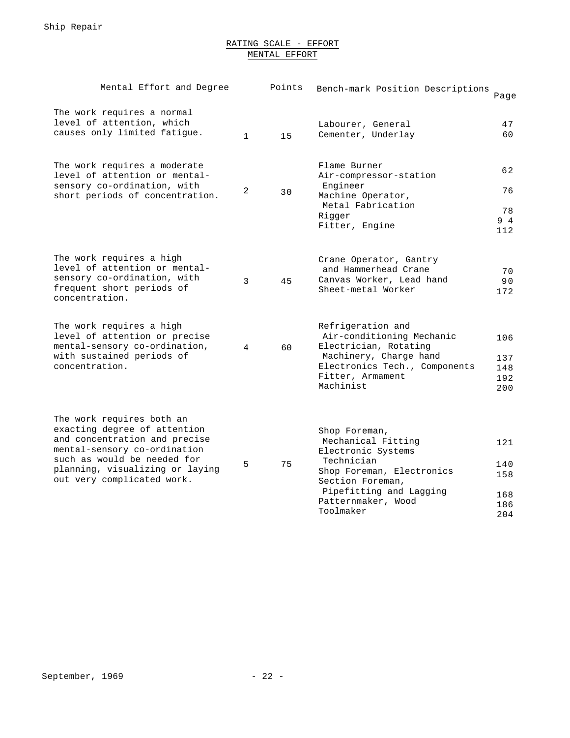## RATING SCALE - EFFORT

### MENTAL EFFORT

| Mental Effort and Degree | | Points | Bench-mark Position Descriptions | Page |
|---|---|---|---|---|
| The work requires a normal level of attention, which causes only limited fatigue. | 1 | 15 | Labourer, General<br>Cementer, Underlay | 47<br>60 |
| The work requires a moderate level of attention or mental-sensory co-ordination, with short periods of concentration. | 2 | 30 | Flame Burner<br>Air-compressor-station Engineer<br>Machine Operator, Metal Fabrication<br>Rigger<br>Fitter, Engine | 62<br>76<br>78<br>94<br>112 |
| The work requires a high level of attention or mental-sensory co-ordination, with frequent short periods of concentration. | 3 | 45 | Crane Operator, Gantry and Hammerhead Crane<br>Canvas Worker, Lead hand<br>Sheet-metal Worker | 70<br>90<br>172 |
| The work requires a high level of attention or precise mental-sensory co-ordination, with sustained periods of concentration. | 4 | 60 | Refrigeration and Air-conditioning Mechanic<br>Electrician, Rotating Machinery, Charge hand<br>Electronics Tech., Components<br>Fitter, Armament<br>Machinist | 106<br>137<br>148<br>192<br>200 |
| The work requires both an exacting degree of attention and concentration and precise mental-sensory co-ordination such as would be needed for planning, visualizing or laying out very complicated work. | 5 | 75 | Shop Foreman, Mechanical Fitting<br>Electronic Systems Technician<br>Shop Foreman, Electronics<br>Section Foreman, Pipefitting and Lagging<br>Patternmaker, Wood<br>Toolmaker | 121<br>140<br>158<br>168<br>186<br>204 |

September, 1969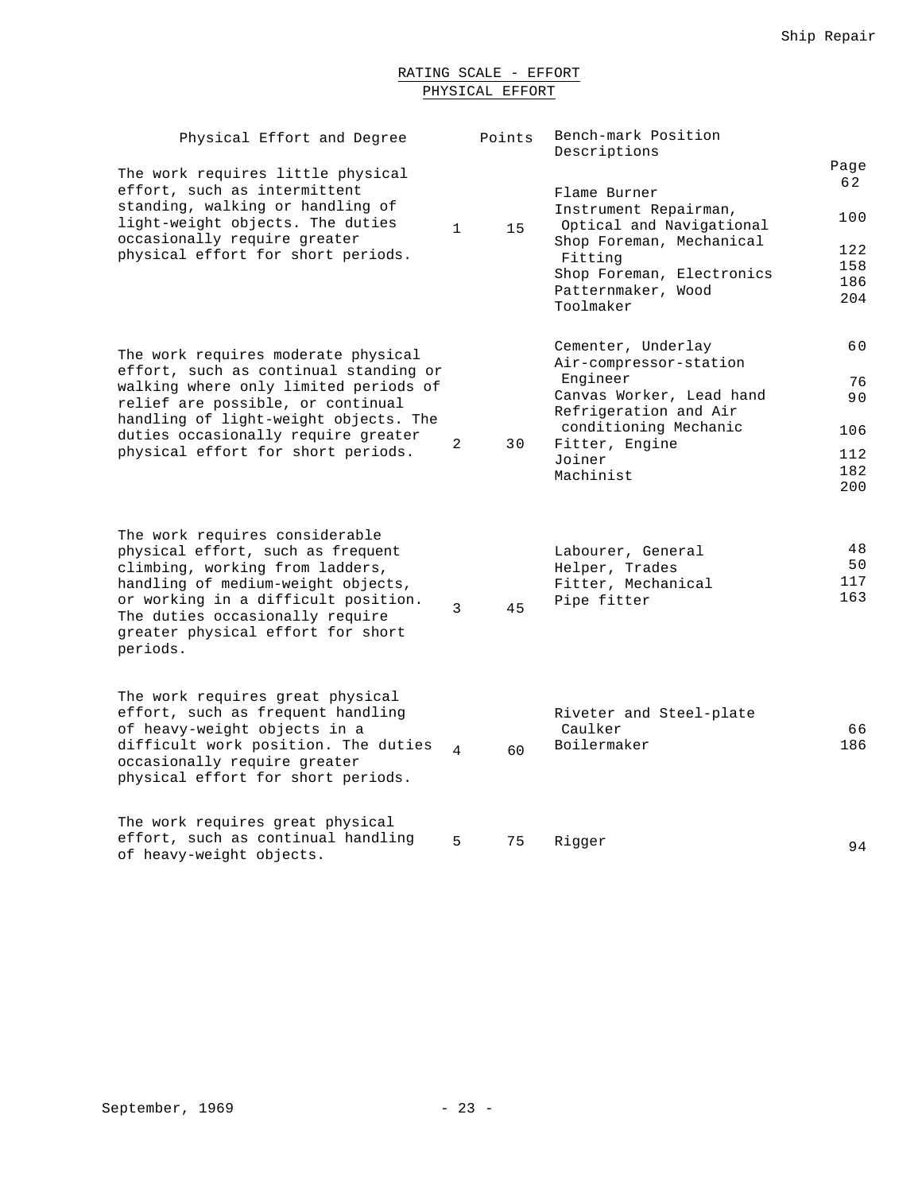# RATING SCALE - EFFORT

## PHYSICAL EFFORT

| Physical Effort and Degree | | Points | Bench-mark Position Descriptions | Page |
|---|---|---|---|---|
| The work requires little physical effort, such as intermittent standing, walking or handling of light-weight objects. The duties occasionally require greater physical effort for short periods. | 1 | 15 | Flame Burner<br>Instrument Repairman, Optical and Navigational<br>Shop Foreman, Mechanical Fitting<br>Shop Foreman, Electronics<br>Patternmaker, Wood<br>Toolmaker | 62<br>100<br>122<br>158<br>186<br>204 |
| The work requires moderate physical effort, such as continual standing or walking where only limited periods of relief are possible, or continual handling of light-weight objects. The duties occasionally require greater physical effort for short periods. | 2 | 30 | Cementer, Underlay<br>Air-compressor-station Engineer<br>Canvas Worker, Lead hand<br>Refrigeration and Air conditioning Mechanic<br>Fitter, Engine<br>Joiner<br>Machinist | 60<br>76<br>90<br>106<br>112<br>182<br>200 |
| The work requires considerable physical effort, such as frequent climbing, working from ladders, handling of medium-weight objects, or working in a difficult position. The duties occasionally require greater physical effort for short periods. | 3 | 45 | Labourer, General<br>Helper, Trades<br>Fitter, Mechanical<br>Pipe fitter | 48<br>50<br>117<br>163 |
| The work requires great physical effort, such as frequent handling of heavy-weight objects in a difficult work position. The duties occasionally require greater physical effort for short periods. | 4 | 60 | Riveter and Steel-plate Caulker<br>Boilermaker | 66<br>186 |
| The work requires great physical effort, such as continual handling of heavy-weight objects. | 5 | 75 | Rigger | 94 |

September, 1969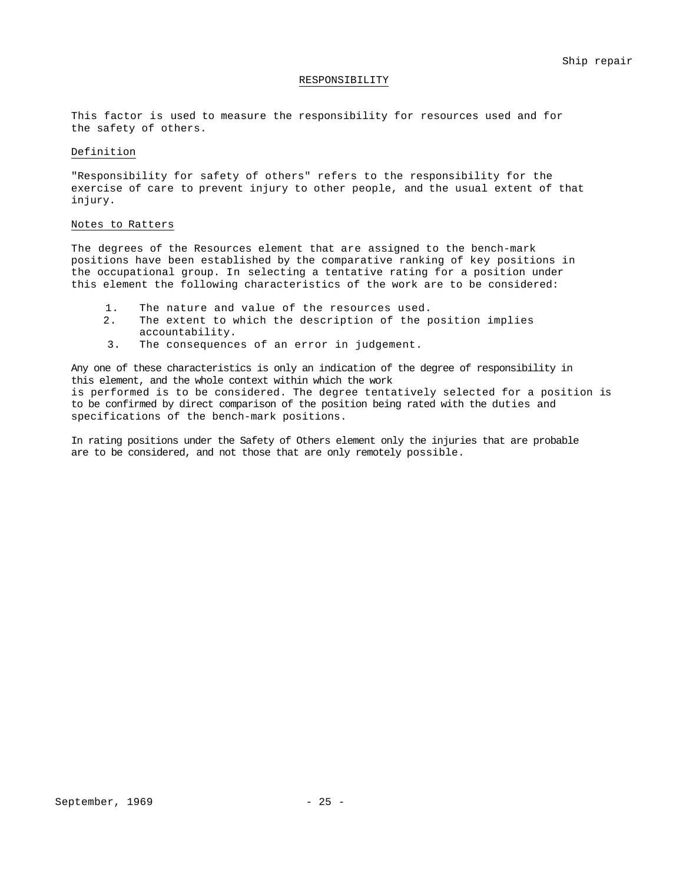## RESPONSIBILITY

This factor is used to measure the responsibility for resources used and for the safety of others.

### Definition

"Responsibility for safety of others" refers to the responsibility for the exercise of care to prevent injury to other people, and the usual extent of that injury.

### Notes to Ratters

The degrees of the Resources element that are assigned to the bench-mark positions have been established by the comparative ranking of key positions in the occupational group. In selecting a tentative rating for a position under this element the following characteristics of the work are to be considered:

1. The nature and value of the resources used.
2. The extent to which the description of the position implies accountability.
3. The consequences of an error in judgement.

Any one of these characteristics is only an indication of the degree of responsibility in this element, and the whole context within which the work is performed is to be considered. The degree tentatively selected for a position is to be confirmed by direct comparison of the position being rated with the duties and specifications of the bench-mark positions.

In rating positions under the Safety of Others element only the injuries that are probable are to be considered, and not those that are only remotely possible.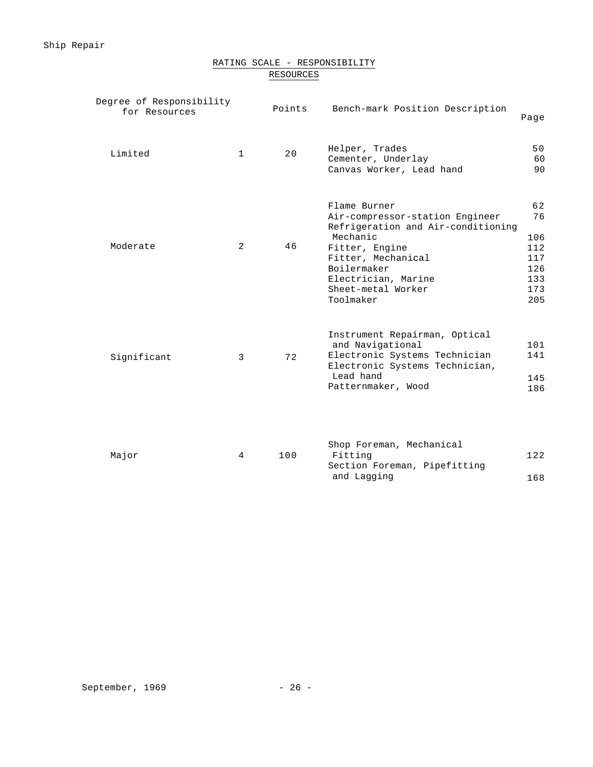## RATING SCALE - RESPONSIBILITY

### RESOURCES

| Degree of Responsibility for Resources | | Points | Bench-mark Position Description | Page |
|---|---|---|---|---|
| Limited | 1 | 20 | Helper, Trades | 50 |
| | | | Cementer, Underlay | 60 |
| | | | Canvas Worker, Lead hand | 90 |
| Moderate | 2 | 46 | Flame Burner | 62 |
| | | | Air-compressor-station Engineer | 76 |
| | | | Refrigeration and Air-conditioning Mechanic | 106 |
| | | | Fitter, Engine | 112 |
| | | | Fitter, Mechanical | 117 |
| | | | Boilermaker | 126 |
| | | | Electrician, Marine | 133 |
| | | | Sheet-metal Worker | 173 |
| | | | Toolmaker | 205 |
| Significant | 3 | 72 | Instrument Repairman, Optical and Navigational | 101 |
| | | | Electronic Systems Technician | 141 |
| | | | Electronic Systems Technician, Lead hand | 145 |
| | | | Patternmaker, Wood | 186 |
| Major | 4 | 100 | Shop Foreman, Mechanical Fitting | 122 |
| | | | Section Foreman, Pipefitting and Lagging | 168 |

September, 1969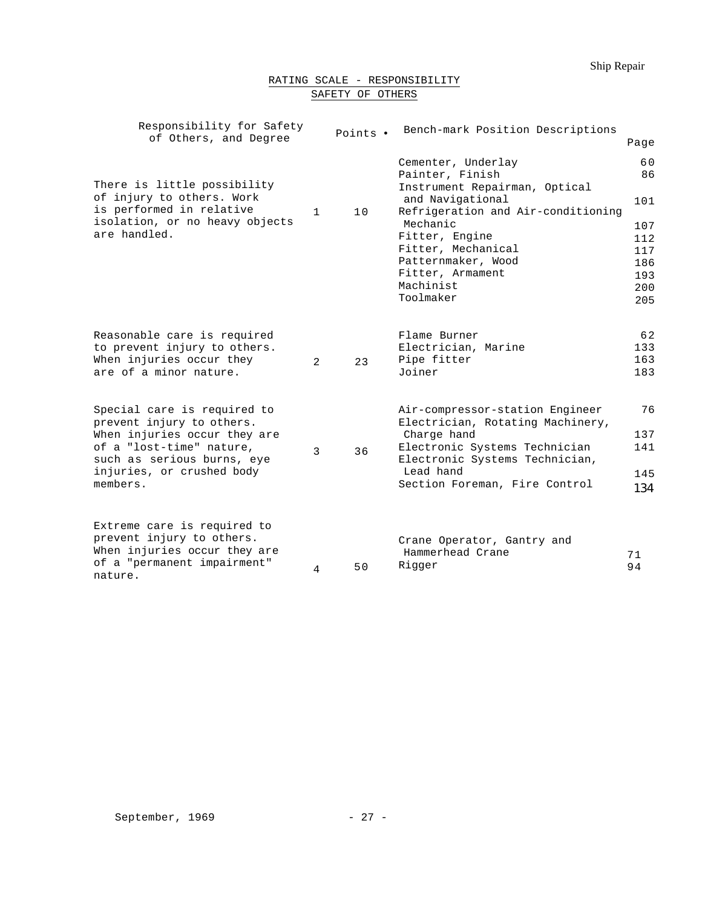## RATING SCALE - RESPONSIBILITY

### SAFETY OF OTHERS

| Responsibility for Safety of Others, and Degree | | Points • | Bench-mark Position Descriptions | Page |
|---|---|---|---|---|
| There is little possibility of injury to others. Work is performed in relative isolation, or no heavy objects are handled. | 1 | 10 | Cementer, Underlay<br>Painter, Finish<br>Instrument Repairman, Optical and Navigational<br>Refrigeration and Air-conditioning Mechanic<br>Fitter, Engine<br>Fitter, Mechanical<br>Patternmaker, Wood<br>Fitter, Armament<br>Machinist<br>Toolmaker | 60<br>86<br>101<br>107<br>112<br>117<br>186<br>193<br>200<br>205 |
| Reasonable care is required to prevent injury to others. When injuries occur they are of a minor nature. | 2 | 23 | Flame Burner<br>Electrician, Marine<br>Pipe fitter<br>Joiner | 62<br>133<br>163<br>183 |
| Special care is required to prevent injury to others. When injuries occur they are of a "lost-time" nature, such as serious burns, eye injuries, or crushed body members. | 3 | 36 | Air-compressor-station Engineer<br>Electrician, Rotating Machinery, Charge hand<br>Electronic Systems Technician<br>Electronic Systems Technician, Lead hand<br>Section Foreman, Fire Control | 76<br>137<br>141<br>145<br>134 |
| Extreme care is required to prevent injury to others. When injuries occur they are of a "permanent impairment" nature. | 4 | 50 | Crane Operator, Gantry and Hammerhead Crane<br>Rigger | 71<br>94 |

September, 1969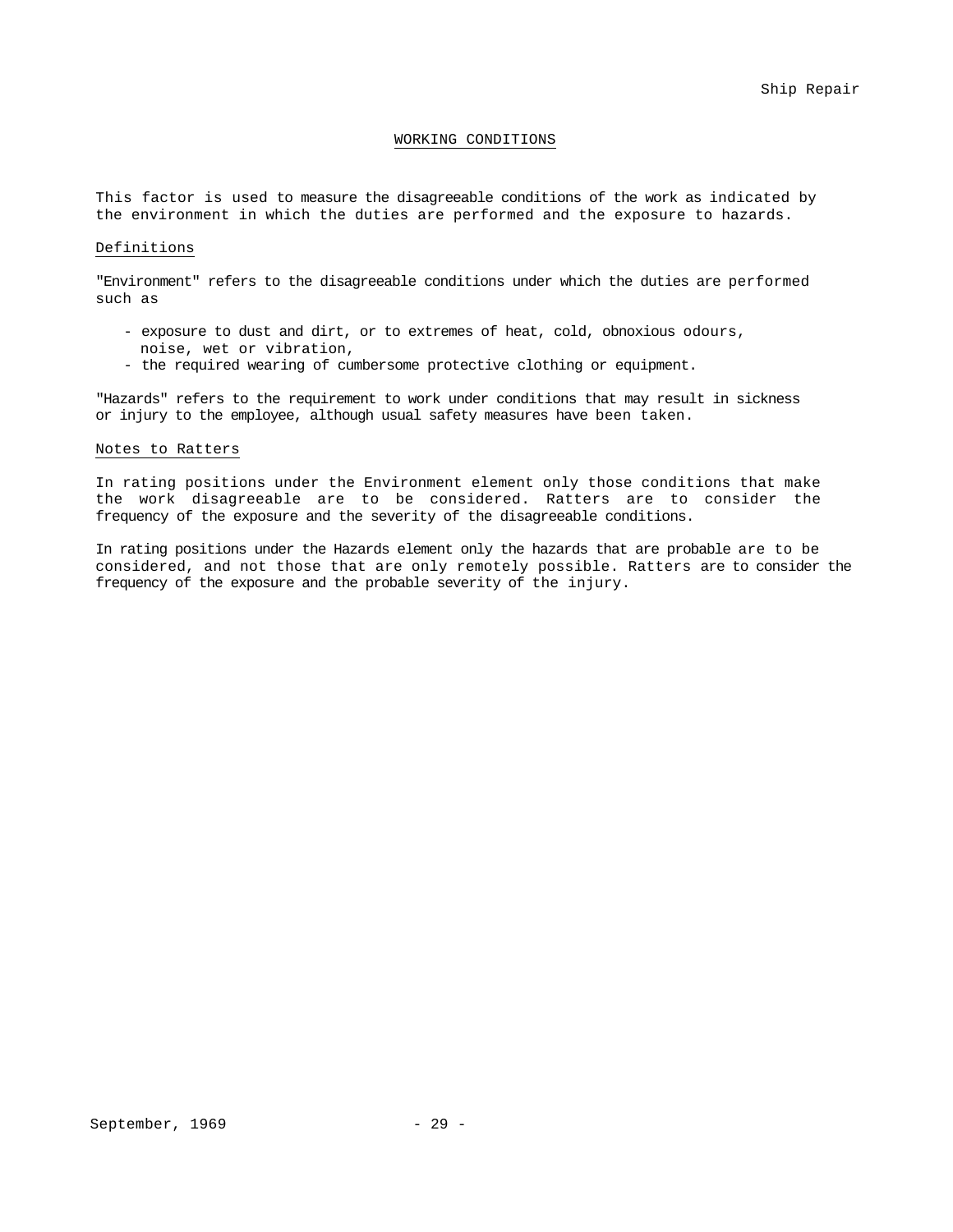## WORKING CONDITIONS

This factor is used to measure the disagreeable conditions of the work as indicated by the environment in which the duties are performed and the exposure to hazards.

### Definitions

"Environment" refers to the disagreeable conditions under which the duties are performed such as

- exposure to dust and dirt, or to extremes of heat, cold, obnoxious odours, noise, wet or vibration,
- the required wearing of cumbersome protective clothing or equipment.

"Hazards" refers to the requirement to work under conditions that may result in sickness or injury to the employee, although usual safety measures have been taken.

### Notes to Ratters

In rating positions under the Environment element only those conditions that make the work disagreeable are to be considered. Ratters are to consider the frequency of the exposure and the severity of the disagreeable conditions.

In rating positions under the Hazards element only the hazards that are probable are to be considered, and not those that are only remotely possible. Ratters are to consider the frequency of the exposure and the probable severity of the injury.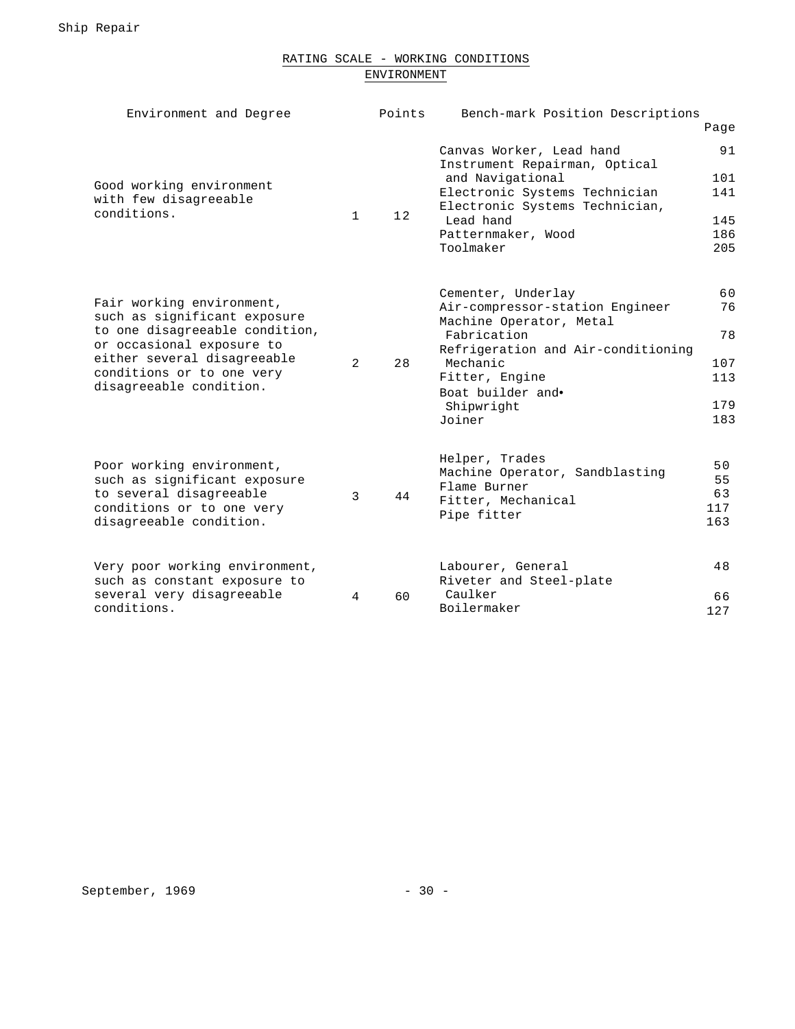## RATING SCALE - WORKING CONDITIONS

### ENVIRONMENT

| Environment and Degree | | Points | Bench-mark Position Descriptions | Page |
|---|---|---|---|---|
| Good working environment with few disagreeable conditions. | 1 | 12 | Canvas Worker, Lead hand | 91 |
| | | | Instrument Repairman, Optical and Navigational | 101 |
| | | | Electronic Systems Technician | 141 |
| | | | Electronic Systems Technician, Lead hand | 145 |
| | | | Patternmaker, Wood | 186 |
| | | | Toolmaker | 205 |
| Fair working environment, such as significant exposure to one disagreeable condition, or occasional exposure to either several disagreeable conditions or to one very disagreeable condition. | 2 | 28 | Cementer, Underlay | 60 |
| | | | Air-compressor-station Engineer | 76 |
| | | | Machine Operator, Metal Fabrication | 78 |
| | | | Refrigeration and Air-conditioning Mechanic | 107 |
| | | | Fitter, Engine | 113 |
| | | | Boat builder and• Shipwright | 179 |
| | | | Joiner | 183 |
| Poor working environment, such as significant exposure to several disagreeable conditions or to one very disagreeable condition. | 3 | 44 | Helper, Trades | 50 |
| | | | Machine Operator, Sandblasting | 55 |
| | | | Flame Burner | 63 |
| | | | Fitter, Mechanical | 117 |
| | | | Pipe fitter | 163 |
| Very poor working environment, such as constant exposure to several very disagreeable conditions. | 4 | 60 | Labourer, General | 48 |
| | | | Riveter and Steel-plate Caulker | 66 |
| | | | Boilermaker | 127 |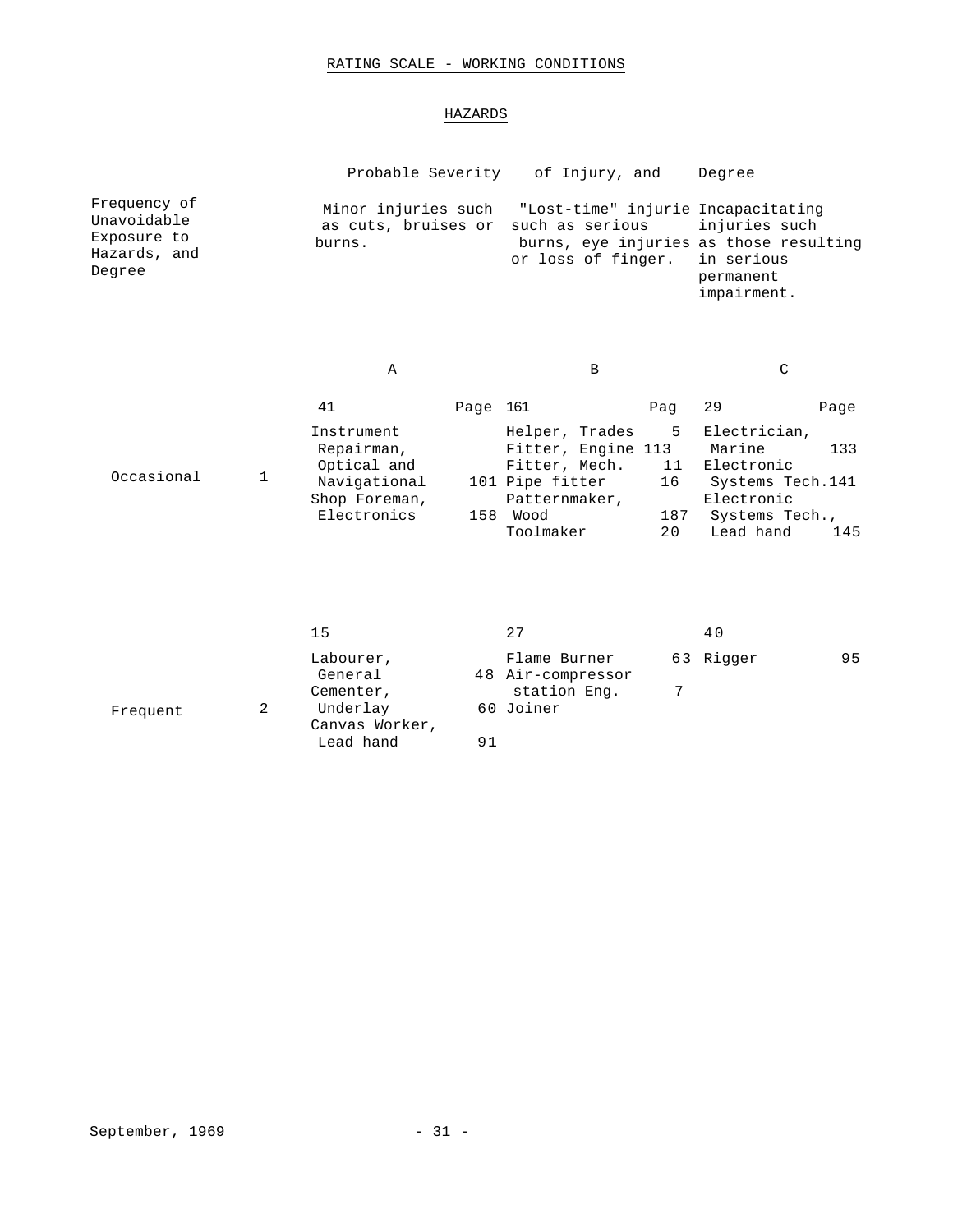# RATING SCALE - WORKING CONDITIONS

## HAZARDS

| Frequency of Unavoidable Exposure to Hazards, and Degree | | Probable Severity of Injury, and Degree: Minor injuries such as cuts, bruises or burns. | | "Lost-time" injurie such as serious burns, eye injuries or loss of finger. | | Incapacitating injuries such as those resulting in serious permanent impairment. | |
|---|---|---|---|---|---|---|---|
| | | A | | B | | C | |
| | | 41 | Page | 161 | Pag | 29 | Page |
| Occasional | 1 | Instrument Repairman, Optical and Navigational | 101 | Helper, Trades | 5 | Electrician, Marine | 133 |
| | | Shop Foreman, Electronics | 158 | Fitter, Engine | 113 | Electronic Systems Tech. | 141 |
| | | | | Fitter, Mech. | 11 | Electronic Systems Tech., Lead hand | 145 |
| | | | | Pipe fitter | 16 | | |
| | | | | Patternmaker, Wood | 187 | | |
| | | | | Toolmaker | 20 | | |
| | | 15 | | 27 | | 40 | |
| Frequent | 2 | Labourer, General | 48 | Flame Burner | 63 | Rigger | 95 |
| | | Cementer, Underlay | 60 | Air-compressor station Eng. | 7 | | |
| | | Canvas Worker, Lead hand | 91 | Joiner | | | |

September, 1969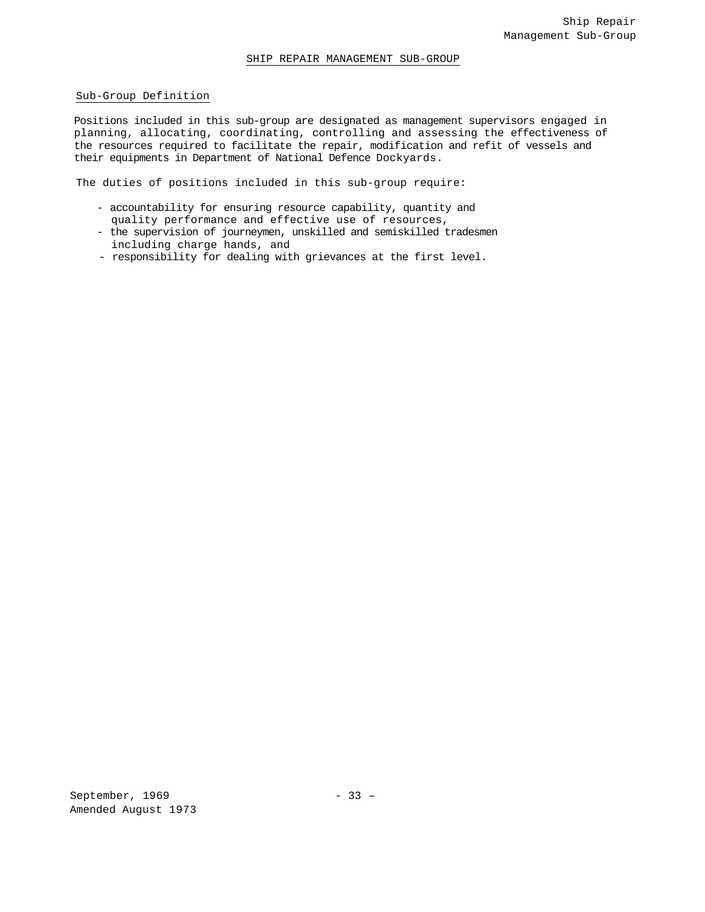## SHIP REPAIR MANAGEMENT SUB-GROUP

### Sub-Group Definition

Positions included in this sub-group are designated as management supervisors engaged in planning, allocating, coordinating, controlling and assessing the effectiveness of the resources required to facilitate the repair, modification and refit of vessels and their equipments in Department of National Defence Dockyards.

The duties of positions included in this sub-group require:

- accountability for ensuring resource capability, quantity and quality performance and effective use of resources,
- the supervision of journeymen, unskilled and semiskilled tradesmen including charge hands, and
- responsibility for dealing with grievances at the first level.

September, 1969
Amended August 1973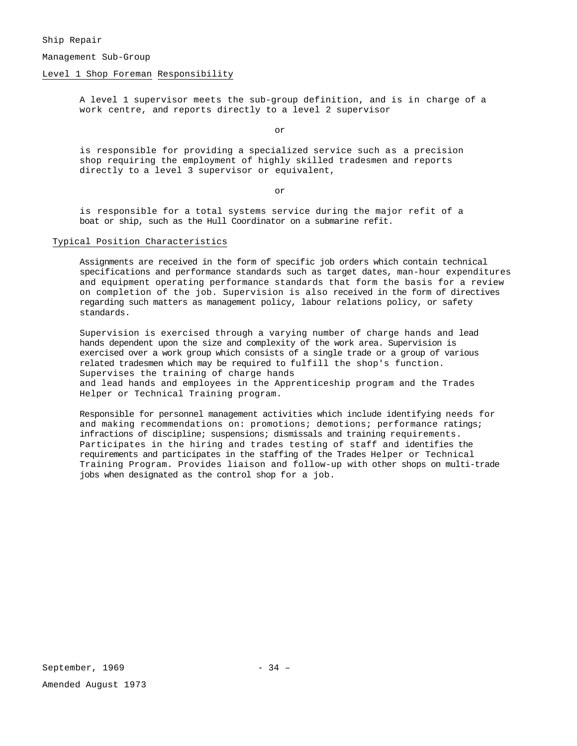Ship Repair

Management Sub-Group

Level 1 Shop Foreman Responsibility

A level 1 supervisor meets the sub-group definition, and is in charge of a work centre, and reports directly to a level 2 supervisor

or

is responsible for providing a specialized service such as a precision shop requiring the employment of highly skilled tradesmen and reports directly to a level 3 supervisor or equivalent,

or

is responsible for a total systems service during the major refit of a boat or ship, such as the Hull Coordinator on a submarine refit.

Typical Position Characteristics

Assignments are received in the form of specific job orders which contain technical specifications and performance standards such as target dates, man-hour expenditures and equipment operating performance standards that form the basis for a review on completion of the job. Supervision is also received in the form of directives regarding such matters as management policy, labour relations policy, or safety standards.

Supervision is exercised through a varying number of charge hands and lead hands dependent upon the size and complexity of the work area. Supervision is exercised over a work group which consists of a single trade or a group of various related tradesmen which may be required to fulfill the shop's function. Supervises the training of charge hands and lead hands and employees in the Apprenticeship program and the Trades Helper or Technical Training program.

Responsible for personnel management activities which include identifying needs for and making recommendations on: promotions; demotions; performance ratings; infractions of discipline; suspensions; dismissals and training requirements. Participates in the hiring and trades testing of staff and identifies the requirements and participates in the staffing of the Trades Helper or Technical Training Program. Provides liaison and follow-up with other shops on multi-trade jobs when designated as the control shop for a job.

September, 1969

Amended August 1973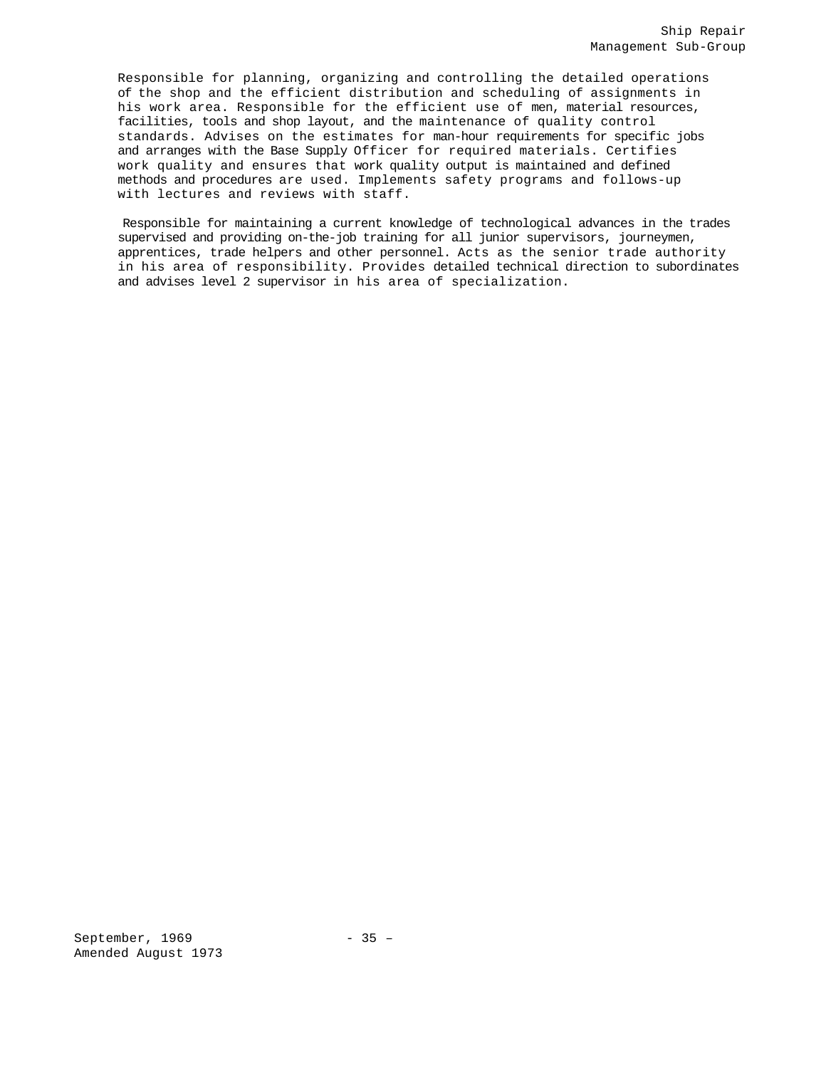Responsible for planning, organizing and controlling the detailed operations of the shop and the efficient distribution and scheduling of assignments in his work area. Responsible for the efficient use of men, material resources, facilities, tools and shop layout, and the maintenance of quality control standards. Advises on the estimates for man-hour requirements for specific jobs and arranges with the Base Supply Officer for required materials. Certifies work quality and ensures that work quality output is maintained and defined methods and procedures are used. Implements safety programs and follows-up with lectures and reviews with staff.

Responsible for maintaining a current knowledge of technological advances in the trades supervised and providing on-the-job training for all junior supervisors, journeymen, apprentices, trade helpers and other personnel. Acts as the senior trade authority in his area of responsibility. Provides detailed technical direction to subordinates and advises level 2 supervisor in his area of specialization.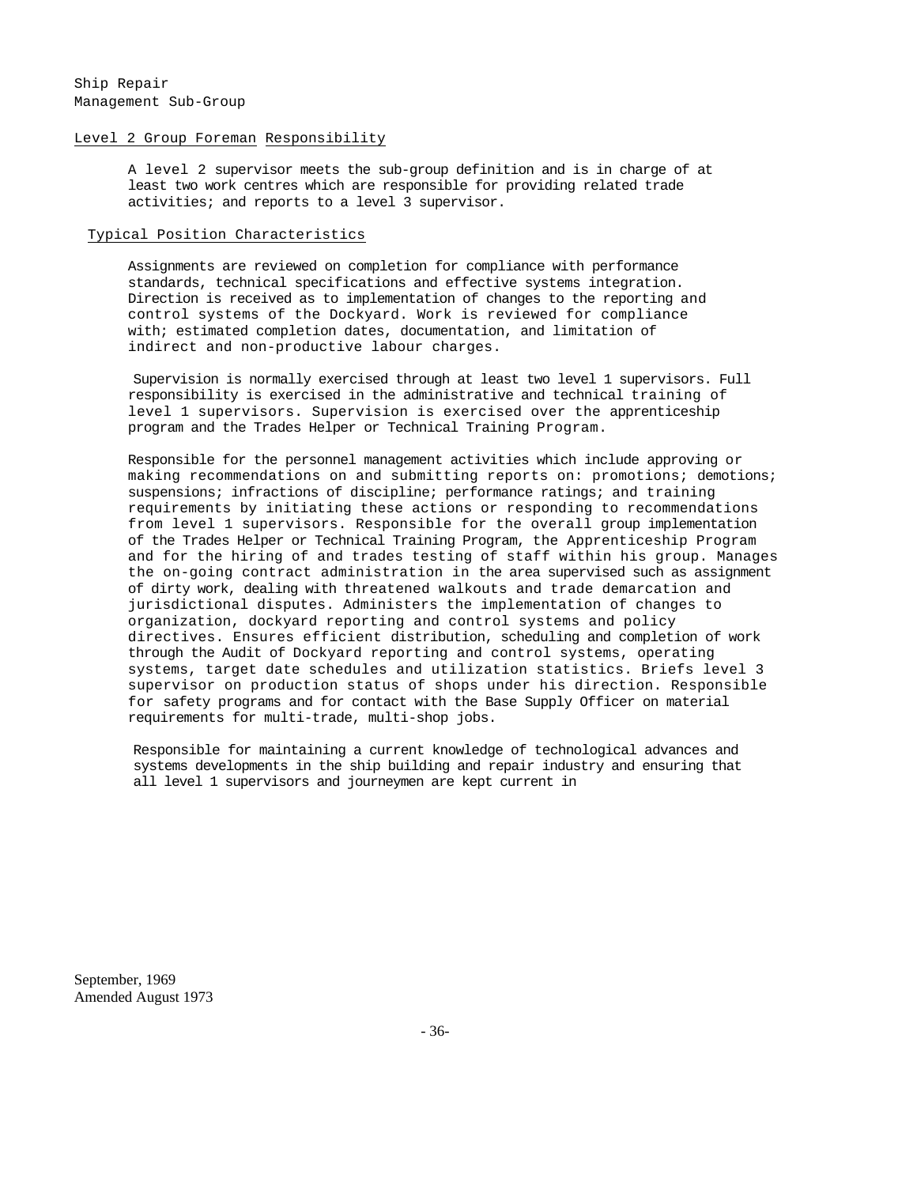Ship Repair
Management Sub-Group

## Level 2 Group Foreman Responsibility

A level 2 supervisor meets the sub-group definition and is in charge of at least two work centres which are responsible for providing related trade activities; and reports to a level 3 supervisor.

### Typical Position Characteristics

Assignments are reviewed on completion for compliance with performance standards, technical specifications and effective systems integration. Direction is received as to implementation of changes to the reporting and control systems of the Dockyard. Work is reviewed for compliance with; estimated completion dates, documentation, and limitation of indirect and non-productive labour charges.

Supervision is normally exercised through at least two level 1 supervisors. Full responsibility is exercised in the administrative and technical training of level 1 supervisors. Supervision is exercised over the apprenticeship program and the Trades Helper or Technical Training Program.

Responsible for the personnel management activities which include approving or making recommendations on and submitting reports on: promotions; demotions; suspensions; infractions of discipline; performance ratings; and training requirements by initiating these actions or responding to recommendations from level 1 supervisors. Responsible for the overall group implementation of the Trades Helper or Technical Training Program, the Apprenticeship Program and for the hiring of and trades testing of staff within his group. Manages the on-going contract administration in the area supervised such as assignment of dirty work, dealing with threatened walkouts and trade demarcation and jurisdictional disputes. Administers the implementation of changes to organization, dockyard reporting and control systems and policy directives. Ensures efficient distribution, scheduling and completion of work through the Audit of Dockyard reporting and control systems, operating systems, target date schedules and utilization statistics. Briefs level 3 supervisor on production status of shops under his direction. Responsible for safety programs and for contact with the Base Supply Officer on material requirements for multi-trade, multi-shop jobs.

Responsible for maintaining a current knowledge of technological advances and systems developments in the ship building and repair industry and ensuring that all level 1 supervisors and journeymen are kept current in

September, 1969
Amended August 1973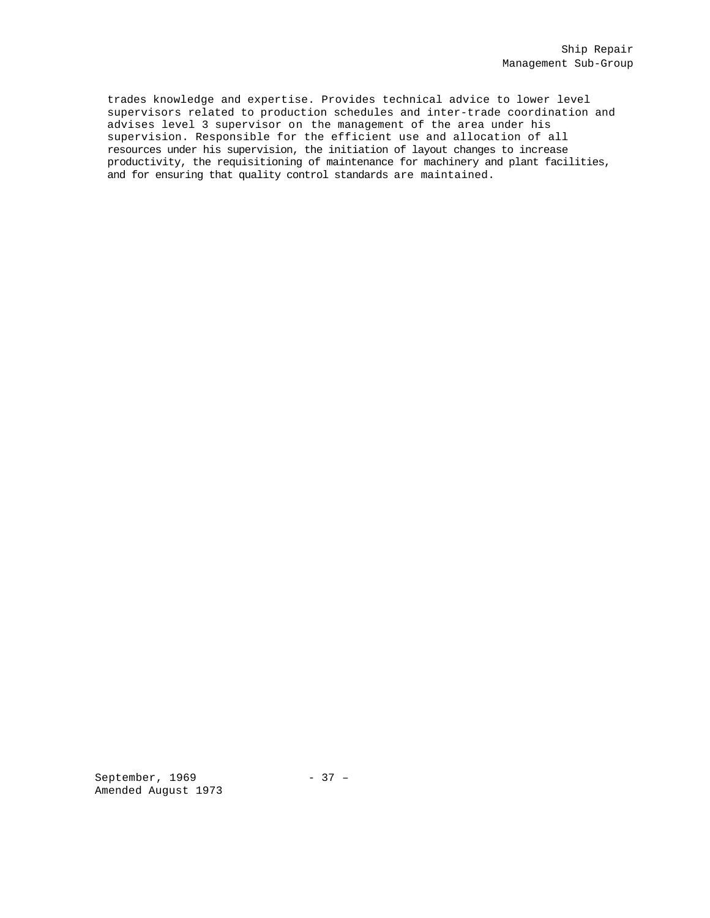trades knowledge and expertise. Provides technical advice to lower level supervisors related to production schedules and inter-trade coordination and advises level 3 supervisor on the management of the area under his supervision. Responsible for the efficient use and allocation of all resources under his supervision, the initiation of layout changes to increase productivity, the requisitioning of maintenance for machinery and plant facilities, and for ensuring that quality control standards are maintained.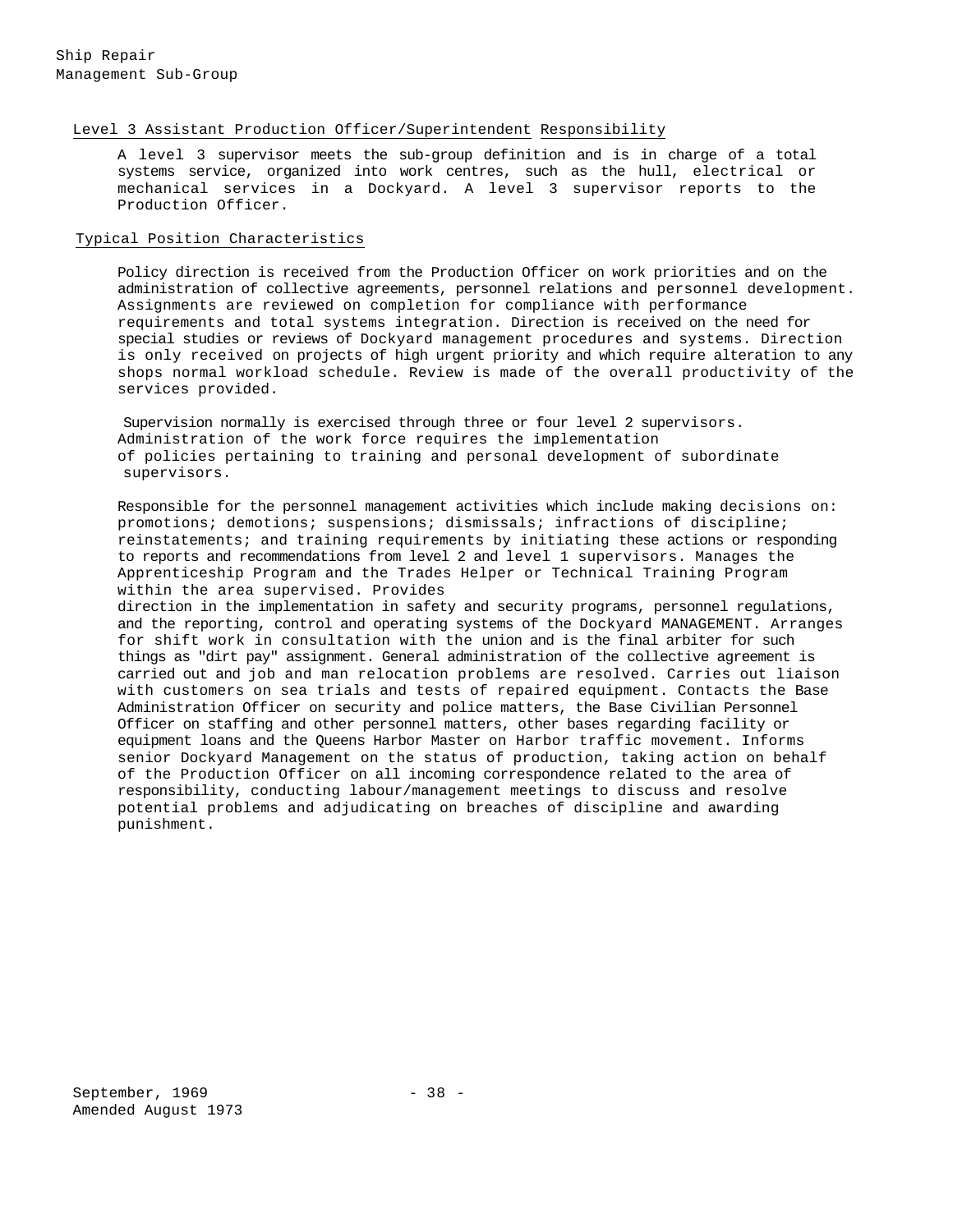## Level 3 Assistant Production Officer/Superintendent Responsibility

A level 3 supervisor meets the sub-group definition and is in charge of a total systems service, organized into work centres, such as the hull, electrical or mechanical services in a Dockyard. A level 3 supervisor reports to the Production Officer.

## Typical Position Characteristics

Policy direction is received from the Production Officer on work priorities and on the administration of collective agreements, personnel relations and personnel development. Assignments are reviewed on completion for compliance with performance requirements and total systems integration. Direction is received on the need for special studies or reviews of Dockyard management procedures and systems. Direction is only received on projects of high urgent priority and which require alteration to any shops normal workload schedule. Review is made of the overall productivity of the services provided.

Supervision normally is exercised through three or four level 2 supervisors. Administration of the work force requires the implementation of policies pertaining to training and personal development of subordinate supervisors.

Responsible for the personnel management activities which include making decisions on: promotions; demotions; suspensions; dismissals; infractions of discipline; reinstatements; and training requirements by initiating these actions or responding to reports and recommendations from level 2 and level 1 supervisors. Manages the Apprenticeship Program and the Trades Helper or Technical Training Program within the area supervised. Provides direction in the implementation in safety and security programs, personnel regulations, and the reporting, control and operating systems of the Dockyard MANAGEMENT. Arranges for shift work in consultation with the union and is the final arbiter for such things as "dirt pay" assignment. General administration of the collective agreement is carried out and job and man relocation problems are resolved. Carries out liaison with customers on sea trials and tests of repaired equipment. Contacts the Base Administration Officer on security and police matters, the Base Civilian Personnel Officer on staffing and other personnel matters, other bases regarding facility or equipment loans and the Queens Harbor Master on Harbor traffic movement. Informs senior Dockyard Management on the status of production, taking action on behalf of the Production Officer on all incoming correspondence related to the area of responsibility, conducting labour/management meetings to discuss and resolve potential problems and adjudicating on breaches of discipline and awarding punishment.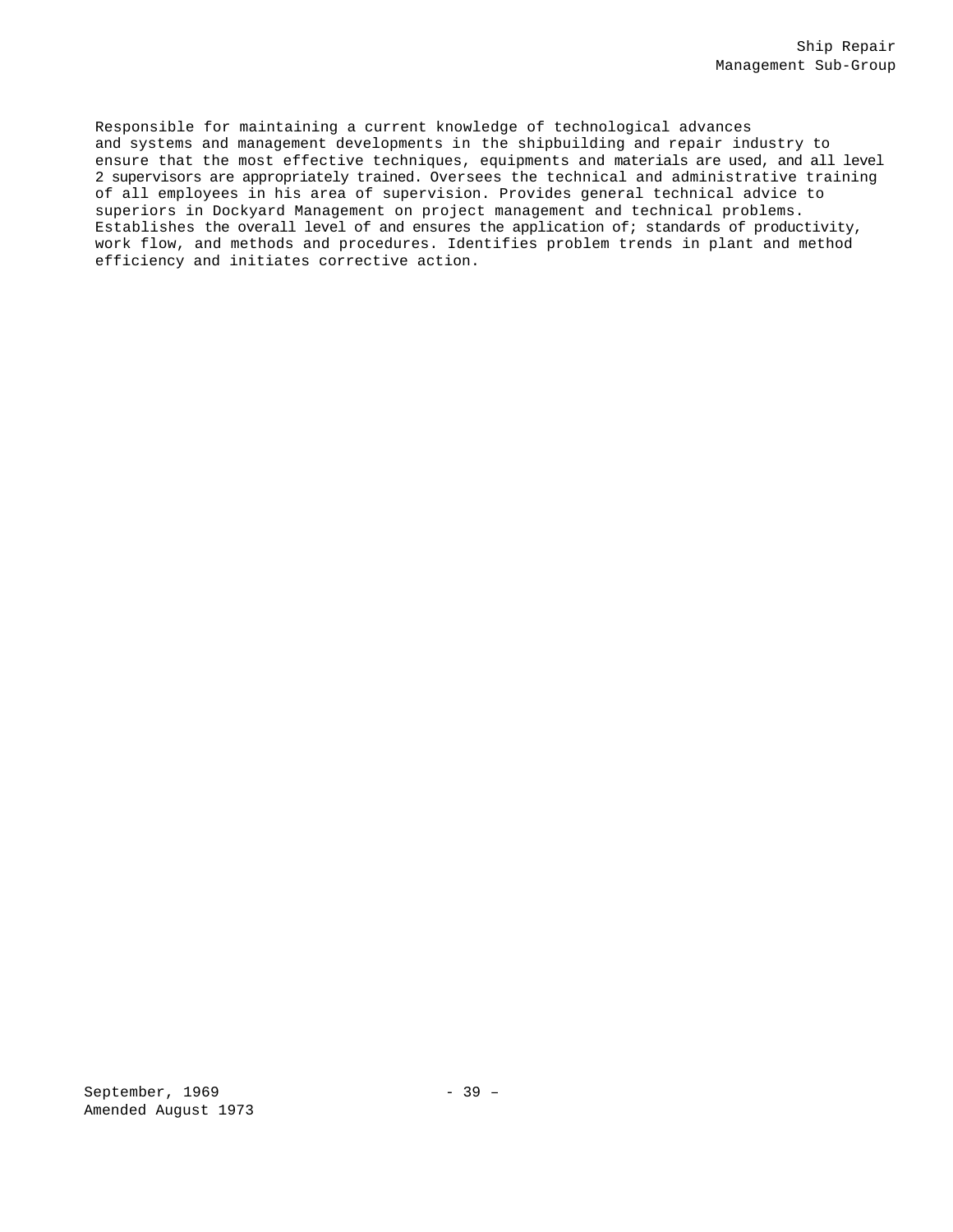Responsible for maintaining a current knowledge of technological advances and systems and management developments in the shipbuilding and repair industry to ensure that the most effective techniques, equipments and materials are used, and all level 2 supervisors are appropriately trained. Oversees the technical and administrative training of all employees in his area of supervision. Provides general technical advice to superiors in Dockyard Management on project management and technical problems. Establishes the overall level of and ensures the application of; standards of productivity, work flow, and methods and procedures. Identifies problem trends in plant and method efficiency and initiates corrective action.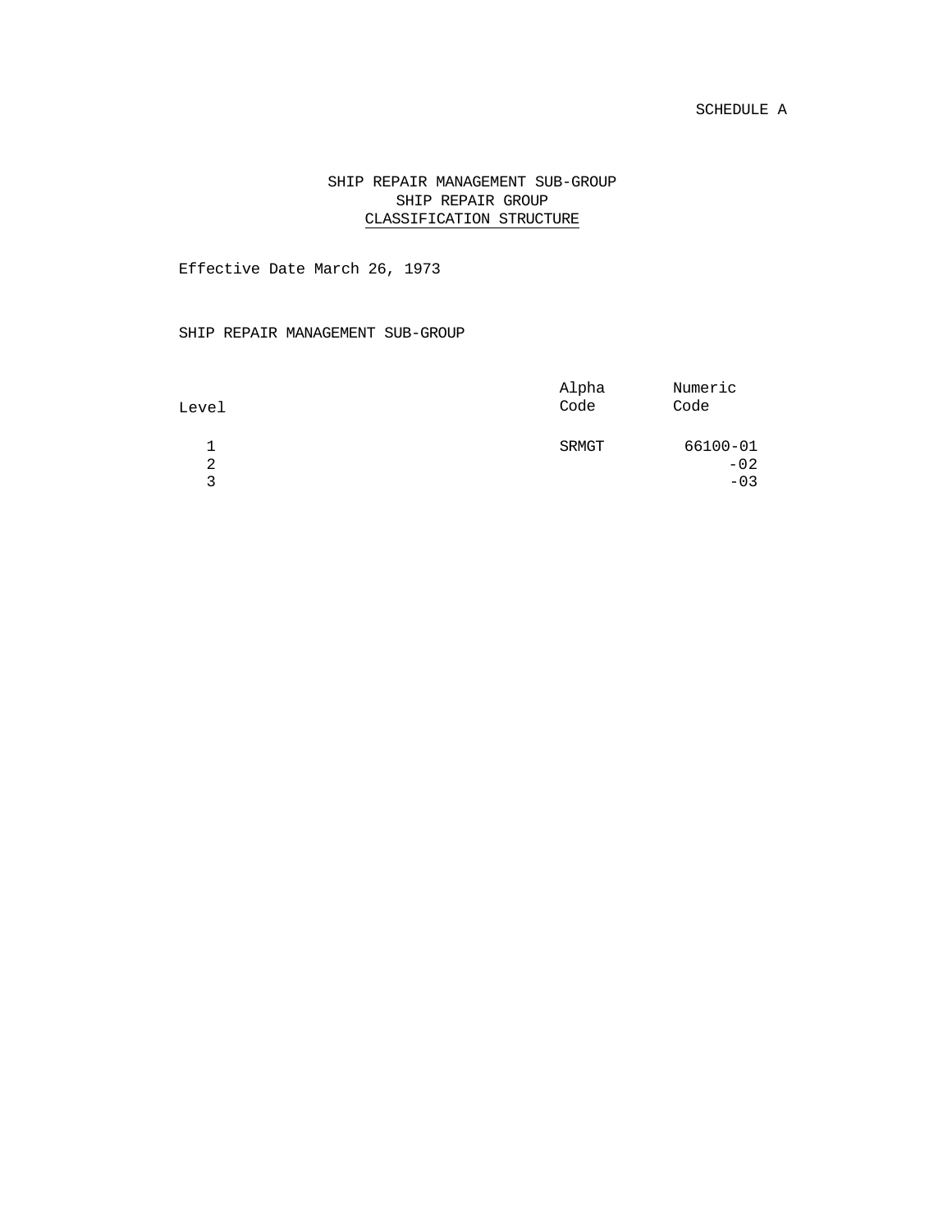SCHEDULE A

# SHIP REPAIR MANAGEMENT SUB-GROUP
## SHIP REPAIR GROUP
## CLASSIFICATION STRUCTURE

Effective Date March 26, 1973

SHIP REPAIR MANAGEMENT SUB-GROUP

| Level | Alpha Code | Numeric Code |
|---|---|---|
| 1 | SRMGT | 66100-01 |
| 2 | | -02 |
| 3 | | -03 |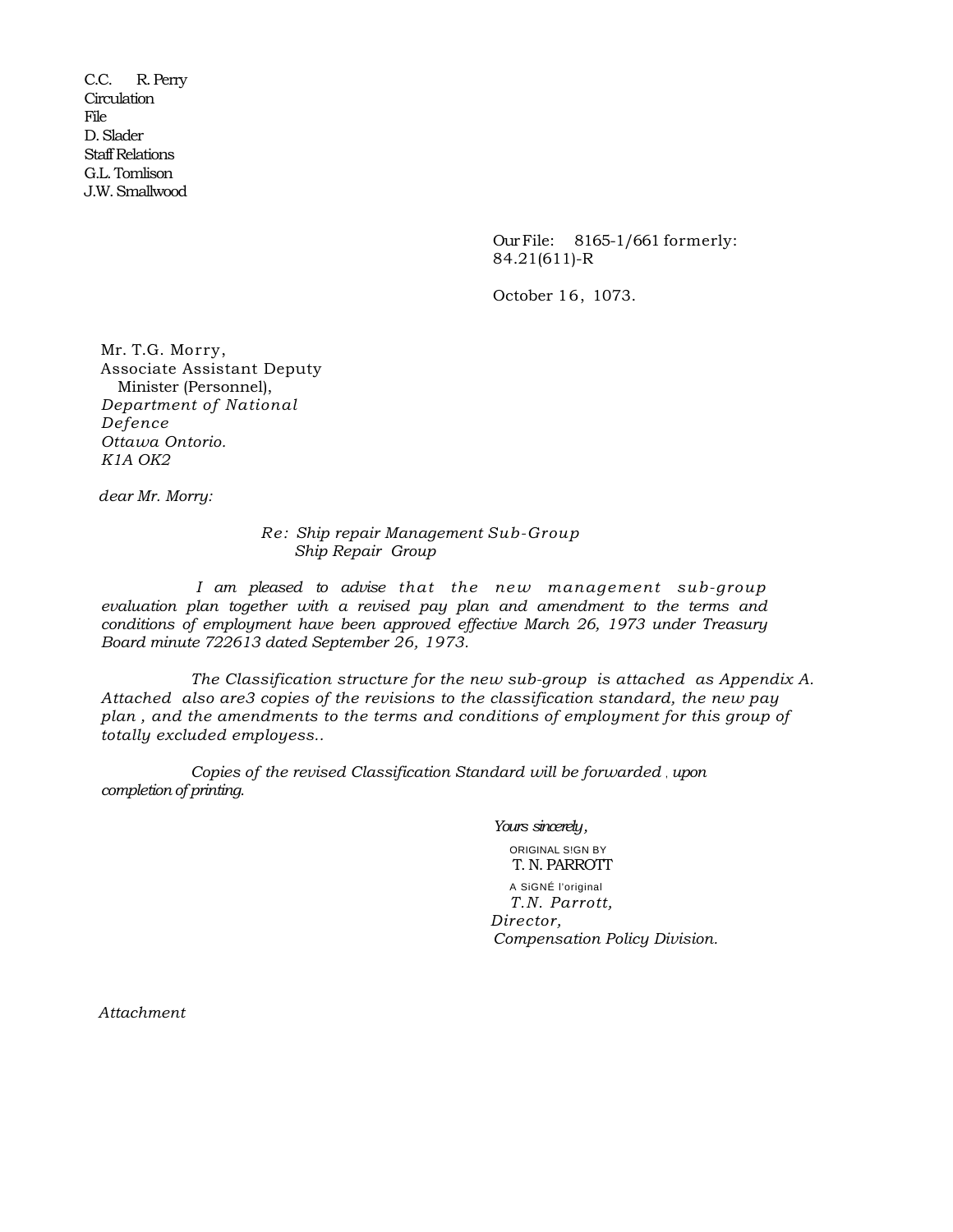C.C. R. Perry
Circulation
File
D. Slader
Staff Relations
G.L. Tomlison
J.W. Smallwood

Our File: 8165-1/661 formerly:
84.21(611)-R

October 16, 1073.

Mr. T.G. Morry,
Associate Assistant Deputy
Minister (Personnel),
*Department of National Defence*
*Ottawa Ontorio.*
*K1A OK2*

*dear Mr. Morry:*

*Re: Ship repair Management Sub-Group*
*Ship Repair Group*

*I am pleased to advise that the new management sub-group evaluation plan together with a revised pay plan and amendment to the terms and conditions of employment have been approved effective March 26, 1973 under Treasury Board minute 722613 dated September 26, 1973.*

*The Classification structure for the new sub-group is attached as Appendix A. Attached also are3 copies of the revisions to the classification standard, the new pay plan , and the amendments to the terms and conditions of employment for this group of totally excluded employess..*

*Copies of the revised Classification Standard will be forwarded , upon completion of printing.*

*Yours sincerely,*

ORIGINAL S!GN BY
T. N. PARROTT
A SiGNÉ l'original
*T.N. Parrott,*
*Director,*
*Compensation Policy Division.*

*Attachment*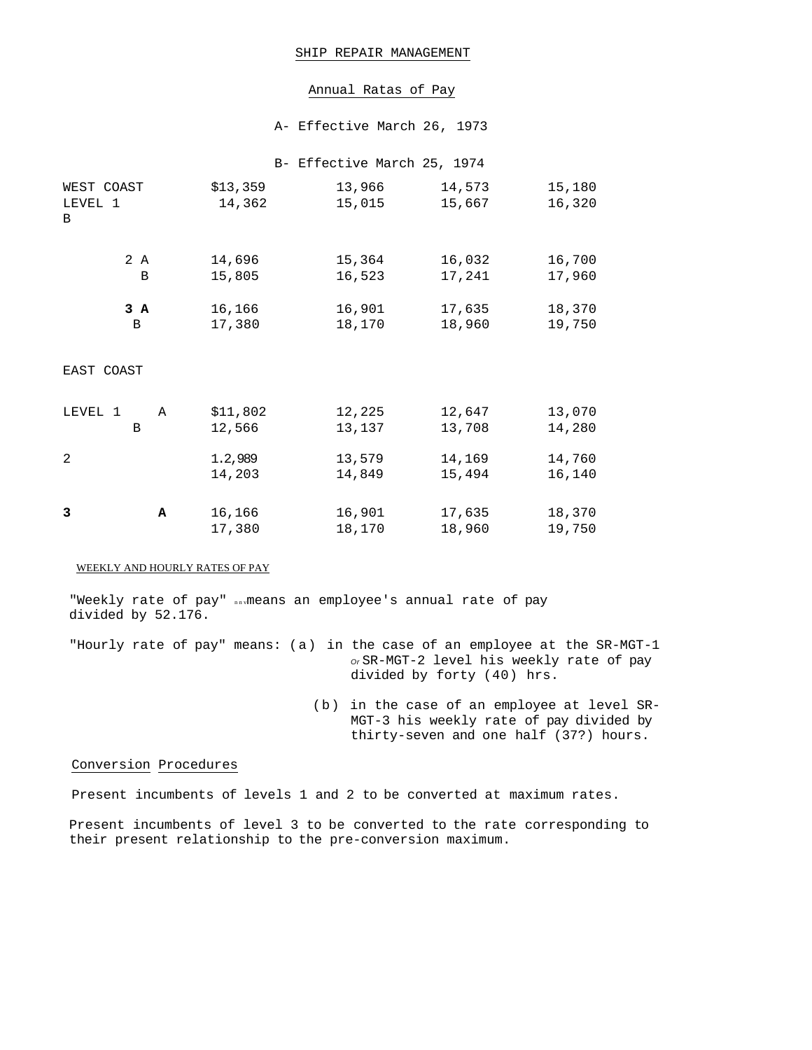# SHIP REPAIR MANAGEMENT

## Annual Ratas of Pay

A- Effective March 26, 1973

B- Effective March 25, 1974

| | | | | | |
|---|---|---|---|---|---|
| WEST COAST LEVEL 1 | | $13,359 | 13,966 | 14,573 | 15,180 |
| | B | 14,362 | 15,015 | 15,667 | 16,320 |
| 2 | A | 14,696 | 15,364 | 16,032 | 16,700 |
| | B | 15,805 | 16,523 | 17,241 | 17,960 |
| **3** | **A** | 16,166 | 16,901 | 17,635 | 18,370 |
| | B | 17,380 | 18,170 | 18,960 | 19,750 |
| EAST COAST | | | | | |
| LEVEL 1 | A | $11,802 | 12,225 | 12,647 | 13,070 |
| | B | 12,566 | 13,137 | 13,708 | 14,280 |
| 2 | | 1.2,989 | 13,579 | 14,169 | 14,760 |
| | | 14,203 | 14,849 | 15,494 | 16,140 |
| **3** | **A** | 16,166 | 16,901 | 17,635 | 18,370 |
| | | 17,380 | 18,170 | 18,960 | 19,750 |

WEEKLY AND HOURLY RATES OF PAY

"Weekly rate of pay" means an employee's annual rate of pay divided by 52.176.

"Hourly rate of pay" means: (a) in the case of an employee at the SR-MGT-1 Or SR-MGT-2 level his weekly rate of pay divided by forty (40) hrs.

(b) in the case of an employee at level SR-MGT-3 his weekly rate of pay divided by thirty-seven and one half (37?) hours.

Conversion Procedures

Present incumbents of levels 1 and 2 to be converted at maximum rates.

Present incumbents of level 3 to be converted to the rate corresponding to their present relationship to the pre-conversion maximum.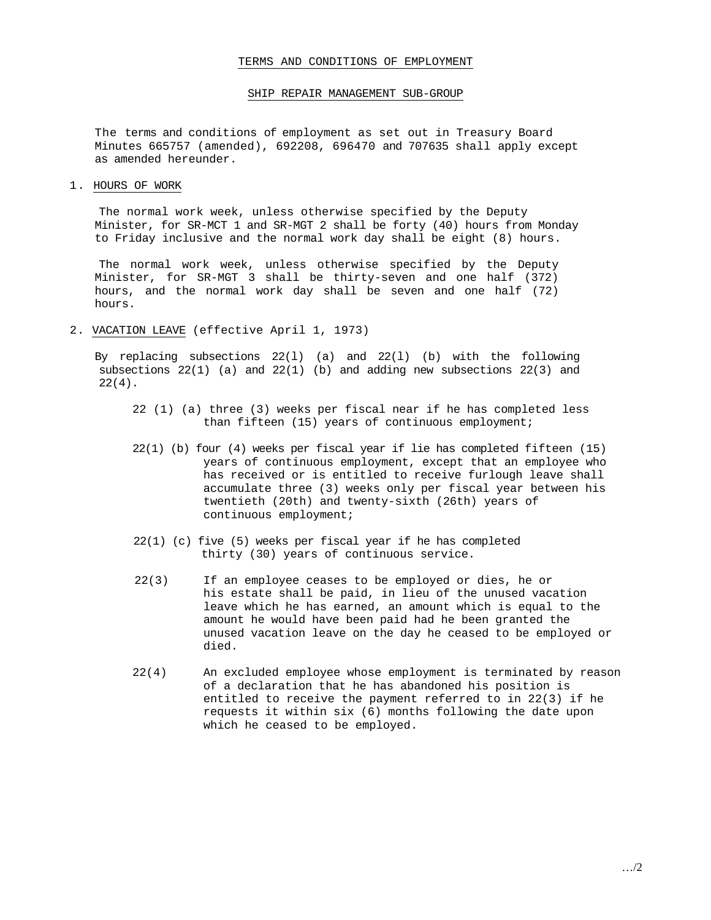# TERMS AND CONDITIONS OF EMPLOYMENT

## SHIP REPAIR MANAGEMENT SUB-GROUP

The terms and conditions of employment as set out in Treasury Board Minutes 665757 (amended), 692208, 696470 and 707635 shall apply except as amended hereunder.

1. HOURS OF WORK

   The normal work week, unless otherwise specified by the Deputy Minister, for SR-MCT 1 and SR-MGT 2 shall be forty (40) hours from Monday to Friday inclusive and the normal work day shall be eight (8) hours.

   The normal work week, unless otherwise specified by the Deputy Minister, for SR-MGT 3 shall be thirty-seven and one half (372) hours, and the normal work day shall be seven and one half (72) hours.

2. VACATION LEAVE (effective April 1, 1973)

   By replacing subsections 22(l) (a) and 22(l) (b) with the following subsections 22(1) (a) and 22(1) (b) and adding new subsections 22(3) and 22(4).

   22 (1) (a) three (3) weeks per fiscal near if he has completed less than fifteen (15) years of continuous employment;

   22(1) (b) four (4) weeks per fiscal year if lie has completed fifteen (15) years of continuous employment, except that an employee who has received or is entitled to receive furlough leave shall accumulate three (3) weeks only per fiscal year between his twentieth (20th) and twenty-sixth (26th) years of continuous employment;

   22(1) (c) five (5) weeks per fiscal year if he has completed thirty (30) years of continuous service.

   22(3) If an employee ceases to be employed or dies, he or his estate shall be paid, in lieu of the unused vacation leave which he has earned, an amount which is equal to the amount he would have been paid had he been granted the unused vacation leave on the day he ceased to be employed or died.

   22(4) An excluded employee whose employment is terminated by reason of a declaration that he has abandoned his position is entitled to receive the payment referred to in 22(3) if he requests it within six (6) months following the date upon which he ceased to be employed.

…/2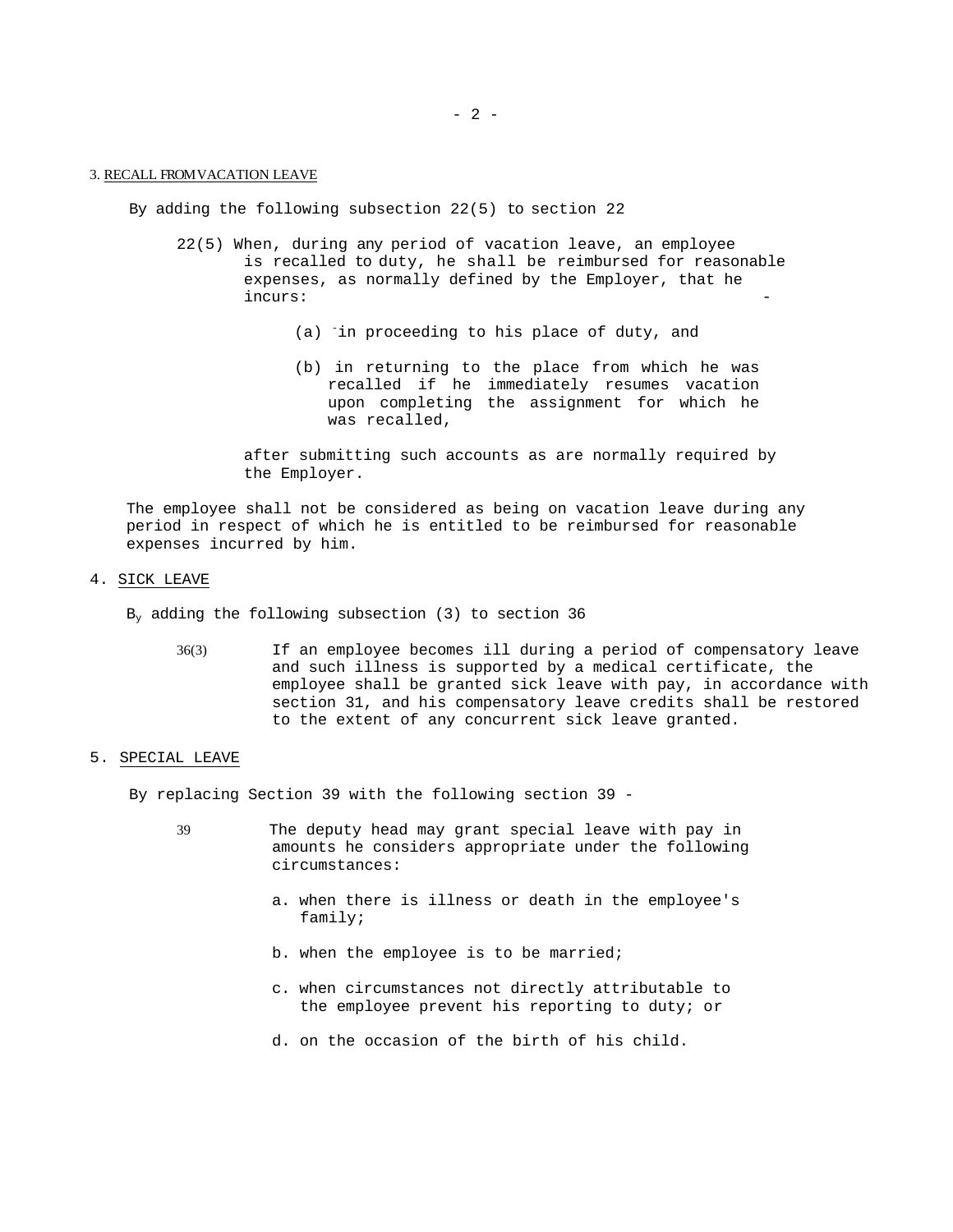3. RECALL FROM VACATION LEAVE

By adding the following subsection 22(5) to section 22

22(5) When, during any period of vacation leave, an employee is recalled to duty, he shall be reimbursed for reasonable expenses, as normally defined by the Employer, that he incurs:

(a) in proceeding to his place of duty, and

(b) in returning to the place from which he was recalled if he immediately resumes vacation upon completing the assignment for which he was recalled,

after submitting such accounts as are normally required by the Employer.

The employee shall not be considered as being on vacation leave during any period in respect of which he is entitled to be reimbursed for reasonable expenses incurred by him.

4. SICK LEAVE

By adding the following subsection (3) to section 36

36(3) If an employee becomes ill during a period of compensatory leave and such illness is supported by a medical certificate, the employee shall be granted sick leave with pay, in accordance with section 31, and his compensatory leave credits shall be restored to the extent of any concurrent sick leave granted.

5. SPECIAL LEAVE

By replacing Section 39 with the following section 39 -

39 The deputy head may grant special leave with pay in amounts he considers appropriate under the following circumstances:

a. when there is illness or death in the employee's family;

b. when the employee is to be married;

c. when circumstances not directly attributable to the employee prevent his reporting to duty; or

d. on the occasion of the birth of his child.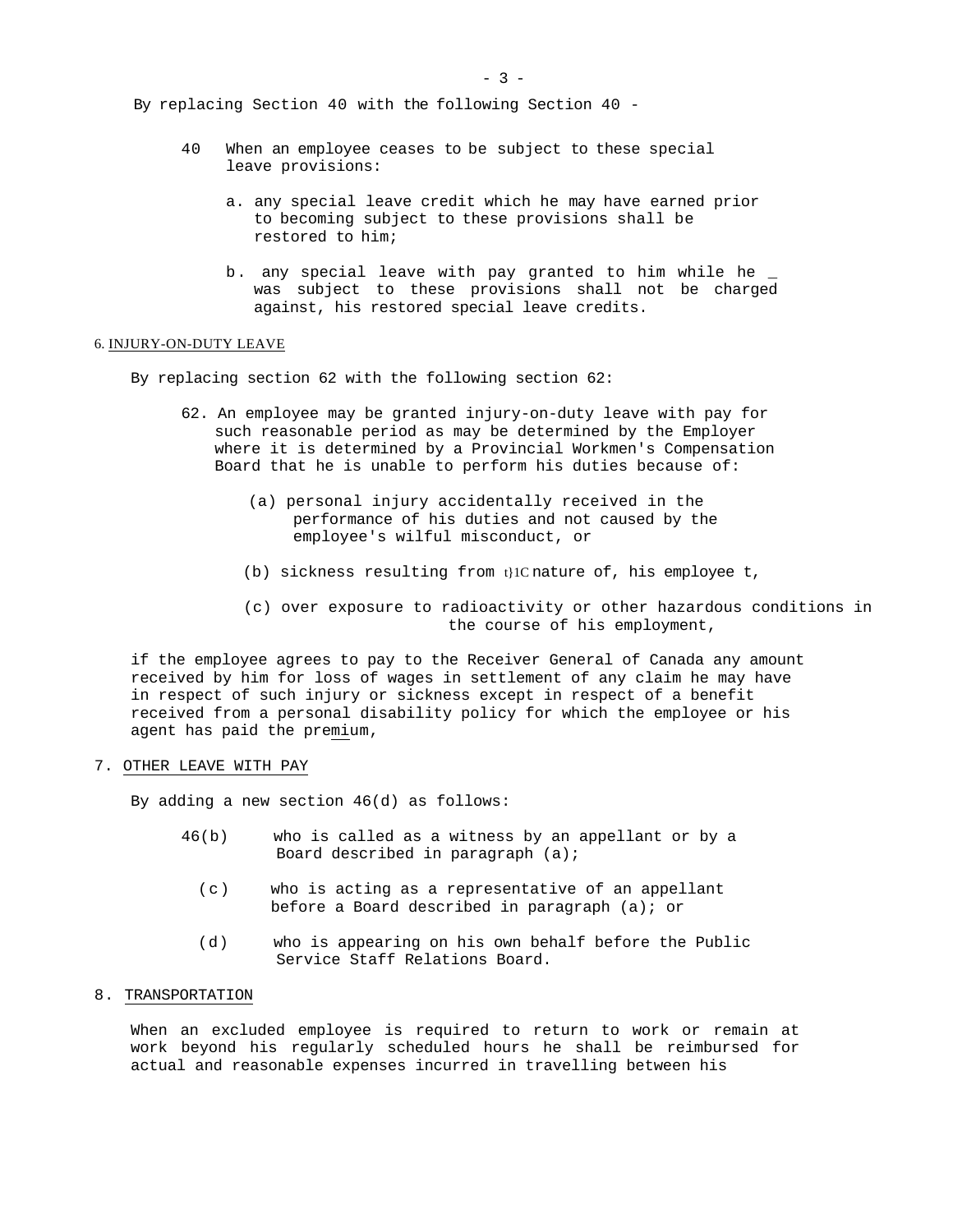By replacing Section 40 with the following Section 40 -

40 When an employee ceases to be subject to these special leave provisions:

a. any special leave credit which he may have earned prior to becoming subject to these provisions shall be restored to him;

b. any special leave with pay granted to him while he _ was subject to these provisions shall not be charged against, his restored special leave credits.

6. INJURY-ON-DUTY LEAVE

By replacing section 62 with the following section 62:

62. An employee may be granted injury-on-duty leave with pay for such reasonable period as may be determined by the Employer where it is determined by a Provincial Workmen's Compensation Board that he is unable to perform his duties because of:

(a) personal injury accidentally received in the performance of his duties and not caused by the employee's wilful misconduct, or

(b) sickness resulting from t}1C nature of, his employee t,

(c) over exposure to radioactivity or other hazardous conditions in the course of his employment,

if the employee agrees to pay to the Receiver General of Canada any amount received by him for loss of wages in settlement of any claim he may have in respect of such injury or sickness except in respect of a benefit received from a personal disability policy for which the employee or his agent has paid the premium,

7. OTHER LEAVE WITH PAY

By adding a new section 46(d) as follows:

46(b) who is called as a witness by an appellant or by a Board described in paragraph (a);

(c) who is acting as a representative of an appellant before a Board described in paragraph (a); or

(d) who is appearing on his own behalf before the Public Service Staff Relations Board.

8. TRANSPORTATION

When an excluded employee is required to return to work or remain at work beyond his regularly scheduled hours he shall be reimbursed for actual and reasonable expenses incurred in travelling between his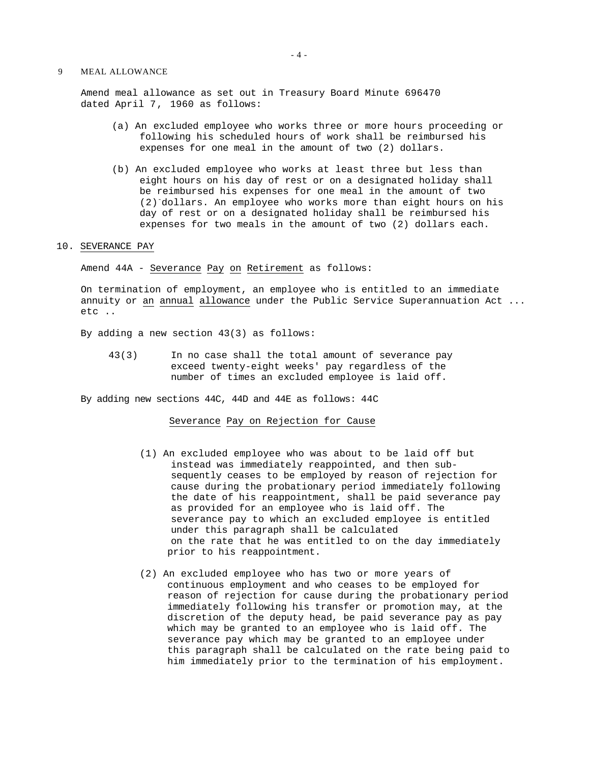9 MEAL ALLOWANCE

Amend meal allowance as set out in Treasury Board Minute 696470 dated April 7, 1960 as follows:

(a) An excluded employee who works three or more hours proceeding or following his scheduled hours of work shall be reimbursed his expenses for one meal in the amount of two (2) dollars.

(b) An excluded employee who works at least three but less than eight hours on his day of rest or on a designated holiday shall be reimbursed his expenses for one meal in the amount of two (2) dollars. An employee who works more than eight hours on his day of rest or on a designated holiday shall be reimbursed his expenses for two meals in the amount of two (2) dollars each.

10. <u>SEVERANCE PAY</u>

Amend 44A - <u>Severance Pay on Retirement</u> as follows:

On termination of employment, an employee who is entitled to an immediate annuity or <u>an annual allowance</u> under the Public Service Superannuation Act ... etc ..

By adding a new section 43(3) as follows:

43(3) In no case shall the total amount of severance pay exceed twenty-eight weeks' pay regardless of the number of times an excluded employee is laid off.

By adding new sections 44C, 44D and 44E as follows: 44C

<u>Severance Pay on Rejection for Cause</u>

(1) An excluded employee who was about to be laid off but instead was immediately reappointed, and then subsequently ceases to be employed by reason of rejection for cause during the probationary period immediately following the date of his reappointment, shall be paid severance pay as provided for an employee who is laid off. The severance pay to which an excluded employee is entitled under this paragraph shall be calculated on the rate that he was entitled to on the day immediately prior to his reappointment.

(2) An excluded employee who has two or more years of continuous employment and who ceases to be employed for reason of rejection for cause during the probationary period immediately following his transfer or promotion may, at the discretion of the deputy head, be paid severance pay as pay which may be granted to an employee who is laid off. The severance pay which may be granted to an employee under this paragraph shall be calculated on the rate being paid to him immediately prior to the termination of his employment.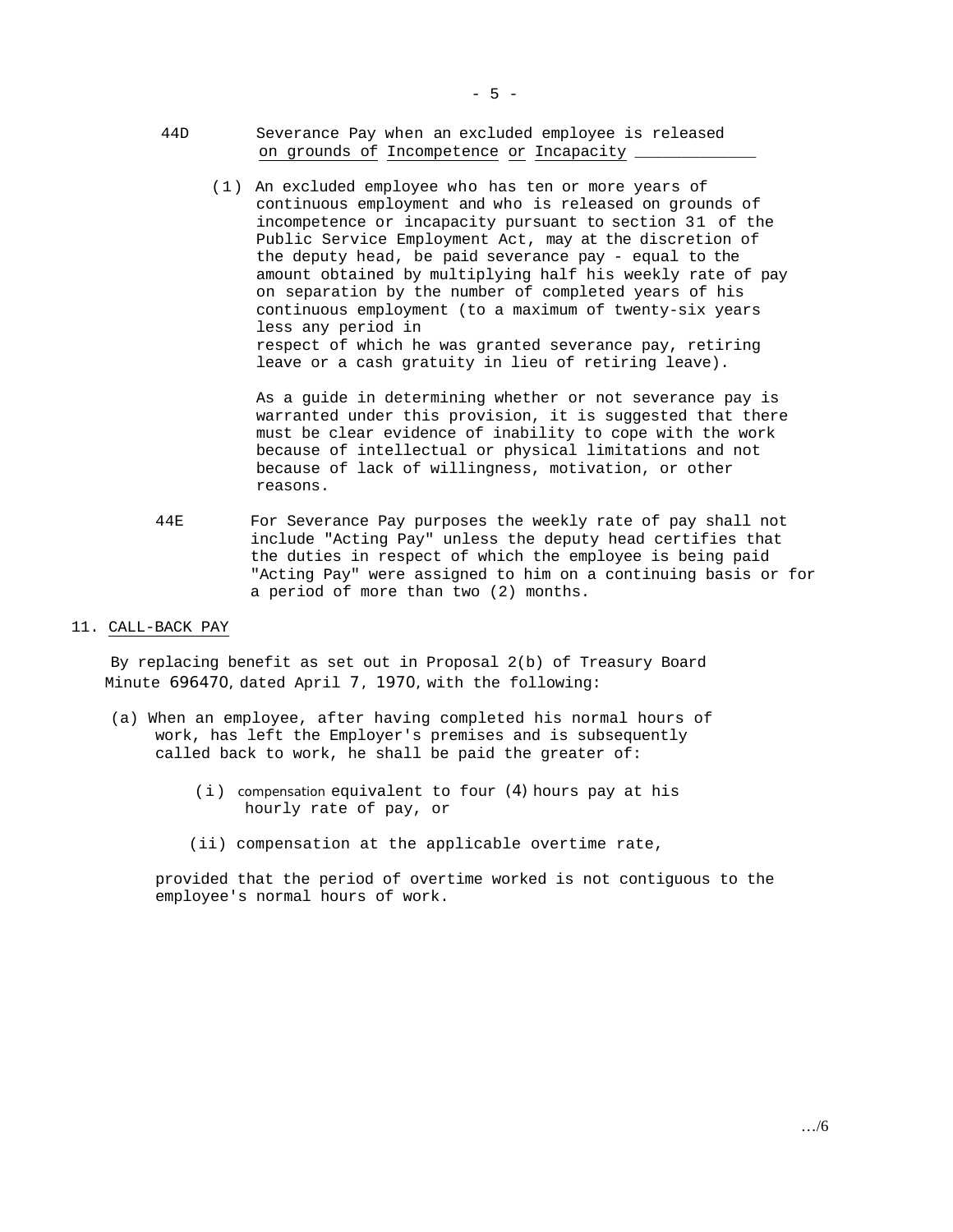44D Severance Pay when an excluded employee is released on grounds of Incompetence or Incapacity

(1) An excluded employee who has ten or more years of continuous employment and who is released on grounds of incompetence or incapacity pursuant to section 31 of the Public Service Employment Act, may at the discretion of the deputy head, be paid severance pay - equal to the amount obtained by multiplying half his weekly rate of pay on separation by the number of completed years of his continuous employment (to a maximum of twenty-six years less any period in respect of which he was granted severance pay, retiring leave or a cash gratuity in lieu of retiring leave).

As a guide in determining whether or not severance pay is warranted under this provision, it is suggested that there must be clear evidence of inability to cope with the work because of intellectual or physical limitations and not because of lack of willingness, motivation, or other reasons.

44E For Severance Pay purposes the weekly rate of pay shall not include "Acting Pay" unless the deputy head certifies that the duties in respect of which the employee is being paid "Acting Pay" were assigned to him on a continuing basis or for a period of more than two (2) months.

11. CALL-BACK PAY

By replacing benefit as set out in Proposal 2(b) of Treasury Board Minute 696470, dated April 7, 1970, with the following:

(a) When an employee, after having completed his normal hours of work, has left the Employer's premises and is subsequently called back to work, he shall be paid the greater of:

(i) compensation equivalent to four (4) hours pay at his hourly rate of pay, or

(ii) compensation at the applicable overtime rate,

provided that the period of overtime worked is not contiguous to the employee's normal hours of work.

…/6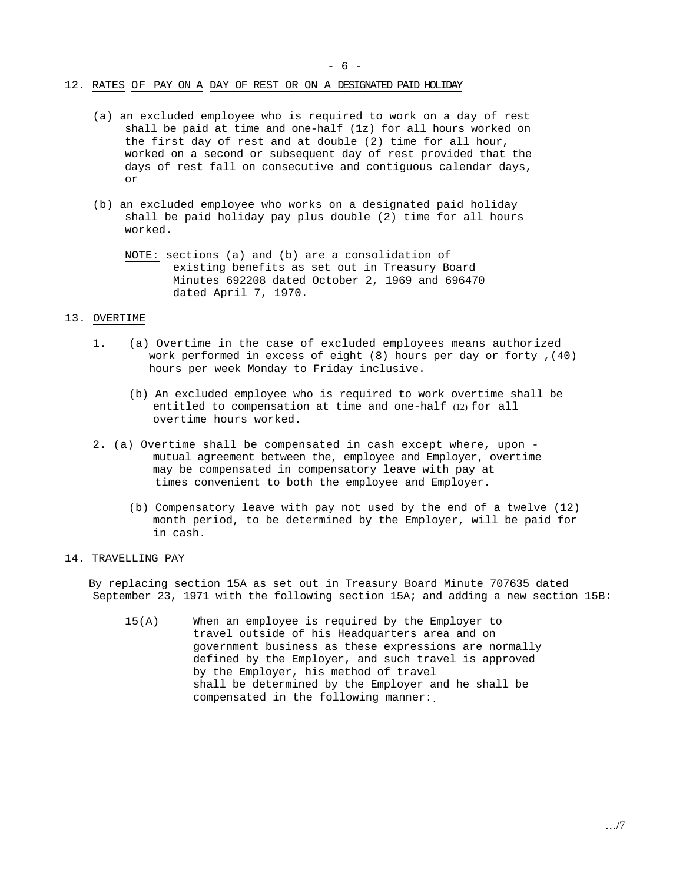## 12. RATES OF PAY ON A DAY OF REST OR ON A DESIGNATED PAID HOLIDAY

(a) an excluded employee who is required to work on a day of rest shall be paid at time and one-half (1z) for all hours worked on the first day of rest and at double (2) time for all hour, worked on a second or subsequent day of rest provided that the days of rest fall on consecutive and contiguous calendar days, or

(b) an excluded employee who works on a designated paid holiday shall be paid holiday pay plus double (2) time for all hours worked.

NOTE: sections (a) and (b) are a consolidation of existing benefits as set out in Treasury Board Minutes 692208 dated October 2, 1969 and 696470 dated April 7, 1970.

## 13. OVERTIME

1. (a) Overtime in the case of excluded employees means authorized work performed in excess of eight (8) hours per day or forty ,(40) hours per week Monday to Friday inclusive.

   (b) An excluded employee who is required to work overtime shall be entitled to compensation at time and one-half (12) for all overtime hours worked.

2. (a) Overtime shall be compensated in cash except where, upon - mutual agreement between the, employee and Employer, overtime may be compensated in compensatory leave with pay at times convenient to both the employee and Employer.

   (b) Compensatory leave with pay not used by the end of a twelve (12) month period, to be determined by the Employer, will be paid for in cash.

## 14. TRAVELLING PAY

By replacing section 15A as set out in Treasury Board Minute 707635 dated September 23, 1971 with the following section 15A; and adding a new section 15B:

15(A) When an employee is required by the Employer to travel outside of his Headquarters area and on government business as these expressions are normally defined by the Employer, and such travel is approved by the Employer, his method of travel shall be determined by the Employer and he shall be compensated in the following manner: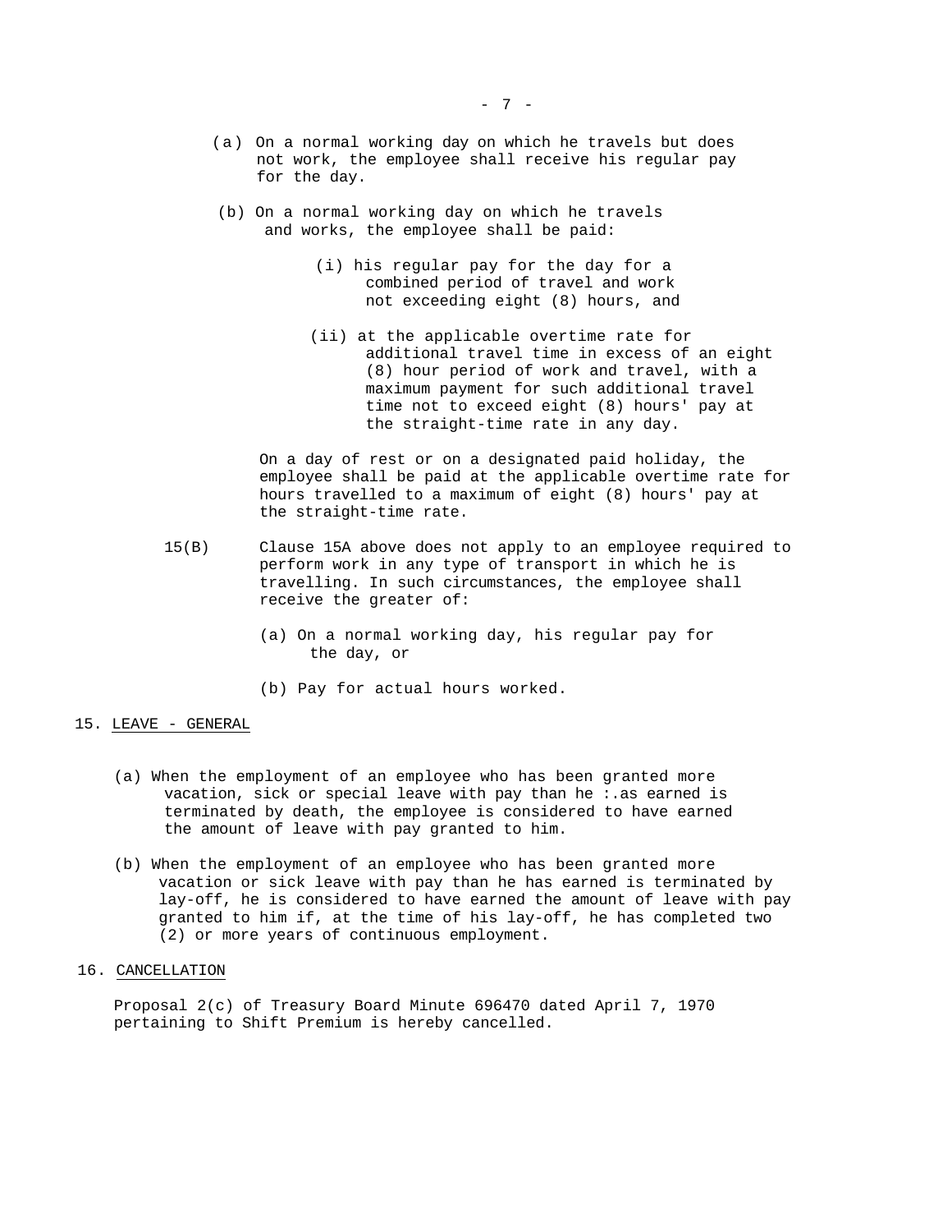(a) On a normal working day on which he travels but does not work, the employee shall receive his regular pay for the day.

(b) On a normal working day on which he travels and works, the employee shall be paid:

(i) his regular pay for the day for a combined period of travel and work not exceeding eight (8) hours, and

(ii) at the applicable overtime rate for additional travel time in excess of an eight (8) hour period of work and travel, with a maximum payment for such additional travel time not to exceed eight (8) hours' pay at the straight-time rate in any day.

On a day of rest or on a designated paid holiday, the employee shall be paid at the applicable overtime rate for hours travelled to a maximum of eight (8) hours' pay at the straight-time rate.

15(B) Clause 15A above does not apply to an employee required to perform work in any type of transport in which he is travelling. In such circumstances, the employee shall receive the greater of:

(a) On a normal working day, his regular pay for the day, or

(b) Pay for actual hours worked.

15. LEAVE - GENERAL

(a) When the employment of an employee who has been granted more vacation, sick or special leave with pay than he :.as earned is terminated by death, the employee is considered to have earned the amount of leave with pay granted to him.

(b) When the employment of an employee who has been granted more vacation or sick leave with pay than he has earned is terminated by lay-off, he is considered to have earned the amount of leave with pay granted to him if, at the time of his lay-off, he has completed two (2) or more years of continuous employment.

16. CANCELLATION

Proposal 2(c) of Treasury Board Minute 696470 dated April 7, 1970 pertaining to Shift Premium is hereby cancelled.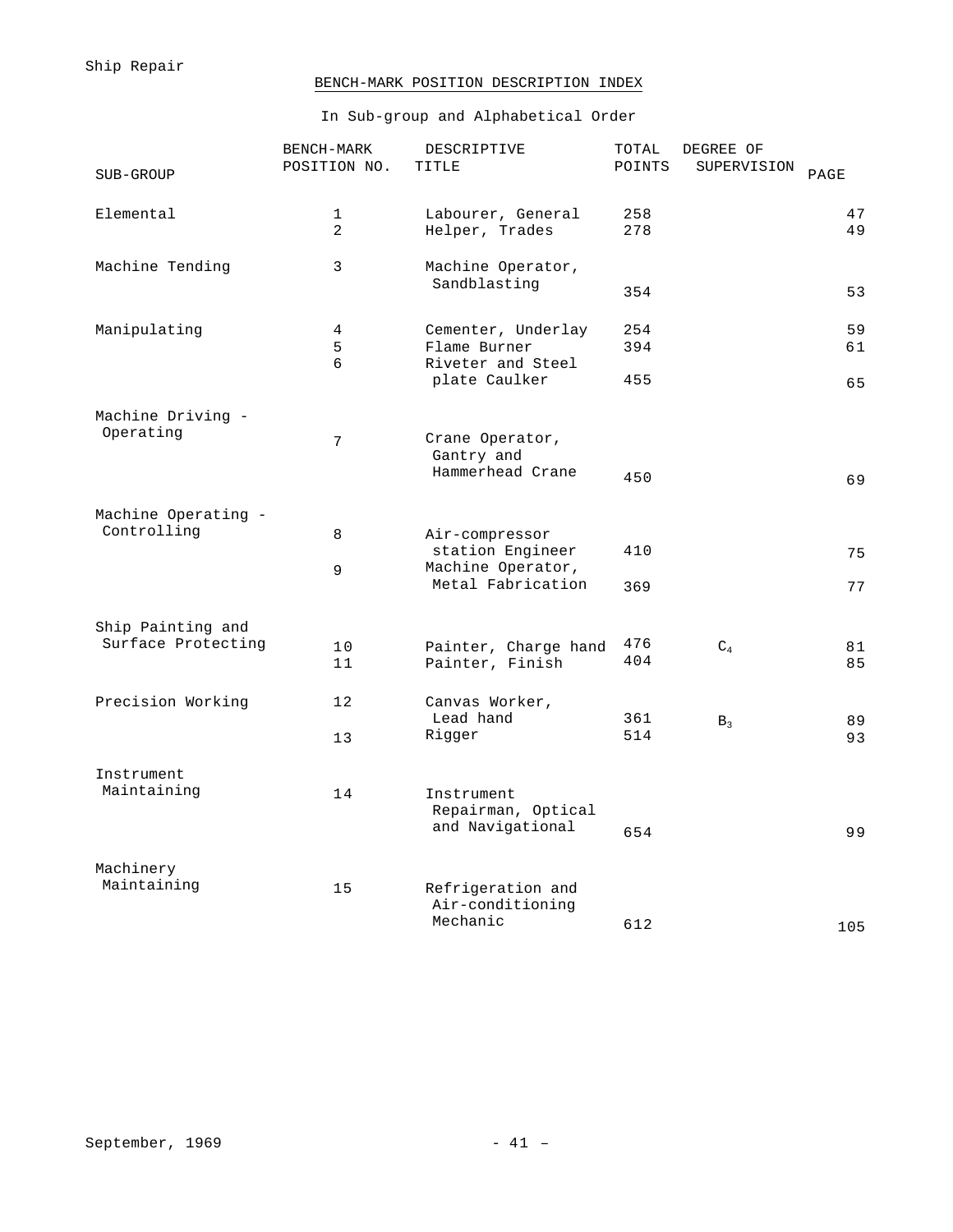## BENCH-MARK POSITION DESCRIPTION INDEX

In Sub-group and Alphabetical Order

| SUB-GROUP | BENCH-MARK POSITION NO. | DESCRIPTIVE TITLE | TOTAL POINTS | DEGREE OF SUPERVISION | PAGE |
|---|---|---|---|---|---|
| Elemental | 1 | Labourer, General | 258 | | 47 |
| | 2 | Helper, Trades | 278 | | 49 |
| Machine Tending | 3 | Machine Operator, Sandblasting | 354 | | 53 |
| Manipulating | 4 | Cementer, Underlay | 254 | | 59 |
| | 5 | Flame Burner | 394 | | 61 |
| | 6 | Riveter and Steel plate Caulker | 455 | | 65 |
| Machine Driving - Operating | 7 | Crane Operator, Gantry and Hammerhead Crane | 450 | | 69 |
| Machine Operating - Controlling | 8 | Air-compressor station Engineer | 410 | | 75 |
| | 9 | Machine Operator, Metal Fabrication | 369 | | 77 |
| Ship Painting and Surface Protecting | 10 | Painter, Charge hand | 476 | $C_4$ | 81 |
| | 11 | Painter, Finish | 404 | | 85 |
| Precision Working | 12 | Canvas Worker, Lead hand | 361 | $B_3$ | 89 |
| | 13 | Rigger | 514 | | 93 |
| Instrument Maintaining | 14 | Instrument Repairman, Optical and Navigational | 654 | | 99 |
| Machinery Maintaining | 15 | Refrigeration and Air-conditioning Mechanic | 612 | | 105 |

September, 1969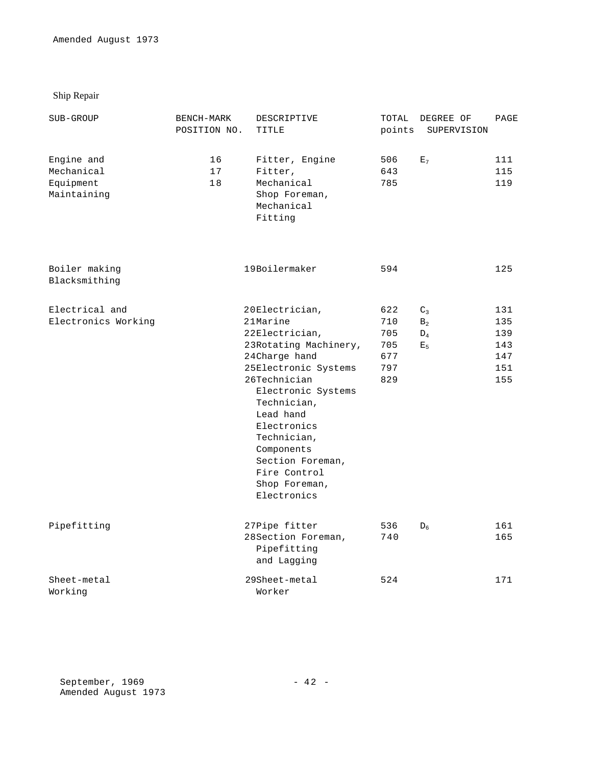Amended August 1973

Ship Repair

| SUB-GROUP | BENCH-MARK POSITION NO. | DESCRIPTIVE TITLE | TOTAL points | DEGREE OF SUPERVISION | PAGE |
|---|---|---|---|---|---|
| Engine and Mechanical Equipment Maintaining | 16 | Fitter, Engine | 506 | $E_7$ | 111 |
| | 17 | Fitter, Mechanical | 643 | | 115 |
| | 18 | Shop Foreman, Mechanical Fitting | 785 | | 119 |
| Boiler making Blacksmithing | 19 | Boilermaker | 594 | | 125 |
| Electrical and Electronics Working | 20 | Electrician, Marine | 622 | $C_3$ | 131 |
| | 21 | Electrician, Rotating Machinery, | 710 | $B_2$ | 135 |
| | 22 | Charge hand | 705 | $D_4$ | 139 |
| | 23 | Electronic Systems Technician | 705 | $E_5$ | 143 |
| | 24 | Electronic Systems Technician, Lead hand | 677 | | 147 |
| | 25 | Electronics Technician, Components | 797 | | 151 |
| | 26 | Section Foreman, Fire Control Shop Foreman, Electronics | 829 | | 155 |
| Pipefitting | 27 | Pipe fitter | 536 | $D_6$ | 161 |
| | 28 | Section Foreman, Pipefitting and Lagging | 740 | | 165 |
| Sheet-metal Working | 29 | Sheet-metal Worker | 524 | | 171 |

September, 1969
Amended August 1973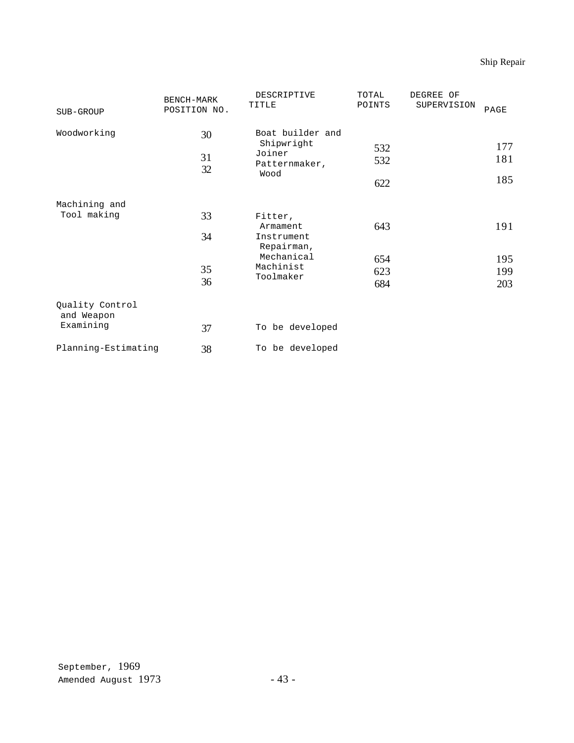| SUB-GROUP | BENCH-MARK POSITION NO. | DESCRIPTIVE TITLE | TOTAL POINTS | DEGREE OF SUPERVISION | PAGE |
|---|---|---|---|---|---|
| Woodworking | 30 | Boat builder and Shipwright | 532 | | 177 |
| | 31 | Joiner | 532 | | 181 |
| | 32 | Patternmaker, Wood | 622 | | 185 |
| Machining and Tool making | 33 | Fitter, Armament | 643 | | 191 |
| | 34 | Instrument Repairman, Mechanical | 654 | | 195 |
| | 35 | Machinist | 623 | | 199 |
| | 36 | Toolmaker | 684 | | 203 |
| Quality Control and Weapon Examining | 37 | To be developed | | | |
| Planning-Estimating | 38 | To be developed | | | |

September, 1969
Amended August 1973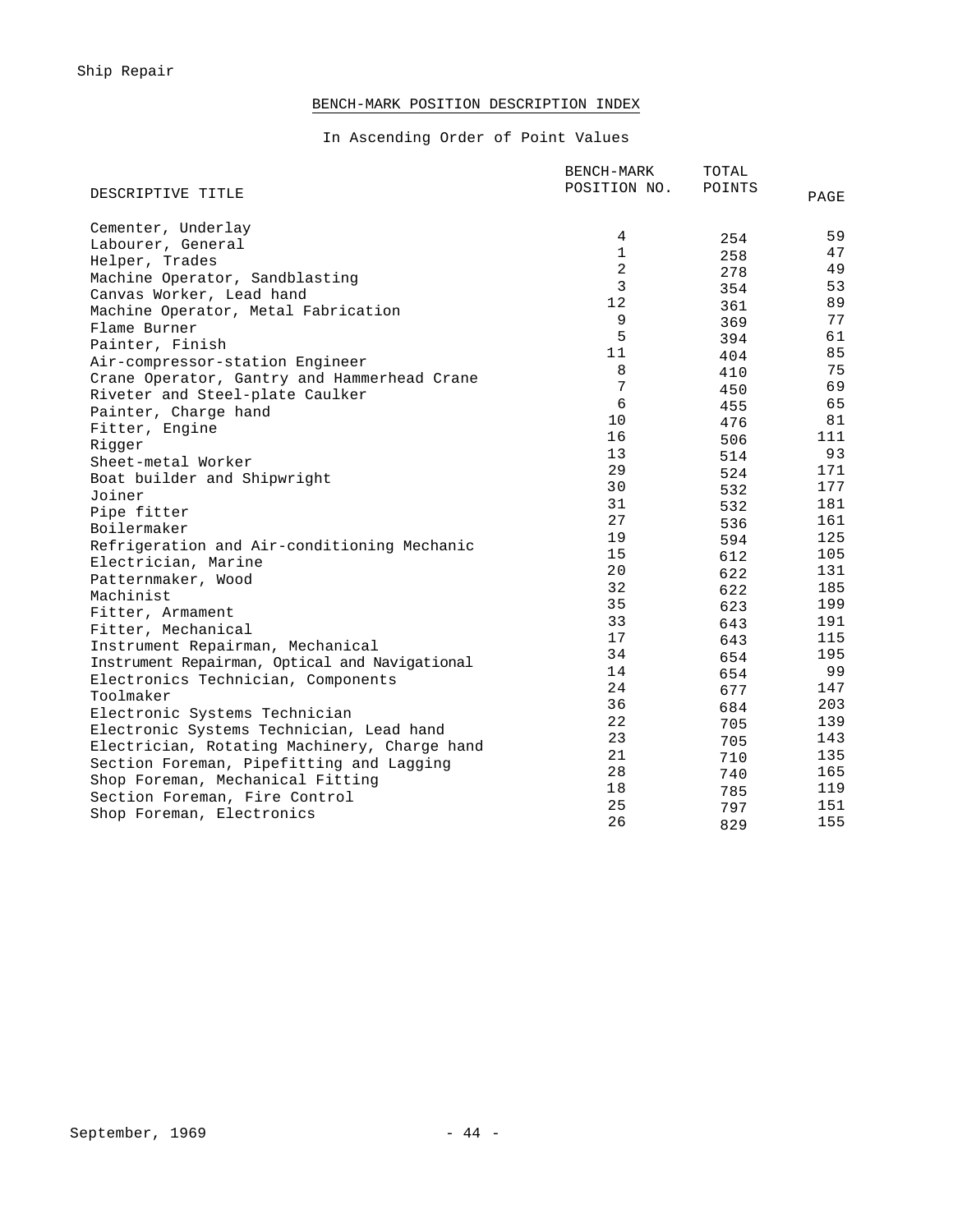## BENCH-MARK POSITION DESCRIPTION INDEX

In Ascending Order of Point Values

| DESCRIPTIVE TITLE | BENCH-MARK POSITION NO. | TOTAL POINTS | PAGE |
|---|---|---|---|
| Cementer, Underlay | 4 | 254 | 59 |
| Labourer, General | 1 | 258 | 47 |
| Helper, Trades | 2 | 278 | 49 |
| Machine Operator, Sandblasting | 3 | 354 | 53 |
| Canvas Worker, Lead hand | 12 | 361 | 89 |
| Machine Operator, Metal Fabrication | 9 | 369 | 77 |
| Flame Burner | 5 | 394 | 61 |
| Painter, Finish | 11 | 404 | 85 |
| Air-compressor-station Engineer | 8 | 410 | 75 |
| Crane Operator, Gantry and Hammerhead Crane | 7 | 450 | 69 |
| Riveter and Steel-plate Caulker | 6 | 455 | 65 |
| Painter, Charge hand | 10 | 476 | 81 |
| Fitter, Engine | 16 | 506 | 111 |
| Rigger | 13 | 514 | 93 |
| Sheet-metal Worker | 29 | 524 | 171 |
| Boat builder and Shipwright | 30 | 532 | 177 |
| Joiner | 31 | 532 | 181 |
| Pipe fitter | 27 | 536 | 161 |
| Boilermaker | 19 | 594 | 125 |
| Refrigeration and Air-conditioning Mechanic | 15 | 612 | 105 |
| Electrician, Marine | 20 | 622 | 131 |
| Patternmaker, Wood | 32 | 622 | 185 |
| Machinist | 35 | 623 | 199 |
| Fitter, Armament | 33 | 643 | 191 |
| Fitter, Mechanical | 17 | 643 | 115 |
| Instrument Repairman, Mechanical | 34 | 654 | 195 |
| Instrument Repairman, Optical and Navigational | 14 | 654 | 99 |
| Electronics Technician, Components | 24 | 677 | 147 |
| Toolmaker | 36 | 684 | 203 |
| Electronic Systems Technician | 22 | 705 | 139 |
| Electronic Systems Technician, Lead hand | 23 | 705 | 143 |
| Electrician, Rotating Machinery, Charge hand | 21 | 710 | 135 |
| Section Foreman, Pipefitting and Lagging | 28 | 740 | 165 |
| Shop Foreman, Mechanical Fitting | 18 | 785 | 119 |
| Section Foreman, Fire Control | 25 | 797 | 151 |
| Shop Foreman, Electronics | 26 | 829 | 155 |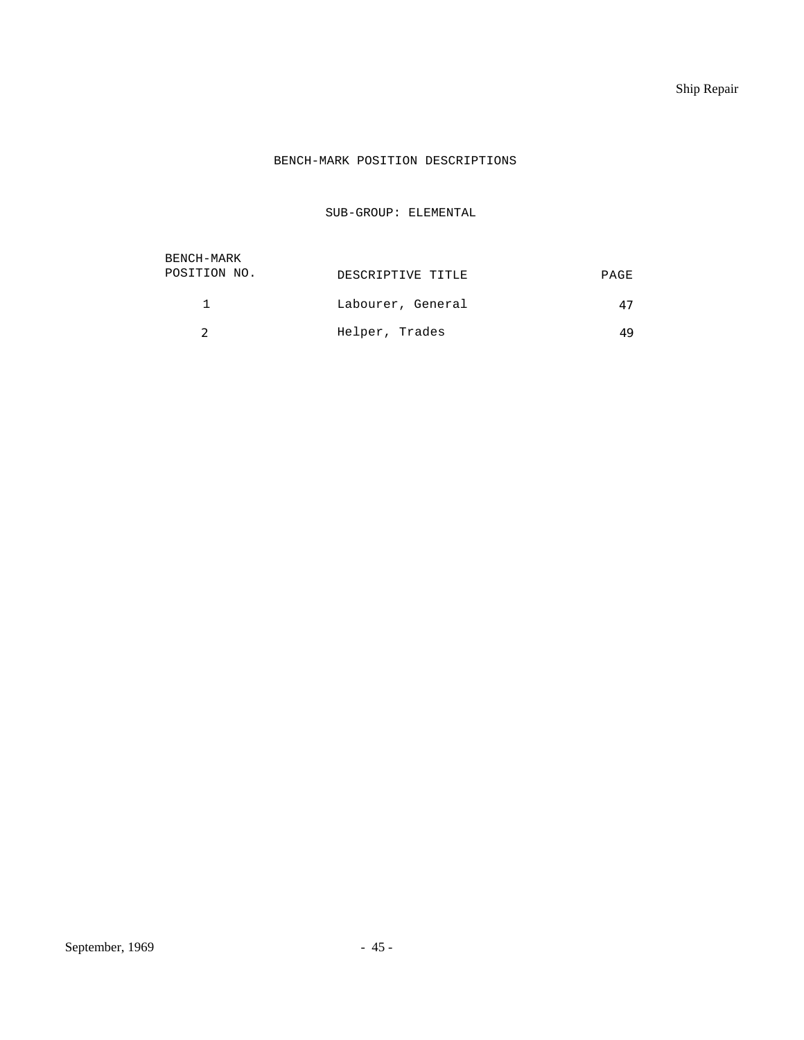# BENCH-MARK POSITION DESCRIPTIONS

## SUB-GROUP: ELEMENTAL

| BENCH-MARK POSITION NO. | DESCRIPTIVE TITLE | PAGE |
|---|---|---|
| 1 | Labourer, General | 47 |
| 2 | Helper, Trades | 49 |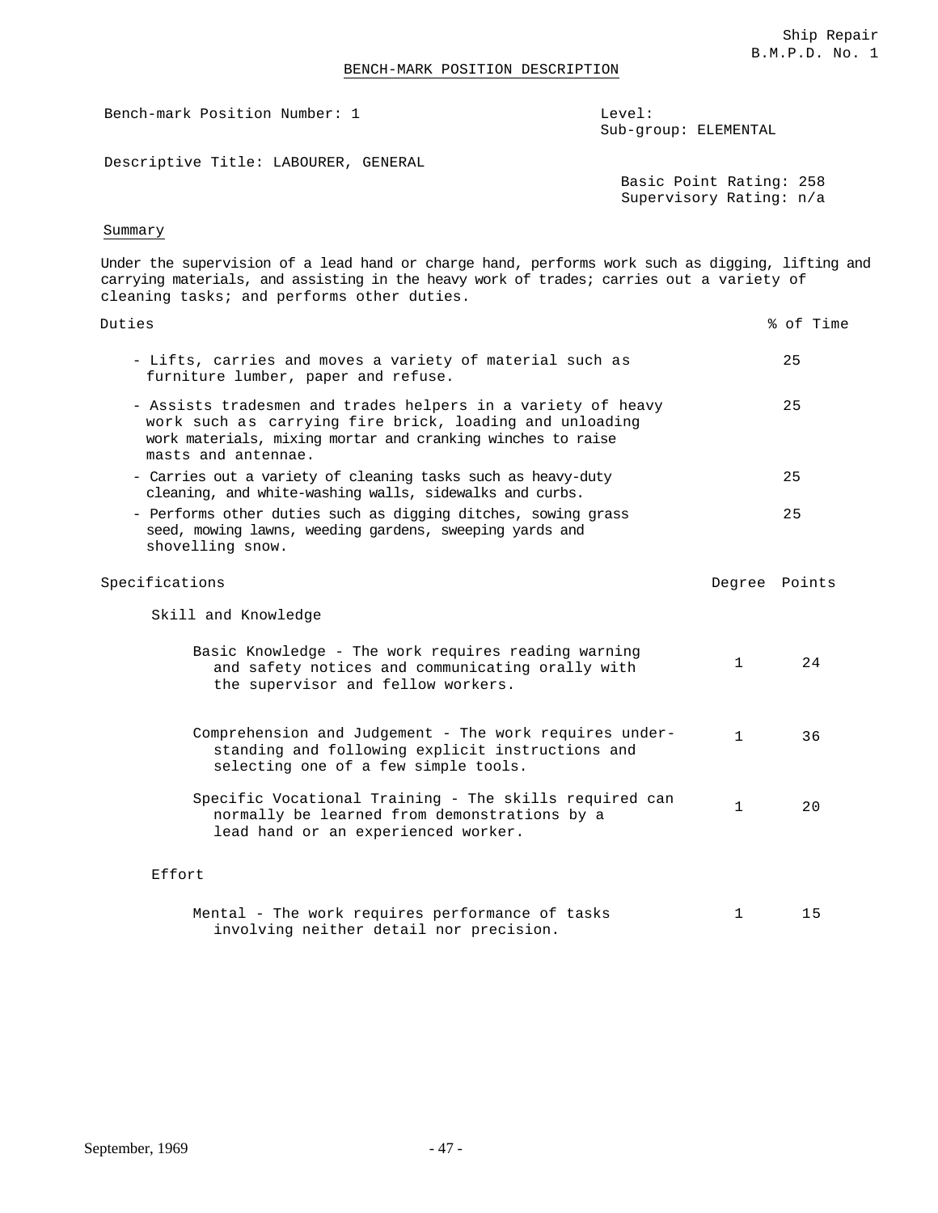## BENCH-MARK POSITION DESCRIPTION

Bench-mark Position Number: 1

Level:
Sub-group: ELEMENTAL

Descriptive Title: LABOURER, GENERAL

Basic Point Rating: 258
Supervisory Rating: n/a

### Summary

Under the supervision of a lead hand or charge hand, performs work such as digging, lifting and carrying materials, and assisting in the heavy work of trades; carries out a variety of cleaning tasks; and performs other duties.

| Duties | % of Time |
|---|---|
| - Lifts, carries and moves a variety of material such as furniture lumber, paper and refuse. | 25 |
| - Assists tradesmen and trades helpers in a variety of heavy work such as carrying fire brick, loading and unloading work materials, mixing mortar and cranking winches to raise masts and antennae. | 25 |
| - Carries out a variety of cleaning tasks such as heavy-duty cleaning, and white-washing walls, sidewalks and curbs. | 25 |
| - Performs other duties such as digging ditches, sowing grass seed, mowing lawns, weeding gardens, sweeping yards and shovelling snow. | 25 |

| Specifications | Degree | Points |
|---|---|---|
| **Skill and Knowledge** | | |
| Basic Knowledge - The work requires reading warning and safety notices and communicating orally with the supervisor and fellow workers. | 1 | 24 |
| Comprehension and Judgement - The work requires understanding and following explicit instructions and selecting one of a few simple tools. | 1 | 36 |
| Specific Vocational Training - The skills required can normally be learned from demonstrations by a lead hand or an experienced worker. | 1 | 20 |
| **Effort** | | |
| Mental - The work requires performance of tasks involving neither detail nor precision. | 1 | 15 |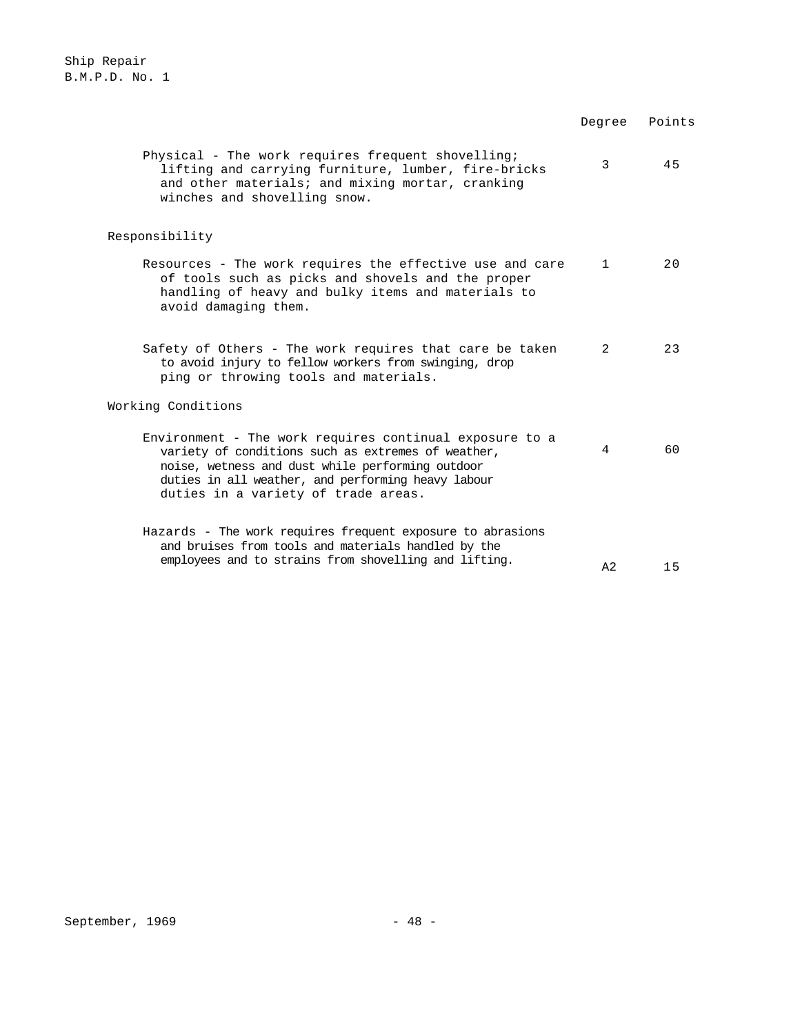| | Degree | Points |
|---|---|---|
| Physical - The work requires frequent shovelling; lifting and carrying furniture, lumber, fire-bricks and other materials; and mixing mortar, cranking winches and shovelling snow. | 3 | 45 |
| **Responsibility** | | |
| Resources - The work requires the effective use and care of tools such as picks and shovels and the proper handling of heavy and bulky items and materials to avoid damaging them. | 1 | 20 |
| Safety of Others - The work requires that care be taken to avoid injury to fellow workers from swinging, dropping or throwing tools and materials. | 2 | 23 |
| **Working Conditions** | | |
| Environment - The work requires continual exposure to a variety of conditions such as extremes of weather, noise, wetness and dust while performing outdoor duties in all weather, and performing heavy labour duties in a variety of trade areas. | 4 | 60 |
| Hazards - The work requires frequent exposure to abrasions and bruises from tools and materials handled by the employees and to strains from shovelling and lifting. | A2 | 15 |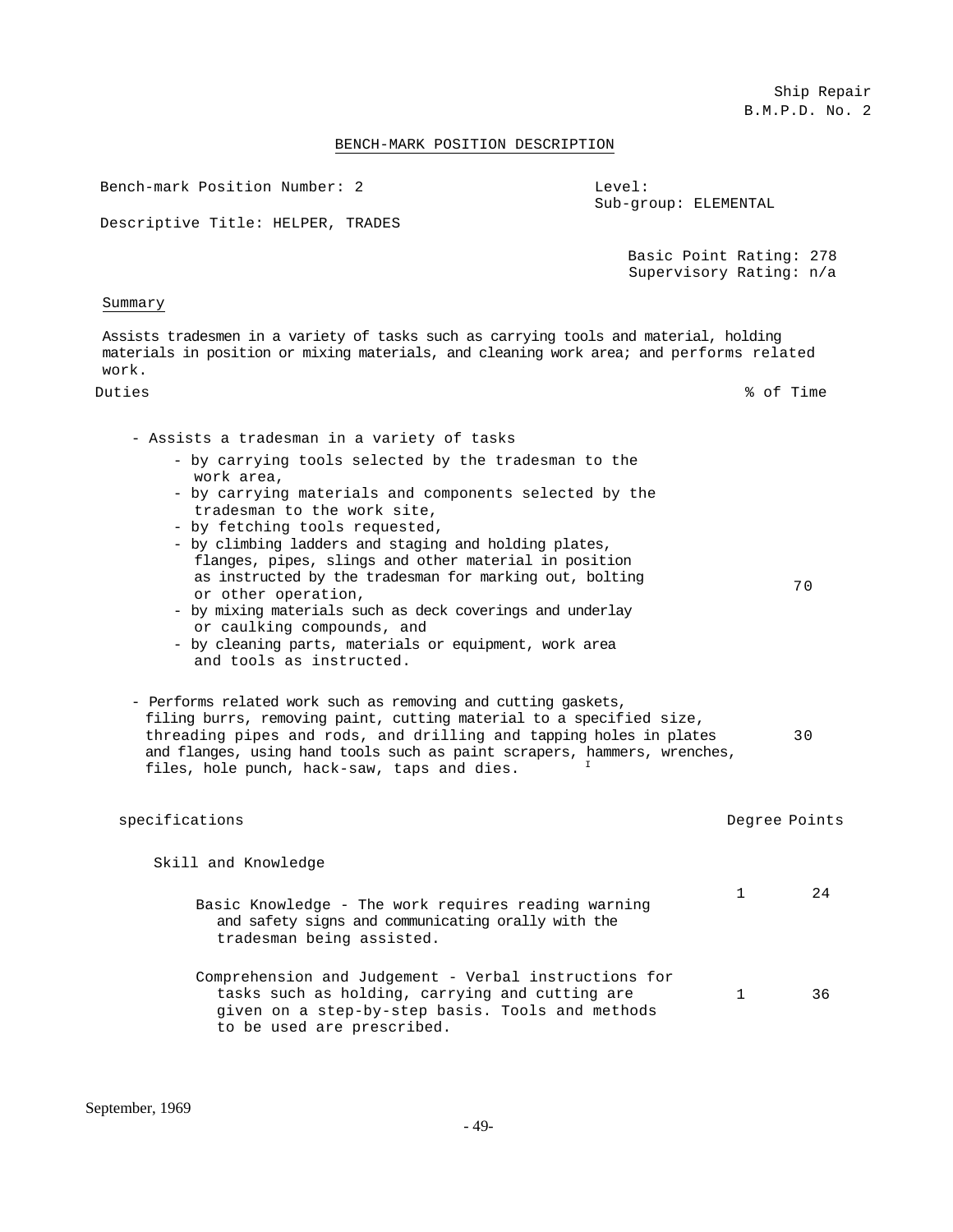Ship Repair
B.M.P.D. No. 2

## BENCH-MARK POSITION DESCRIPTION

Bench-mark Position Number: 2

Level:
Sub-group: ELEMENTAL

Descriptive Title: HELPER, TRADES

Basic Point Rating: 278
Supervisory Rating: n/a

### Summary

Assists tradesmen in a variety of tasks such as carrying tools and material, holding materials in position or mixing materials, and cleaning work area; and performs related work.

| Duties | % of Time |
|---|---|
| - Assists a tradesman in a variety of tasks<br>- by carrying tools selected by the tradesman to the work area,<br>- by carrying materials and components selected by the tradesman to the work site,<br>- by fetching tools requested,<br>- by climbing ladders and staging and holding plates, flanges, pipes, slings and other material in position as instructed by the tradesman for marking out, bolting or other operation,<br>- by mixing materials such as deck coverings and underlay or caulking compounds, and<br>- by cleaning parts, materials or equipment, work area and tools as instructed. | 70 |
| - Performs related work such as removing and cutting gaskets, filing burrs, removing paint, cutting material to a specified size, threading pipes and rods, and drilling and tapping holes in plates and flanges, using hand tools such as paint scrapers, hammers, wrenches, files, hole punch, hack-saw, taps and dies. | 30 |

| specifications | Degree | Points |
|---|---|---|
| **Skill and Knowledge** | | |
| Basic Knowledge - The work requires reading warning and safety signs and communicating orally with the tradesman being assisted. | 1 | 24 |
| Comprehension and Judgement - Verbal instructions for tasks such as holding, carrying and cutting are given on a step-by-step basis. Tools and methods to be used are prescribed. | 1 | 36 |

September, 1969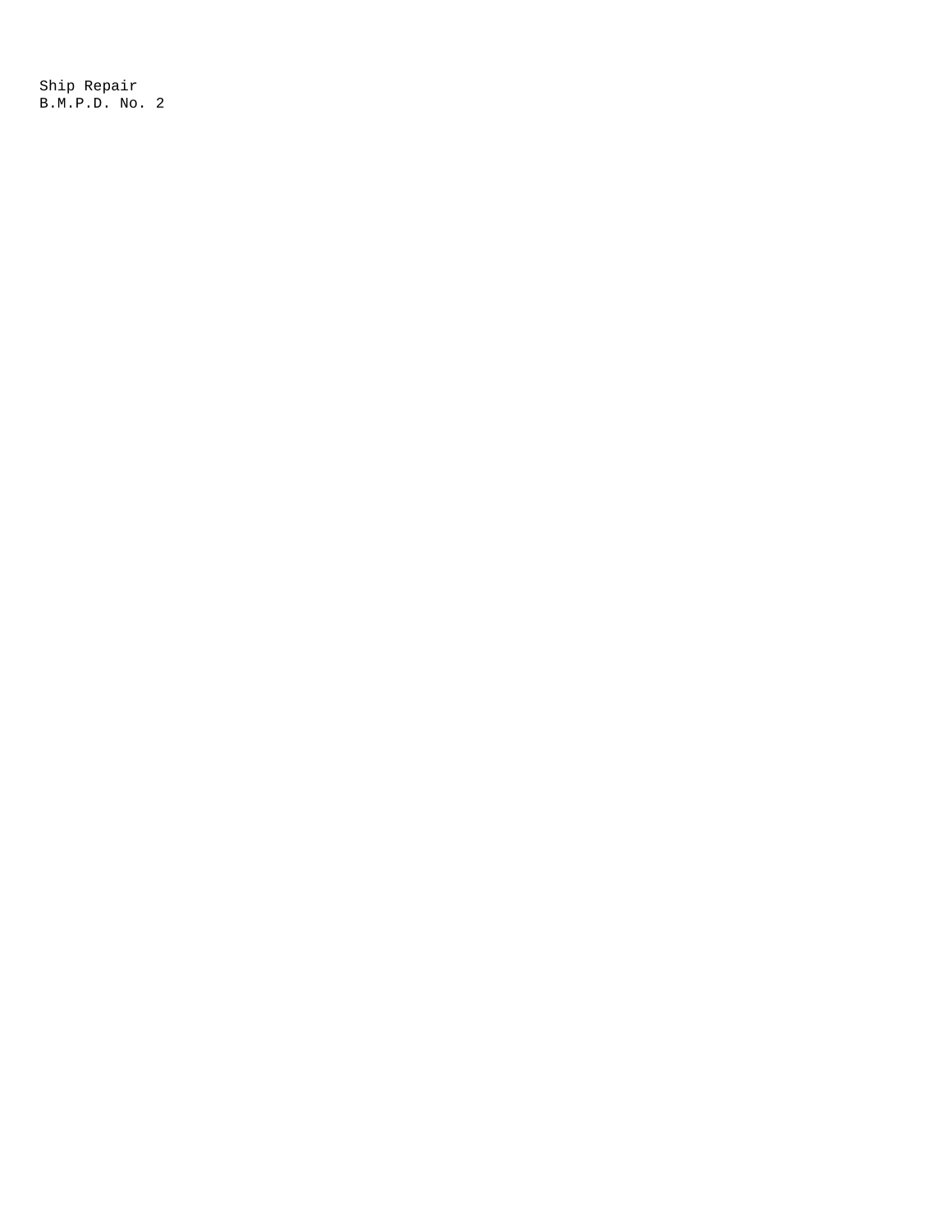Ship Repair
B.M.P.D. No. 2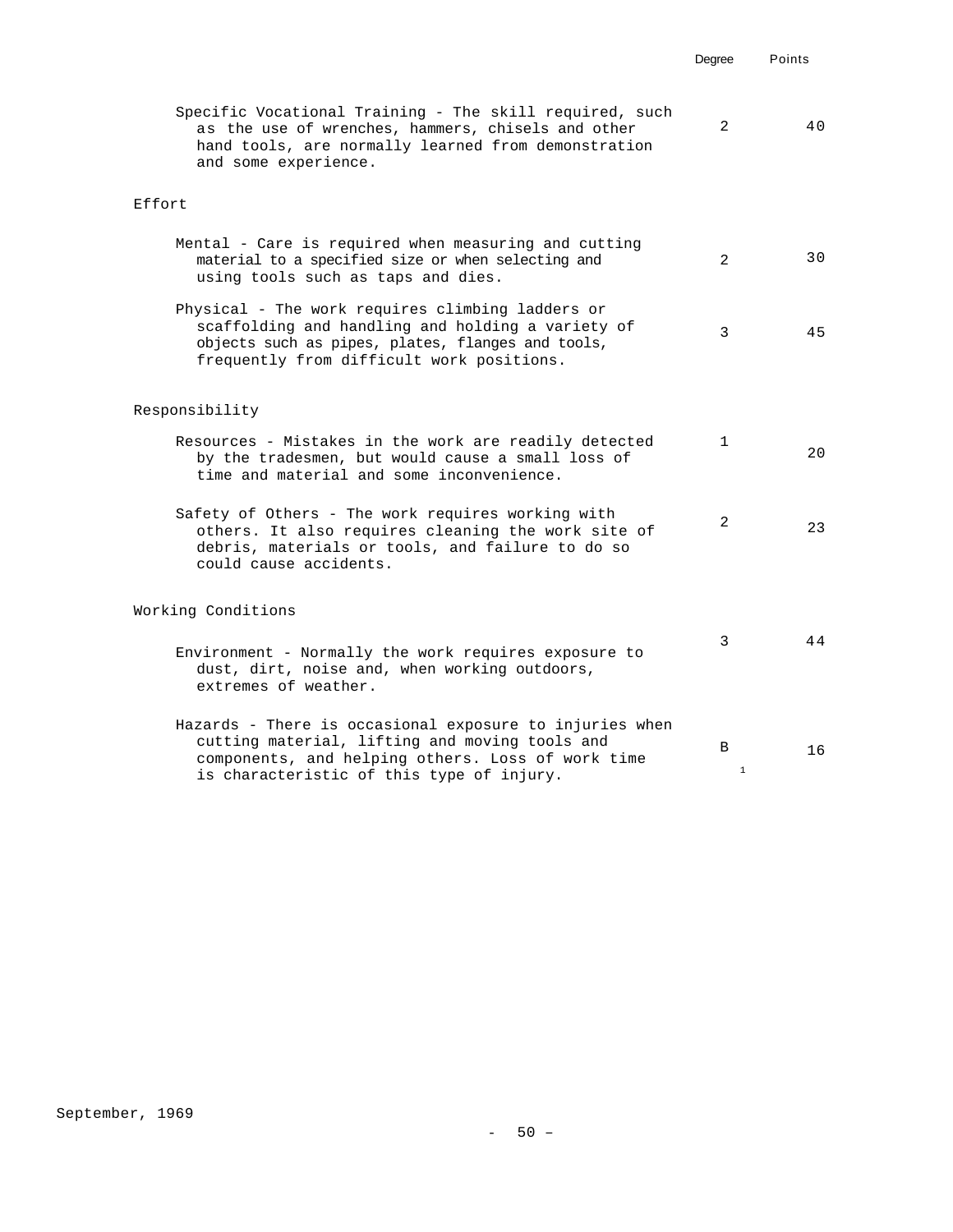| | Degree | Points |
|---|---|---|
| Specific Vocational Training - The skill required, such as the use of wrenches, hammers, chisels and other hand tools, are normally learned from demonstration and some experience. | 2 | 40 |
| **Effort** | | |
| Mental - Care is required when measuring and cutting material to a specified size or when selecting and using tools such as taps and dies. | 2 | 30 |
| Physical - The work requires climbing ladders or scaffolding and handling and holding a variety of objects such as pipes, plates, flanges and tools, frequently from difficult work positions. | 3 | 45 |
| **Responsibility** | | |
| Resources - Mistakes in the work are readily detected by the tradesmen, but would cause a small loss of time and material and some inconvenience. | 1 | 20 |
| Safety of Others - The work requires working with others. It also requires cleaning the work site of debris, materials or tools, and failure to do so could cause accidents. | 2 | 23 |
| **Working Conditions** | | |
| Environment - Normally the work requires exposure to dust, dirt, noise and, when working outdoors, extremes of weather. | 3 | 44 |
| Hazards - There is occasional exposure to injuries when cutting material, lifting and moving tools and components, and helping others. Loss of work time is characteristic of this type of injury. | B 1 | 16 |

September, 1969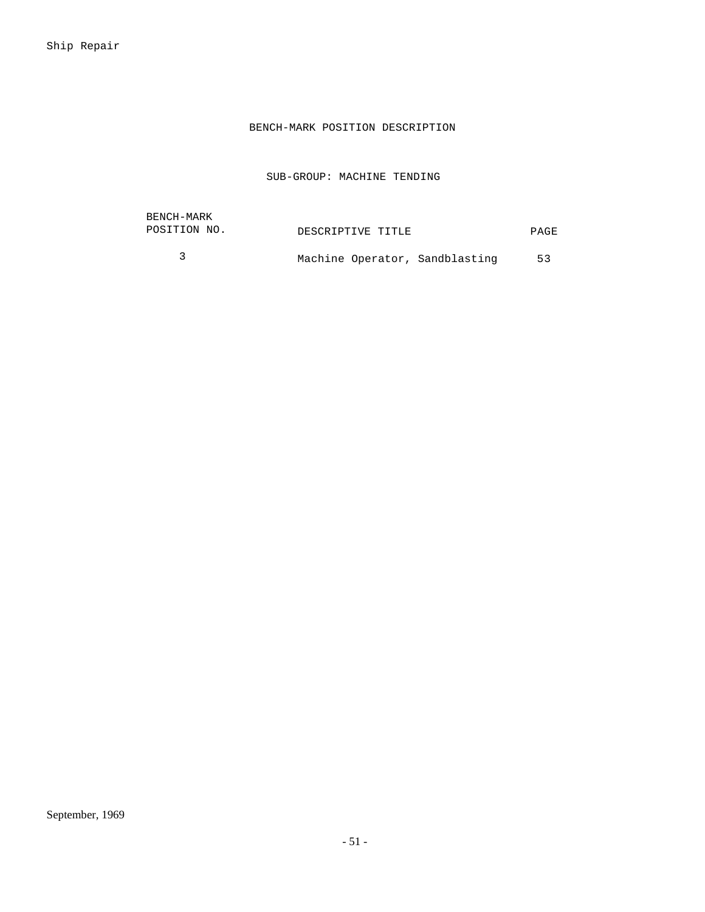# BENCH-MARK POSITION DESCRIPTION

## SUB-GROUP: MACHINE TENDING

| BENCH-MARK POSITION NO. | DESCRIPTIVE TITLE | PAGE |
|---|---|---|
| 3 | Machine Operator, Sandblasting | 53 |

September, 1969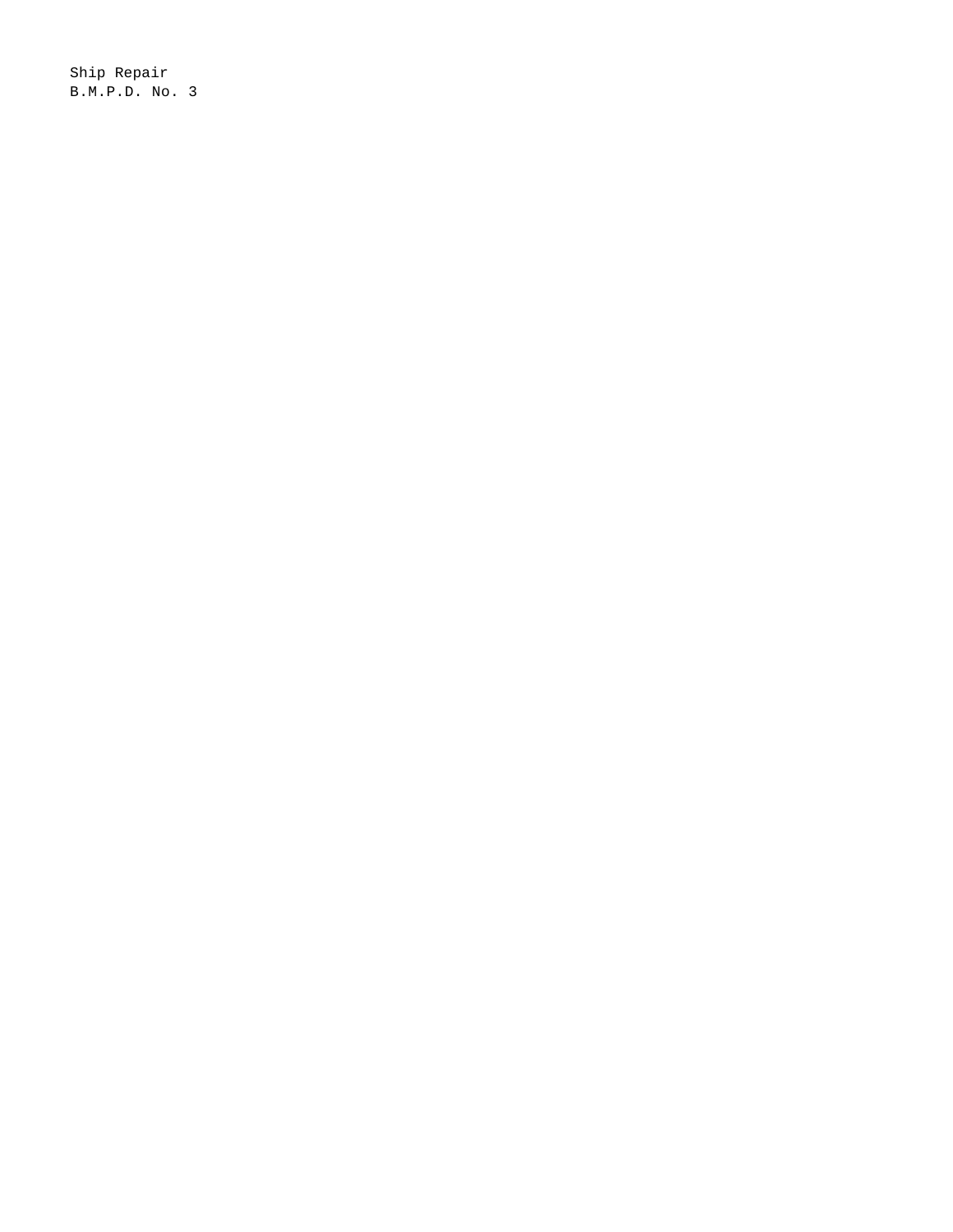Ship Repair
B.M.P.D. No. 3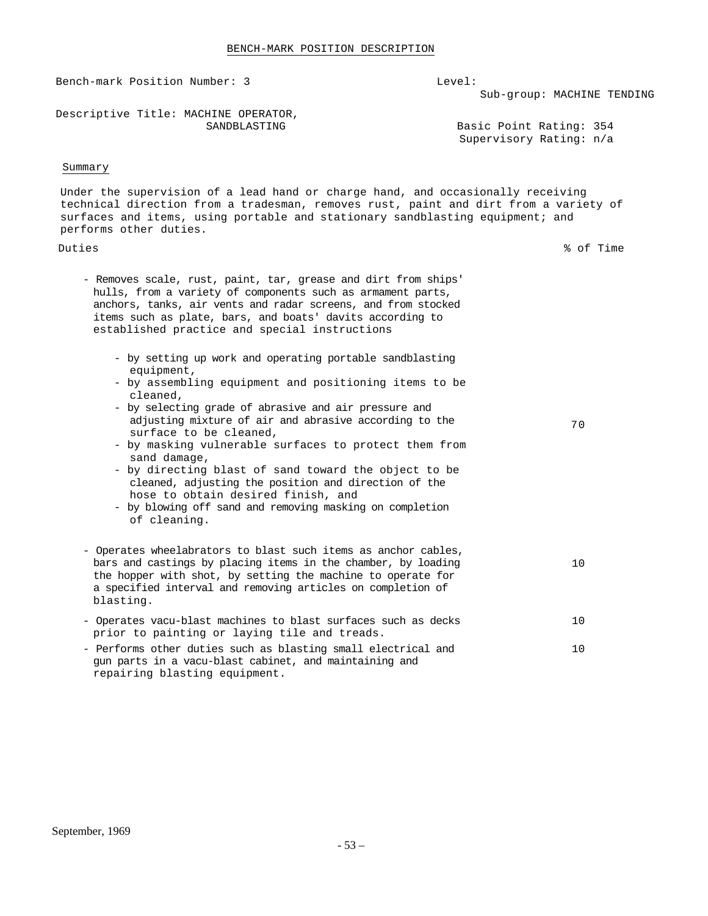## BENCH-MARK POSITION DESCRIPTION

Bench-mark Position Number: 3

Level:
Sub-group: MACHINE TENDING

Descriptive Title: MACHINE OPERATOR, SANDBLASTING

Basic Point Rating: 354
Supervisory Rating: n/a

### Summary

Under the supervision of a lead hand or charge hand, and occasionally receiving technical direction from a tradesman, removes rust, paint and dirt from a variety of surfaces and items, using portable and stationary sandblasting equipment; and performs other duties.

| Duties | % of Time |
|---|---|
| - Removes scale, rust, paint, tar, grease and dirt from ships' hulls, from a variety of components such as armament parts, anchors, tanks, air vents and radar screens, and from stocked items such as plate, bars, and boats' davits according to established practice and special instructions<br>- by setting up work and operating portable sandblasting equipment,<br>- by assembling equipment and positioning items to be cleaned,<br>- by selecting grade of abrasive and air pressure and adjusting mixture of air and abrasive according to the surface to be cleaned,<br>- by masking vulnerable surfaces to protect them from sand damage,<br>- by directing blast of sand toward the object to be cleaned, adjusting the position and direction of the hose to obtain desired finish, and<br>- by blowing off sand and removing masking on completion of cleaning. | 70 |
| - Operates wheelabrators to blast such items as anchor cables, bars and castings by placing items in the chamber, by loading the hopper with shot, by setting the machine to operate for a specified interval and removing articles on completion of blasting. | 10 |
| - Operates vacu-blast machines to blast surfaces such as decks prior to painting or laying tile and treads. | 10 |
| - Performs other duties such as blasting small electrical and gun parts in a vacu-blast cabinet, and maintaining and repairing blasting equipment. | 10 |

September, 1969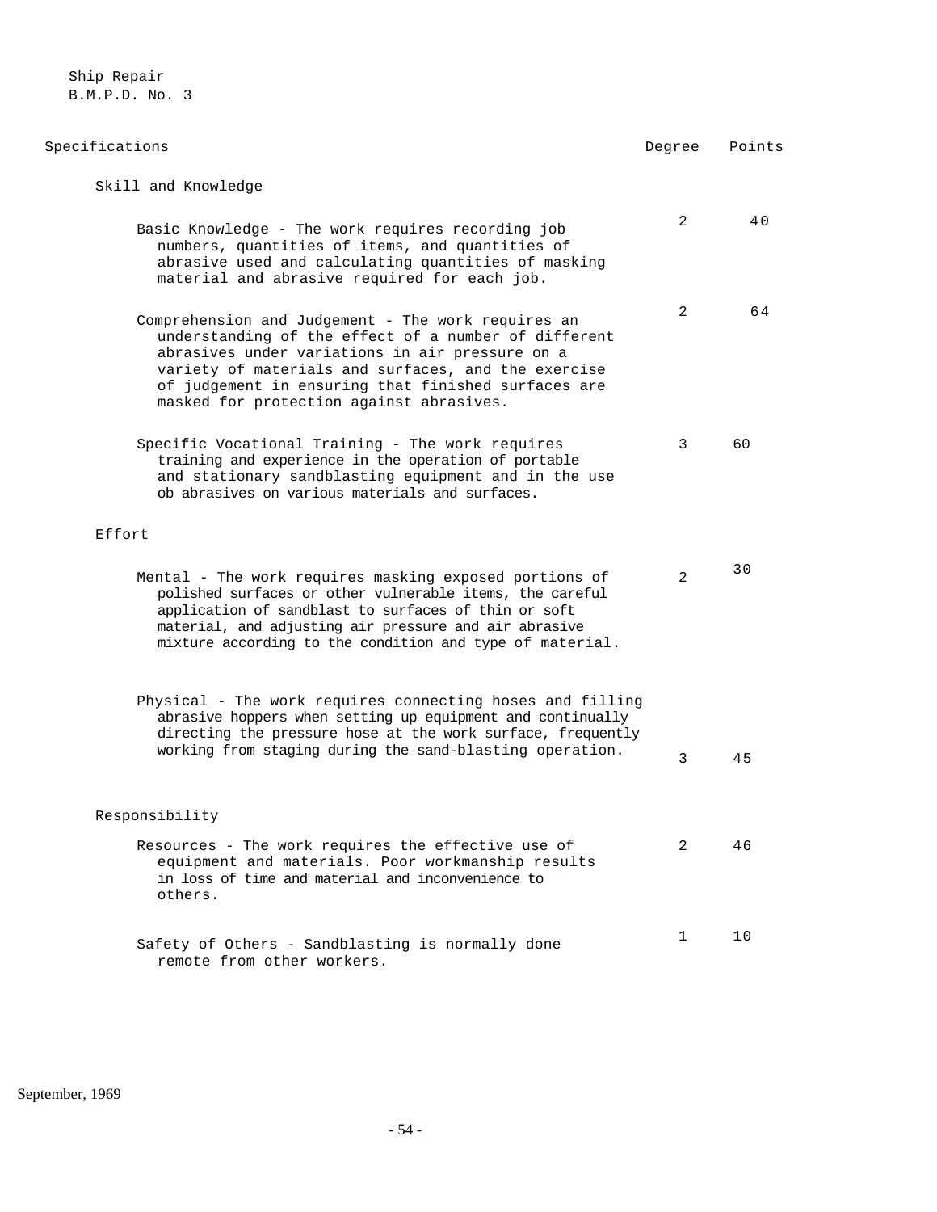Ship Repair
B.M.P.D. No. 3

| Specifications | Degree | Points |
|---|---|---|
| **Skill and Knowledge** | | |
| Basic Knowledge - The work requires recording job numbers, quantities of items, and quantities of abrasive used and calculating quantities of masking material and abrasive required for each job. | 2 | 40 |
| Comprehension and Judgement - The work requires an understanding of the effect of a number of different abrasives under variations in air pressure on a variety of materials and surfaces, and the exercise of judgement in ensuring that finished surfaces are masked for protection against abrasives. | 2 | 64 |
| Specific Vocational Training - The work requires training and experience in the operation of portable and stationary sandblasting equipment and in the use ob abrasives on various materials and surfaces. | 3 | 60 |
| **Effort** | | |
| Mental - The work requires masking exposed portions of polished surfaces or other vulnerable items, the careful application of sandblast to surfaces of thin or soft material, and adjusting air pressure and air abrasive mixture according to the condition and type of material. | 2 | 30 |
| Physical - The work requires connecting hoses and filling abrasive hoppers when setting up equipment and continually directing the pressure hose at the work surface, frequently working from staging during the sand-blasting operation. | 3 | 45 |
| **Responsibility** | | |
| Resources - The work requires the effective use of equipment and materials. Poor workmanship results in loss of time and material and inconvenience to others. | 2 | 46 |
| Safety of Others - Sandblasting is normally done remote from other workers. | 1 | 10 |

September, 1969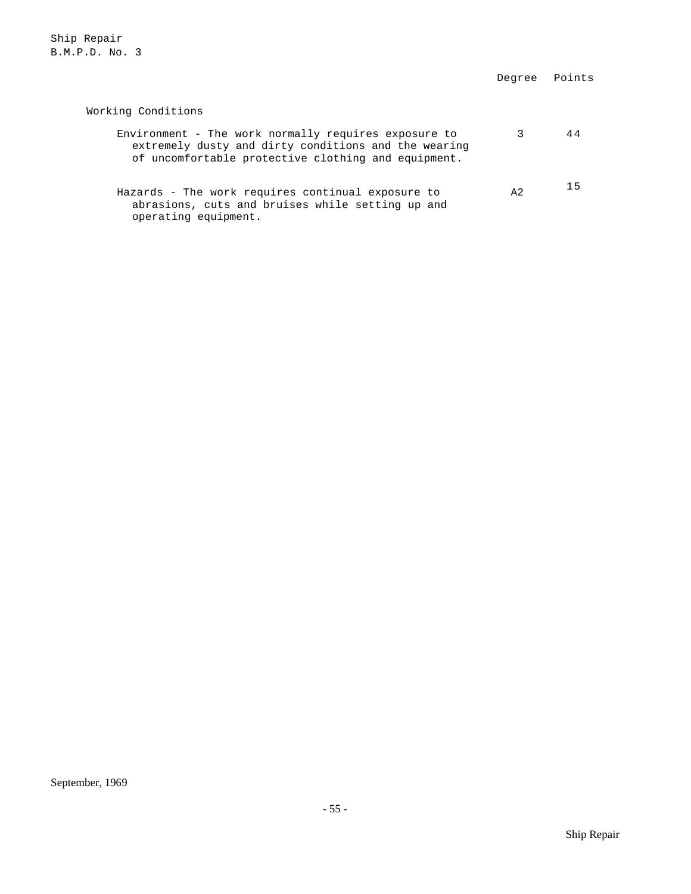| | Degree | Points |
|---|---|---|
| **Working Conditions** | | |
| Environment - The work normally requires exposure to extremely dusty and dirty conditions and the wearing of uncomfortable protective clothing and equipment. | 3 | 44 |
| Hazards - The work requires continual exposure to abrasions, cuts and bruises while setting up and operating equipment. | A2 | 15 |

September, 1969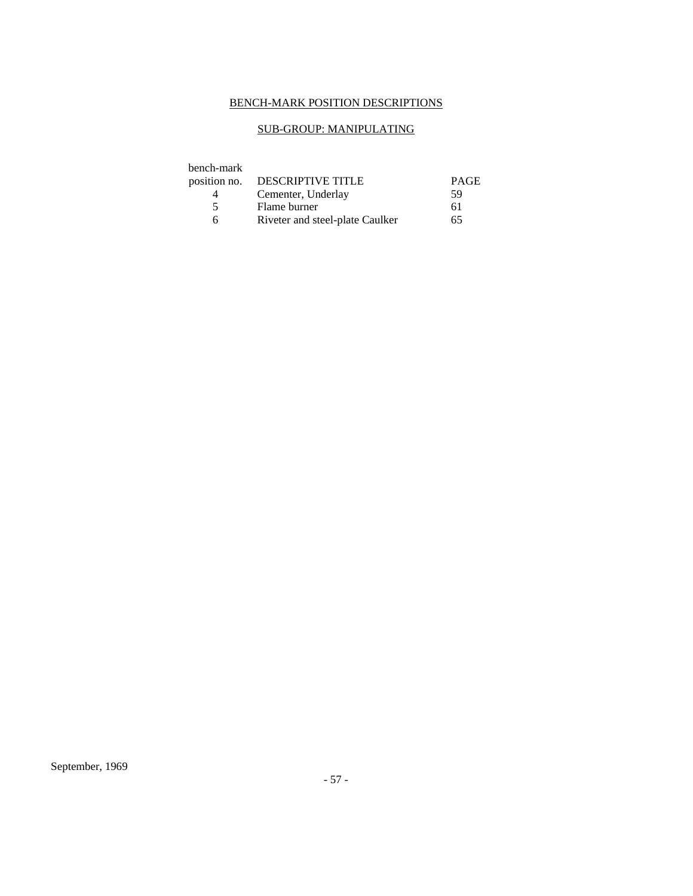# BENCH-MARK POSITION DESCRIPTIONS

## SUB-GROUP: MANIPULATING

| bench-mark position no. | DESCRIPTIVE TITLE | PAGE |
|---|---|---|
| 4 | Cementer, Underlay | 59 |
| 5 | Flame burner | 61 |
| 6 | Riveter and steel-plate Caulker | 65 |

September, 1969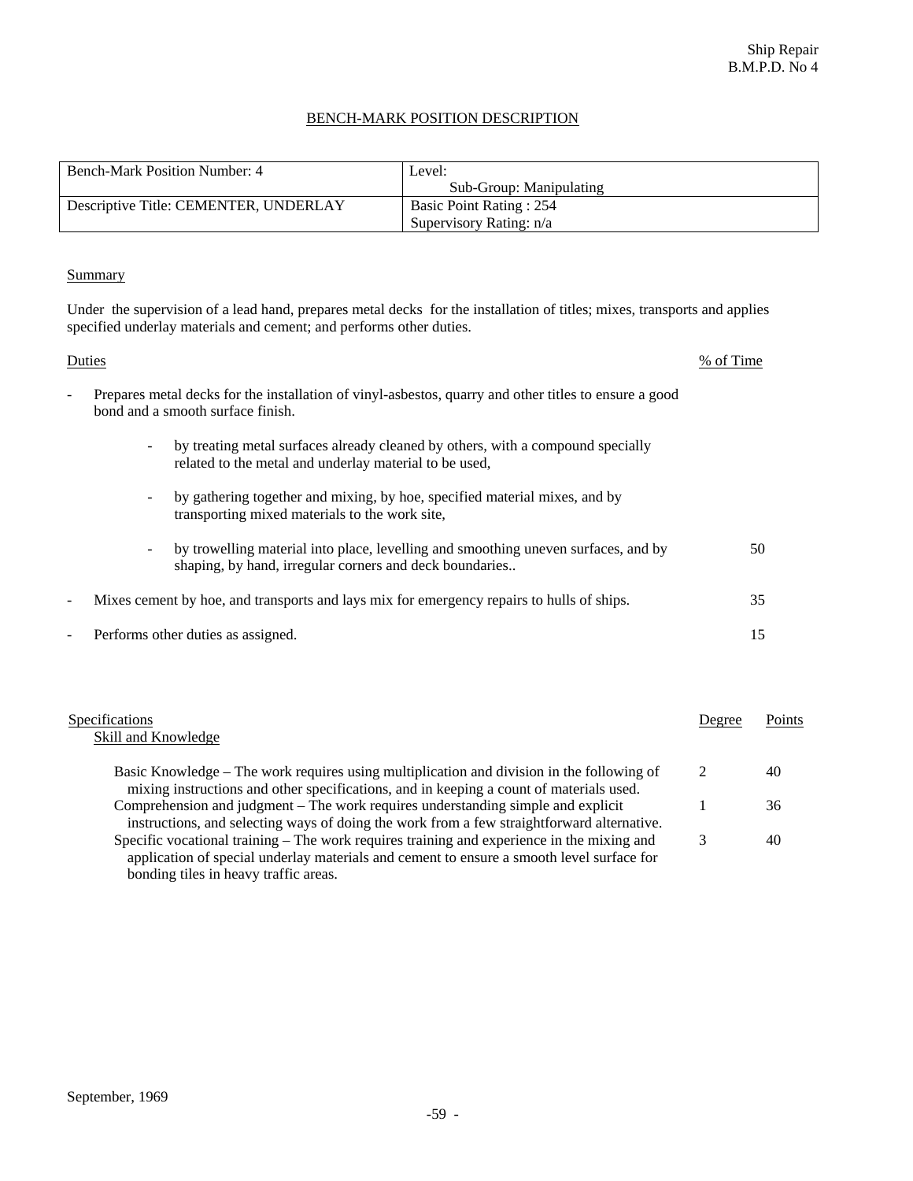Ship Repair
B.M.P.D. No 4

## BENCH-MARK POSITION DESCRIPTION

| Bench-Mark Position Number: 4 | Level: Sub-Group: Manipulating |
|---|---|
| Descriptive Title: CEMENTER, UNDERLAY | Basic Point Rating : 254<br>Supervisory Rating: n/a |

### Summary

Under the supervision of a lead hand, prepares metal decks for the installation of titles; mixes, transports and applies specified underlay materials and cement; and performs other duties.

| Duties | % of Time |
|---|---|
| - Prepares metal decks for the installation of vinyl-asbestos, quarry and other titles to ensure a good bond and a smooth surface finish.<br>- by treating metal surfaces already cleaned by others, with a compound specially related to the metal and underlay material to be used,<br>- by gathering together and mixing, by hoe, specified material mixes, and by transporting mixed materials to the work site,<br>- by trowelling material into place, levelling and smoothing uneven surfaces, and by shaping, by hand, irregular corners and deck boundaries.. | 50 |
| - Mixes cement by hoe, and transports and lays mix for emergency repairs to hulls of ships. | 35 |
| - Performs other duties as assigned. | 15 |

| Specifications<br>Skill and Knowledge | Degree | Points |
|---|---|---|
| Basic Knowledge – The work requires using multiplication and division in the following of mixing instructions and other specifications, and in keeping a count of materials used. | 2 | 40 |
| Comprehension and judgment – The work requires understanding simple and explicit instructions, and selecting ways of doing the work from a few straightforward alternative. | 1 | 36 |
| Specific vocational training – The work requires training and experience in the mixing and application of special underlay materials and cement to ensure a smooth level surface for bonding tiles in heavy traffic areas. | 3 | 40 |

September, 1969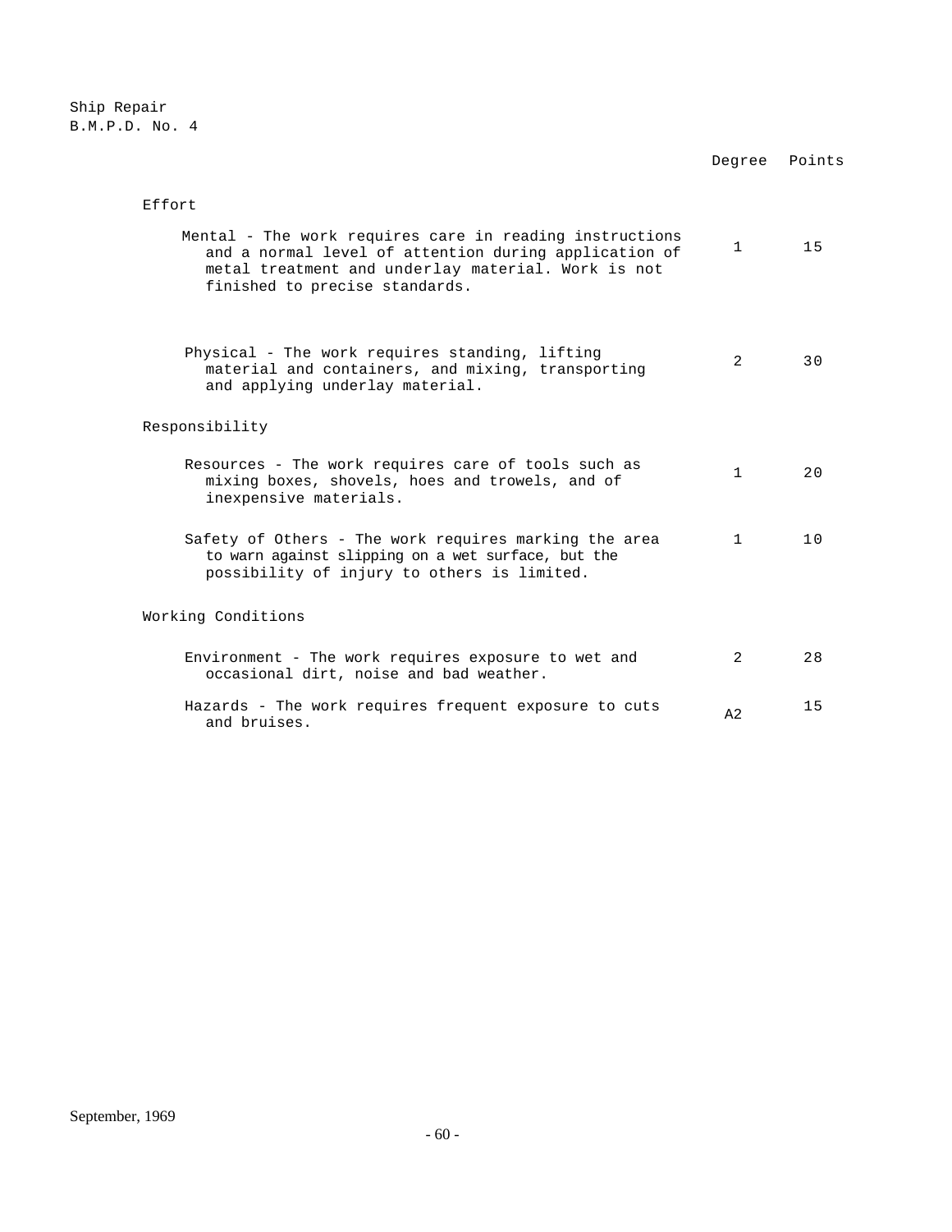Ship Repair
B.M.P.D. No. 4

| | Degree | Points |
|---|---|---|
| **Effort** | | |
| Mental - The work requires care in reading instructions and a normal level of attention during application of metal treatment and underlay material. Work is not finished to precise standards. | 1 | 15 |
| Physical - The work requires standing, lifting material and containers, and mixing, transporting and applying underlay material. | 2 | 30 |
| **Responsibility** | | |
| Resources - The work requires care of tools such as mixing boxes, shovels, hoes and trowels, and of inexpensive materials. | 1 | 20 |
| Safety of Others - The work requires marking the area to warn against slipping on a wet surface, but the possibility of injury to others is limited. | 1 | 10 |
| **Working Conditions** | | |
| Environment - The work requires exposure to wet and occasional dirt, noise and bad weather. | 2 | 28 |
| Hazards - The work requires frequent exposure to cuts and bruises. | A2 | 15 |

September, 1969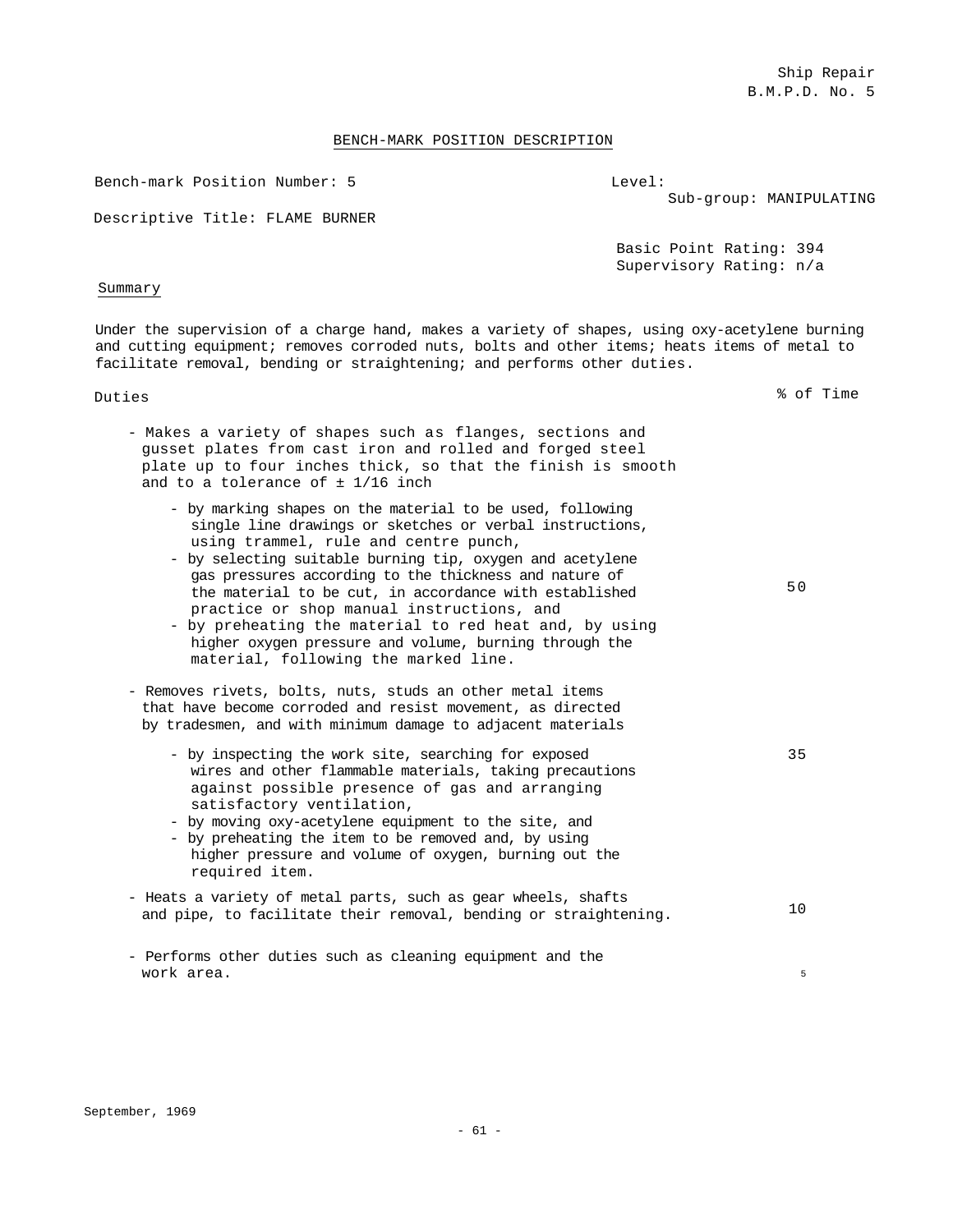Ship Repair
B.M.P.D. No. 5

## BENCH-MARK POSITION DESCRIPTION

Bench-mark Position Number: 5

Level:
Sub-group: MANIPULATING

Descriptive Title: FLAME BURNER

Basic Point Rating: 394
Supervisory Rating: n/a

### Summary

Under the supervision of a charge hand, makes a variety of shapes, using oxy-acetylene burning and cutting equipment; removes corroded nuts, bolts and other items; heats items of metal to facilitate removal, bending or straightening; and performs other duties.

| Duties | % of Time |
|---|---|
| - Makes a variety of shapes such as flanges, sections and gusset plates from cast iron and rolled and forged steel plate up to four inches thick, so that the finish is smooth and to a tolerance of ± 1/16 inch<br>  - by marking shapes on the material to be used, following single line drawings or sketches or verbal instructions, using trammel, rule and centre punch,<br>  - by selecting suitable burning tip, oxygen and acetylene gas pressures according to the thickness and nature of the material to be cut, in accordance with established practice or shop manual instructions, and<br>  - by preheating the material to red heat and, by using higher oxygen pressure and volume, burning through the material, following the marked line. | 50 |
| - Removes rivets, bolts, nuts, studs an other metal items that have become corroded and resist movement, as directed by tradesmen, and with minimum damage to adjacent materials<br>  - by inspecting the work site, searching for exposed wires and other flammable materials, taking precautions against possible presence of gas and arranging satisfactory ventilation,<br>  - by moving oxy-acetylene equipment to the site, and<br>  - by preheating the item to be removed and, by using higher pressure and volume of oxygen, burning out the required item. | 35 |
| - Heats a variety of metal parts, such as gear wheels, shafts and pipe, to facilitate their removal, bending or straightening. | 10 |
| - Performs other duties such as cleaning equipment and the work area. | 5 |

September, 1969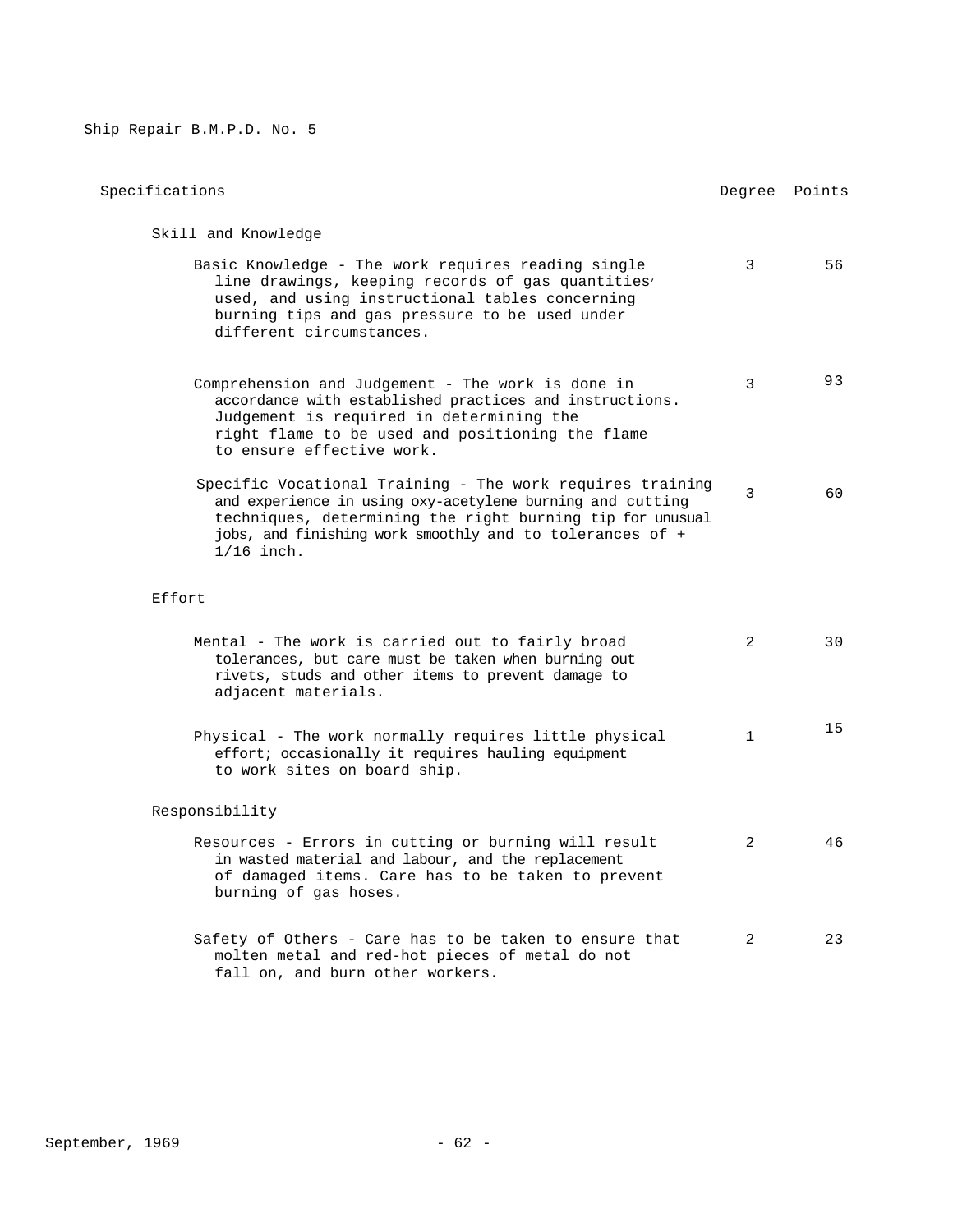Ship Repair B.M.P.D. No. 5

| Specifications | Degree | Points |
| --- | --- | --- |
| **Skill and Knowledge** | | |
| Basic Knowledge - The work requires reading single line drawings, keeping records of gas quantities used, and using instructional tables concerning burning tips and gas pressure to be used under different circumstances. | 3 | 56 |
| Comprehension and Judgement - The work is done in accordance with established practices and instructions. Judgement is required in determining the right flame to be used and positioning the flame to ensure effective work. | 3 | 93 |
| Specific Vocational Training - The work requires training and experience in using oxy-acetylene burning and cutting techniques, determining the right burning tip for unusual jobs, and finishing work smoothly and to tolerances of + 1/16 inch. | 3 | 60 |
| **Effort** | | |
| Mental - The work is carried out to fairly broad tolerances, but care must be taken when burning out rivets, studs and other items to prevent damage to adjacent materials. | 2 | 30 |
| Physical - The work normally requires little physical effort; occasionally it requires hauling equipment to work sites on board ship. | 1 | 15 |
| **Responsibility** | | |
| Resources - Errors in cutting or burning will result in wasted material and labour, and the replacement of damaged items. Care has to be taken to prevent burning of gas hoses. | 2 | 46 |
| Safety of Others - Care has to be taken to ensure that molten metal and red-hot pieces of metal do not fall on, and burn other workers. | 2 | 23 |

September, 1969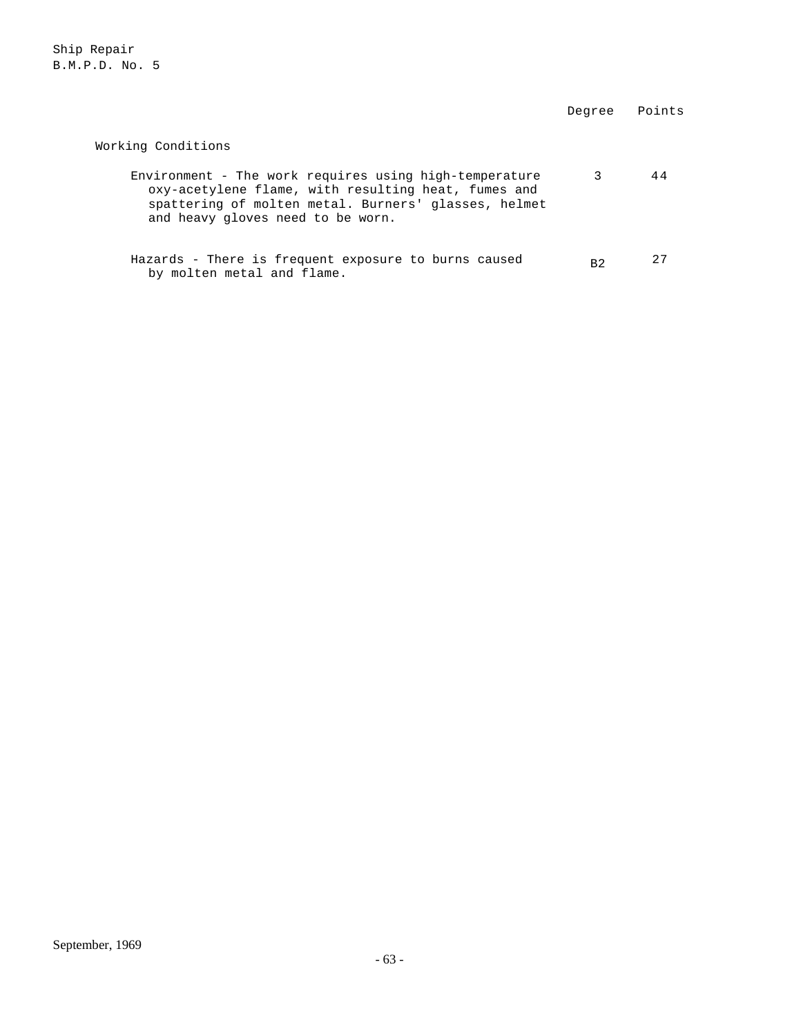| | Degree | Points |
|---|---|---|
| **Working Conditions** | | |
| Environment - The work requires using high-temperature oxy-acetylene flame, with resulting heat, fumes and spattering of molten metal. Burners' glasses, helmet and heavy gloves need to be worn. | 3 | 44 |
| Hazards - There is frequent exposure to burns caused by molten metal and flame. | B2 | 27 |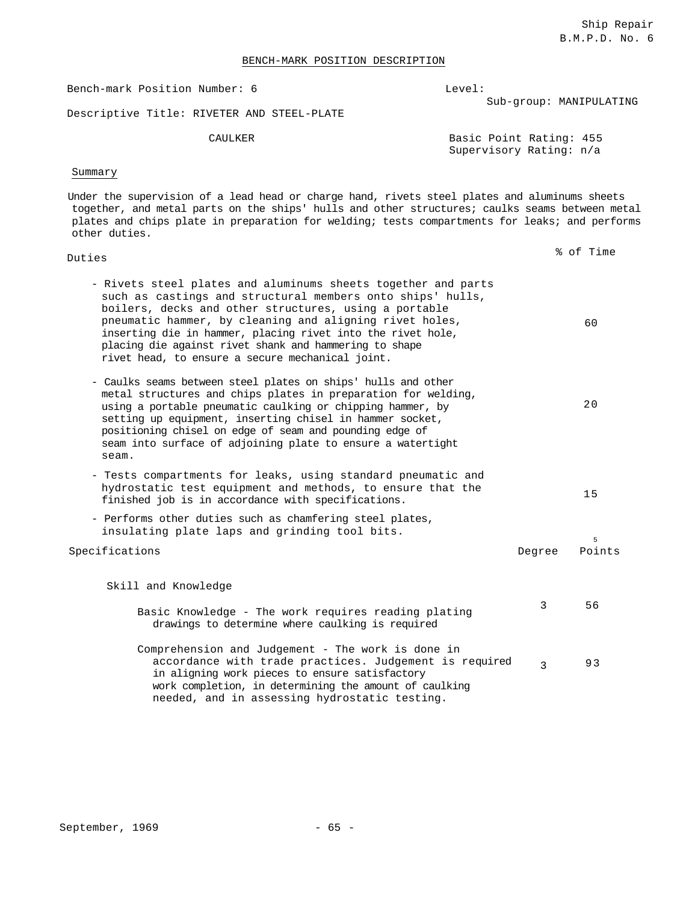Ship Repair
B.M.P.D. No. 6

## BENCH-MARK POSITION DESCRIPTION

Bench-mark Position Number: 6

Level:
Sub-group: MANIPULATING

Descriptive Title: RIVETER AND STEEL-PLATE CAULKER

Basic Point Rating: 455
Supervisory Rating: n/a

### Summary

Under the supervision of a lead head or charge hand, rivets steel plates and aluminums sheets together, and metal parts on the ships' hulls and other structures; caulks seams between metal plates and chips plate in preparation for welding; tests compartments for leaks; and performs other duties.

| Duties | % of Time |
|---|---|
| - Rivets steel plates and aluminums sheets together and parts such as castings and structural members onto ships' hulls, boilers, decks and other structures, using a portable pneumatic hammer, by cleaning and aligning rivet holes, inserting die in hammer, placing rivet into the rivet hole, placing die against rivet shank and hammering to shape rivet head, to ensure a secure mechanical joint. | 60 |
| - Caulks seams between steel plates on ships' hulls and other metal structures and chips plates in preparation for welding, using a portable pneumatic caulking or chipping hammer, by setting up equipment, inserting chisel in hammer socket, positioning chisel on edge of seam and pounding edge of seam into surface of adjoining plate to ensure a watertight seam. | 20 |
| - Tests compartments for leaks, using standard pneumatic and hydrostatic test equipment and methods, to ensure that the finished job is in accordance with specifications. | 15 |
| - Performs other duties such as chamfering steel plates, insulating plate laps and grinding tool bits. | 5 |

| Specifications | Degree | Points |
|---|---|---|
| **Skill and Knowledge** | | |
| Basic Knowledge - The work requires reading plating drawings to determine where caulking is required | 3 | 56 |
| Comprehension and Judgement - The work is done in accordance with trade practices. Judgement is required in aligning work pieces to ensure satisfactory work completion, in determining the amount of caulking needed, and in assessing hydrostatic testing. | 3 | 93 |

September, 1969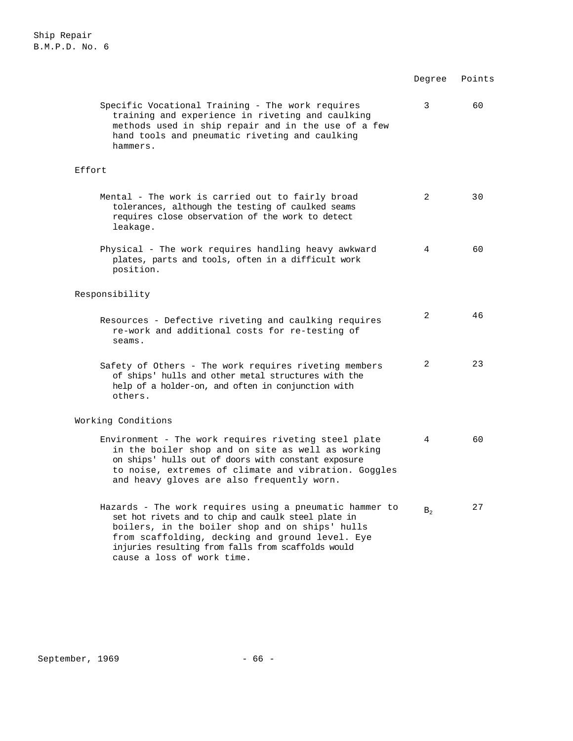| | Degree | Points |
|---|---|---|
| Specific Vocational Training - The work requires training and experience in riveting and caulking methods used in ship repair and in the use of a few hand tools and pneumatic riveting and caulking hammers. | 3 | 60 |
| **Effort** | | |
| Mental - The work is carried out to fairly broad tolerances, although the testing of caulked seams requires close observation of the work to detect leakage. | 2 | 30 |
| Physical - The work requires handling heavy awkward plates, parts and tools, often in a difficult work position. | 4 | 60 |
| **Responsibility** | | |
| Resources - Defective riveting and caulking requires re-work and additional costs for re-testing of seams. | 2 | 46 |
| Safety of Others - The work requires riveting members of ships' hulls and other metal structures with the help of a holder-on, and often in conjunction with others. | 2 | 23 |
| **Working Conditions** | | |
| Environment - The work requires riveting steel plate in the boiler shop and on site as well as working on ships' hulls out of doors with constant exposure to noise, extremes of climate and vibration. Goggles and heavy gloves are also frequently worn. | 4 | 60 |
| Hazards - The work requires using a pneumatic hammer to set hot rivets and to chip and caulk steel plate in boilers, in the boiler shop and on ships' hulls from scaffolding, decking and ground level. Eye injuries resulting from falls from scaffolds would cause a loss of work time. | $B_2$ | 27 |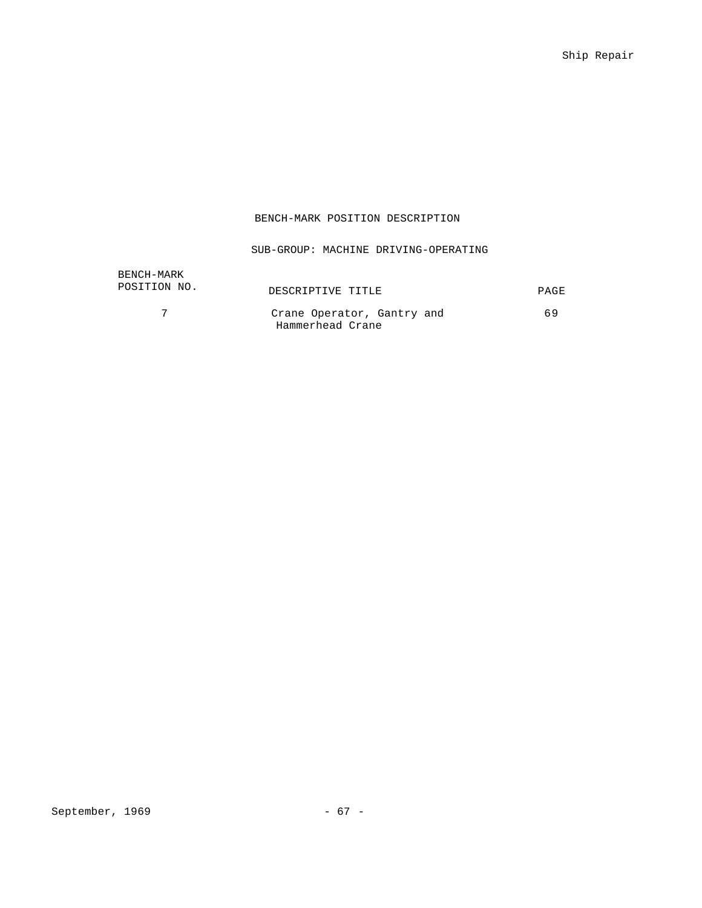## BENCH-MARK POSITION DESCRIPTION

### SUB-GROUP: MACHINE DRIVING-OPERATING

| BENCH-MARK POSITION NO. | DESCRIPTIVE TITLE | PAGE |
|---|---|---|
| 7 | Crane Operator, Gantry and Hammerhead Crane | 69 |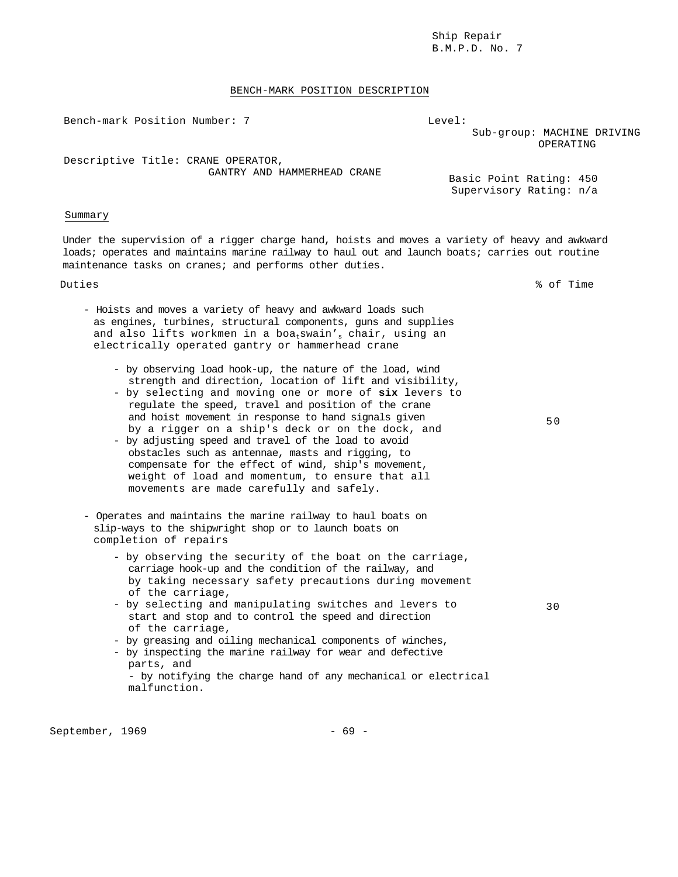Ship Repair
B.M.P.D. No. 7

## BENCH-MARK POSITION DESCRIPTION

Bench-mark Position Number: 7

Level:
Sub-group: MACHINE DRIVING OPERATING

Descriptive Title: CRANE OPERATOR, GANTRY AND HAMMERHEAD CRANE

Basic Point Rating: 450
Supervisory Rating: n/a

### Summary

Under the supervision of a rigger charge hand, hoists and moves a variety of heavy and awkward loads; operates and maintains marine railway to haul out and launch boats; carries out routine maintenance tasks on cranes; and performs other duties.

| Duties | % of Time |
|---|---|
| - Hoists and moves a variety of heavy and awkward loads such as engines, turbines, structural components, guns and supplies and also lifts workmen in a boatswain's chair, using an electrically operated gantry or hammerhead crane<br>- by observing load hook-up, the nature of the load, wind strength and direction, location of lift and visibility,<br>- by selecting and moving one or more of **six** levers to regulate the speed, travel and position of the crane and hoist movement in response to hand signals given by a rigger on a ship's deck or on the dock, and<br>- by adjusting speed and travel of the load to avoid obstacles such as antennae, masts and rigging, to compensate for the effect of wind, ship's movement, weight of load and momentum, to ensure that all movements are made carefully and safely. | 50 |
| - Operates and maintains the marine railway to haul boats on slip-ways to the shipwright shop or to launch boats on completion of repairs<br>- by observing the security of the boat on the carriage, carriage hook-up and the condition of the railway, and by taking necessary safety precautions during movement of the carriage,<br>- by selecting and manipulating switches and levers to start and stop and to control the speed and direction of the carriage,<br>- by greasing and oiling mechanical components of winches,<br>- by inspecting the marine railway for wear and defective parts, and<br>- by notifying the charge hand of any mechanical or electrical malfunction. | 30 |

September, 1969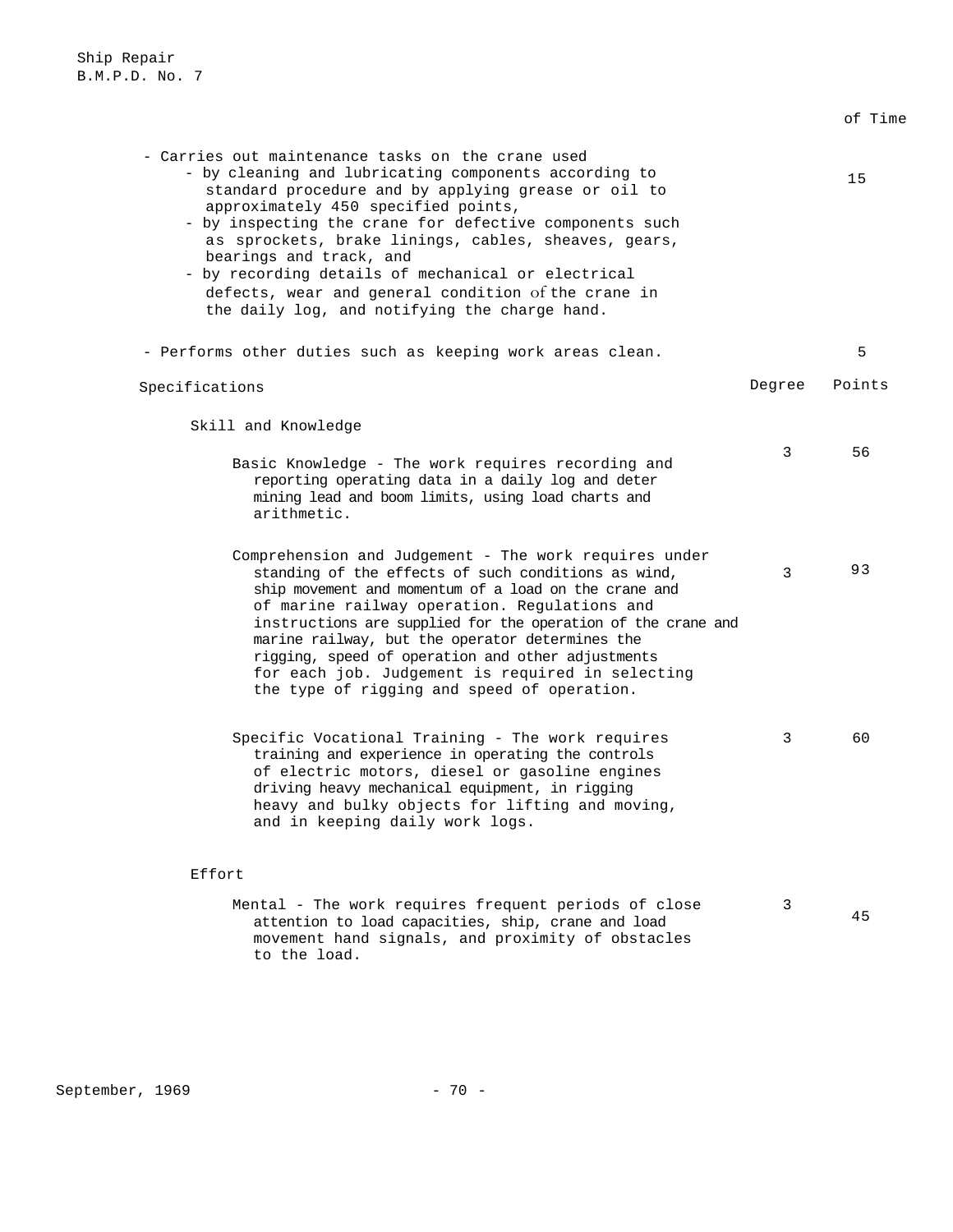of Time

- Carries out maintenance tasks on the crane used — 15
  - by cleaning and lubricating components according to standard procedure and by applying grease or oil to approximately 450 specified points,
  - by inspecting the crane for defective components such as sprockets, brake linings, cables, sheaves, gears, bearings and track, and
  - by recording details of mechanical or electrical defects, wear and general condition of the crane in the daily log, and notifying the charge hand.

- Performs other duties such as keeping work areas clean. — 5

| Specifications | Degree | Points |
|---|---|---|
| **Skill and Knowledge** | | |
| Basic Knowledge - The work requires recording and reporting operating data in a daily log and determining lead and boom limits, using load charts and arithmetic. | 3 | 56 |
| Comprehension and Judgement - The work requires understanding of the effects of such conditions as wind, ship movement and momentum of a load on the crane and of marine railway operation. Regulations and instructions are supplied for the operation of the crane and marine railway, but the operator determines the rigging, speed of operation and other adjustments for each job. Judgement is required in selecting the type of rigging and speed of operation. | 3 | 93 |
| Specific Vocational Training - The work requires training and experience in operating the controls of electric motors, diesel or gasoline engines driving heavy mechanical equipment, in rigging heavy and bulky objects for lifting and moving, and in keeping daily work logs. | 3 | 60 |
| **Effort** | | |
| Mental - The work requires frequent periods of close attention to load capacities, ship, crane and load movement hand signals, and proximity of obstacles to the load. | 3 | 45 |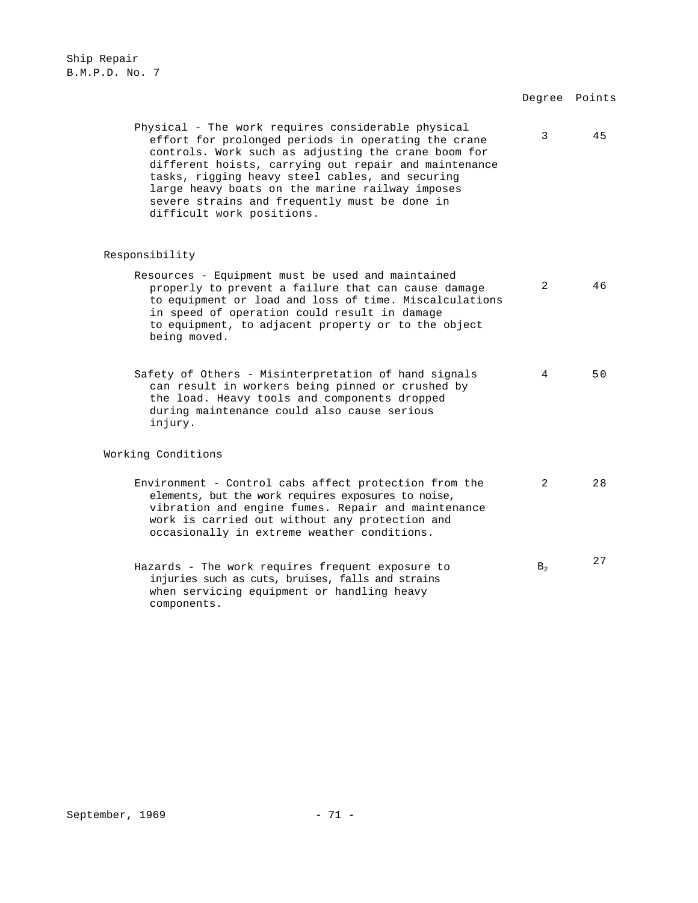| | Degree | Points |
|---|---|---|
| Physical - The work requires considerable physical effort for prolonged periods in operating the crane controls. Work such as adjusting the crane boom for different hoists, carrying out repair and maintenance tasks, rigging heavy steel cables, and securing large heavy boats on the marine railway imposes severe strains and frequently must be done in difficult work positions. | 3 | 45 |
| **Responsibility** | | |
| Resources - Equipment must be used and maintained properly to prevent a failure that can cause damage to equipment or load and loss of time. Miscalculations in speed of operation could result in damage to equipment, to adjacent property or to the object being moved. | 2 | 46 |
| Safety of Others - Misinterpretation of hand signals can result in workers being pinned or crushed by the load. Heavy tools and components dropped during maintenance could also cause serious injury. | 4 | 50 |
| **Working Conditions** | | |
| Environment - Control cabs affect protection from the elements, but the work requires exposures to noise, vibration and engine fumes. Repair and maintenance work is carried out without any protection and occasionally in extreme weather conditions. | 2 | 28 |
| Hazards - The work requires frequent exposure to injuries such as cuts, bruises, falls and strains when servicing equipment or handling heavy components. | $B_2$ | 27 |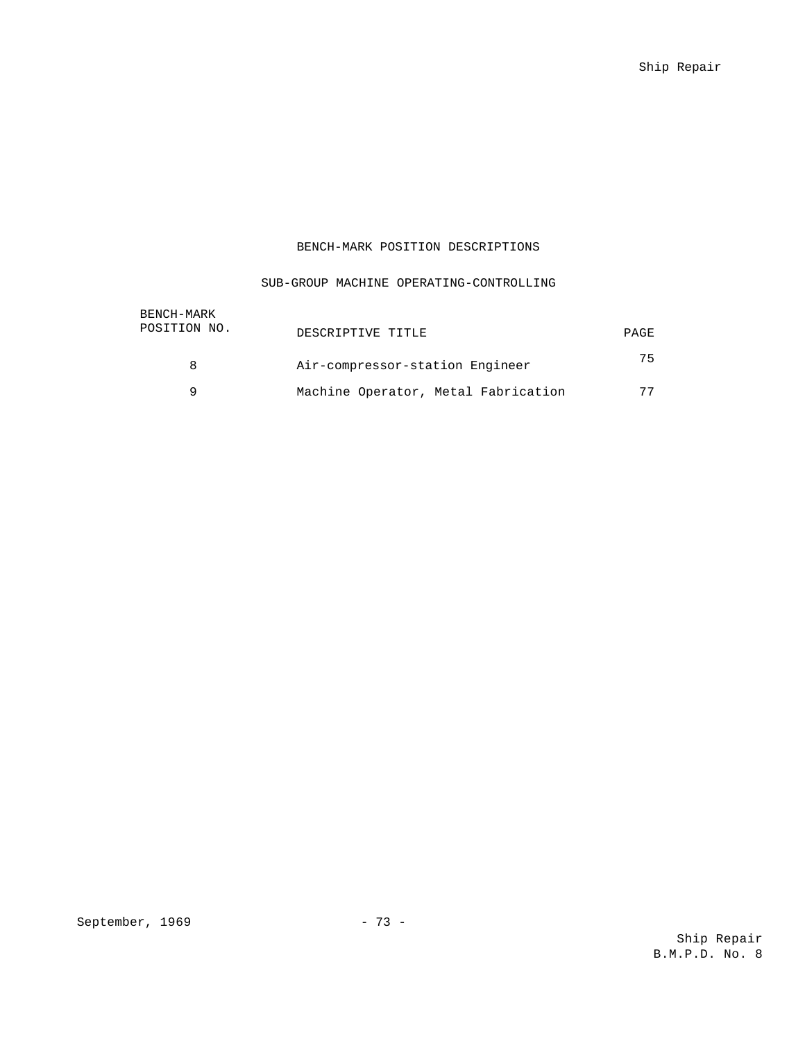## BENCH-MARK POSITION DESCRIPTIONS

### SUB-GROUP MACHINE OPERATING-CONTROLLING

| BENCH-MARK POSITION NO. | DESCRIPTIVE TITLE | PAGE |
|---|---|---|
| 8 | Air-compressor-station Engineer | 75 |
| 9 | Machine Operator, Metal Fabrication | 77 |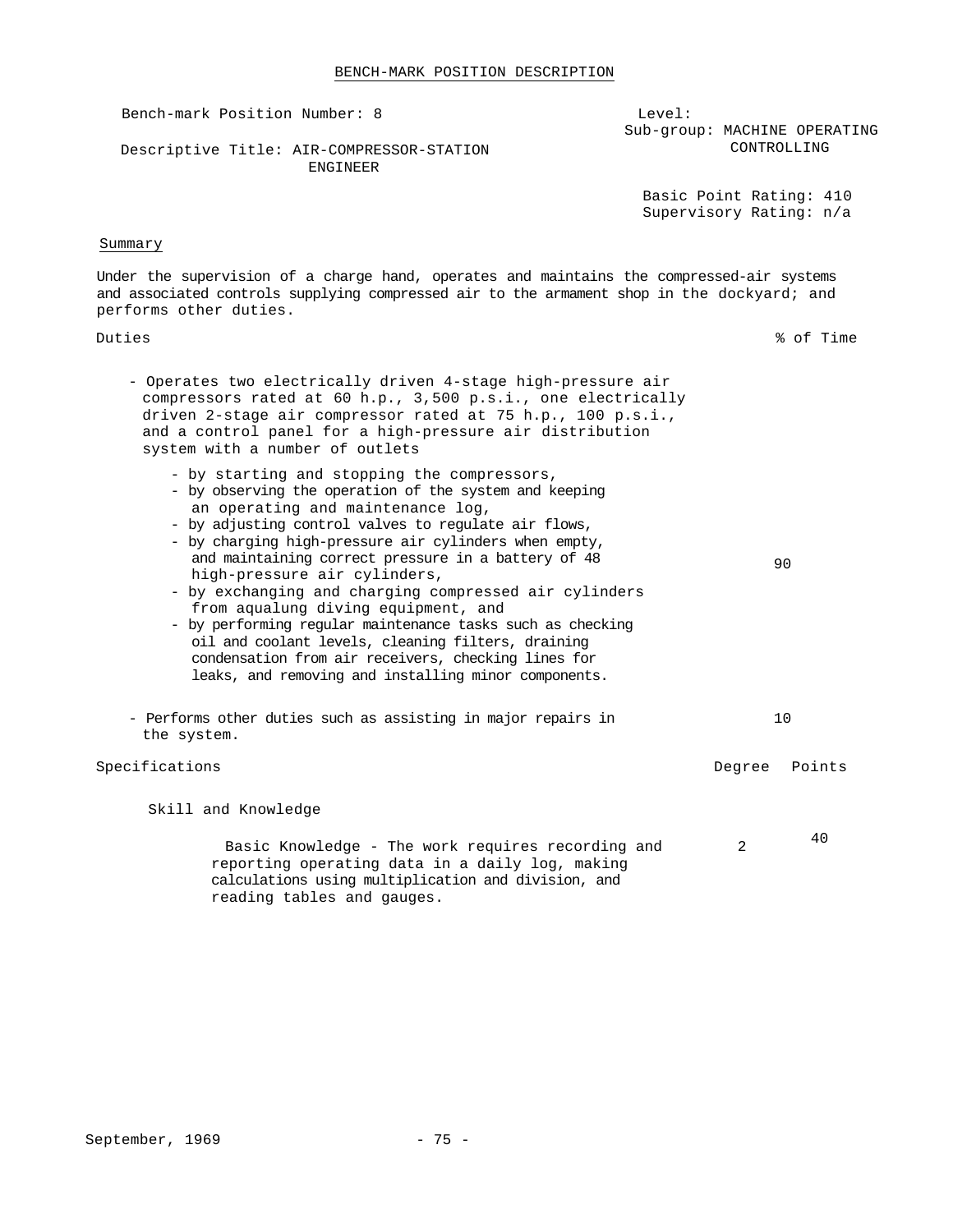# BENCH-MARK POSITION DESCRIPTION

Bench-mark Position Number: 8

Descriptive Title: AIR-COMPRESSOR-STATION ENGINEER

Level:
Sub-group: MACHINE OPERATING CONTROLLING

Basic Point Rating: 410
Supervisory Rating: n/a

## Summary

Under the supervision of a charge hand, operates and maintains the compressed-air systems and associated controls supplying compressed air to the armament shop in the dockyard; and performs other duties.

| Duties | % of Time |
|---|---|
| - Operates two electrically driven 4-stage high-pressure air compressors rated at 60 h.p., 3,500 p.s.i., one electrically driven 2-stage air compressor rated at 75 h.p., 100 p.s.i., and a control panel for a high-pressure air distribution system with a number of outlets<br>- by starting and stopping the compressors,<br>- by observing the operation of the system and keeping an operating and maintenance log,<br>- by adjusting control valves to regulate air flows,<br>- by charging high-pressure air cylinders when empty, and maintaining correct pressure in a battery of 48 high-pressure air cylinders,<br>- by exchanging and charging compressed air cylinders from aqualung diving equipment, and<br>- by performing regular maintenance tasks such as checking oil and coolant levels, cleaning filters, draining condensation from air receivers, checking lines for leaks, and removing and installing minor components. | 90 |
| - Performs other duties such as assisting in major repairs in the system. | 10 |

| Specifications | Degree | Points |
|---|---|---|
| **Skill and Knowledge** | | |
| Basic Knowledge - The work requires recording and reporting operating data in a daily log, making calculations using multiplication and division, and reading tables and gauges. | 2 | 40 |

September, 1969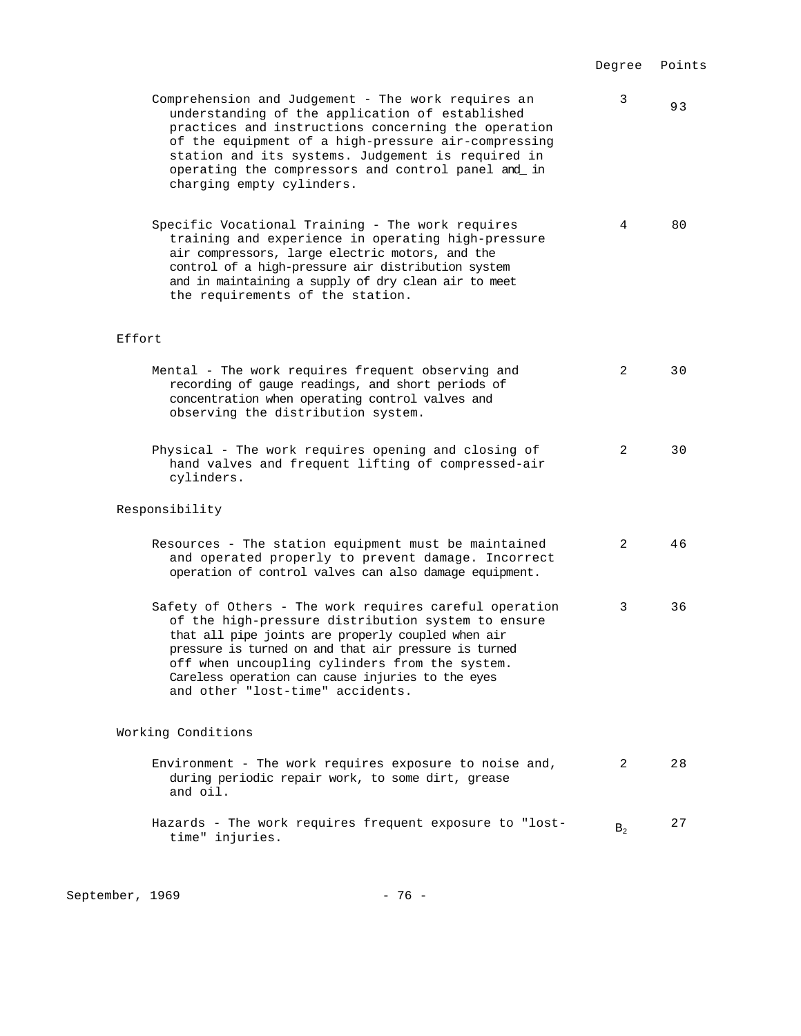| | Degree | Points |
|---|---|---|
| Comprehension and Judgement - The work requires an understanding of the application of established practices and instructions concerning the operation of the equipment of a high-pressure air-compressing station and its systems. Judgement is required in operating the compressors and control panel and_ in charging empty cylinders. | 3 | 93 |
| Specific Vocational Training - The work requires training and experience in operating high-pressure air compressors, large electric motors, and the control of a high-pressure air distribution system and in maintaining a supply of dry clean air to meet the requirements of the station. | 4 | 80 |
| **Effort** | | |
| Mental - The work requires frequent observing and recording of gauge readings, and short periods of concentration when operating control valves and observing the distribution system. | 2 | 30 |
| Physical - The work requires opening and closing of hand valves and frequent lifting of compressed-air cylinders. | 2 | 30 |
| **Responsibility** | | |
| Resources - The station equipment must be maintained and operated properly to prevent damage. Incorrect operation of control valves can also damage equipment. | 2 | 46 |
| Safety of Others - The work requires careful operation of the high-pressure distribution system to ensure that all pipe joints are properly coupled when air pressure is turned on and that air pressure is turned off when uncoupling cylinders from the system. Careless operation can cause injuries to the eyes and other "lost-time" accidents. | 3 | 36 |
| **Working Conditions** | | |
| Environment - The work requires exposure to noise and, during periodic repair work, to some dirt, grease and oil. | 2 | 28 |
| Hazards - The work requires frequent exposure to "lost-time" injuries. | $B_2$ | 27 |

September, 1969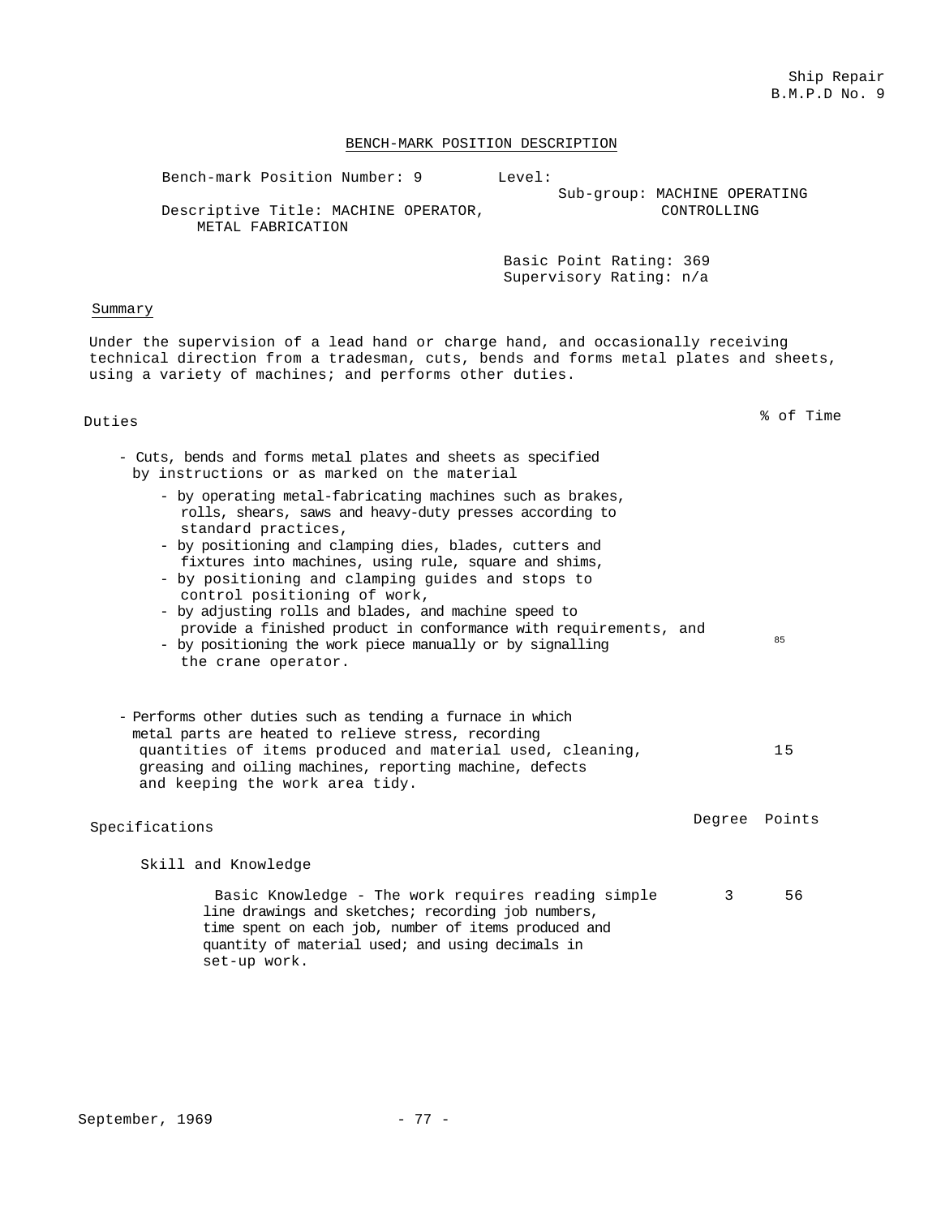Ship Repair
B.M.P.D No. 9

## BENCH-MARK POSITION DESCRIPTION

Bench-mark Position Number: 9

Level:

Sub-group: MACHINE OPERATING CONTROLLING

Descriptive Title: MACHINE OPERATOR, METAL FABRICATION

Basic Point Rating: 369
Supervisory Rating: n/a

### Summary

Under the supervision of a lead hand or charge hand, and occasionally receiving technical direction from a tradesman, cuts, bends and forms metal plates and sheets, using a variety of machines; and performs other duties.

| Duties | % of Time |
|---|---|
| - Cuts, bends and forms metal plates and sheets as specified by instructions or as marked on the material<br>  - by operating metal-fabricating machines such as brakes, rolls, shears, saws and heavy-duty presses according to standard practices,<br>  - by positioning and clamping dies, blades, cutters and fixtures into machines, using rule, square and shims,<br>  - by positioning and clamping guides and stops to control positioning of work,<br>  - by adjusting rolls and blades, and machine speed to provide a finished product in conformance with requirements, and<br>  - by positioning the work piece manually or by signalling the crane operator. | 85 |
| - Performs other duties such as tending a furnace in which metal parts are heated to relieve stress, recording quantities of items produced and material used, cleaning, greasing and oiling machines, reporting machine, defects and keeping the work area tidy. | 15 |

| Specifications | Degree | Points |
|---|---|---|
| **Skill and Knowledge** | | |
| Basic Knowledge - The work requires reading simple line drawings and sketches; recording job numbers, time spent on each job, number of items produced and quantity of material used; and using decimals in set-up work. | 3 | 56 |

September, 1969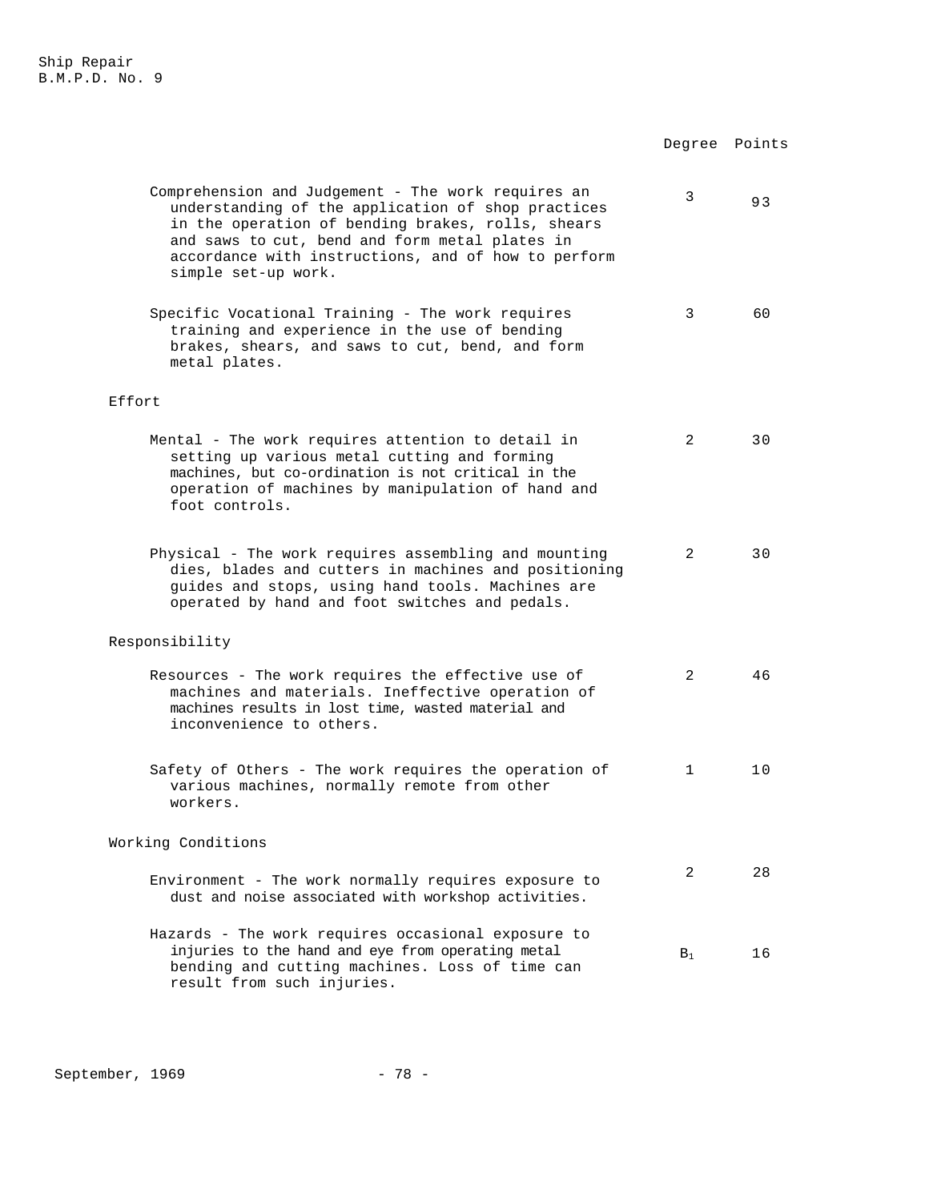| | Degree | Points |
|---|---|---|
| Comprehension and Judgement - The work requires an understanding of the application of shop practices in the operation of bending brakes, rolls, shears and saws to cut, bend and form metal plates in accordance with instructions, and of how to perform simple set-up work. | 3 | 93 |
| Specific Vocational Training - The work requires training and experience in the use of bending brakes, shears, and saws to cut, bend, and form metal plates. | 3 | 60 |
| **Effort** | | |
| Mental - The work requires attention to detail in setting up various metal cutting and forming machines, but co-ordination is not critical in the operation of machines by manipulation of hand and foot controls. | 2 | 30 |
| Physical - The work requires assembling and mounting dies, blades and cutters in machines and positioning guides and stops, using hand tools. Machines are operated by hand and foot switches and pedals. | 2 | 30 |
| **Responsibility** | | |
| Resources - The work requires the effective use of machines and materials. Ineffective operation of machines results in lost time, wasted material and inconvenience to others. | 2 | 46 |
| Safety of Others - The work requires the operation of various machines, normally remote from other workers. | 1 | 10 |
| **Working Conditions** | | |
| Environment - The work normally requires exposure to dust and noise associated with workshop activities. | 2 | 28 |
| Hazards - The work requires occasional exposure to injuries to the hand and eye from operating metal bending and cutting machines. Loss of time can result from such injuries. | $B_1$ | 16 |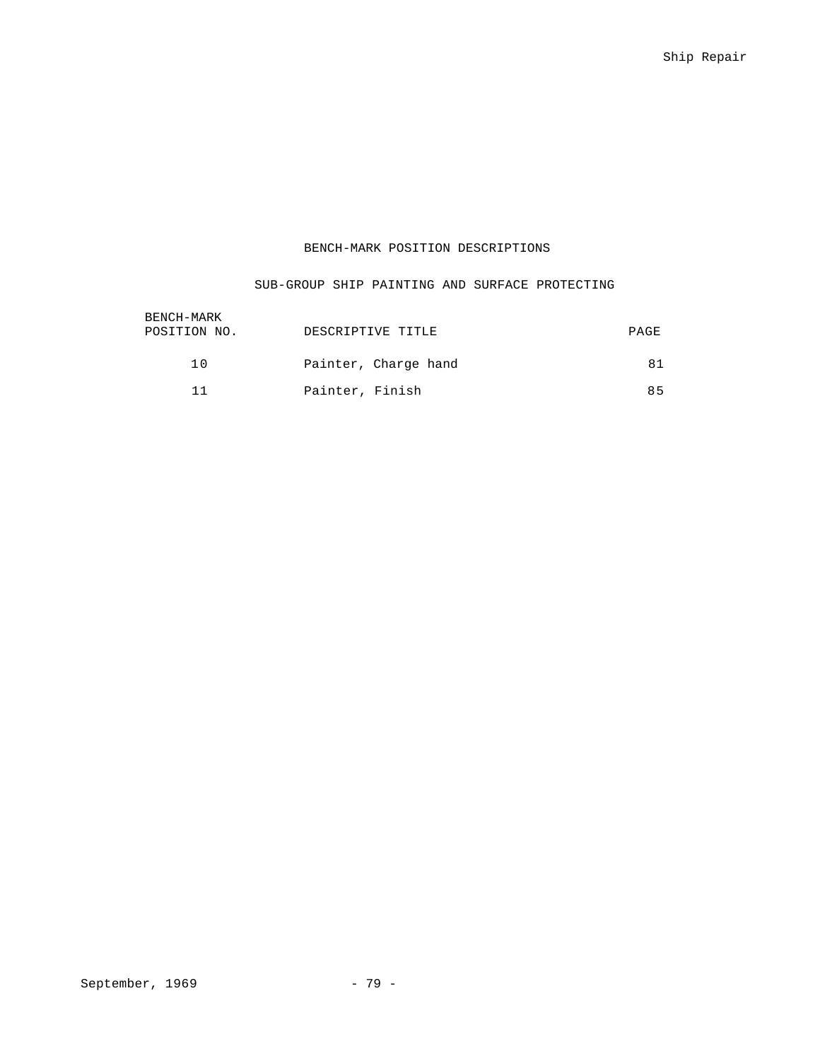# BENCH-MARK POSITION DESCRIPTIONS

## SUB-GROUP SHIP PAINTING AND SURFACE PROTECTING

| BENCH-MARK POSITION NO. | DESCRIPTIVE TITLE | PAGE |
|---|---|---|
| 10 | Painter, Charge hand | 81 |
| 11 | Painter, Finish | 85 |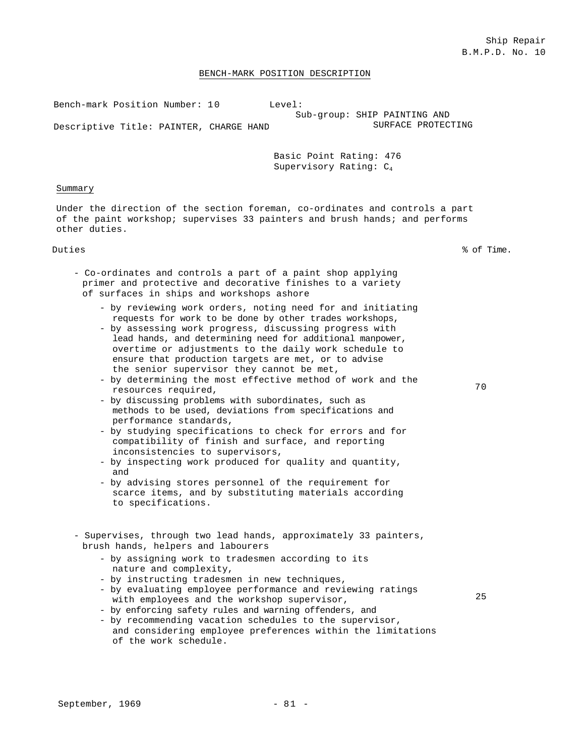Ship Repair
B.M.P.D. No. 10

## BENCH-MARK POSITION DESCRIPTION

Bench-mark Position Number: 10 Level:
Sub-group: SHIP PAINTING AND SURFACE PROTECTING

Descriptive Title: PAINTER, CHARGE HAND

Basic Point Rating: 476
Supervisory Rating: $C_4$

Summary

Under the direction of the section foreman, co-ordinates and controls a part of the paint workshop; supervises 33 painters and brush hands; and performs other duties.

| Duties | % of Time. |
|---|---|
| - Co-ordinates and controls a part of a paint shop applying primer and protective and decorative finishes to a variety of surfaces in ships and workshops ashore<br>- by reviewing work orders, noting need for and initiating requests for work to be done by other trades workshops,<br>- by assessing work progress, discussing progress with lead hands, and determining need for additional manpower, overtime or adjustments to the daily work schedule to ensure that production targets are met, or to advise the senior supervisor they cannot be met,<br>- by determining the most effective method of work and the resources required,<br>- by discussing problems with subordinates, such as methods to be used, deviations from specifications and performance standards,<br>- by studying specifications to check for errors and for compatibility of finish and surface, and reporting inconsistencies to supervisors,<br>- by inspecting work produced for quality and quantity, and<br>- by advising stores personnel of the requirement for scarce items, and by substituting materials according to specifications. | 70 |
| - Supervises, through two lead hands, approximately 33 painters, brush hands, helpers and labourers<br>- by assigning work to tradesmen according to its nature and complexity,<br>- by instructing tradesmen in new techniques,<br>- by evaluating employee performance and reviewing ratings with employees and the workshop supervisor,<br>- by enforcing safety rules and warning offenders, and<br>- by recommending vacation schedules to the supervisor, and considering employee preferences within the limitations of the work schedule. | 25 |

September, 1969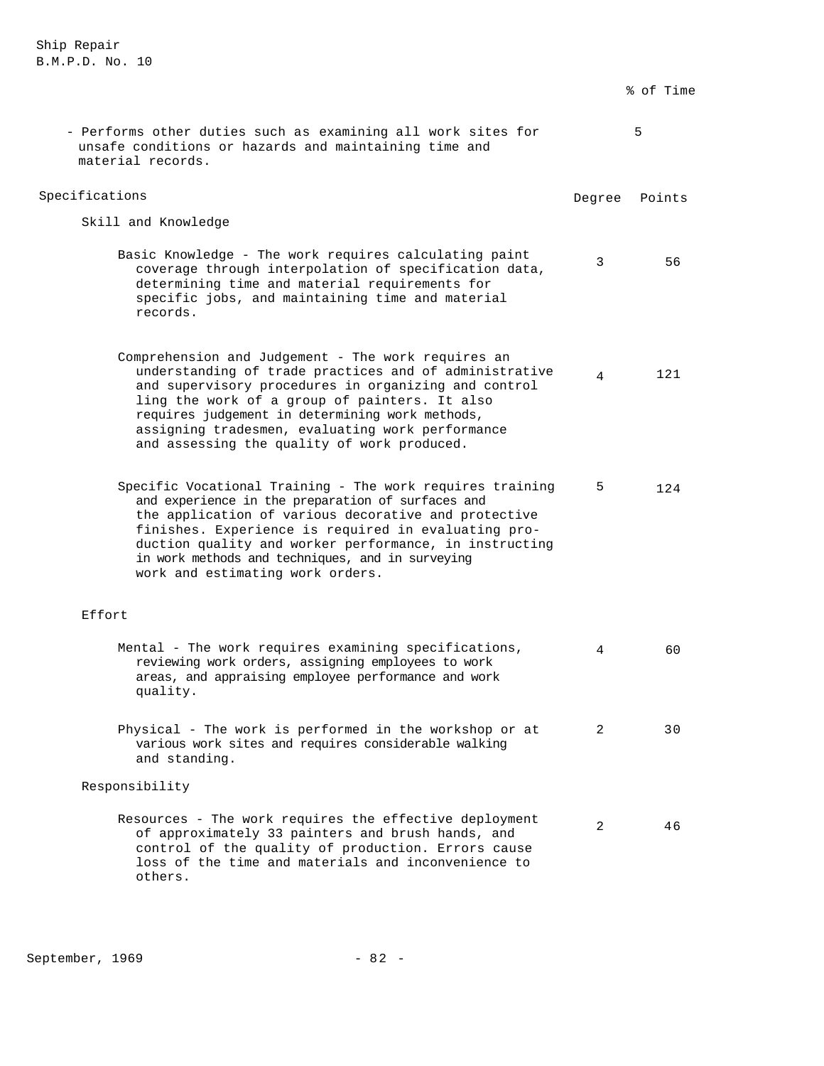| | % of Time |
|---|---|
| - Performs other duties such as examining all work sites for unsafe conditions or hazards and maintaining time and material records. | 5 |

| Specifications | Degree | Points |
|---|---|---|
| **Skill and Knowledge** | | |
| Basic Knowledge - The work requires calculating paint coverage through interpolation of specification data, determining time and material requirements for specific jobs, and maintaining time and material records. | 3 | 56 |
| Comprehension and Judgement - The work requires an understanding of trade practices and of administrative and supervisory procedures in organizing and controlling the work of a group of painters. It also requires judgement in determining work methods, assigning tradesmen, evaluating work performance and assessing the quality of work produced. | 4 | 121 |
| Specific Vocational Training - The work requires training and experience in the preparation of surfaces and the application of various decorative and protective finishes. Experience is required in evaluating production quality and worker performance, in instructing in work methods and techniques, and in surveying work and estimating work orders. | 5 | 124 |
| **Effort** | | |
| Mental - The work requires examining specifications, reviewing work orders, assigning employees to work areas, and appraising employee performance and work quality. | 4 | 60 |
| Physical - The work is performed in the workshop or at various work sites and requires considerable walking and standing. | 2 | 30 |
| **Responsibility** | | |
| Resources - The work requires the effective deployment of approximately 33 painters and brush hands, and control of the quality of production. Errors cause loss of the time and materials and inconvenience to others. | 2 | 46 |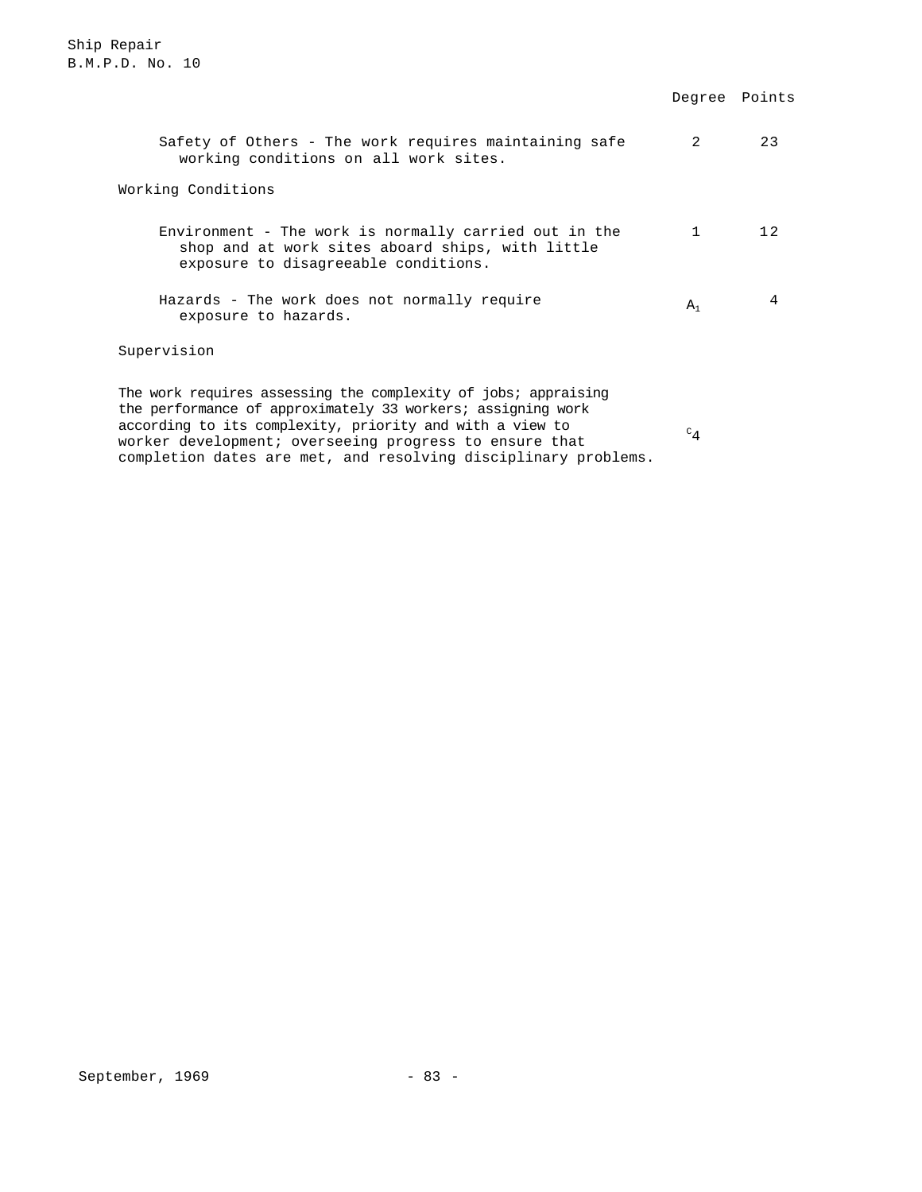| | Degree | Points |
|---|---|---|
| Safety of Others - The work requires maintaining safe working conditions on all work sites. | 2 | 23 |
| **Working Conditions** | | |
| Environment - The work is normally carried out in the shop and at work sites aboard ships, with little exposure to disagreeable conditions. | 1 | 12 |
| Hazards - The work does not normally require exposure to hazards. | $A_1$ | 4 |

**Supervision**

| | Degree |
|---|---|
| The work requires assessing the complexity of jobs; appraising the performance of approximately 33 workers; assigning work according to its complexity, priority and with a view to worker development; overseeing progress to ensure that completion dates are met, and resolving disciplinary problems. | $C_4$ |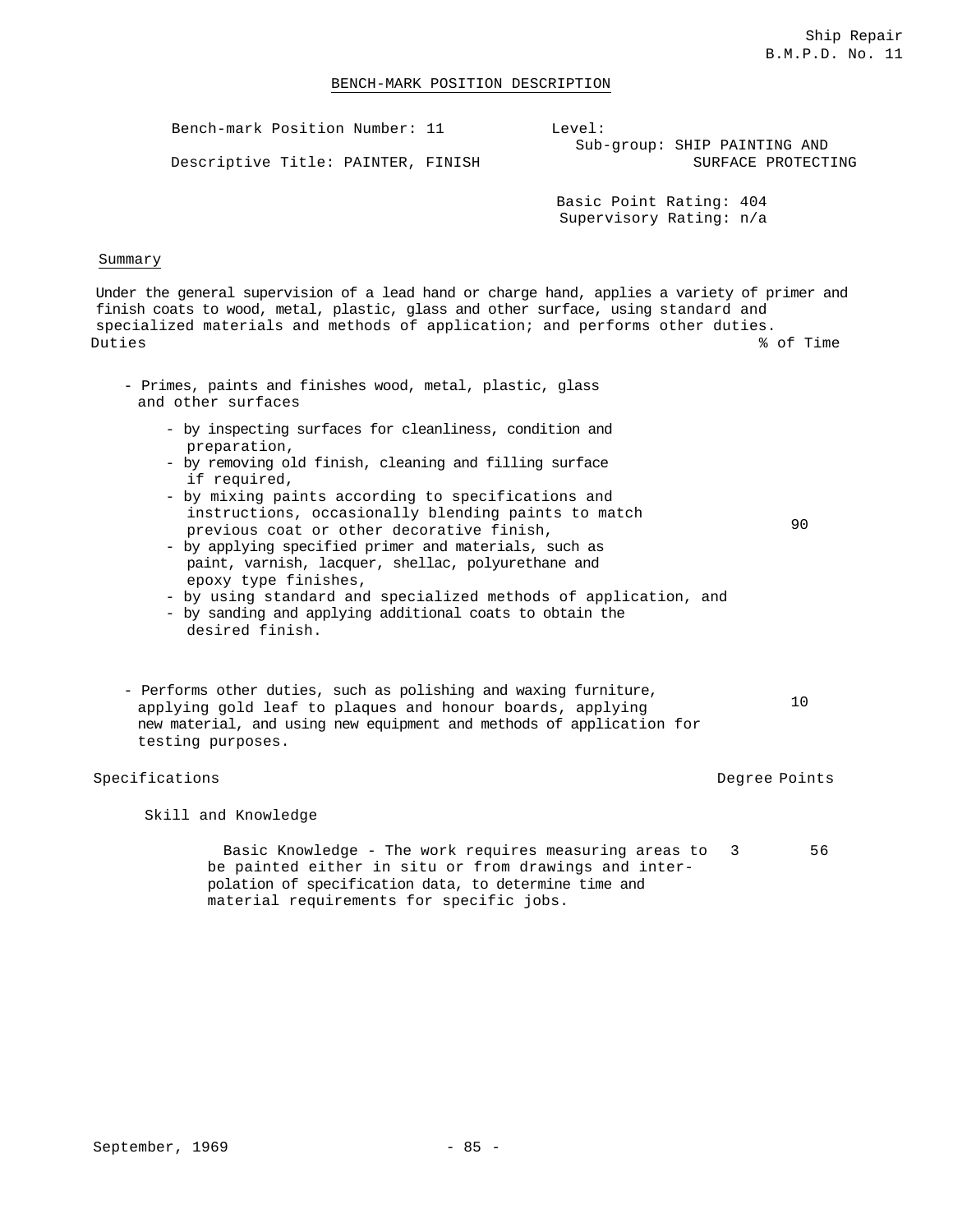Ship Repair
B.M.P.D. No. 11

## BENCH-MARK POSITION DESCRIPTION

Bench-mark Position Number: 11

Descriptive Title: PAINTER, FINISH

Level:
Sub-group: SHIP PAINTING AND SURFACE PROTECTING

Basic Point Rating: 404
Supervisory Rating: n/a

### Summary

Under the general supervision of a lead hand or charge hand, applies a variety of primer and finish coats to wood, metal, plastic, glass and other surface, using standard and specialized materials and methods of application; and performs other duties.

| Duties | % of Time |
|---|---|
| - Primes, paints and finishes wood, metal, plastic, glass and other surfaces<br>- by inspecting surfaces for cleanliness, condition and preparation,<br>- by removing old finish, cleaning and filling surface if required,<br>- by mixing paints according to specifications and instructions, occasionally blending paints to match previous coat or other decorative finish,<br>- by applying specified primer and materials, such as paint, varnish, lacquer, shellac, polyurethane and epoxy type finishes,<br>- by using standard and specialized methods of application, and<br>- by sanding and applying additional coats to obtain the desired finish. | 90 |
| - Performs other duties, such as polishing and waxing furniture, applying gold leaf to plaques and honour boards, applying new material, and using new equipment and methods of application for testing purposes. | 10 |

| Specifications | Degree | Points |
|---|---|---|
| **Skill and Knowledge** | | |
| Basic Knowledge - The work requires measuring areas to be painted either in situ or from drawings and interpolation of specification data, to determine time and material requirements for specific jobs. | 3 | 56 |

September, 1969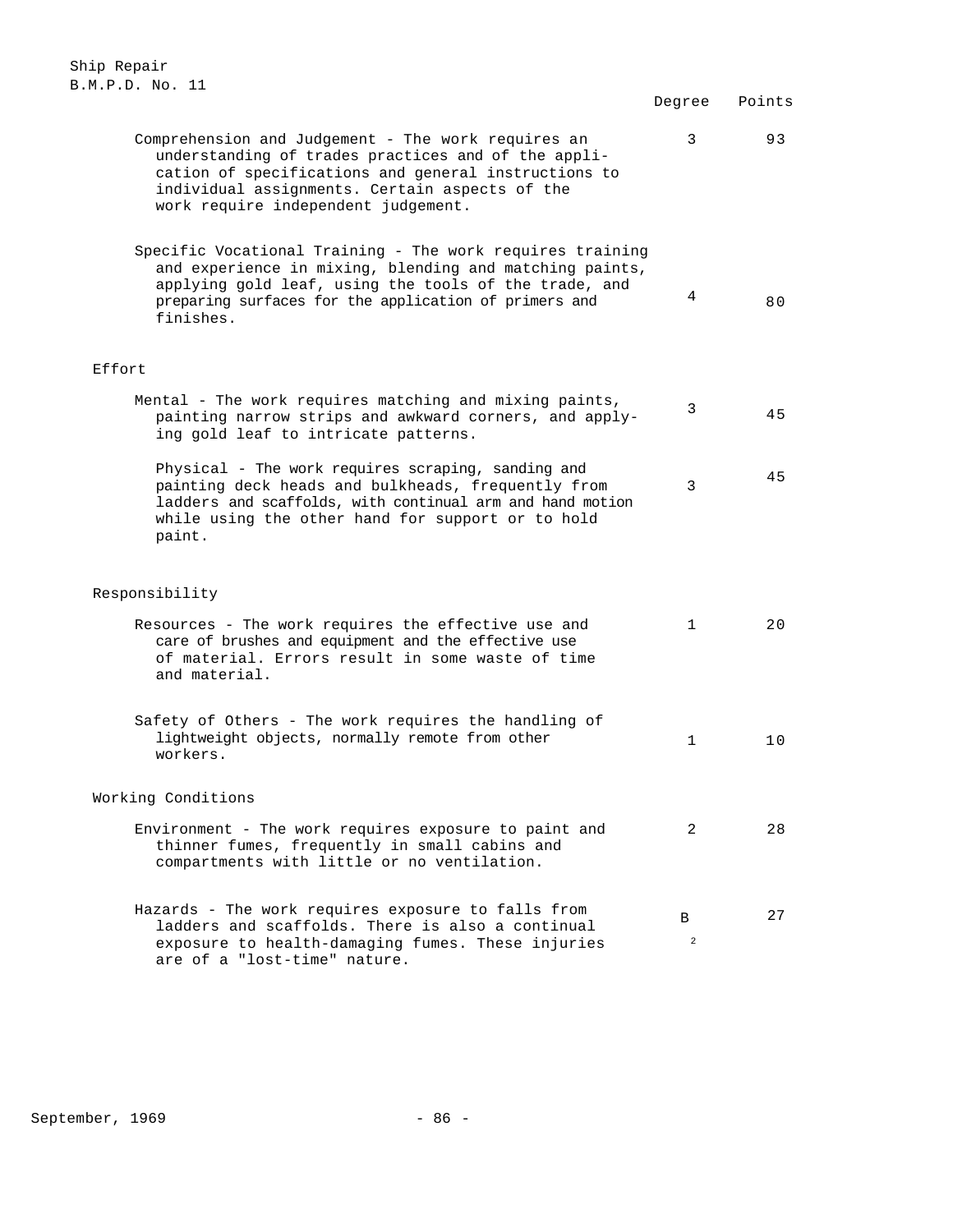| | Degree | Points |
|---|---|---|
| Comprehension and Judgement - The work requires an understanding of trades practices and of the application of specifications and general instructions to individual assignments. Certain aspects of the work require independent judgement. | 3 | 93 |
| Specific Vocational Training - The work requires training and experience in mixing, blending and matching paints, applying gold leaf, using the tools of the trade, and preparing surfaces for the application of primers and finishes. | 4 | 80 |
| **Effort** | | |
| Mental - The work requires matching and mixing paints, painting narrow strips and awkward corners, and applying gold leaf to intricate patterns. | 3 | 45 |
| Physical - The work requires scraping, sanding and painting deck heads and bulkheads, frequently from ladders and scaffolds, with continual arm and hand motion while using the other hand for support or to hold paint. | 3 | 45 |
| **Responsibility** | | |
| Resources - The work requires the effective use and care of brushes and equipment and the effective use of material. Errors result in some waste of time and material. | 1 | 20 |
| Safety of Others - The work requires the handling of lightweight objects, normally remote from other workers. | 1 | 10 |
| **Working Conditions** | | |
| Environment - The work requires exposure to paint and thinner fumes, frequently in small cabins and compartments with little or no ventilation. | 2 | 28 |
| Hazards - The work requires exposure to falls from ladders and scaffolds. There is also a continual exposure to health-damaging fumes. These injuries are of a "lost-time" nature. | B 2 | 27 |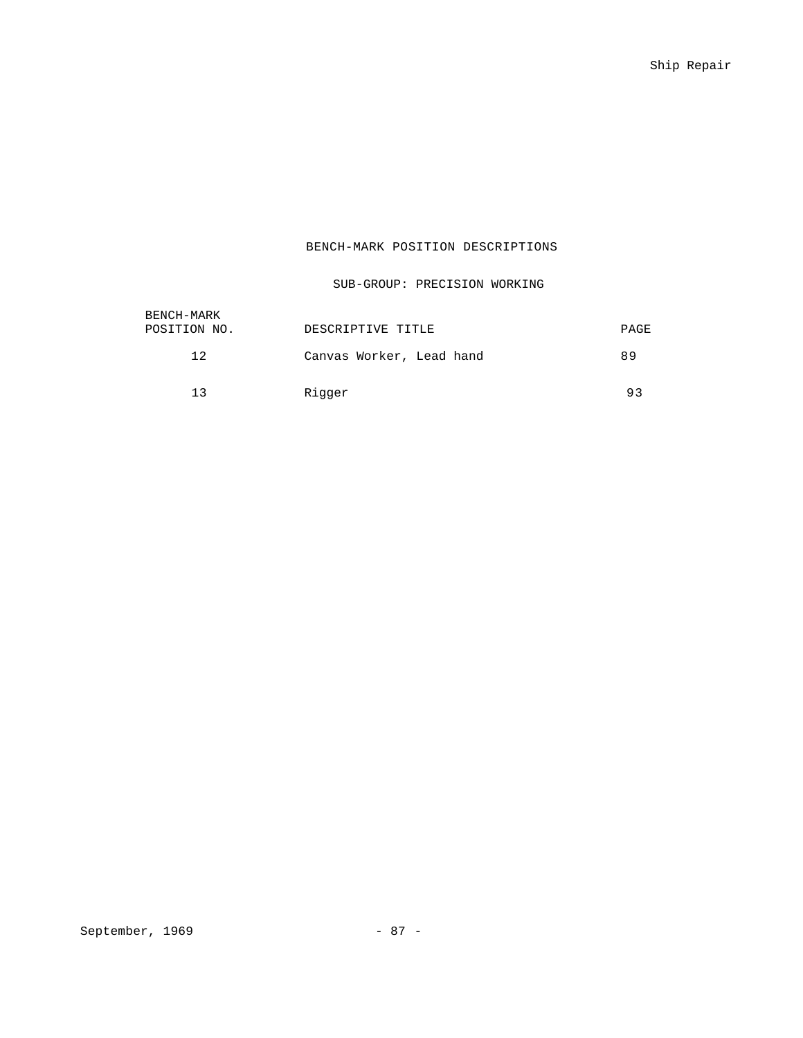# BENCH-MARK POSITION DESCRIPTIONS

## SUB-GROUP: PRECISION WORKING

| BENCH-MARK POSITION NO. | DESCRIPTIVE TITLE | PAGE |
|---|---|---|
| 12 | Canvas Worker, Lead hand | 89 |
| 13 | Rigger | 93 |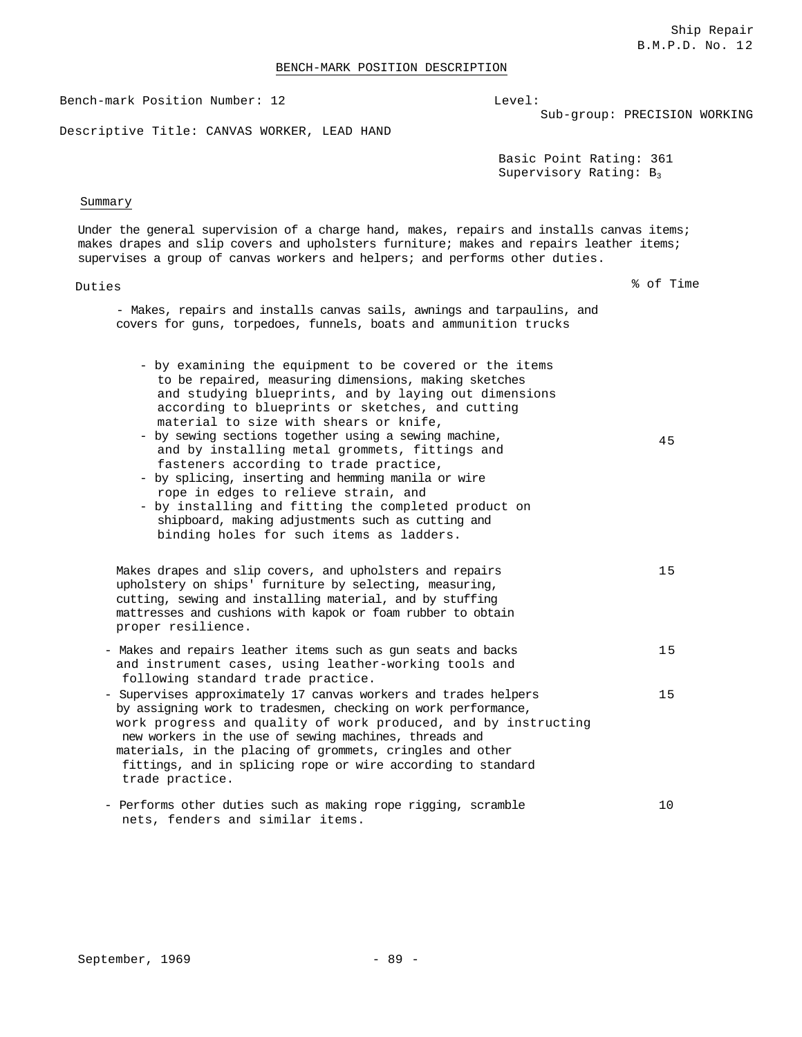Ship Repair
B.M.P.D. No. 12

## BENCH-MARK POSITION DESCRIPTION

Bench-mark Position Number: 12

Level:
Sub-group: PRECISION WORKING

Descriptive Title: CANVAS WORKER, LEAD HAND

Basic Point Rating: 361
Supervisory Rating: $B_3$

### Summary

Under the general supervision of a charge hand, makes, repairs and installs canvas items; makes drapes and slip covers and upholsters furniture; makes and repairs leather items; supervises a group of canvas workers and helpers; and performs other duties.

| Duties | % of Time |
|---|---|
| - Makes, repairs and installs canvas sails, awnings and tarpaulins, and covers for guns, torpedoes, funnels, boats and ammunition trucks<br>- by examining the equipment to be covered or the items to be repaired, measuring dimensions, making sketches and studying blueprints, and by laying out dimensions according to blueprints or sketches, and cutting material to size with shears or knife,<br>- by sewing sections together using a sewing machine, and by installing metal grommets, fittings and fasteners according to trade practice,<br>- by splicing, inserting and hemming manila or wire rope in edges to relieve strain, and<br>- by installing and fitting the completed product on shipboard, making adjustments such as cutting and binding holes for such items as ladders. | 45 |
| Makes drapes and slip covers, and upholsters and repairs upholstery on ships' furniture by selecting, measuring, cutting, sewing and installing material, and by stuffing mattresses and cushions with kapok or foam rubber to obtain proper resilience. | 15 |
| - Makes and repairs leather items such as gun seats and backs and instrument cases, using leather-working tools and following standard trade practice. | 15 |
| - Supervises approximately 17 canvas workers and trades helpers by assigning work to tradesmen, checking on work performance, work progress and quality of work produced, and by instructing new workers in the use of sewing machines, threads and materials, in the placing of grommets, cringles and other fittings, and in splicing rope or wire according to standard trade practice. | 15 |
| - Performs other duties such as making rope rigging, scramble nets, fenders and similar items. | 10 |

September, 1969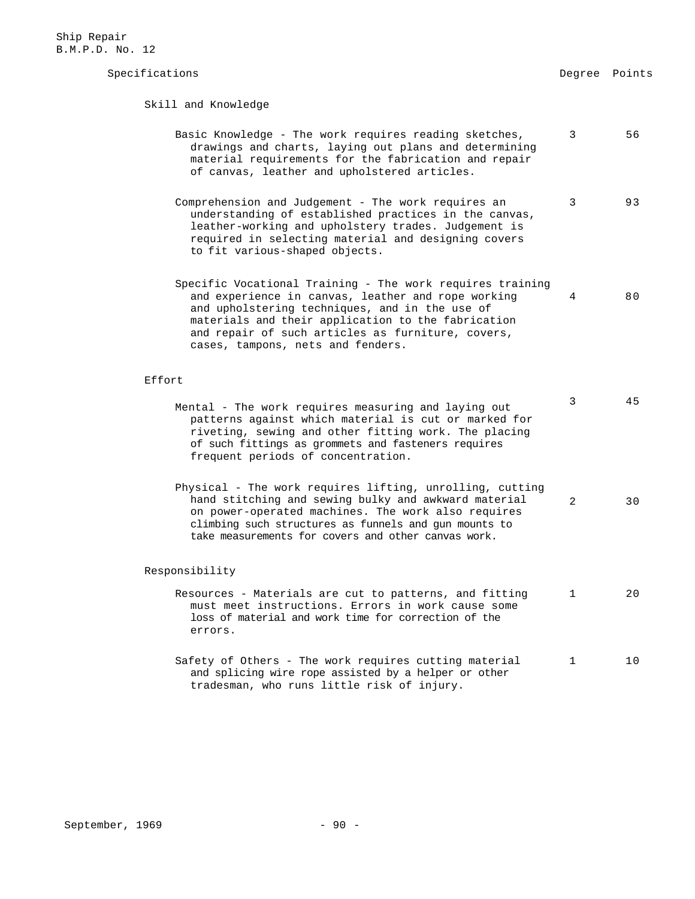Ship Repair
B.M.P.D. No. 12

| Specifications | Degree | Points |
|---|---|---|
| **Skill and Knowledge** | | |
| Basic Knowledge - The work requires reading sketches, drawings and charts, laying out plans and determining material requirements for the fabrication and repair of canvas, leather and upholstered articles. | 3 | 56 |
| Comprehension and Judgement - The work requires an understanding of established practices in the canvas, leather-working and upholstery trades. Judgement is required in selecting material and designing covers to fit various-shaped objects. | 3 | 93 |
| Specific Vocational Training - The work requires training and experience in canvas, leather and rope working and upholstering techniques, and in the use of materials and their application to the fabrication and repair of such articles as furniture, covers, cases, tampons, nets and fenders. | 4 | 80 |
| **Effort** | | |
| Mental - The work requires measuring and laying out patterns against which material is cut or marked for riveting, sewing and other fitting work. The placing of such fittings as grommets and fasteners requires frequent periods of concentration. | 3 | 45 |
| Physical - The work requires lifting, unrolling, cutting hand stitching and sewing bulky and awkward material on power-operated machines. The work also requires climbing such structures as funnels and gun mounts to take measurements for covers and other canvas work. | 2 | 30 |
| **Responsibility** | | |
| Resources - Materials are cut to patterns, and fitting must meet instructions. Errors in work cause some loss of material and work time for correction of the errors. | 1 | 20 |
| Safety of Others - The work requires cutting material and splicing wire rope assisted by a helper or other tradesman, who runs little risk of injury. | 1 | 10 |

September, 1969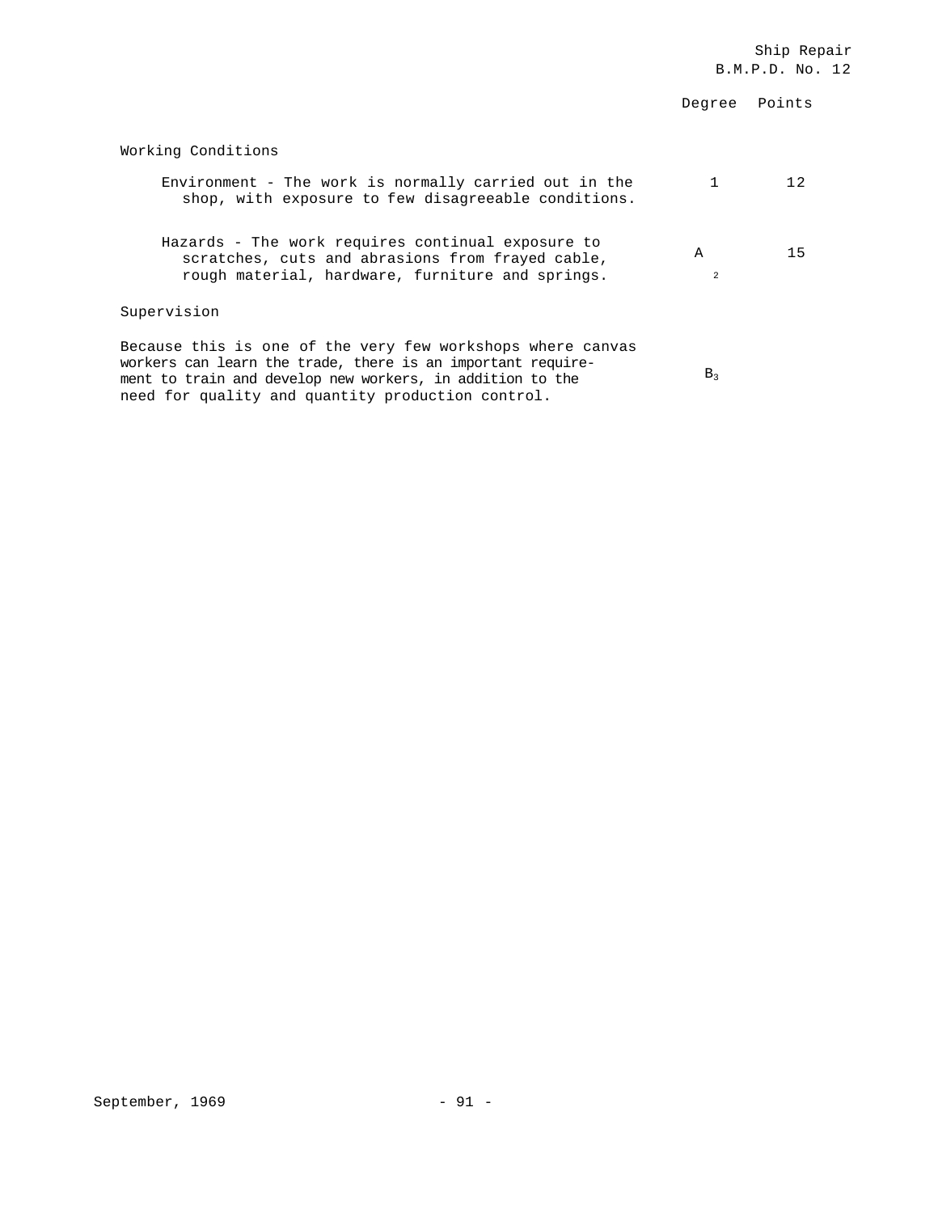| | Degree | Points |
|---|---|---|
| **Working Conditions** | | |
| Environment - The work is normally carried out in the shop, with exposure to few disagreeable conditions. | 1 | 12 |
| Hazards - The work requires continual exposure to scratches, cuts and abrasions from frayed cable, rough material, hardware, furniture and springs. | $A_2$ | 15 |
| **Supervision** | | |
| Because this is one of the very few workshops where canvas workers can learn the trade, there is an important requirement to train and develop new workers, in addition to the need for quality and quantity production control. | $B_3$ | |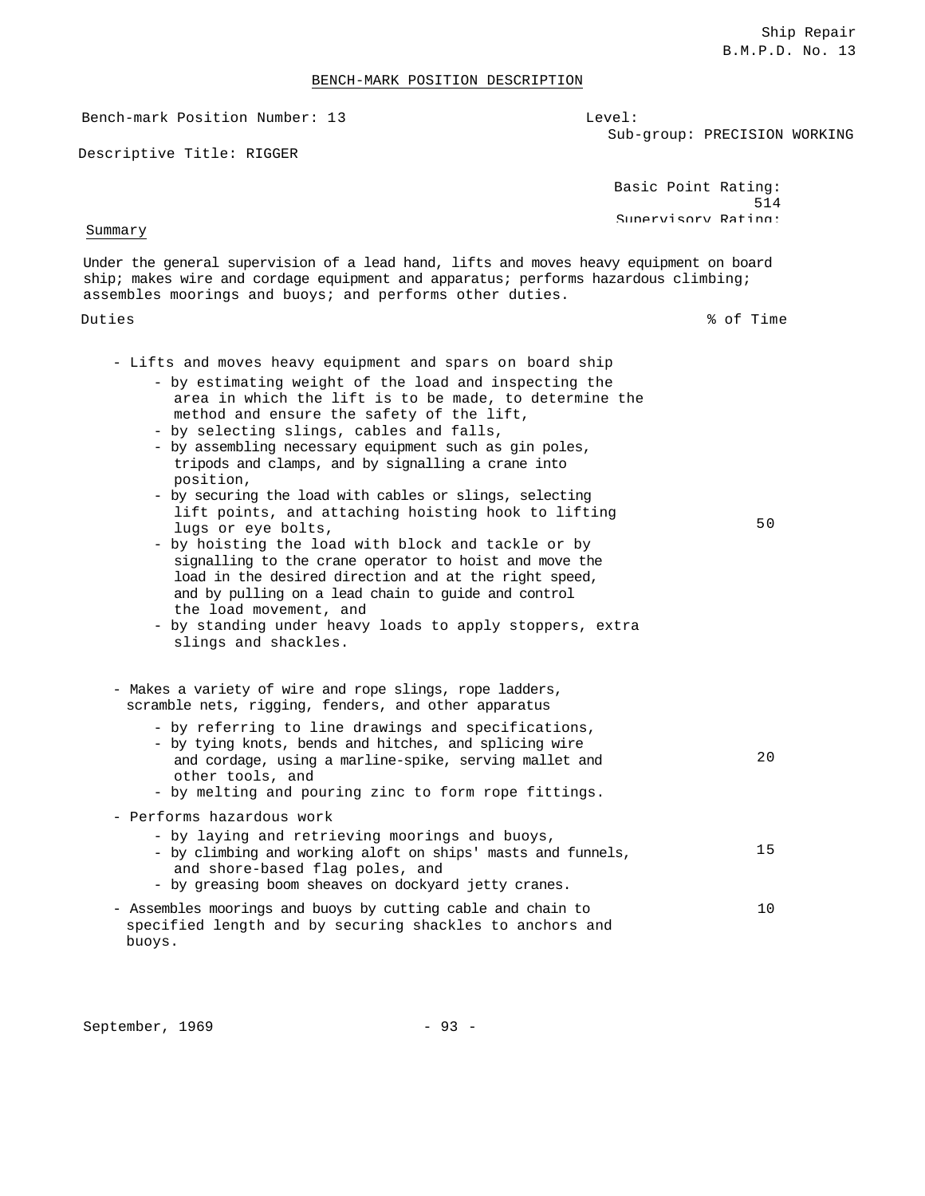## BENCH-MARK POSITION DESCRIPTION

Bench-mark Position Number: 13

Level:
Sub-group: PRECISION WORKING

Descriptive Title: RIGGER

Basic Point Rating: 514
Supervisory Rating:

### Summary

Under the general supervision of a lead hand, lifts and moves heavy equipment on board ship; makes wire and cordage equipment and apparatus; performs hazardous climbing; assembles moorings and buoys; and performs other duties.

| Duties | % of Time |
|---|---|
| - Lifts and moves heavy equipment and spars on board ship<br>- by estimating weight of the load and inspecting the area in which the lift is to be made, to determine the method and ensure the safety of the lift,<br>- by selecting slings, cables and falls,<br>- by assembling necessary equipment such as gin poles, tripods and clamps, and by signalling a crane into position,<br>- by securing the load with cables or slings, selecting lift points, and attaching hoisting hook to lifting lugs or eye bolts,<br>- by hoisting the load with block and tackle or by signalling to the crane operator to hoist and move the load in the desired direction and at the right speed, and by pulling on a lead chain to guide and control the load movement, and<br>- by standing under heavy loads to apply stoppers, extra slings and shackles. | 50 |
| - Makes a variety of wire and rope slings, rope ladders, scramble nets, rigging, fenders, and other apparatus<br>- by referring to line drawings and specifications,<br>- by tying knots, bends and hitches, and splicing wire and cordage, using a marline-spike, serving mallet and other tools, and<br>- by melting and pouring zinc to form rope fittings. | 20 |
| - Performs hazardous work<br>- by laying and retrieving moorings and buoys,<br>- by climbing and working aloft on ships' masts and funnels, and shore-based flag poles, and<br>- by greasing boom sheaves on dockyard jetty cranes. | 15 |
| - Assembles moorings and buoys by cutting cable and chain to specified length and by securing shackles to anchors and buoys. | 10 |

September, 1969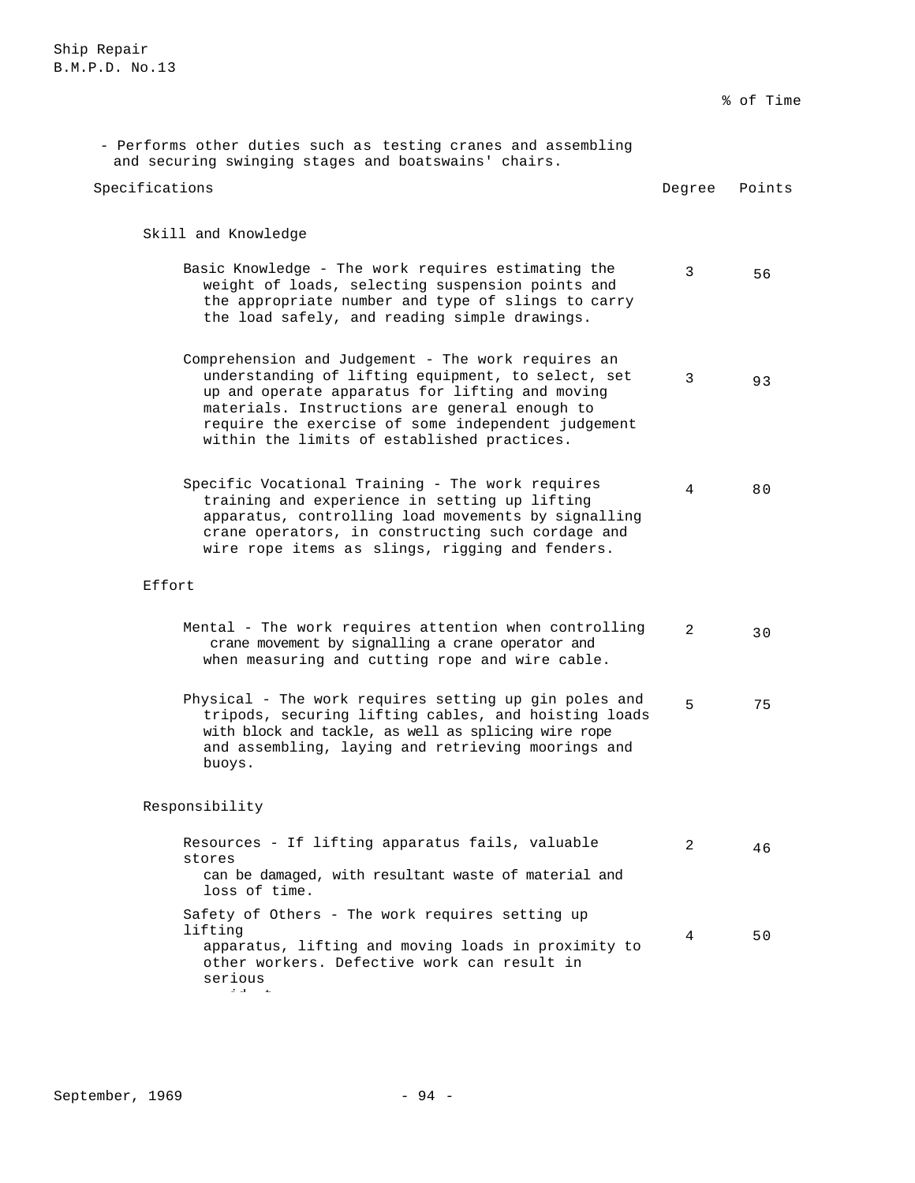% of Time

- Performs other duties such as testing cranes and assembling and securing swinging stages and boatswains' chairs.

| Specifications | Degree | Points |
|---|---|---|
| **Skill and Knowledge** | | |
| Basic Knowledge - The work requires estimating the weight of loads, selecting suspension points and the appropriate number and type of slings to carry the load safely, and reading simple drawings. | 3 | 56 |
| Comprehension and Judgement - The work requires an understanding of lifting equipment, to select, set up and operate apparatus for lifting and moving materials. Instructions are general enough to require the exercise of some independent judgement within the limits of established practices. | 3 | 93 |
| Specific Vocational Training - The work requires training and experience in setting up lifting apparatus, controlling load movements by signalling crane operators, in constructing such cordage and wire rope items as slings, rigging and fenders. | 4 | 80 |
| **Effort** | | |
| Mental - The work requires attention when controlling crane movement by signalling a crane operator and when measuring and cutting rope and wire cable. | 2 | 30 |
| Physical - The work requires setting up gin poles and tripods, securing lifting cables, and hoisting loads with block and tackle, as well as splicing wire rope and assembling, laying and retrieving moorings and buoys. | 5 | 75 |
| **Responsibility** | | |
| Resources - If lifting apparatus fails, valuable stores can be damaged, with resultant waste of material and loss of time. | 2 | 46 |
| Safety of Others - The work requires setting up lifting apparatus, lifting and moving loads in proximity to other workers. Defective work can result in serious accident. | 4 | 50 |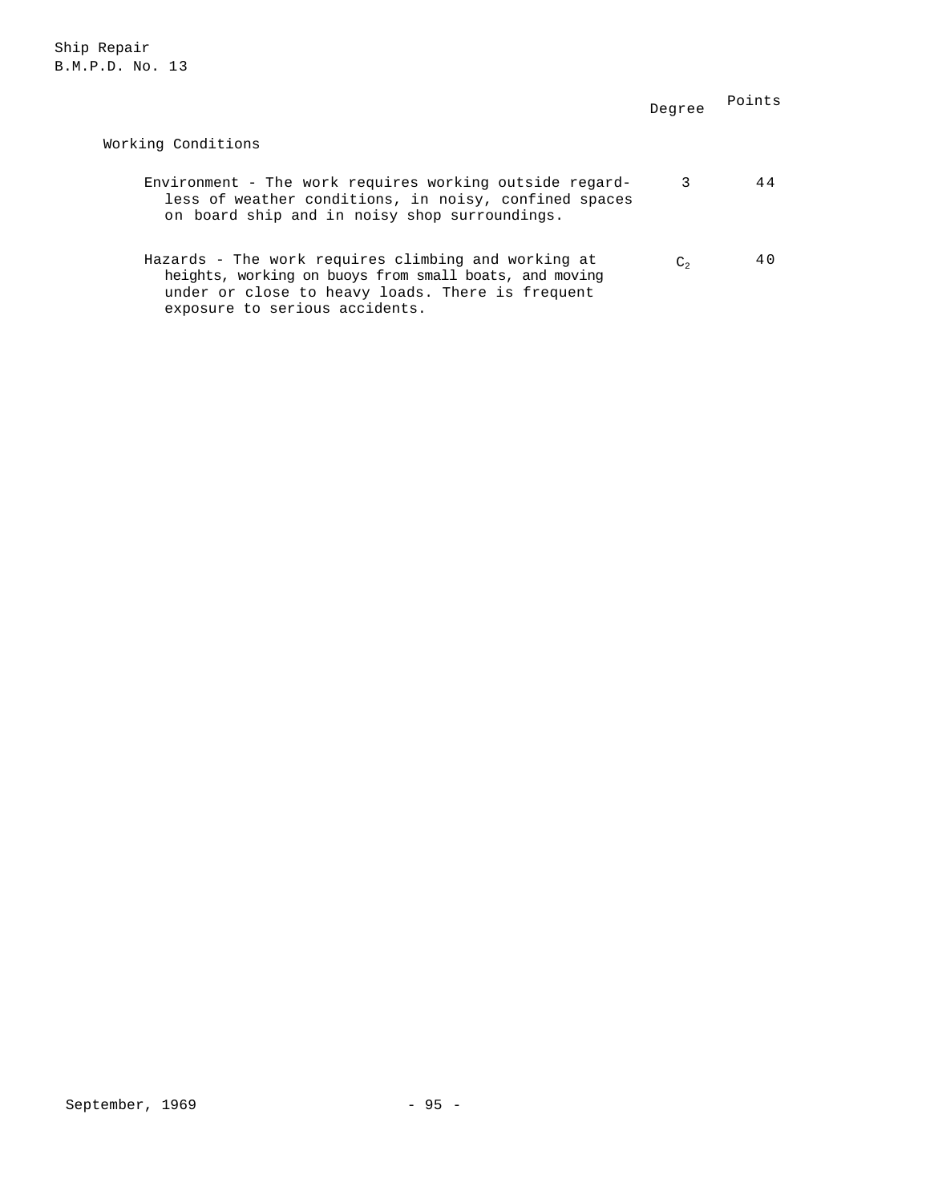| | Degree | Points |
|---|---|---|
| **Working Conditions** | | |
| Environment - The work requires working outside regardless of weather conditions, in noisy, confined spaces on board ship and in noisy shop surroundings. | 3 | 44 |
| Hazards - The work requires climbing and working at heights, working on buoys from small boats, and moving under or close to heavy loads. There is frequent exposure to serious accidents. | $C_2$ | 40 |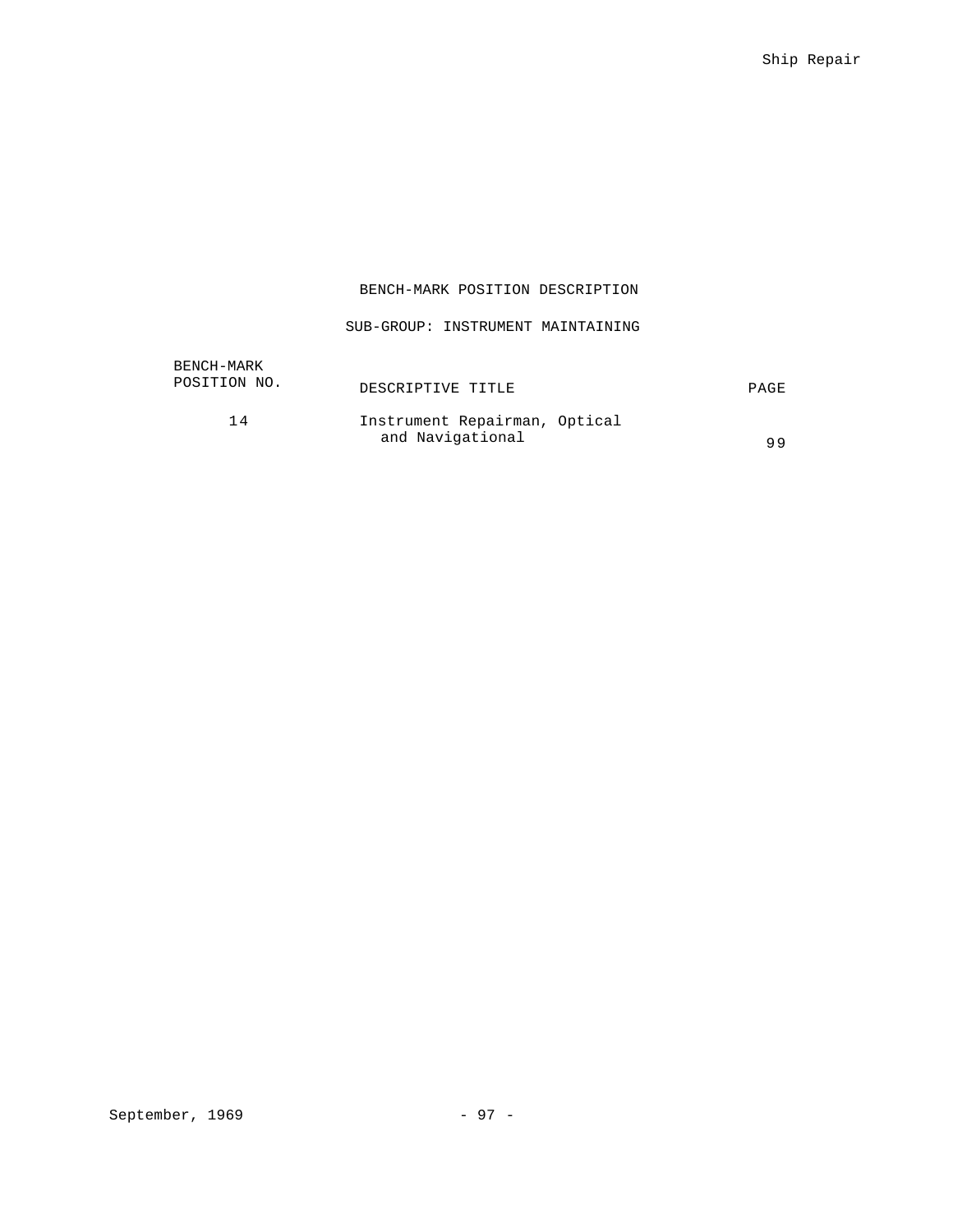## BENCH-MARK POSITION DESCRIPTION

### SUB-GROUP: INSTRUMENT MAINTAINING

| BENCH-MARK POSITION NO. | DESCRIPTIVE TITLE | PAGE |
|---|---|---|
| 14 | Instrument Repairman, Optical and Navigational | 99 |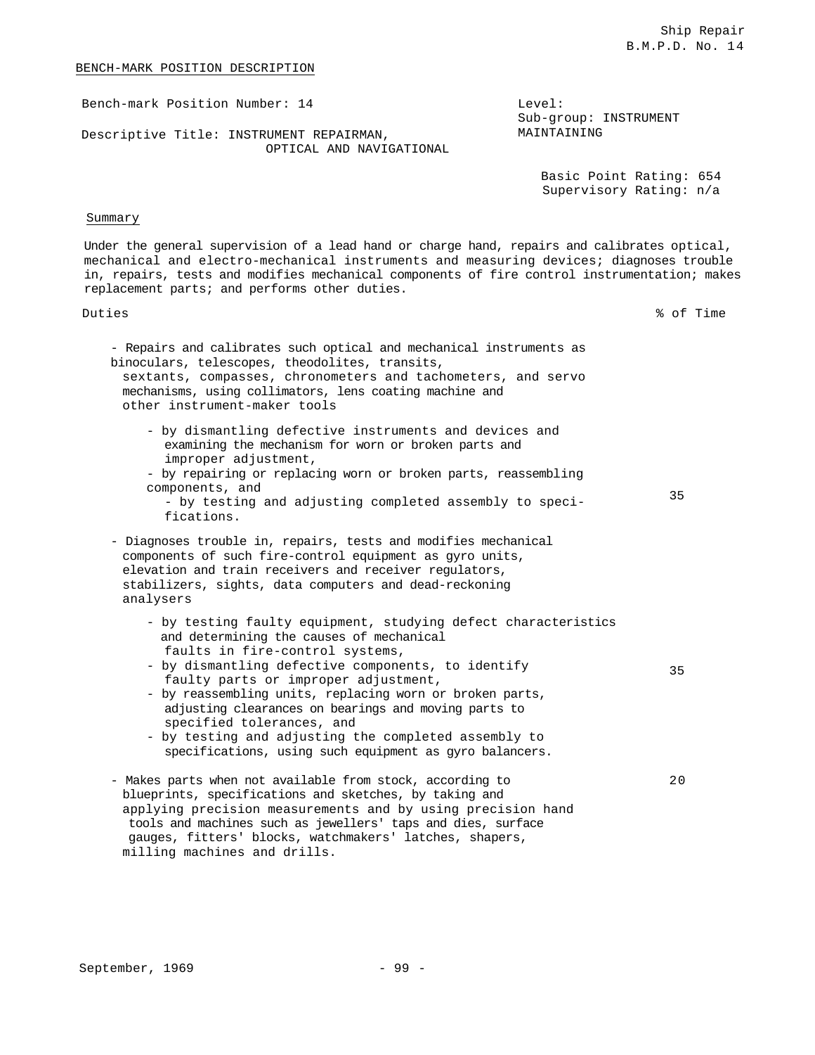BENCH-MARK POSITION DESCRIPTION

Bench-mark Position Number: 14

Descriptive Title: INSTRUMENT REPAIRMAN, OPTICAL AND NAVIGATIONAL

Level:
Sub-group: INSTRUMENT MAINTAINING

Basic Point Rating: 654
Supervisory Rating: n/a

Summary

Under the general supervision of a lead hand or charge hand, repairs and calibrates optical, mechanical and electro-mechanical instruments and measuring devices; diagnoses trouble in, repairs, tests and modifies mechanical components of fire control instrumentation; makes replacement parts; and performs other duties.

| Duties | % of Time |
|---|---|
| - Repairs and calibrates such optical and mechanical instruments as binoculars, telescopes, theodolites, transits, sextants, compasses, chronometers and tachometers, and servo mechanisms, using collimators, lens coating machine and other instrument-maker tools<br>- by dismantling defective instruments and devices and examining the mechanism for worn or broken parts and improper adjustment,<br>- by repairing or replacing worn or broken parts, reassembling components, and<br>- by testing and adjusting completed assembly to specifications. | 35 |
| - Diagnoses trouble in, repairs, tests and modifies mechanical components of such fire-control equipment as gyro units, elevation and train receivers and receiver regulators, stabilizers, sights, data computers and dead-reckoning analysers<br>- by testing faulty equipment, studying defect characteristics and determining the causes of mechanical faults in fire-control systems,<br>- by dismantling defective components, to identify faulty parts or improper adjustment,<br>- by reassembling units, replacing worn or broken parts, adjusting clearances on bearings and moving parts to specified tolerances, and<br>- by testing and adjusting the completed assembly to specifications, using such equipment as gyro balancers. | 35 |
| - Makes parts when not available from stock, according to blueprints, specifications and sketches, by taking and applying precision measurements and by using precision hand tools and machines such as jewellers' taps and dies, surface gauges, fitters' blocks, watchmakers' latches, shapers, milling machines and drills. | 20 |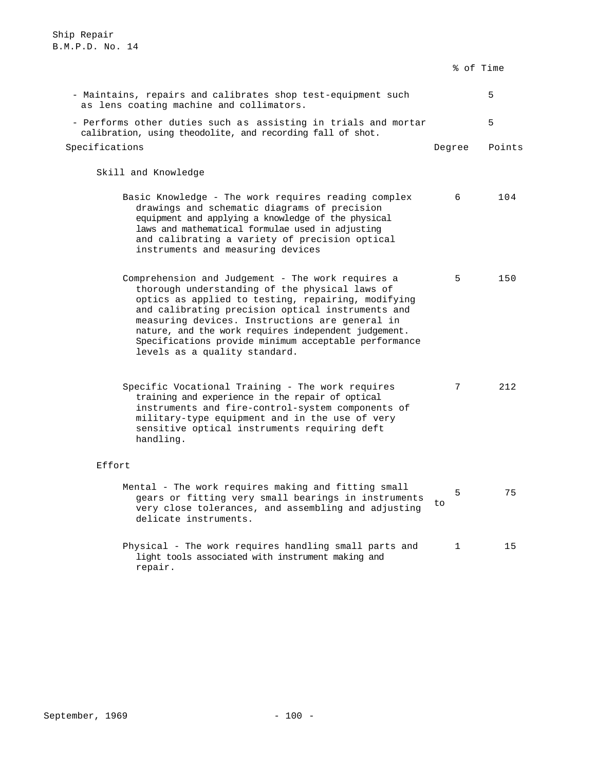| | % of Time |
|---|---|
| - Maintains, repairs and calibrates shop test-equipment such as lens coating machine and collimators. | 5 |
| - Performs other duties such as assisting in trials and mortar calibration, using theodolite, and recording fall of shot. | 5 |

| Specifications | Degree | Points |
|---|---|---|
| **Skill and Knowledge** | | |
| Basic Knowledge - The work requires reading complex drawings and schematic diagrams of precision equipment and applying a knowledge of the physical laws and mathematical formulae used in adjusting and calibrating a variety of precision optical instruments and measuring devices | 6 | 104 |
| Comprehension and Judgement - The work requires a thorough understanding of the physical laws of optics as applied to testing, repairing, modifying and calibrating precision optical instruments and measuring devices. Instructions are general in nature, and the work requires independent judgement. Specifications provide minimum acceptable performance levels as a quality standard. | 5 | 150 |
| Specific Vocational Training - The work requires training and experience in the repair of optical instruments and fire-control-system components of military-type equipment and in the use of very sensitive optical instruments requiring deft handling. | 7 | 212 |
| **Effort** | | |
| Mental - The work requires making and fitting small gears or fitting very small bearings in instruments to very close tolerances, and assembling and adjusting delicate instruments. | 5 | 75 |
| Physical - The work requires handling small parts and light tools associated with instrument making and repair. | 1 | 15 |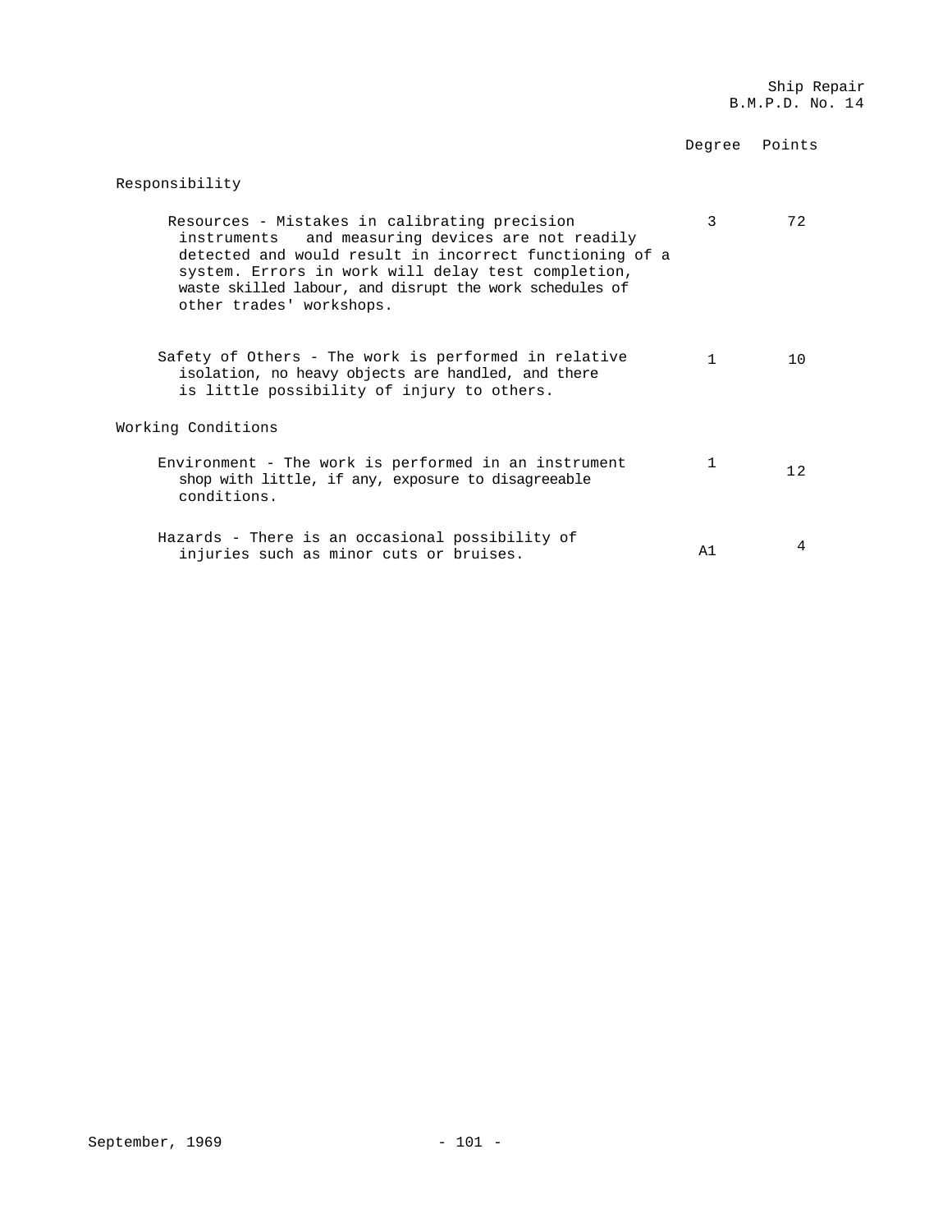| | Degree | Points |
|---|---|---|
| **Responsibility** | | |
| Resources - Mistakes in calibrating precision instruments and measuring devices are not readily detected and would result in incorrect functioning of a system. Errors in work will delay test completion, waste skilled labour, and disrupt the work schedules of other trades' workshops. | 3 | 72 |
| Safety of Others - The work is performed in relative isolation, no heavy objects are handled, and there is little possibility of injury to others. | 1 | 10 |
| **Working Conditions** | | |
| Environment - The work is performed in an instrument shop with little, if any, exposure to disagreeable conditions. | 1 | 12 |
| Hazards - There is an occasional possibility of injuries such as minor cuts or bruises. | A1 | 4 |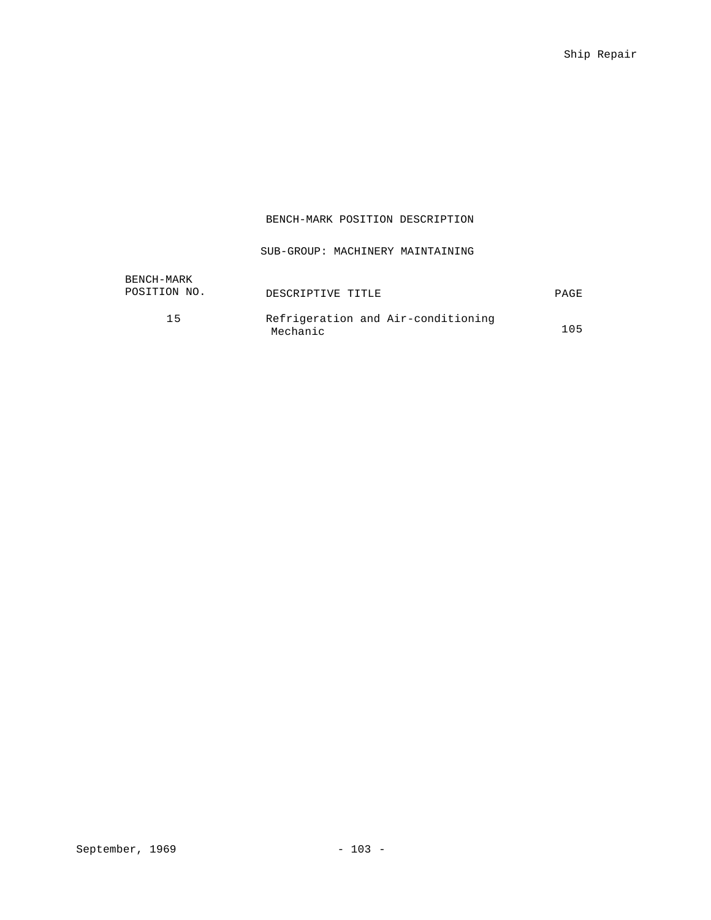# BENCH-MARK POSITION DESCRIPTION

## SUB-GROUP: MACHINERY MAINTAINING

| BENCH-MARK POSITION NO. | DESCRIPTIVE TITLE | PAGE |
|---|---|---|
| 15 | Refrigeration and Air-conditioning Mechanic | 105 |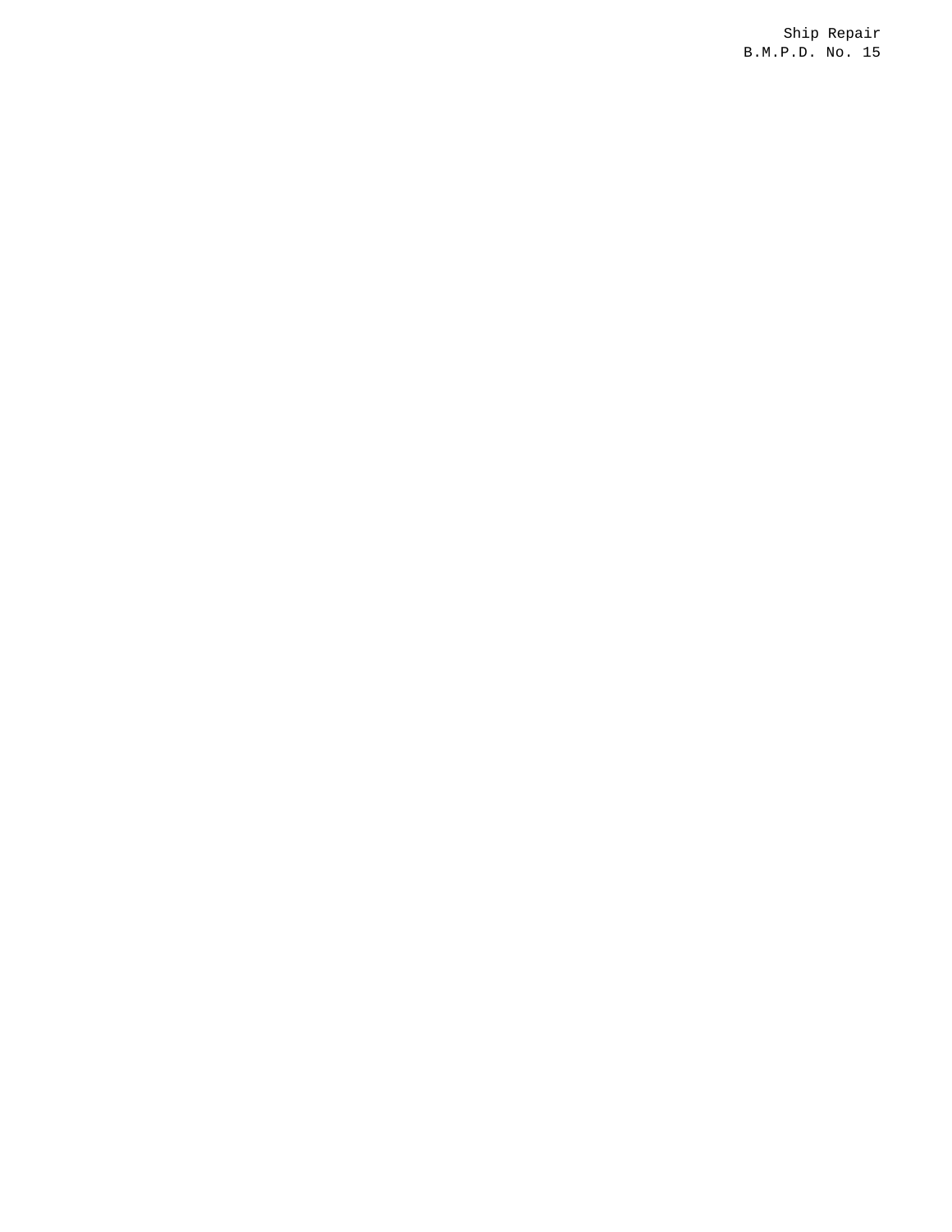Ship Repair
B.M.P.D. No. 15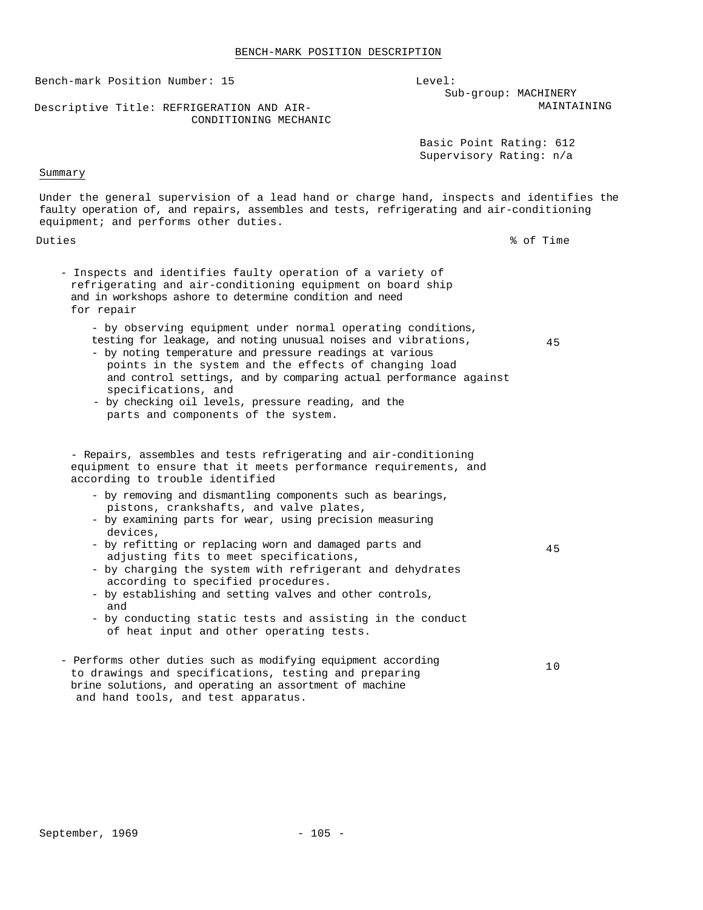# BENCH-MARK POSITION DESCRIPTION

Bench-mark Position Number: 15

Descriptive Title: REFRIGERATION AND AIR-CONDITIONING MECHANIC

Level:
Sub-group: MACHINERY MAINTAINING

Basic Point Rating: 612
Supervisory Rating: n/a

## Summary

Under the general supervision of a lead hand or charge hand, inspects and identifies the faulty operation of, and repairs, assembles and tests, refrigerating and air-conditioning equipment; and performs other duties.

| Duties | % of Time |
|---|---|
| - Inspects and identifies faulty operation of a variety of refrigerating and air-conditioning equipment on board ship and in workshops ashore to determine condition and need for repair<br>- by observing equipment under normal operating conditions, testing for leakage, and noting unusual noises and vibrations,<br>- by noting temperature and pressure readings at various points in the system and the effects of changing load and control settings, and by comparing actual performance against specifications, and<br>- by checking oil levels, pressure reading, and the parts and components of the system. | 45 |
| - Repairs, assembles and tests refrigerating and air-conditioning equipment to ensure that it meets performance requirements, and according to trouble identified<br>- by removing and dismantling components such as bearings, pistons, crankshafts, and valve plates,<br>- by examining parts for wear, using precision measuring devices,<br>- by refitting or replacing worn and damaged parts and adjusting fits to meet specifications,<br>- by charging the system with refrigerant and dehydrates according to specified procedures.<br>- by establishing and setting valves and other controls, and<br>- by conducting static tests and assisting in the conduct of heat input and other operating tests. | 45 |
| - Performs other duties such as modifying equipment according to drawings and specifications, testing and preparing brine solutions, and operating an assortment of machine and hand tools, and test apparatus. | 10 |

September, 1969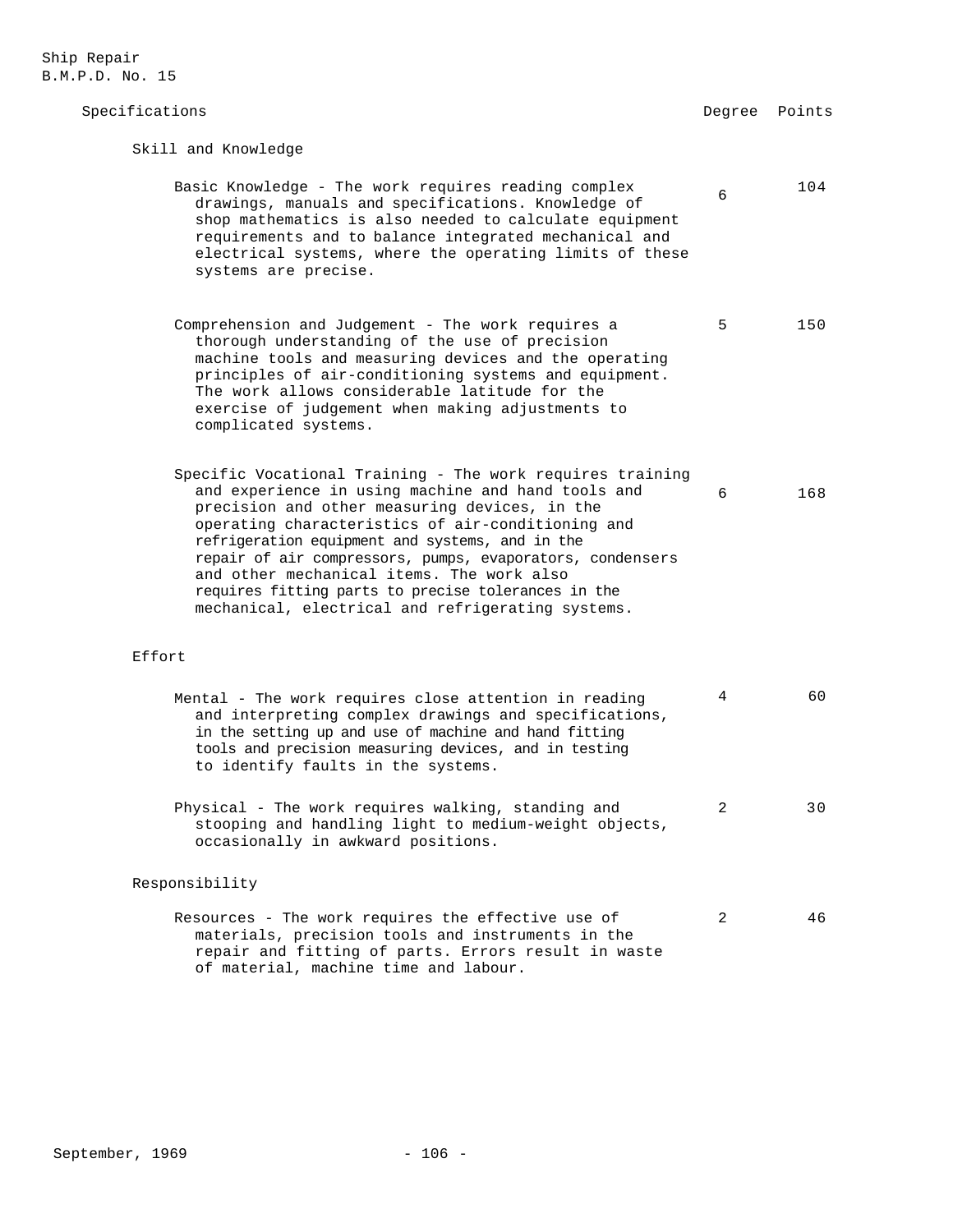Ship Repair
B.M.P.D. No. 15

| Specifications | Degree | Points |
|---|---|---|
| **Skill and Knowledge** | | |
| Basic Knowledge - The work requires reading complex drawings, manuals and specifications. Knowledge of shop mathematics is also needed to calculate equipment requirements and to balance integrated mechanical and electrical systems, where the operating limits of these systems are precise. | 6 | 104 |
| Comprehension and Judgement - The work requires a thorough understanding of the use of precision machine tools and measuring devices and the operating principles of air-conditioning systems and equipment. The work allows considerable latitude for the exercise of judgement when making adjustments to complicated systems. | 5 | 150 |
| Specific Vocational Training - The work requires training and experience in using machine and hand tools and precision and other measuring devices, in the operating characteristics of air-conditioning and refrigeration equipment and systems, and in the repair of air compressors, pumps, evaporators, condensers and other mechanical items. The work also requires fitting parts to precise tolerances in the mechanical, electrical and refrigerating systems. | 6 | 168 |
| **Effort** | | |
| Mental - The work requires close attention in reading and interpreting complex drawings and specifications, in the setting up and use of machine and hand fitting tools and precision measuring devices, and in testing to identify faults in the systems. | 4 | 60 |
| Physical - The work requires walking, standing and stooping and handling light to medium-weight objects, occasionally in awkward positions. | 2 | 30 |
| **Responsibility** | | |
| Resources - The work requires the effective use of materials, precision tools and instruments in the repair and fitting of parts. Errors result in waste of material, machine time and labour. | 2 | 46 |

September, 1969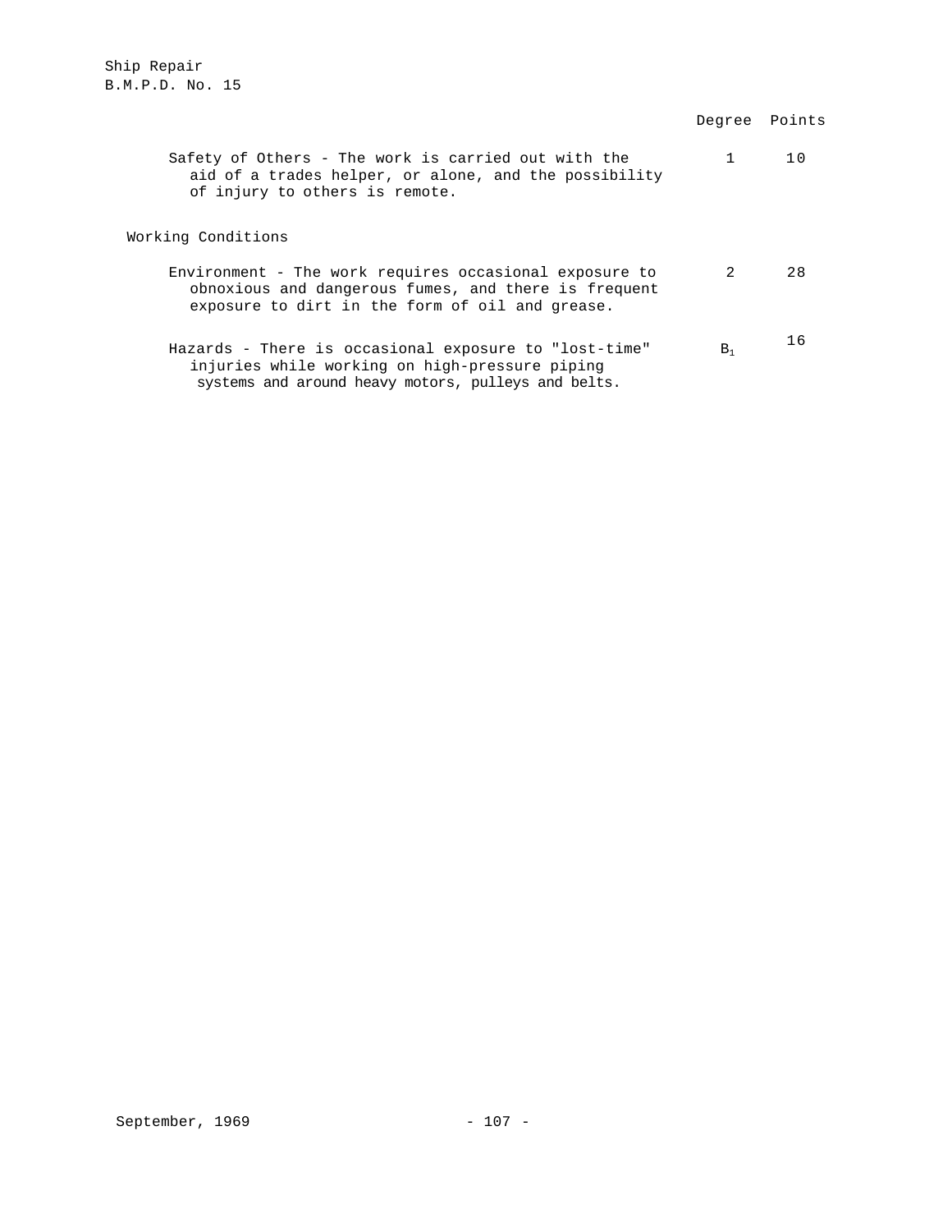| | Degree | Points |
|---|---|---|
| Safety of Others - The work is carried out with the aid of a trades helper, or alone, and the possibility of injury to others is remote. | 1 | 10 |
| **Working Conditions** | | |
| Environment - The work requires occasional exposure to obnoxious and dangerous fumes, and there is frequent exposure to dirt in the form of oil and grease. | 2 | 28 |
| Hazards - There is occasional exposure to "lost-time" injuries while working on high-pressure piping systems and around heavy motors, pulleys and belts. | $B_1$ | 16 |

September, 1969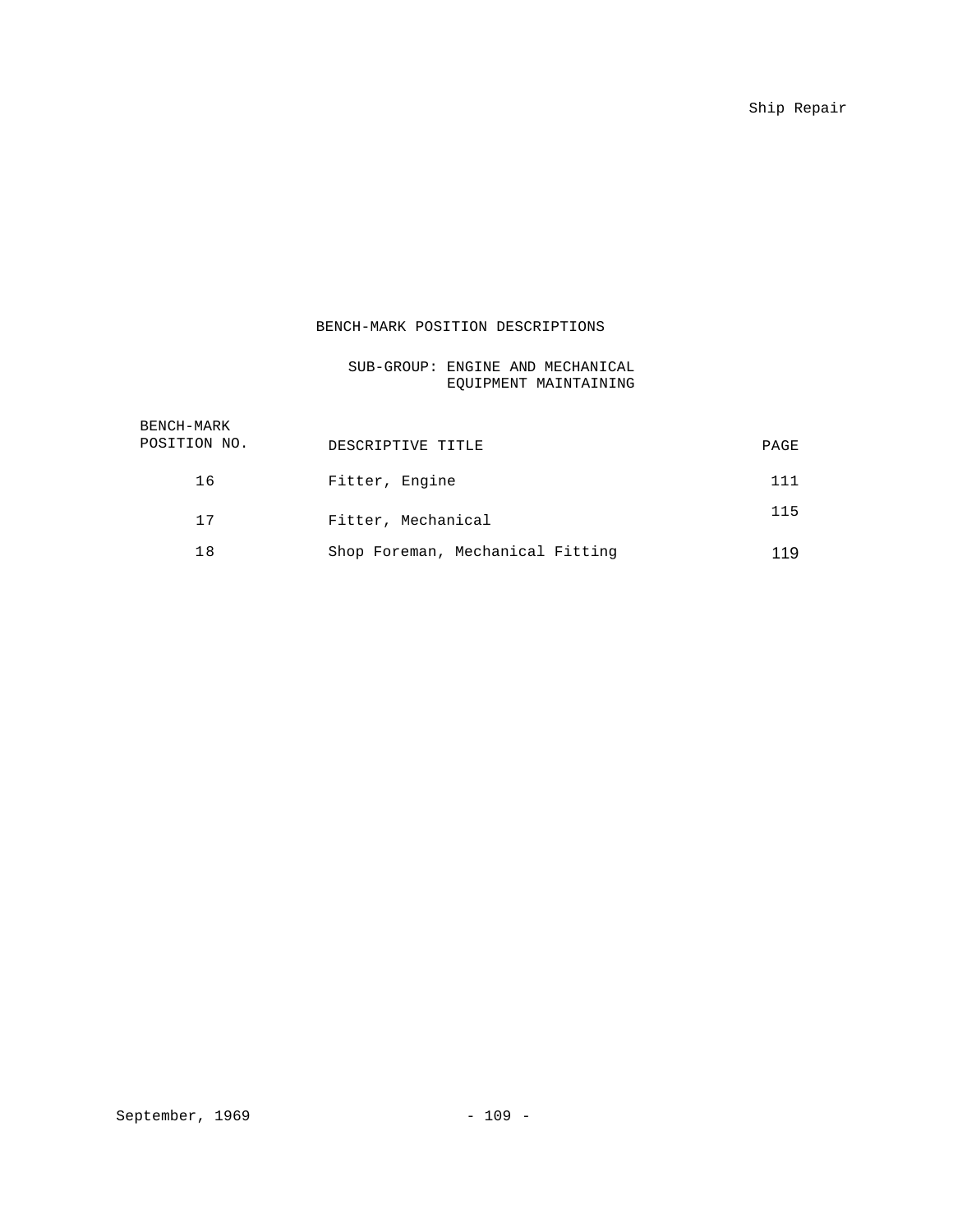## BENCH-MARK POSITION DESCRIPTIONS

### SUB-GROUP: ENGINE AND MECHANICAL EQUIPMENT MAINTAINING

| BENCH-MARK POSITION NO. | DESCRIPTIVE TITLE | PAGE |
|---|---|---|
| 16 | Fitter, Engine | 111 |
| 17 | Fitter, Mechanical | 115 |
| 18 | Shop Foreman, Mechanical Fitting | 119 |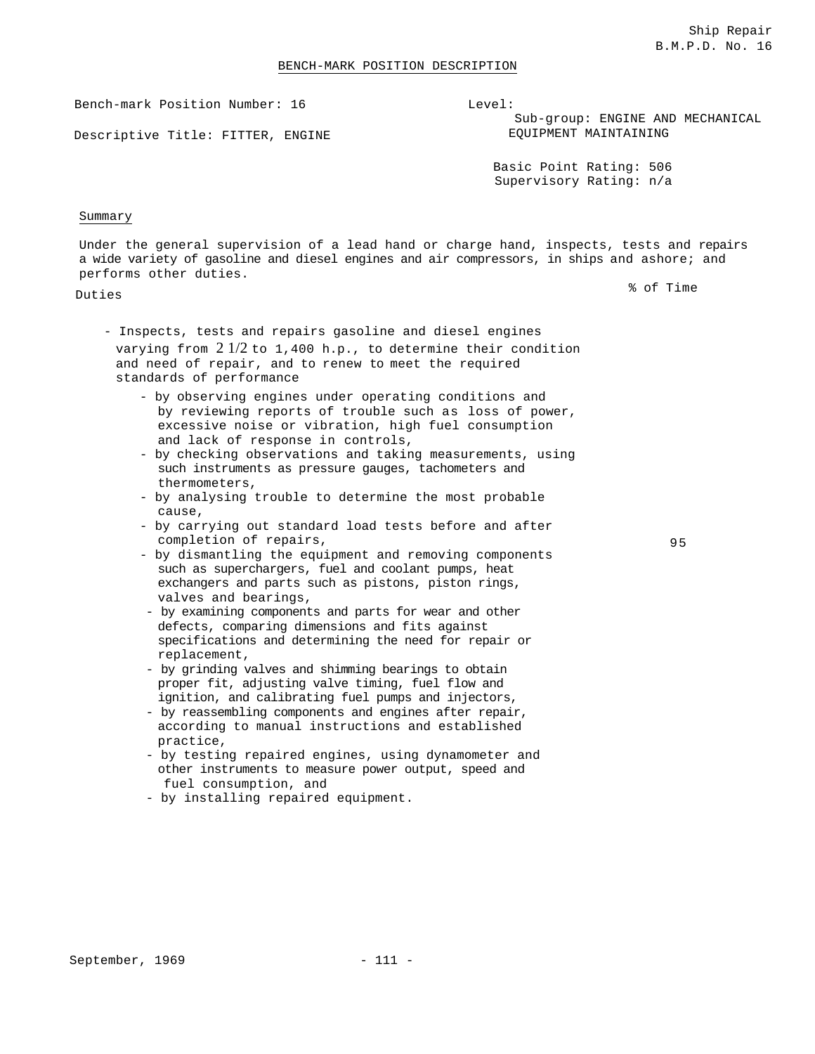Ship Repair
B.M.P.D. No. 16

# BENCH-MARK POSITION DESCRIPTION

Bench-mark Position Number: 16

Descriptive Title: FITTER, ENGINE

Level:
Sub-group: ENGINE AND MECHANICAL EQUIPMENT MAINTAINING

Basic Point Rating: 506
Supervisory Rating: n/a

## Summary

Under the general supervision of a lead hand or charge hand, inspects, tests and repairs a wide variety of gasoline and diesel engines and air compressors, in ships and ashore; and performs other duties.

## Duties

| Duties | % of Time |
|---|---|
| - Inspects, tests and repairs gasoline and diesel engines varying from 2 1/2 to 1,400 h.p., to determine their condition and need of repair, and to renew to meet the required standards of performance<br>- by observing engines under operating conditions and by reviewing reports of trouble such as loss of power, excessive noise or vibration, high fuel consumption and lack of response in controls,<br>- by checking observations and taking measurements, using such instruments as pressure gauges, tachometers and thermometers,<br>- by analysing trouble to determine the most probable cause,<br>- by carrying out standard load tests before and after completion of repairs,<br>- by dismantling the equipment and removing components such as superchargers, fuel and coolant pumps, heat exchangers and parts such as pistons, piston rings, valves and bearings,<br>- by examining components and parts for wear and other defects, comparing dimensions and fits against specifications and determining the need for repair or replacement,<br>- by grinding valves and shimming bearings to obtain proper fit, adjusting valve timing, fuel flow and ignition, and calibrating fuel pumps and injectors,<br>- by reassembling components and engines after repair, according to manual instructions and established practice,<br>- by testing repaired engines, using dynamometer and other instruments to measure power output, speed and fuel consumption, and<br>- by installing repaired equipment. | 95 |

September, 1969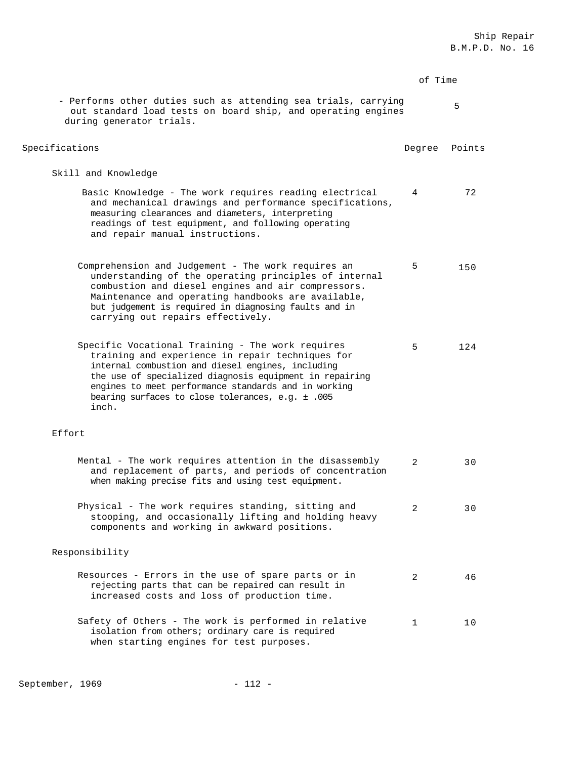| | % of Time |
|---|---|
| - Performs other duties such as attending sea trials, carrying out standard load tests on board ship, and operating engines during generator trials. | 5 |

| Specifications | Degree | Points |
|---|---|---|
| **Skill and Knowledge** | | |
| Basic Knowledge - The work requires reading electrical and mechanical drawings and performance specifications, measuring clearances and diameters, interpreting readings of test equipment, and following operating and repair manual instructions. | 4 | 72 |
| Comprehension and Judgement - The work requires an understanding of the operating principles of internal combustion and diesel engines and air compressors. Maintenance and operating handbooks are available, but judgement is required in diagnosing faults and in carrying out repairs effectively. | 5 | 150 |
| Specific Vocational Training - The work requires training and experience in repair techniques for internal combustion and diesel engines, including the use of specialized diagnosis equipment in repairing engines to meet performance standards and in working bearing surfaces to close tolerances, e.g. ± .005 inch. | 5 | 124 |
| **Effort** | | |
| Mental - The work requires attention in the disassembly and replacement of parts, and periods of concentration when making precise fits and using test equipment. | 2 | 30 |
| Physical - The work requires standing, sitting and stooping, and occasionally lifting and holding heavy components and working in awkward positions. | 2 | 30 |
| **Responsibility** | | |
| Resources - Errors in the use of spare parts or in rejecting parts that can be repaired can result in increased costs and loss of production time. | 2 | 46 |
| Safety of Others - The work is performed in relative isolation from others; ordinary care is required when starting engines for test purposes. | 1 | 10 |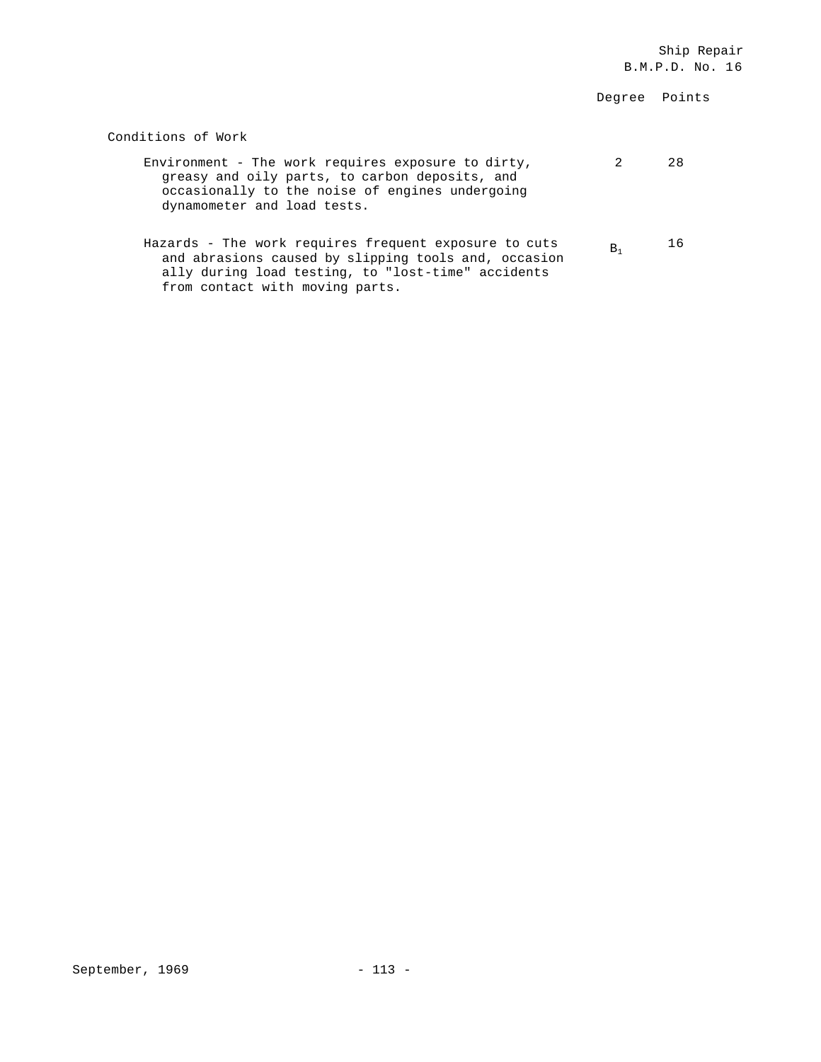| | Degree | Points |
|---|---|---|
| **Conditions of Work** | | |
| Environment - The work requires exposure to dirty, greasy and oily parts, to carbon deposits, and occasionally to the noise of engines undergoing dynamometer and load tests. | 2 | 28 |
| Hazards - The work requires frequent exposure to cuts and abrasions caused by slipping tools and, occasionally during load testing, to "lost-time" accidents from contact with moving parts. | $B_1$ | 16 |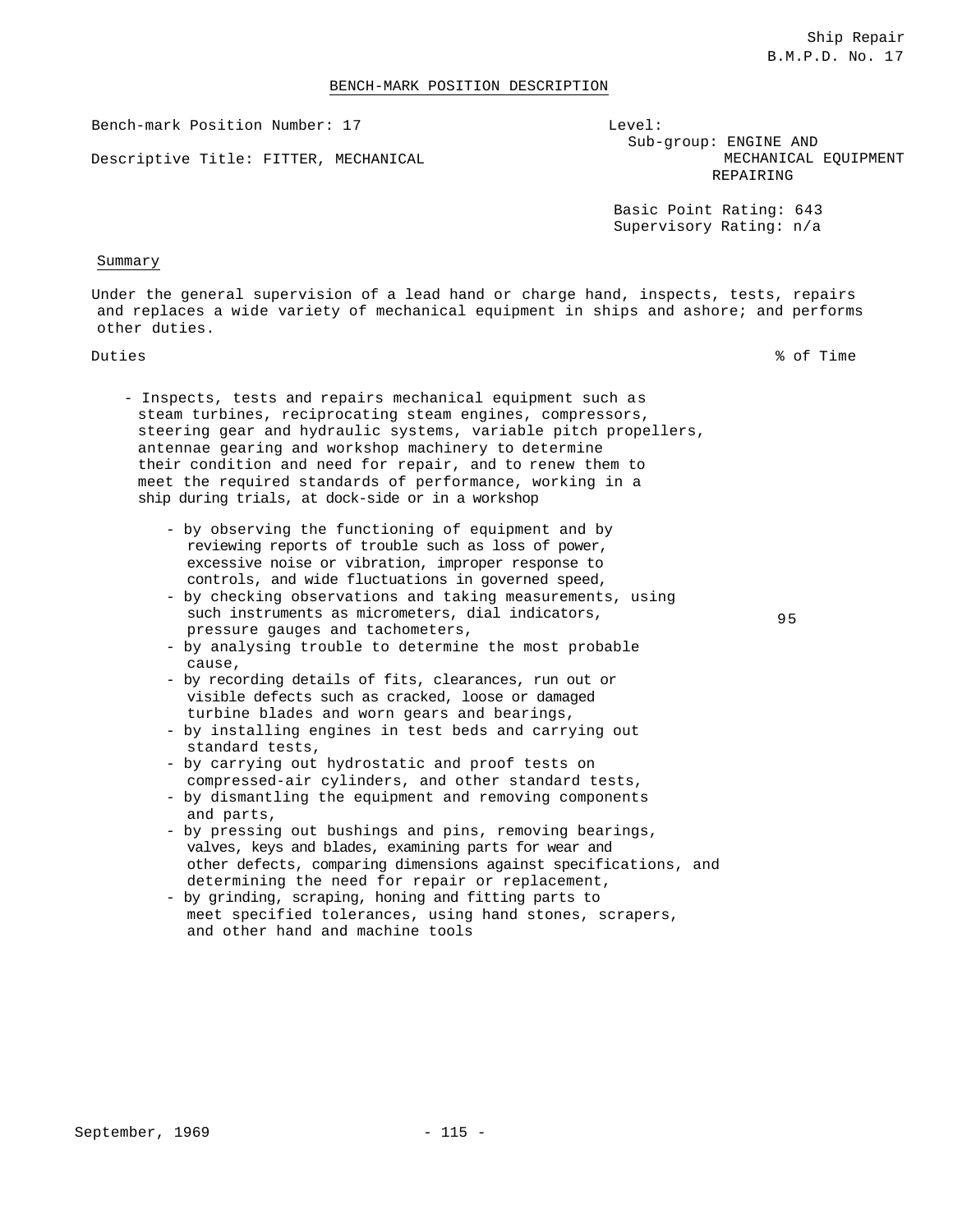Ship Repair
B.M.P.D. No. 17

BENCH-MARK POSITION DESCRIPTION

Bench-mark Position Number: 17

Descriptive Title: FITTER, MECHANICAL

Level:
Sub-group: ENGINE AND MECHANICAL EQUIPMENT REPAIRING

Basic Point Rating: 643
Supervisory Rating: n/a

Summary

Under the general supervision of a lead hand or charge hand, inspects, tests, repairs and replaces a wide variety of mechanical equipment in ships and ashore; and performs other duties.

| Duties | % of Time |
|---|---|
| - Inspects, tests and repairs mechanical equipment such as steam turbines, reciprocating steam engines, compressors, steering gear and hydraulic systems, variable pitch propellers, antennae gearing and workshop machinery to determine their condition and need for repair, and to renew them to meet the required standards of performance, working in a ship during trials, at dock-side or in a workshop<br>- by observing the functioning of equipment and by reviewing reports of trouble such as loss of power, excessive noise or vibration, improper response to controls, and wide fluctuations in governed speed,<br>- by checking observations and taking measurements, using such instruments as micrometers, dial indicators, pressure gauges and tachometers,<br>- by analysing trouble to determine the most probable cause,<br>- by recording details of fits, clearances, run out or visible defects such as cracked, loose or damaged turbine blades and worn gears and bearings,<br>- by installing engines in test beds and carrying out standard tests,<br>- by carrying out hydrostatic and proof tests on compressed-air cylinders, and other standard tests,<br>- by dismantling the equipment and removing components and parts,<br>- by pressing out bushings and pins, removing bearings, valves, keys and blades, examining parts for wear and other defects, comparing dimensions against specifications, and determining the need for repair or replacement,<br>- by grinding, scraping, honing and fitting parts to meet specified tolerances, using hand stones, scrapers, and other hand and machine tools | 95 |

September, 1969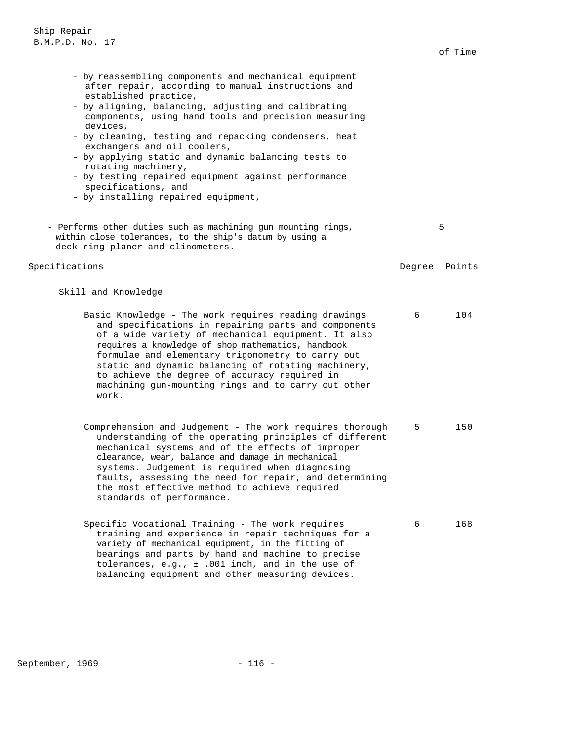of Time

- by reassembling components and mechanical equipment after repair, according to manual instructions and established practice,
- by aligning, balancing, adjusting and calibrating components, using hand tools and precision measuring devices,
- by cleaning, testing and repacking condensers, heat exchangers and oil coolers,
- by applying static and dynamic balancing tests to rotating machinery,
- by testing repaired equipment against performance specifications, and
- by installing repaired equipment,

| | % of Time |
|---|---|
| - Performs other duties such as machining gun mounting rings, within close tolerances, to the ship's datum by using a deck ring planer and clinometers. | 5 |

| Specifications | Degree | Points |
|---|---|---|
| **Skill and Knowledge** | | |
| Basic Knowledge - The work requires reading drawings and specifications in repairing parts and components of a wide variety of mechanical equipment. It also requires a knowledge of shop mathematics, handbook formulae and elementary trigonometry to carry out static and dynamic balancing of rotating machinery, to achieve the degree of accuracy required in machining gun-mounting rings and to carry out other work. | 6 | 104 |
| Comprehension and Judgement - The work requires thorough understanding of the operating principles of different mechanical systems and of the effects of improper clearance, wear, balance and damage in mechanical systems. Judgement is required when diagnosing faults, assessing the need for repair, and determining the most effective method to achieve required standards of performance. | 5 | 150 |
| Specific Vocational Training - The work requires training and experience in repair techniques for a variety of mechanical equipment, in the fitting of bearings and parts by hand and machine to precise tolerances, e.g., ± .001 inch, and in the use of balancing equipment and other measuring devices. | 6 | 168 |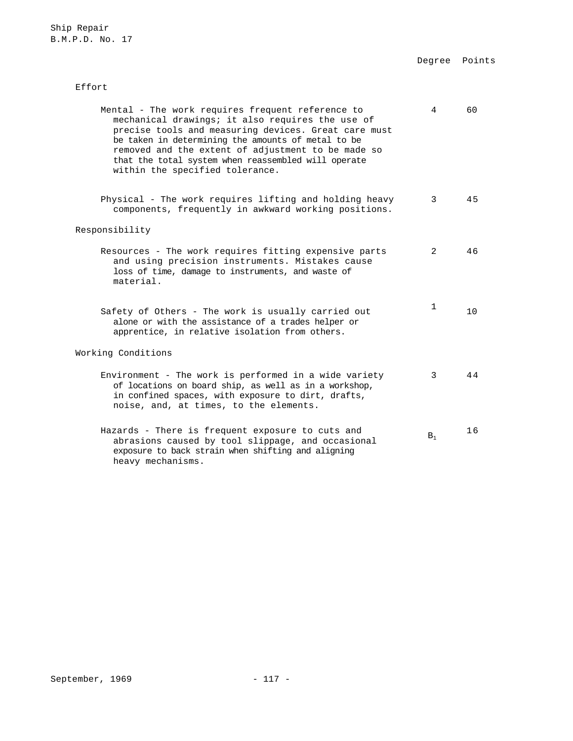| | Degree | Points |
|---|---|---|
| **Effort** | | |
| Mental - The work requires frequent reference to mechanical drawings; it also requires the use of precise tools and measuring devices. Great care must be taken in determining the amounts of metal to be removed and the extent of adjustment to be made so that the total system when reassembled will operate within the specified tolerance. | 4 | 60 |
| Physical - The work requires lifting and holding heavy components, frequently in awkward working positions. | 3 | 45 |
| **Responsibility** | | |
| Resources - The work requires fitting expensive parts and using precision instruments. Mistakes cause loss of time, damage to instruments, and waste of material. | 2 | 46 |
| Safety of Others - The work is usually carried out alone or with the assistance of a trades helper or apprentice, in relative isolation from others. | 1 | 10 |
| **Working Conditions** | | |
| Environment - The work is performed in a wide variety of locations on board ship, as well as in a workshop, in confined spaces, with exposure to dirt, drafts, noise, and, at times, to the elements. | 3 | 44 |
| Hazards - There is frequent exposure to cuts and abrasions caused by tool slippage, and occasional exposure to back strain when shifting and aligning heavy mechanisms. | $B_1$ | 16 |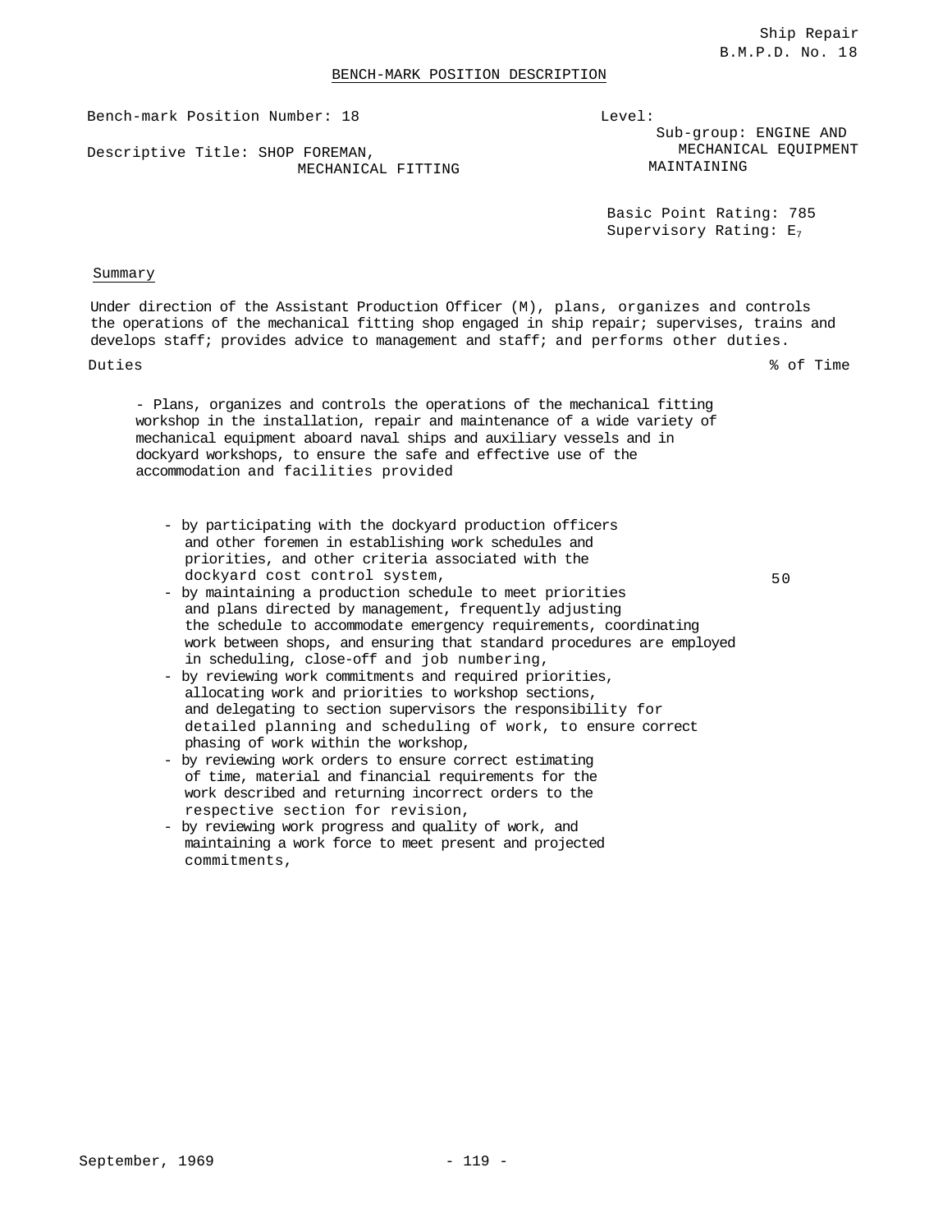## BENCH-MARK POSITION DESCRIPTION

Bench-mark Position Number: 18

Descriptive Title: SHOP FOREMAN, MECHANICAL FITTING

Level:

Sub-group: ENGINE AND MECHANICAL EQUIPMENT MAINTAINING

Basic Point Rating: 785

Supervisory Rating: $E_7$

### Summary

Under direction of the Assistant Production Officer (M), plans, organizes and controls the operations of the mechanical fitting shop engaged in ship repair; supervises, trains and develops staff; provides advice to management and staff; and performs other duties.

| Duties | % of Time |
|---|---|
| - Plans, organizes and controls the operations of the mechanical fitting workshop in the installation, repair and maintenance of a wide variety of mechanical equipment aboard naval ships and auxiliary vessels and in dockyard workshops, to ensure the safe and effective use of the accommodation and facilities provided<br><br>- by participating with the dockyard production officers and other foremen in establishing work schedules and priorities, and other criteria associated with the dockyard cost control system,<br>- by maintaining a production schedule to meet priorities and plans directed by management, frequently adjusting the schedule to accommodate emergency requirements, coordinating work between shops, and ensuring that standard procedures are employed in scheduling, close-off and job numbering,<br>- by reviewing work commitments and required priorities, allocating work and priorities to workshop sections, and delegating to section supervisors the responsibility for detailed planning and scheduling of work, to ensure correct phasing of work within the workshop,<br>- by reviewing work orders to ensure correct estimating of time, material and financial requirements for the work described and returning incorrect orders to the respective section for revision,<br>- by reviewing work progress and quality of work, and maintaining a work force to meet present and projected commitments, | 50 |

September, 1969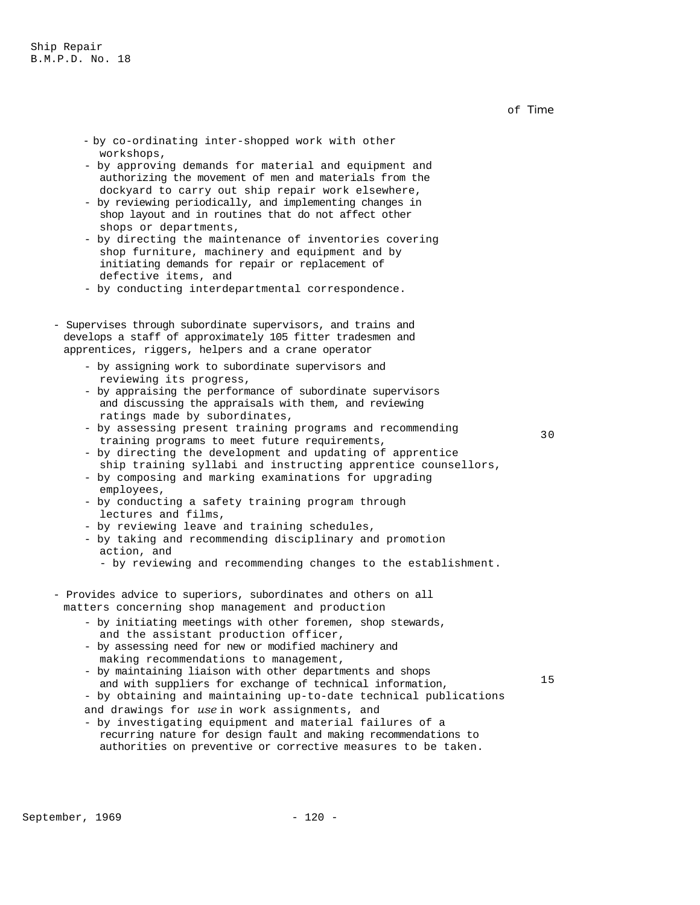of Time

- by co-ordinating inter-shopped work with other workshops,
- by approving demands for material and equipment and authorizing the movement of men and materials from the dockyard to carry out ship repair work elsewhere,
- by reviewing periodically, and implementing changes in shop layout and in routines that do not affect other shops or departments,
- by directing the maintenance of inventories covering shop furniture, machinery and equipment and by initiating demands for repair or replacement of defective items, and
- by conducting interdepartmental correspondence.

- Supervises through subordinate supervisors, and trains and develops a staff of approximately 105 fitter tradesmen and apprentices, riggers, helpers and a crane operator — 30
  - by assigning work to subordinate supervisors and reviewing its progress,
  - by appraising the performance of subordinate supervisors and discussing the appraisals with them, and reviewing ratings made by subordinates,
  - by assessing present training programs and recommending training programs to meet future requirements,
  - by directing the development and updating of apprentice ship training syllabi and instructing apprentice counsellors,
  - by composing and marking examinations for upgrading employees,
  - by conducting a safety training program through lectures and films,
  - by reviewing leave and training schedules,
  - by taking and recommending disciplinary and promotion action, and
  - by reviewing and recommending changes to the establishment.

- Provides advice to superiors, subordinates and others on all matters concerning shop management and production — 15
  - by initiating meetings with other foremen, shop stewards, and the assistant production officer,
  - by assessing need for new or modified machinery and making recommendations to management,
  - by maintaining liaison with other departments and shops and with suppliers for exchange of technical information,
  - by obtaining and maintaining up-to-date technical publications and drawings for *use* in work assignments, and
  - by investigating equipment and material failures of a recurring nature for design fault and making recommendations to authorities on preventive or corrective measures to be taken.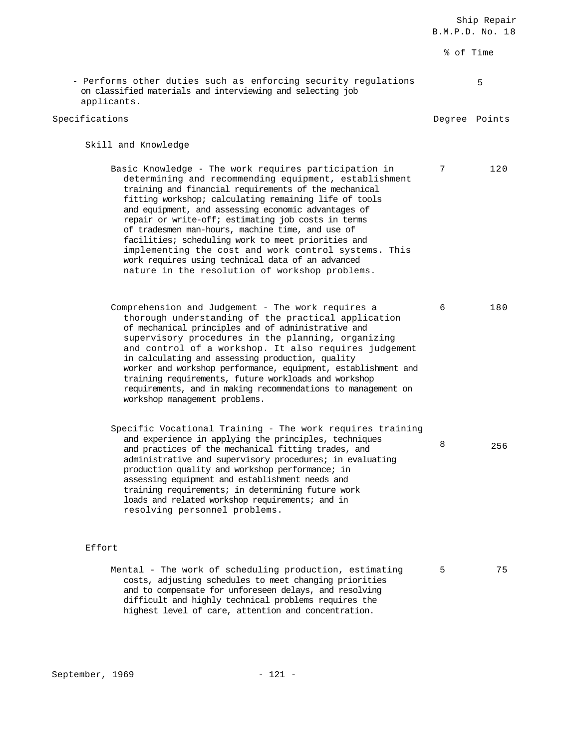| | % of Time |
|---|---|
| - Performs other duties such as enforcing security regulations on classified materials and interviewing and selecting job applicants. | 5 |

| Specifications | Degree | Points |
|---|---|---|
| **Skill and Knowledge** | | |
| Basic Knowledge - The work requires participation in determining and recommending equipment, establishment training and financial requirements of the mechanical fitting workshop; calculating remaining life of tools and equipment, and assessing economic advantages of repair or write-off; estimating job costs in terms of tradesmen man-hours, machine time, and use of facilities; scheduling work to meet priorities and implementing the cost and work control systems. This work requires using technical data of an advanced nature in the resolution of workshop problems. | 7 | 120 |
| Comprehension and Judgement - The work requires a thorough understanding of the practical application of mechanical principles and of administrative and supervisory procedures in the planning, organizing and control of a workshop. It also requires judgement in calculating and assessing production, quality worker and workshop performance, equipment, establishment and training requirements, future workloads and workshop requirements, and in making recommendations to management on workshop management problems. | 6 | 180 |
| Specific Vocational Training - The work requires training and experience in applying the principles, techniques and practices of the mechanical fitting trades, and administrative and supervisory procedures; in evaluating production quality and workshop performance; in assessing equipment and establishment needs and training requirements; in determining future work loads and related workshop requirements; and in resolving personnel problems. | 8 | 256 |
| **Effort** | | |
| Mental - The work of scheduling production, estimating costs, adjusting schedules to meet changing priorities and to compensate for unforeseen delays, and resolving difficult and highly technical problems requires the highest level of care, attention and concentration. | 5 | 75 |

September, 1969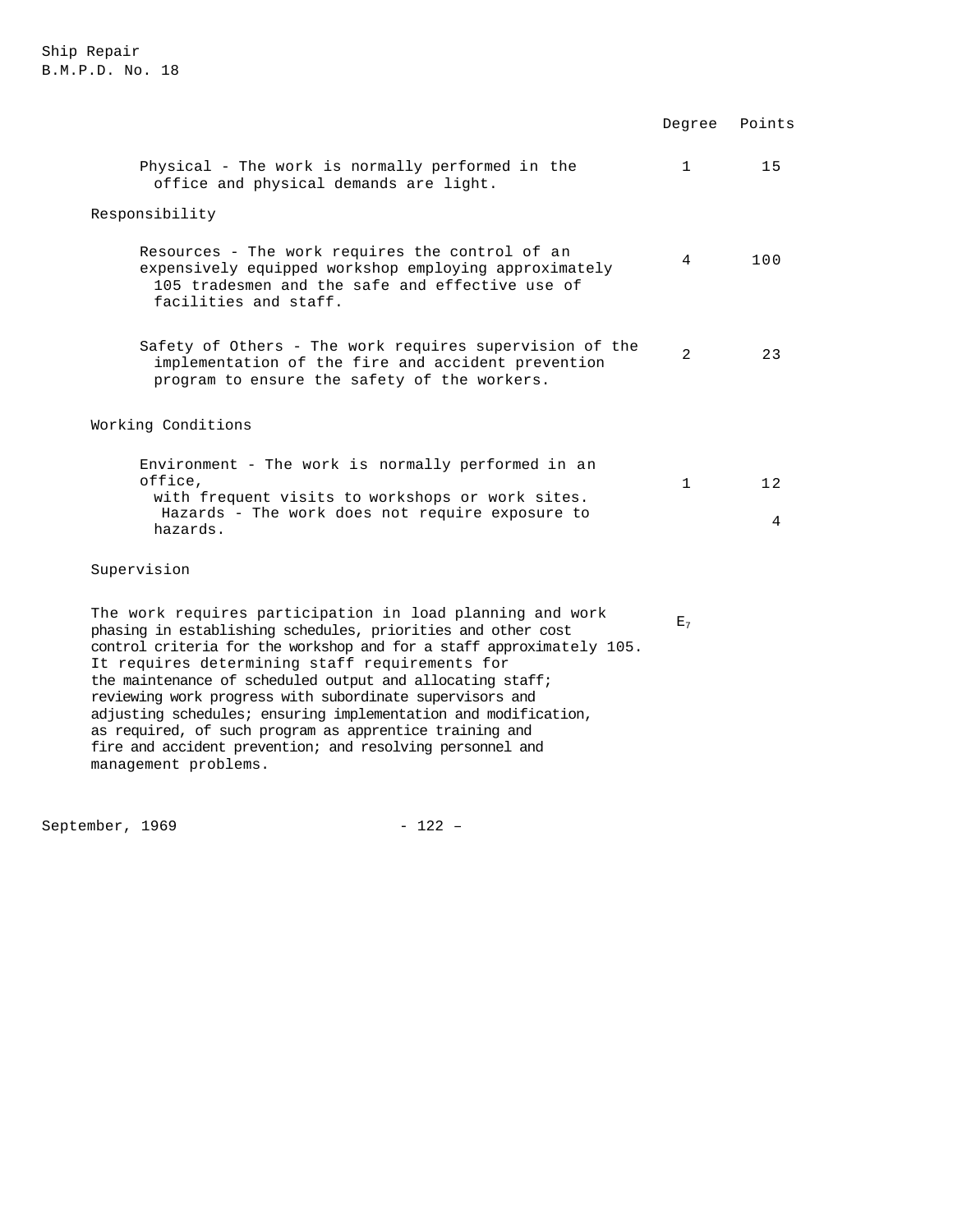| | Degree | Points |
|---|---|---|
| Physical - The work is normally performed in the office and physical demands are light. | 1 | 15 |
| **Responsibility** | | |
| Resources - The work requires the control of an expensively equipped workshop employing approximately 105 tradesmen and the safe and effective use of facilities and staff. | 4 | 100 |
| Safety of Others - The work requires supervision of the implementation of the fire and accident prevention program to ensure the safety of the workers. | 2 | 23 |
| **Working Conditions** | | |
| Environment - The work is normally performed in an office, with frequent visits to workshops or work sites. | 1 | 12 |
| Hazards - The work does not require exposure to hazards. | | 4 |

Supervision

The work requires participation in load planning and work phasing in establishing schedules, priorities and other cost control criteria for the workshop and for a staff approximately 105. It requires determining staff requirements for the maintenance of scheduled output and allocating staff; reviewing work progress with subordinate supervisors and adjusting schedules; ensuring implementation and modification, as required, of such program as apprentice training and fire and accident prevention; and resolving personnel and management problems. $E_7$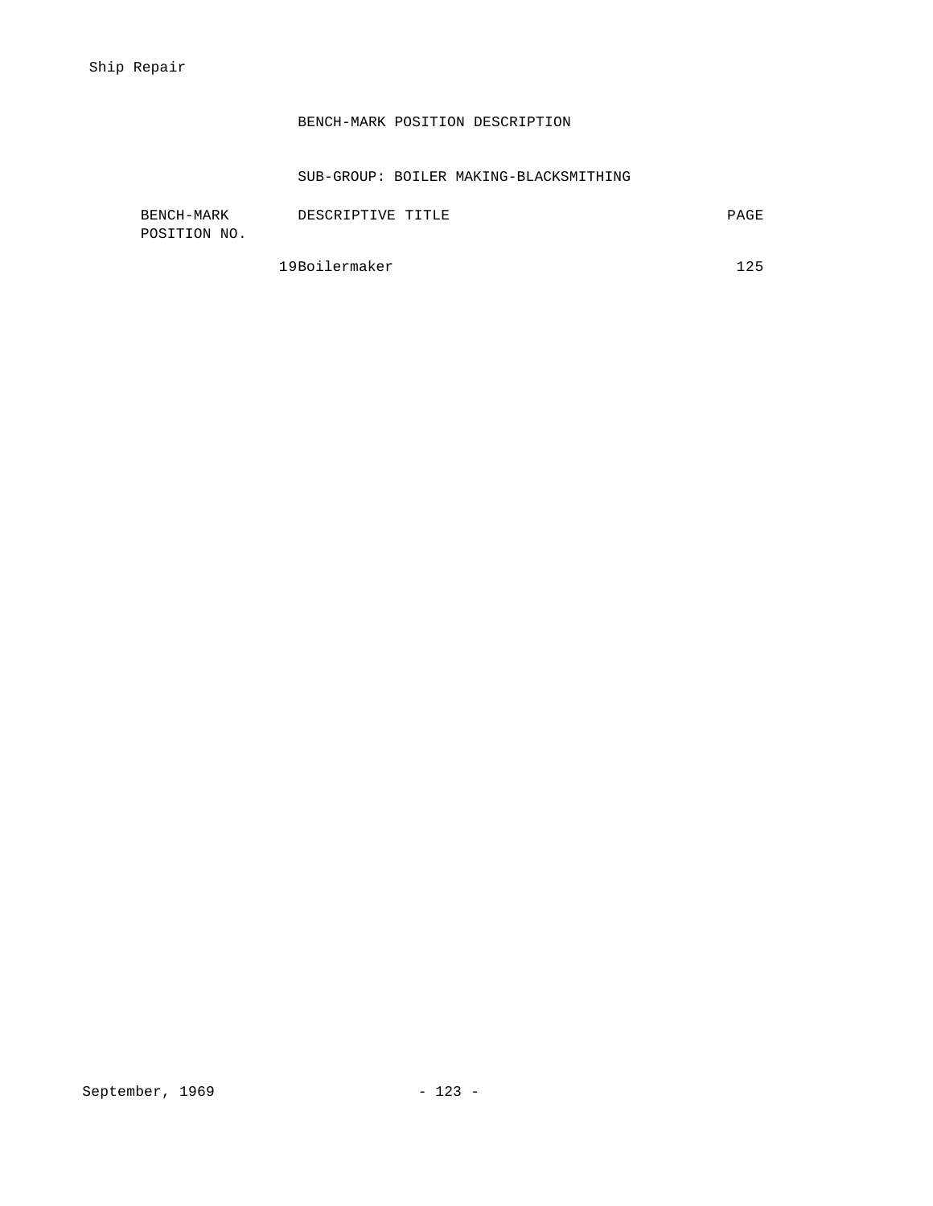## BENCH-MARK POSITION DESCRIPTION

### SUB-GROUP: BOILER MAKING-BLACKSMITHING

| BENCH-MARK POSITION NO. | DESCRIPTIVE TITLE | PAGE |
|---|---|---|
| 19 | Boilermaker | 125 |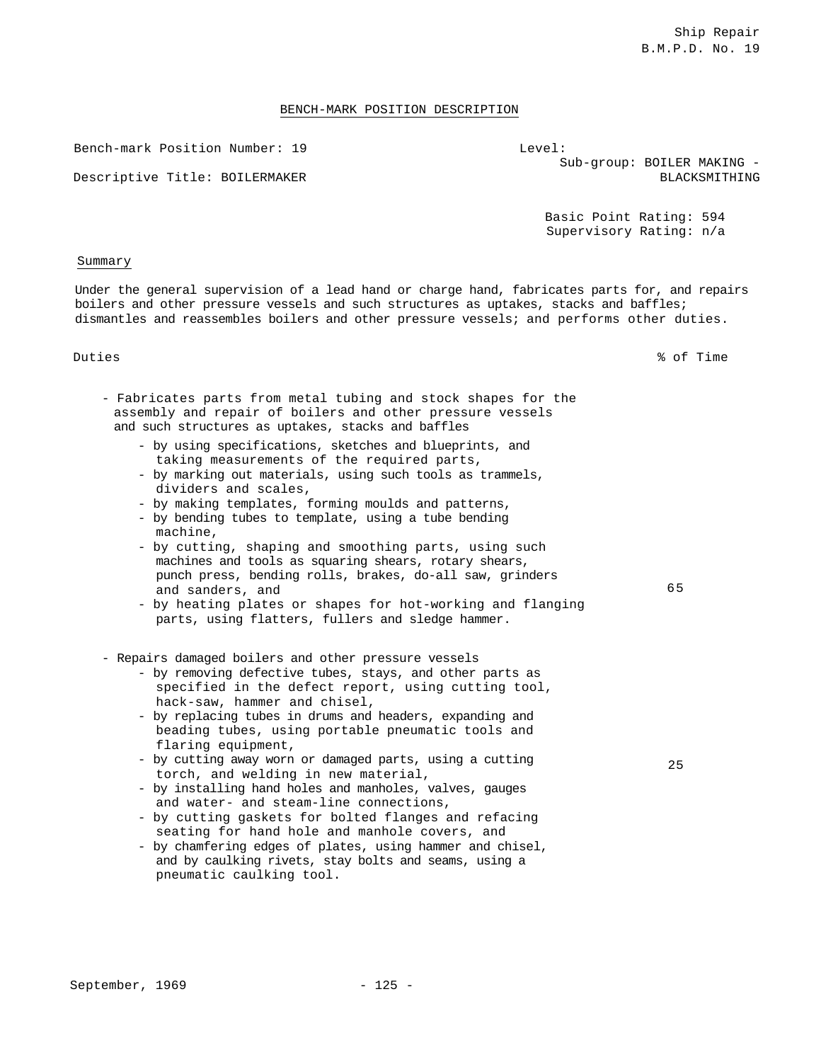Ship Repair
B.M.P.D. No. 19

## BENCH-MARK POSITION DESCRIPTION

Bench-mark Position Number: 19

Level:
Sub-group: BOILER MAKING - BLACKSMITHING

Descriptive Title: BOILERMAKER

Basic Point Rating: 594
Supervisory Rating: n/a

### Summary

Under the general supervision of a lead hand or charge hand, fabricates parts for, and repairs boilers and other pressure vessels and such structures as uptakes, stacks and baffles; dismantles and reassembles boilers and other pressure vessels; and performs other duties.

| Duties | % of Time |
|---|---|
| - Fabricates parts from metal tubing and stock shapes for the assembly and repair of boilers and other pressure vessels and such structures as uptakes, stacks and baffles<br>- by using specifications, sketches and blueprints, and taking measurements of the required parts,<br>- by marking out materials, using such tools as trammels, dividers and scales,<br>- by making templates, forming moulds and patterns,<br>- by bending tubes to template, using a tube bending machine,<br>- by cutting, shaping and smoothing parts, using such machines and tools as squaring shears, rotary shears, punch press, bending rolls, brakes, do-all saw, grinders and sanders, and<br>- by heating plates or shapes for hot-working and flanging parts, using flatters, fullers and sledge hammer. | 65 |
| - Repairs damaged boilers and other pressure vessels<br>- by removing defective tubes, stays, and other parts as specified in the defect report, using cutting tool, hack-saw, hammer and chisel,<br>- by replacing tubes in drums and headers, expanding and beading tubes, using portable pneumatic tools and flaring equipment,<br>- by cutting away worn or damaged parts, using a cutting torch, and welding in new material,<br>- by installing hand holes and manholes, valves, gauges and water- and steam-line connections,<br>- by cutting gaskets for bolted flanges and refacing seating for hand hole and manhole covers, and<br>- by chamfering edges of plates, using hammer and chisel, and by caulking rivets, stay bolts and seams, using a pneumatic caulking tool. | 25 |

September, 1969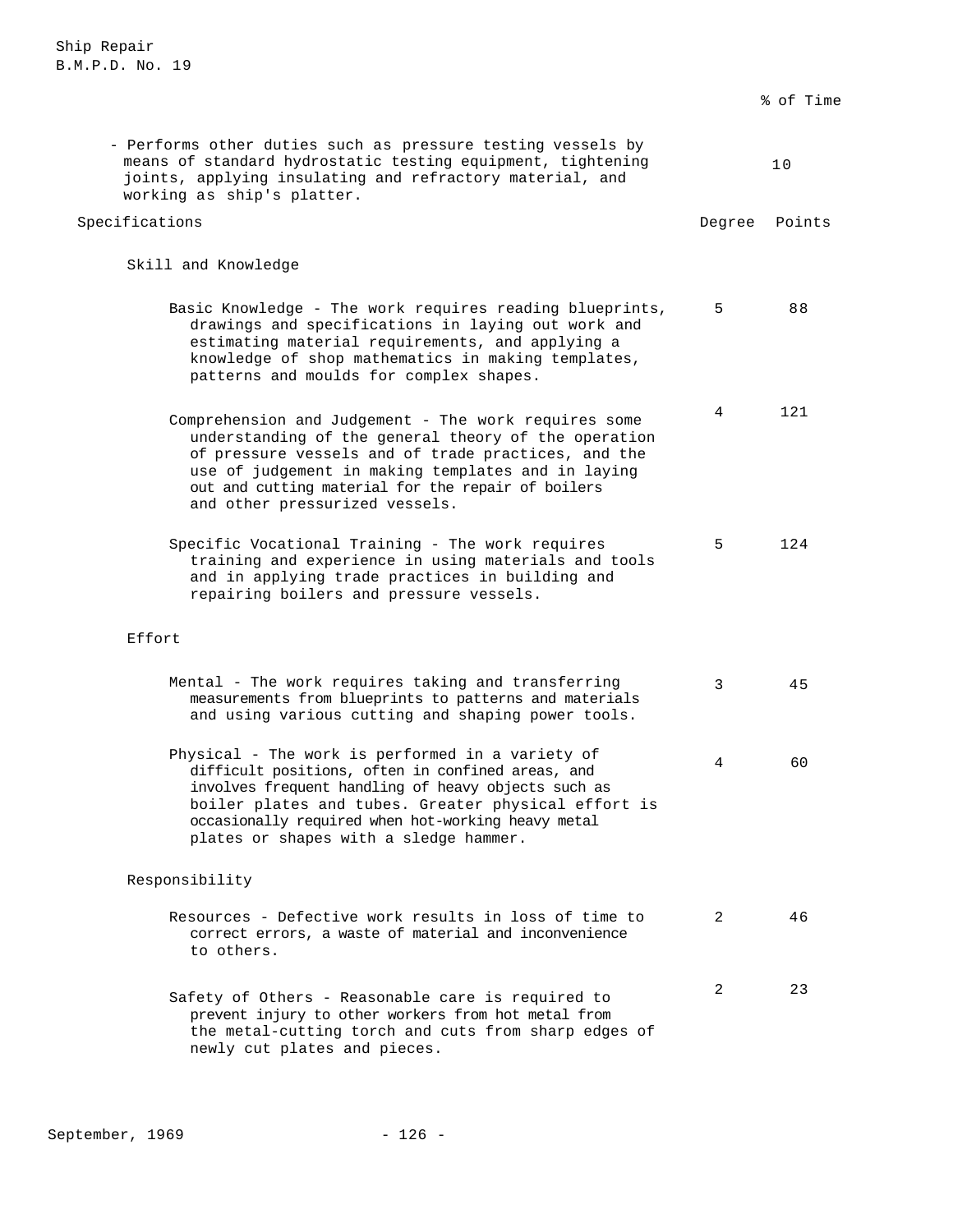| | % of Time |
|---|---|
| - Performs other duties such as pressure testing vessels by means of standard hydrostatic testing equipment, tightening joints, applying insulating and refractory material, and working as ship's platter. | 10 |

| Specifications | Degree | Points |
|---|---|---|
| **Skill and Knowledge** | | |
| Basic Knowledge - The work requires reading blueprints, drawings and specifications in laying out work and estimating material requirements, and applying a knowledge of shop mathematics in making templates, patterns and moulds for complex shapes. | 5 | 88 |
| Comprehension and Judgement - The work requires some understanding of the general theory of the operation of pressure vessels and of trade practices, and the use of judgement in making templates and in laying out and cutting material for the repair of boilers and other pressurized vessels. | 4 | 121 |
| Specific Vocational Training - The work requires training and experience in using materials and tools and in applying trade practices in building and repairing boilers and pressure vessels. | 5 | 124 |
| **Effort** | | |
| Mental - The work requires taking and transferring measurements from blueprints to patterns and materials and using various cutting and shaping power tools. | 3 | 45 |
| Physical - The work is performed in a variety of difficult positions, often in confined areas, and involves frequent handling of heavy objects such as boiler plates and tubes. Greater physical effort is occasionally required when hot-working heavy metal plates or shapes with a sledge hammer. | 4 | 60 |
| **Responsibility** | | |
| Resources - Defective work results in loss of time to correct errors, a waste of material and inconvenience to others. | 2 | 46 |
| Safety of Others - Reasonable care is required to prevent injury to other workers from hot metal from the metal-cutting torch and cuts from sharp edges of newly cut plates and pieces. | 2 | 23 |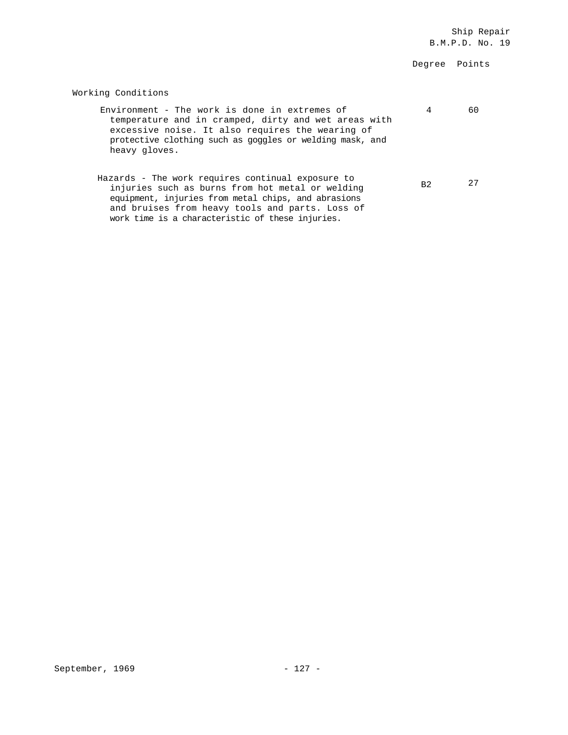| | Degree | Points |
|---|---|---|
| **Working Conditions** | | |
| Environment - The work is done in extremes of temperature and in cramped, dirty and wet areas with excessive noise. It also requires the wearing of protective clothing such as goggles or welding mask, and heavy gloves. | 4 | 60 |
| Hazards - The work requires continual exposure to injuries such as burns from hot metal or welding equipment, injuries from metal chips, and abrasions and bruises from heavy tools and parts. Loss of work time is a characteristic of these injuries. | B2 | 27 |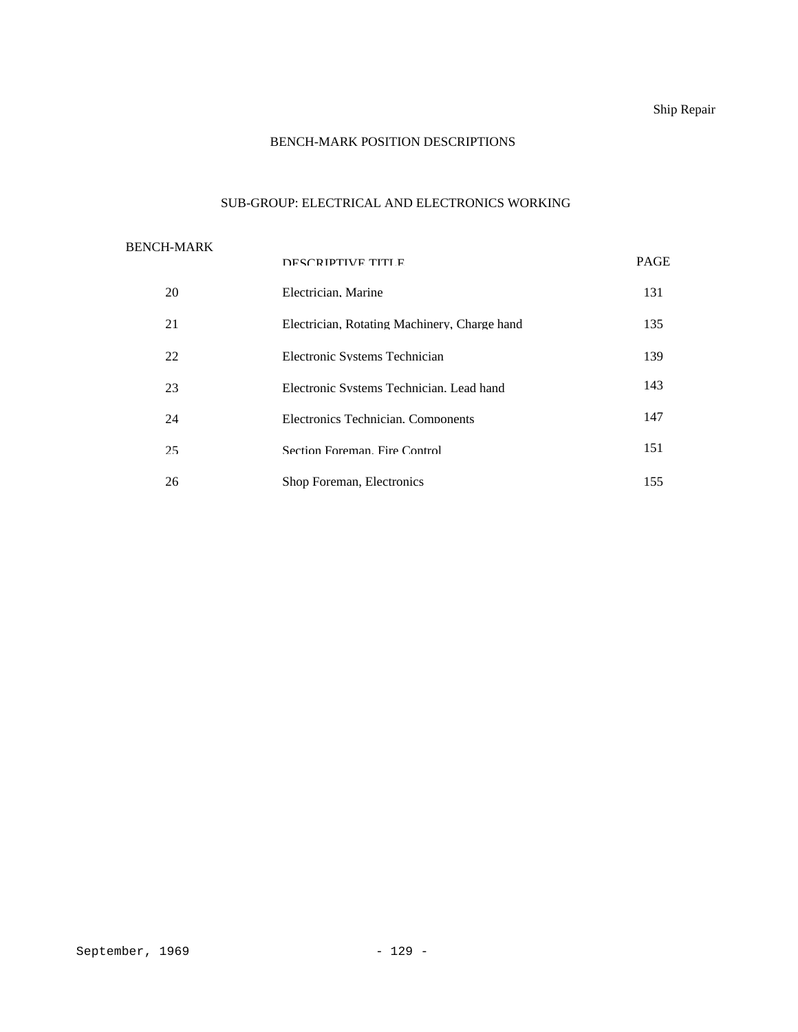## BENCH-MARK POSITION DESCRIPTIONS

### SUB-GROUP: ELECTRICAL AND ELECTRONICS WORKING

| BENCH-MARK | DESCRIPTIVE TITLE | PAGE |
|---|---|---|
| 20 | Electrician, Marine | 131 |
| 21 | Electrician, Rotating Machinery, Charge hand | 135 |
| 22 | Electronic Systems Technician | 139 |
| 23 | Electronic Systems Technician, Lead hand | 143 |
| 24 | Electronics Technician, Components | 147 |
| 25 | Section Foreman, Fire Control | 151 |
| 26 | Shop Foreman, Electronics | 155 |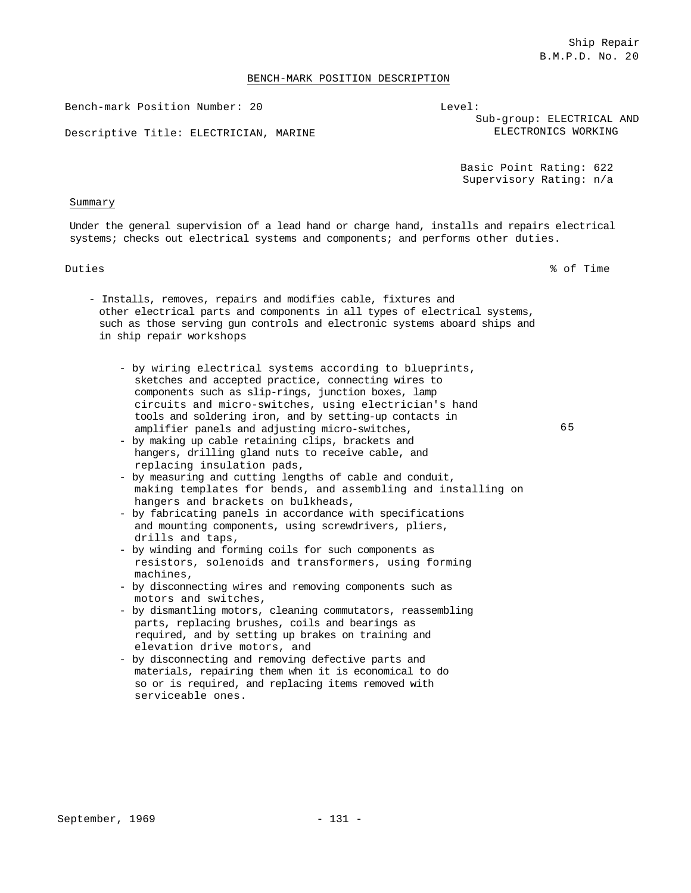Ship Repair
B.M.P.D. No. 20

## BENCH-MARK POSITION DESCRIPTION

Bench-mark Position Number: 20

Descriptive Title: ELECTRICIAN, MARINE

Level:
Sub-group: ELECTRICAL AND ELECTRONICS WORKING

Basic Point Rating: 622
Supervisory Rating: n/a

### Summary

Under the general supervision of a lead hand or charge hand, installs and repairs electrical systems; checks out electrical systems and components; and performs other duties.

| Duties | % of Time |
|---|---|
| - Installs, removes, repairs and modifies cable, fixtures and other electrical parts and components in all types of electrical systems, such as those serving gun controls and electronic systems aboard ships and in ship repair workshops | |
| - by wiring electrical systems according to blueprints, sketches and accepted practice, connecting wires to components such as slip-rings, junction boxes, lamp circuits and micro-switches, using electrician's hand tools and soldering iron, and by setting-up contacts in amplifier panels and adjusting micro-switches, | 65 |
| - by making up cable retaining clips, brackets and hangers, drilling gland nuts to receive cable, and replacing insulation pads, | |
| - by measuring and cutting lengths of cable and conduit, making templates for bends, and assembling and installing on hangers and brackets on bulkheads, | |
| - by fabricating panels in accordance with specifications and mounting components, using screwdrivers, pliers, drills and taps, | |
| - by winding and forming coils for such components as resistors, solenoids and transformers, using forming machines, | |
| - by disconnecting wires and removing components such as motors and switches, | |
| - by dismantling motors, cleaning commutators, reassembling parts, replacing brushes, coils and bearings as required, and by setting up brakes on training and elevation drive motors, and | |
| - by disconnecting and removing defective parts and materials, repairing them when it is economical to do so or is required, and replacing items removed with serviceable ones. | |

September, 1969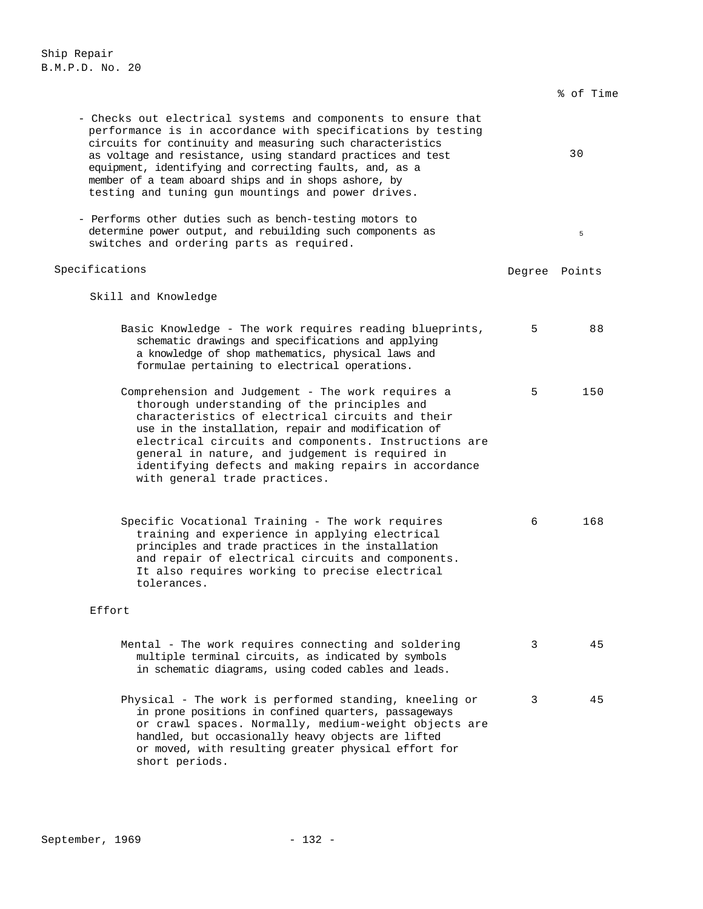| | % of Time |
|---|---|
| - Checks out electrical systems and components to ensure that performance is in accordance with specifications by testing circuits for continuity and measuring such characteristics as voltage and resistance, using standard practices and test equipment, identifying and correcting faults, and, as a member of a team aboard ships and in shops ashore, by testing and tuning gun mountings and power drives. | 30 |
| - Performs other duties such as bench-testing motors to determine power output, and rebuilding such components as switches and ordering parts as required. | 5 |

| Specifications | Degree | Points |
|---|---|---|
| **Skill and Knowledge** | | |
| Basic Knowledge - The work requires reading blueprints, schematic drawings and specifications and applying a knowledge of shop mathematics, physical laws and formulae pertaining to electrical operations. | 5 | 88 |
| Comprehension and Judgement - The work requires a thorough understanding of the principles and characteristics of electrical circuits and their use in the installation, repair and modification of electrical circuits and components. Instructions are general in nature, and judgement is required in identifying defects and making repairs in accordance with general trade practices. | 5 | 150 |
| Specific Vocational Training - The work requires training and experience in applying electrical principles and trade practices in the installation and repair of electrical circuits and components. It also requires working to precise electrical tolerances. | 6 | 168 |
| **Effort** | | |
| Mental - The work requires connecting and soldering multiple terminal circuits, as indicated by symbols in schematic diagrams, using coded cables and leads. | 3 | 45 |
| Physical - The work is performed standing, kneeling or in prone positions in confined quarters, passageways or crawl spaces. Normally, medium-weight objects are handled, but occasionally heavy objects are lifted or moved, with resulting greater physical effort for short periods. | 3 | 45 |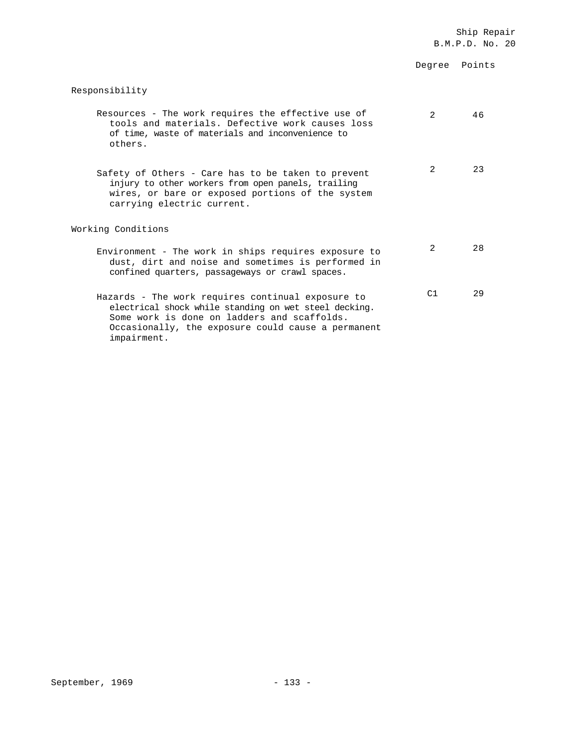| | Degree | Points |
|---|---|---|
| **Responsibility** | | |
| Resources - The work requires the effective use of tools and materials. Defective work causes loss of time, waste of materials and inconvenience to others. | 2 | 46 |
| Safety of Others - Care has to be taken to prevent injury to other workers from open panels, trailing wires, or bare or exposed portions of the system carrying electric current. | 2 | 23 |
| **Working Conditions** | | |
| Environment - The work in ships requires exposure to dust, dirt and noise and sometimes is performed in confined quarters, passageways or crawl spaces. | 2 | 28 |
| Hazards - The work requires continual exposure to electrical shock while standing on wet steel decking. Some work is done on ladders and scaffolds. Occasionally, the exposure could cause a permanent impairment. | C1 | 29 |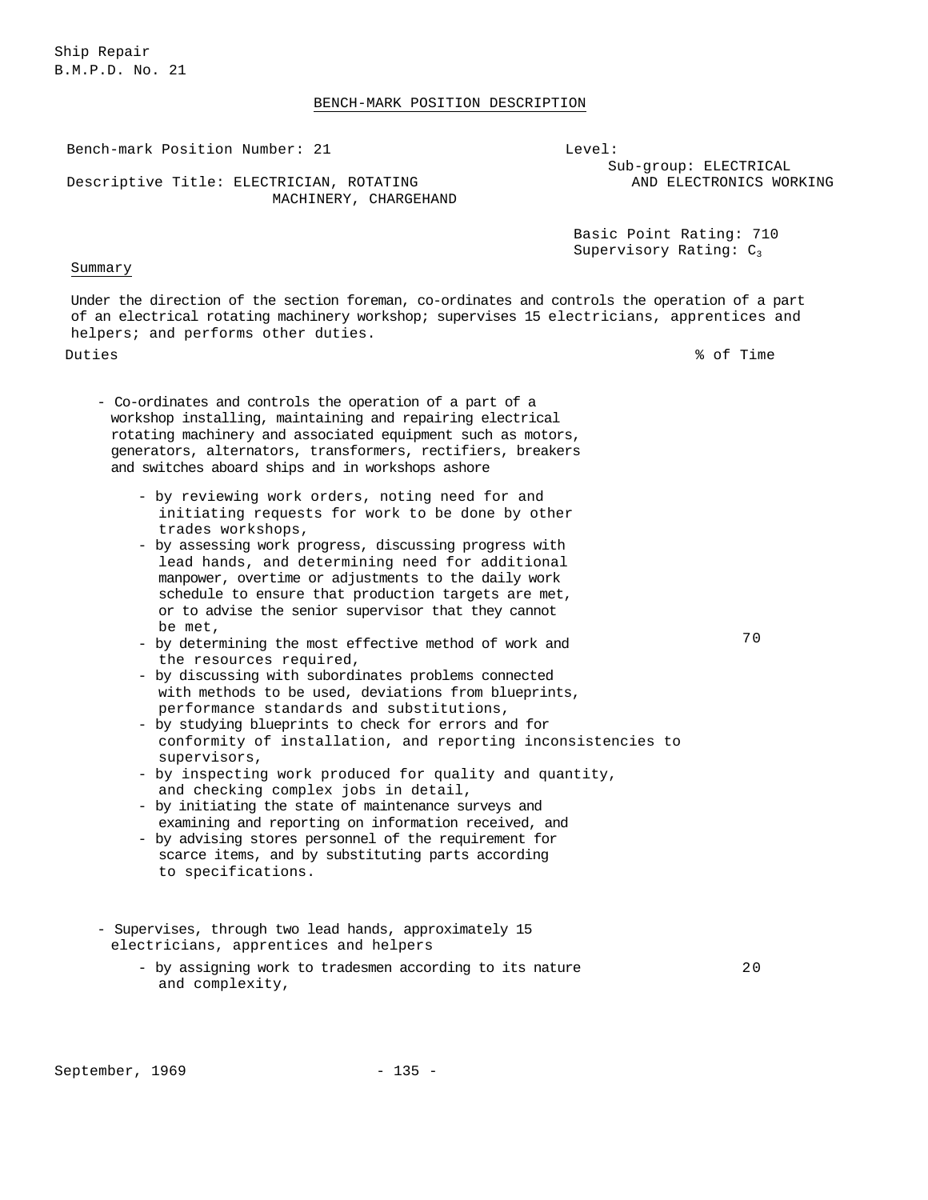Ship Repair
B.M.P.D. No. 21

## BENCH-MARK POSITION DESCRIPTION

Bench-mark Position Number: 21

Level:
Sub-group: ELECTRICAL AND ELECTRONICS WORKING

Descriptive Title: ELECTRICIAN, ROTATING MACHINERY, CHARGEHAND

Basic Point Rating: 710
Supervisory Rating: $C_3$

### Summary

Under the direction of the section foreman, co-ordinates and controls the operation of a part of an electrical rotating machinery workshop; supervises 15 electricians, apprentices and helpers; and performs other duties.

| Duties | % of Time |
|---|---|
| - Co-ordinates and controls the operation of a part of a workshop installing, maintaining and repairing electrical rotating machinery and associated equipment such as motors, generators, alternators, transformers, rectifiers, breakers and switches aboard ships and in workshops ashore<br>- by reviewing work orders, noting need for and initiating requests for work to be done by other trades workshops,<br>- by assessing work progress, discussing progress with lead hands, and determining need for additional manpower, overtime or adjustments to the daily work schedule to ensure that production targets are met, or to advise the senior supervisor that they cannot be met,<br>- by determining the most effective method of work and the resources required,<br>- by discussing with subordinates problems connected with methods to be used, deviations from blueprints, performance standards and substitutions,<br>- by studying blueprints to check for errors and for conformity of installation, and reporting inconsistencies to supervisors,<br>- by inspecting work produced for quality and quantity, and checking complex jobs in detail,<br>- by initiating the state of maintenance surveys and examining and reporting on information received, and<br>- by advising stores personnel of the requirement for scarce items, and by substituting parts according to specifications. | 70 |
| - Supervises, through two lead hands, approximately 15 electricians, apprentices and helpers<br>- by assigning work to tradesmen according to its nature and complexity, | 20 |

September, 1969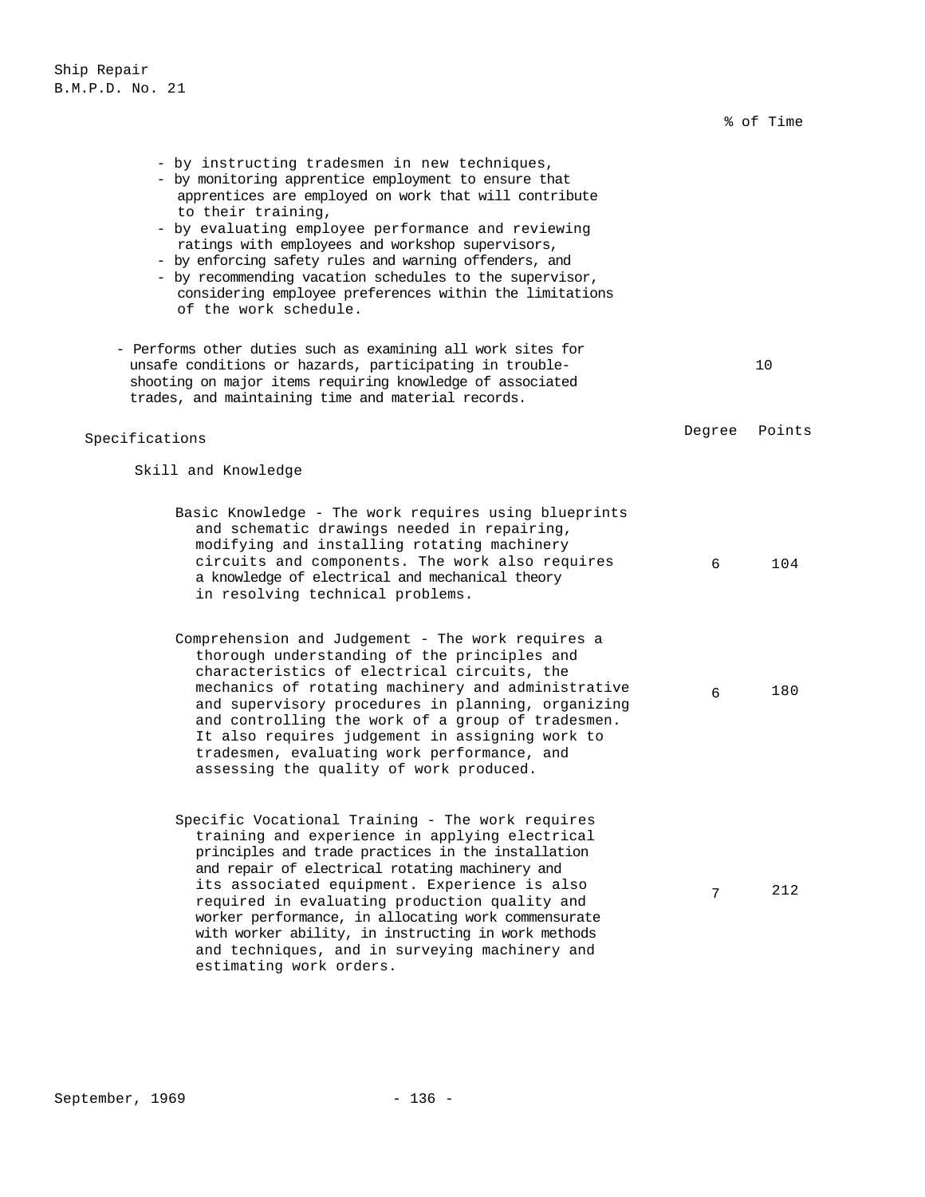% of Time

- by instructing tradesmen in new techniques,
- by monitoring apprentice employment to ensure that apprentices are employed on work that will contribute to their training,
- by evaluating employee performance and reviewing ratings with employees and workshop supervisors,
- by enforcing safety rules and warning offenders, and
- by recommending vacation schedules to the supervisor, considering employee preferences within the limitations of the work schedule.

- Performs other duties such as examining all work sites for unsafe conditions or hazards, participating in trouble-shooting on major items requiring knowledge of associated trades, and maintaining time and material records. — 10

## Specifications

### Skill and Knowledge

| | Degree | Points |
|---|---|---|
| Basic Knowledge - The work requires using blueprints and schematic drawings needed in repairing, modifying and installing rotating machinery circuits and components. The work also requires a knowledge of electrical and mechanical theory in resolving technical problems. | 6 | 104 |
| Comprehension and Judgement - The work requires a thorough understanding of the principles and characteristics of electrical circuits, the mechanics of rotating machinery and administrative and supervisory procedures in planning, organizing and controlling the work of a group of tradesmen. It also requires judgement in assigning work to tradesmen, evaluating work performance, and assessing the quality of work produced. | 6 | 180 |
| Specific Vocational Training - The work requires training and experience in applying electrical principles and trade practices in the installation and repair of electrical rotating machinery and its associated equipment. Experience is also required in evaluating production quality and worker performance, in allocating work commensurate with worker ability, in instructing in work methods and techniques, and in surveying machinery and estimating work orders. | 7 | 212 |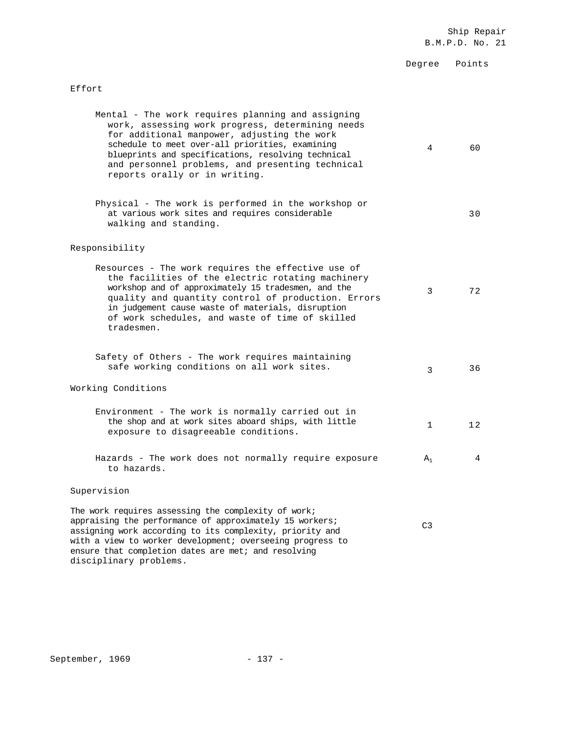| | Degree | Points |
|---|---|---|
| **Effort** | | |
| Mental - The work requires planning and assigning work, assessing work progress, determining needs for additional manpower, adjusting the work schedule to meet over-all priorities, examining blueprints and specifications, resolving technical and personnel problems, and presenting technical reports orally or in writing. | 4 | 60 |
| Physical - The work is performed in the workshop or at various work sites and requires considerable walking and standing. | | 30 |
| **Responsibility** | | |
| Resources - The work requires the effective use of the facilities of the electric rotating machinery workshop and of approximately 15 tradesmen, and the quality and quantity control of production. Errors in judgement cause waste of materials, disruption of work schedules, and waste of time of skilled tradesmen. | 3 | 72 |
| Safety of Others - The work requires maintaining safe working conditions on all work sites. | 3 | 36 |
| **Working Conditions** | | |
| Environment - The work is normally carried out in the shop and at work sites aboard ships, with little exposure to disagreeable conditions. | 1 | 12 |
| Hazards - The work does not normally require exposure to hazards. | $A_1$ | 4 |
| **Supervision** | | |
| The work requires assessing the complexity of work; appraising the performance of approximately 15 workers; assigning work according to its complexity, priority and with a view to worker development; overseeing progress to ensure that completion dates are met; and resolving disciplinary problems. | C3 | |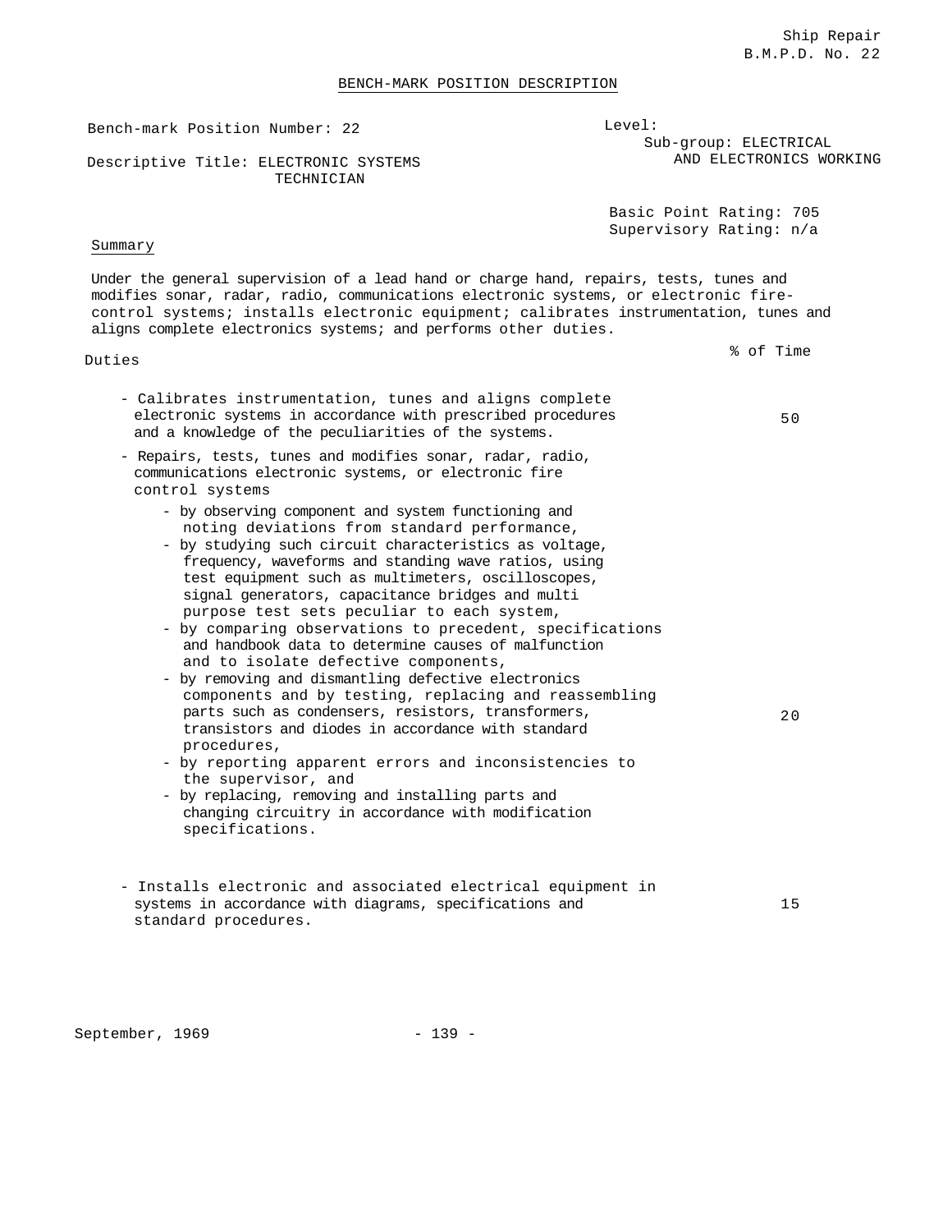Ship Repair
B.M.P.D. No. 22

## BENCH-MARK POSITION DESCRIPTION

Bench-mark Position Number: 22

Descriptive Title: ELECTRONIC SYSTEMS TECHNICIAN

Level:

Sub-group: ELECTRICAL AND ELECTRONICS WORKING

Basic Point Rating: 705
Supervisory Rating: n/a

### Summary

Under the general supervision of a lead hand or charge hand, repairs, tests, tunes and modifies sonar, radar, radio, communications electronic systems, or electronic fire-control systems; installs electronic equipment; calibrates instrumentation, tunes and aligns complete electronics systems; and performs other duties.

| Duties | % of Time |
|---|---|
| - Calibrates instrumentation, tunes and aligns complete electronic systems in accordance with prescribed procedures and a knowledge of the peculiarities of the systems. | 50 |
| - Repairs, tests, tunes and modifies sonar, radar, radio, communications electronic systems, or electronic fire control systems<br>- by observing component and system functioning and noting deviations from standard performance,<br>- by studying such circuit characteristics as voltage, frequency, waveforms and standing wave ratios, using test equipment such as multimeters, oscilloscopes, signal generators, capacitance bridges and multi purpose test sets peculiar to each system,<br>- by comparing observations to precedent, specifications and handbook data to determine causes of malfunction and to isolate defective components,<br>- by removing and dismantling defective electronics components and by testing, replacing and reassembling parts such as condensers, resistors, transformers, transistors and diodes in accordance with standard procedures,<br>- by reporting apparent errors and inconsistencies to the supervisor, and<br>- by replacing, removing and installing parts and changing circuitry in accordance with modification specifications. | 20 |
| - Installs electronic and associated electrical equipment in systems in accordance with diagrams, specifications and standard procedures. | 15 |

September, 1969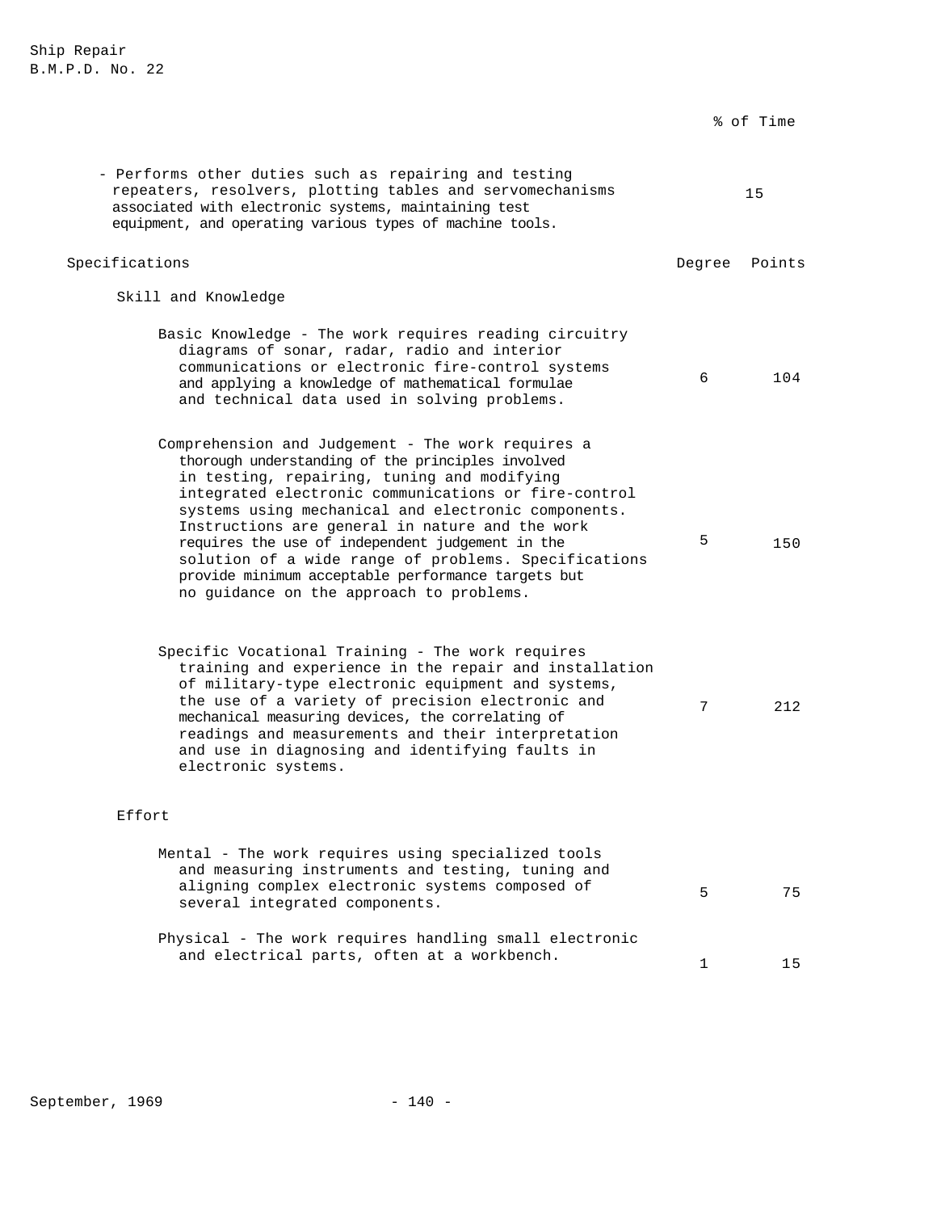| | % of Time |
|---|---|
| - Performs other duties such as repairing and testing repeaters, resolvers, plotting tables and servomechanisms associated with electronic systems, maintaining test equipment, and operating various types of machine tools. | 15 |

| Specifications | Degree | Points |
|---|---|---|
| **Skill and Knowledge** | | |
| Basic Knowledge - The work requires reading circuitry diagrams of sonar, radar, radio and interior communications or electronic fire-control systems and applying a knowledge of mathematical formulae and technical data used in solving problems. | 6 | 104 |
| Comprehension and Judgement - The work requires a thorough understanding of the principles involved in testing, repairing, tuning and modifying integrated electronic communications or fire-control systems using mechanical and electronic components. Instructions are general in nature and the work requires the use of independent judgement in the solution of a wide range of problems. Specifications provide minimum acceptable performance targets but no guidance on the approach to problems. | 5 | 150 |
| Specific Vocational Training - The work requires training and experience in the repair and installation of military-type electronic equipment and systems, the use of a variety of precision electronic and mechanical measuring devices, the correlating of readings and measurements and their interpretation and use in diagnosing and identifying faults in electronic systems. | 7 | 212 |
| **Effort** | | |
| Mental - The work requires using specialized tools and measuring instruments and testing, tuning and aligning complex electronic systems composed of several integrated components. | 5 | 75 |
| Physical - The work requires handling small electronic and electrical parts, often at a workbench. | 1 | 15 |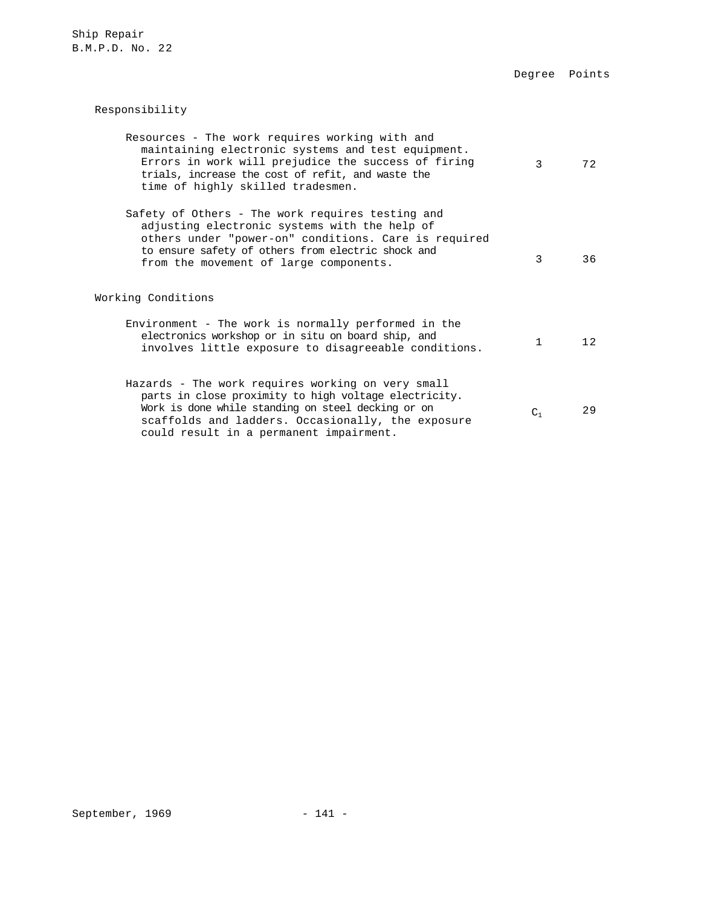| | Degree | Points |
|---|---|---|
| **Responsibility** | | |
| Resources - The work requires working with and maintaining electronic systems and test equipment. Errors in work will prejudice the success of firing trials, increase the cost of refit, and waste the time of highly skilled tradesmen. | 3 | 72 |
| Safety of Others - The work requires testing and adjusting electronic systems with the help of others under "power-on" conditions. Care is required to ensure safety of others from electric shock and from the movement of large components. | 3 | 36 |
| **Working Conditions** | | |
| Environment - The work is normally performed in the electronics workshop or in situ on board ship, and involves little exposure to disagreeable conditions. | 1 | 12 |
| Hazards - The work requires working on very small parts in close proximity to high voltage electricity. Work is done while standing on steel decking or on scaffolds and ladders. Occasionally, the exposure could result in a permanent impairment. | $C_1$ | 29 |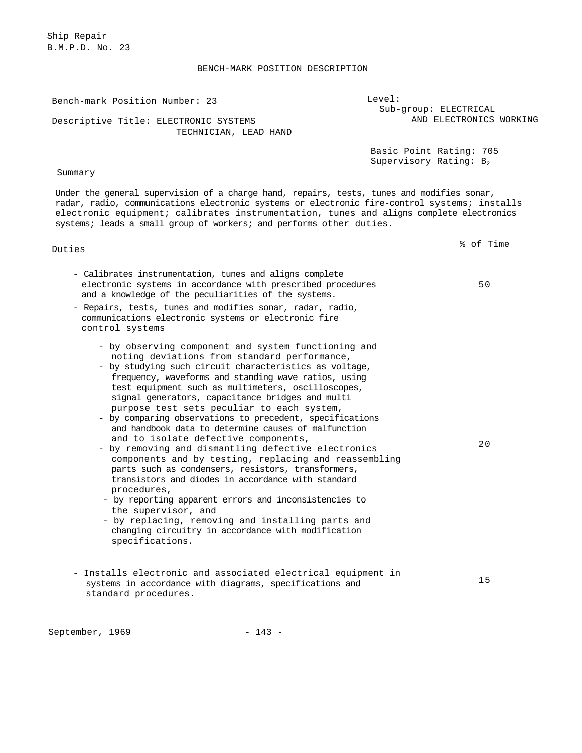Ship Repair
B.M.P.D. No. 23

## BENCH-MARK POSITION DESCRIPTION

Bench-mark Position Number: 23

Descriptive Title: ELECTRONIC SYSTEMS TECHNICIAN, LEAD HAND

Level:
Sub-group: ELECTRICAL AND ELECTRONICS WORKING

Basic Point Rating: 705
Supervisory Rating: $B_2$

### Summary

Under the general supervision of a charge hand, repairs, tests, tunes and modifies sonar, radar, radio, communications electronic systems or electronic fire-control systems; installs electronic equipment; calibrates instrumentation, tunes and aligns complete electronics systems; leads a small group of workers; and performs other duties.

| Duties | % of Time |
|---|---|
| - Calibrates instrumentation, tunes and aligns complete electronic systems in accordance with prescribed procedures and a knowledge of the peculiarities of the systems. | 50 |
| - Repairs, tests, tunes and modifies sonar, radar, radio, communications electronic systems or electronic fire control systems<br>- by observing component and system functioning and noting deviations from standard performance,<br>- by studying such circuit characteristics as voltage, frequency, waveforms and standing wave ratios, using test equipment such as multimeters, oscilloscopes, signal generators, capacitance bridges and multi purpose test sets peculiar to each system,<br>- by comparing observations to precedent, specifications and handbook data to determine causes of malfunction and to isolate defective components,<br>- by removing and dismantling defective electronics components and by testing, replacing and reassembling parts such as condensers, resistors, transformers, transistors and diodes in accordance with standard procedures,<br>- by reporting apparent errors and inconsistencies to the supervisor, and<br>- by replacing, removing and installing parts and changing circuitry in accordance with modification specifications. | 20 |
| - Installs electronic and associated electrical equipment in systems in accordance with diagrams, specifications and standard procedures. | 15 |

September, 1969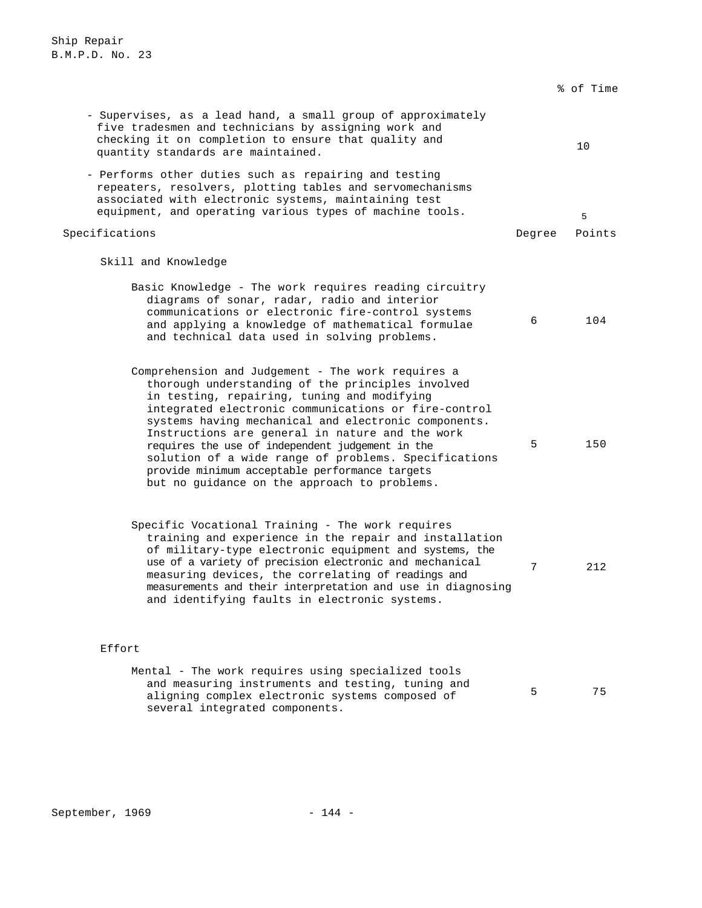| | % of Time |
|---|---|
| - Supervises, as a lead hand, a small group of approximately five tradesmen and technicians by assigning work and checking it on completion to ensure that quality and quantity standards are maintained. | 10 |
| - Performs other duties such as repairing and testing repeaters, resolvers, plotting tables and servomechanisms associated with electronic systems, maintaining test equipment, and operating various types of machine tools. | 5 |

| Specifications | Degree | Points |
|---|---|---|
| **Skill and Knowledge** | | |
| Basic Knowledge - The work requires reading circuitry diagrams of sonar, radar, radio and interior communications or electronic fire-control systems and applying a knowledge of mathematical formulae and technical data used in solving problems. | 6 | 104 |
| Comprehension and Judgement - The work requires a thorough understanding of the principles involved in testing, repairing, tuning and modifying integrated electronic communications or fire-control systems having mechanical and electronic components. Instructions are general in nature and the work requires the use of independent judgement in the solution of a wide range of problems. Specifications provide minimum acceptable performance targets but no guidance on the approach to problems. | 5 | 150 |
| Specific Vocational Training - The work requires training and experience in the repair and installation of military-type electronic equipment and systems, the use of a variety of precision electronic and mechanical measuring devices, the correlating of readings and measurements and their interpretation and use in diagnosing and identifying faults in electronic systems. | 7 | 212 |
| **Effort** | | |
| Mental - The work requires using specialized tools and measuring instruments and testing, tuning and aligning complex electronic systems composed of several integrated components. | 5 | 75 |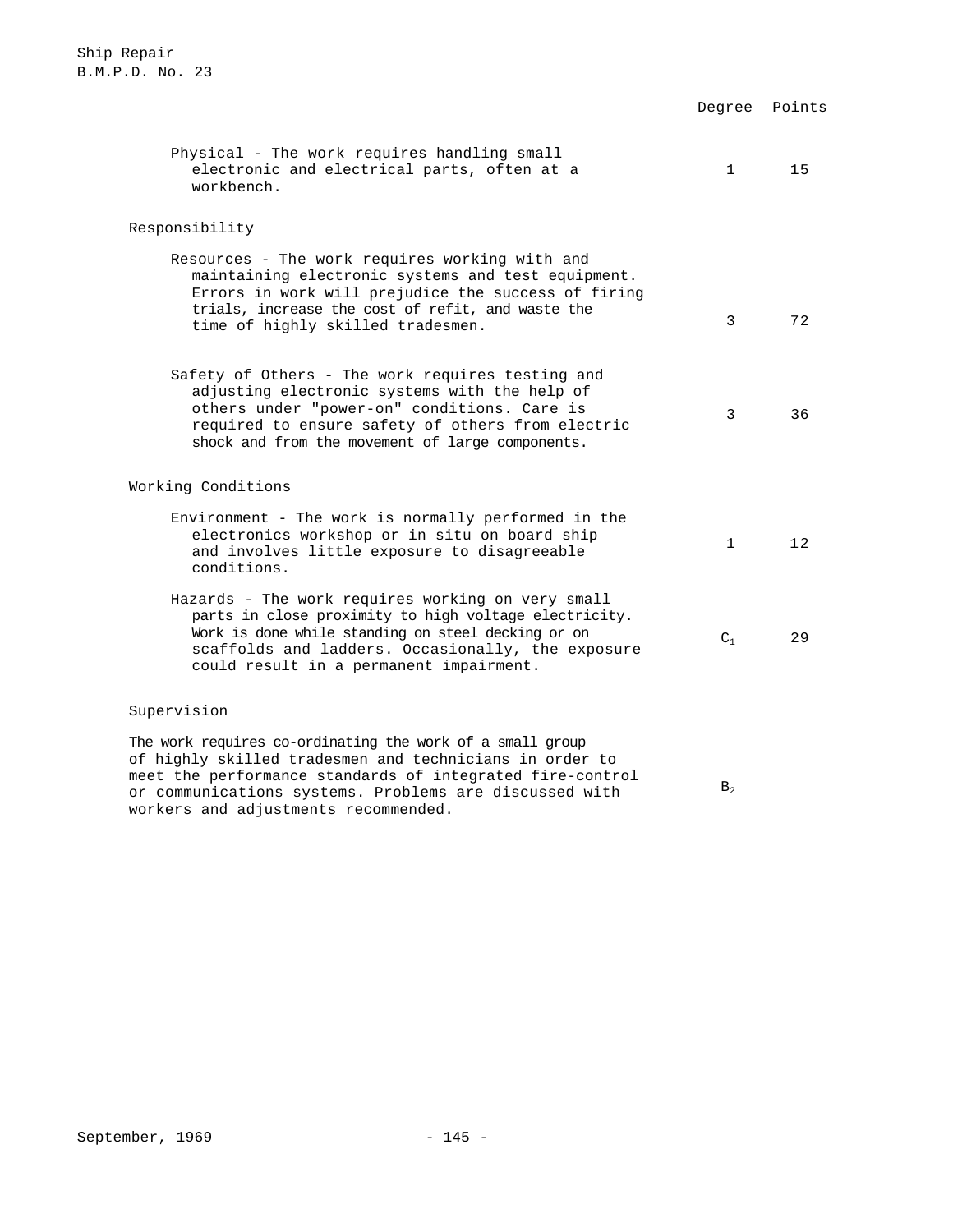| | Degree | Points |
|---|---|---|
| Physical - The work requires handling small electronic and electrical parts, often at a workbench. | 1 | 15 |
| **Responsibility** | | |
| Resources - The work requires working with and maintaining electronic systems and test equipment. Errors in work will prejudice the success of firing trials, increase the cost of refit, and waste the time of highly skilled tradesmen. | 3 | 72 |
| Safety of Others - The work requires testing and adjusting electronic systems with the help of others under "power-on" conditions. Care is required to ensure safety of others from electric shock and from the movement of large components. | 3 | 36 |
| **Working Conditions** | | |
| Environment - The work is normally performed in the electronics workshop or in situ on board ship and involves little exposure to disagreeable conditions. | 1 | 12 |
| Hazards - The work requires working on very small parts in close proximity to high voltage electricity. Work is done while standing on steel decking or on scaffolds and ladders. Occasionally, the exposure could result in a permanent impairment. | $C_1$ | 29 |
| **Supervision** | | |
| The work requires co-ordinating the work of a small group of highly skilled tradesmen and technicians in order to meet the performance standards of integrated fire-control or communications systems. Problems are discussed with workers and adjustments recommended. | $B_2$ | |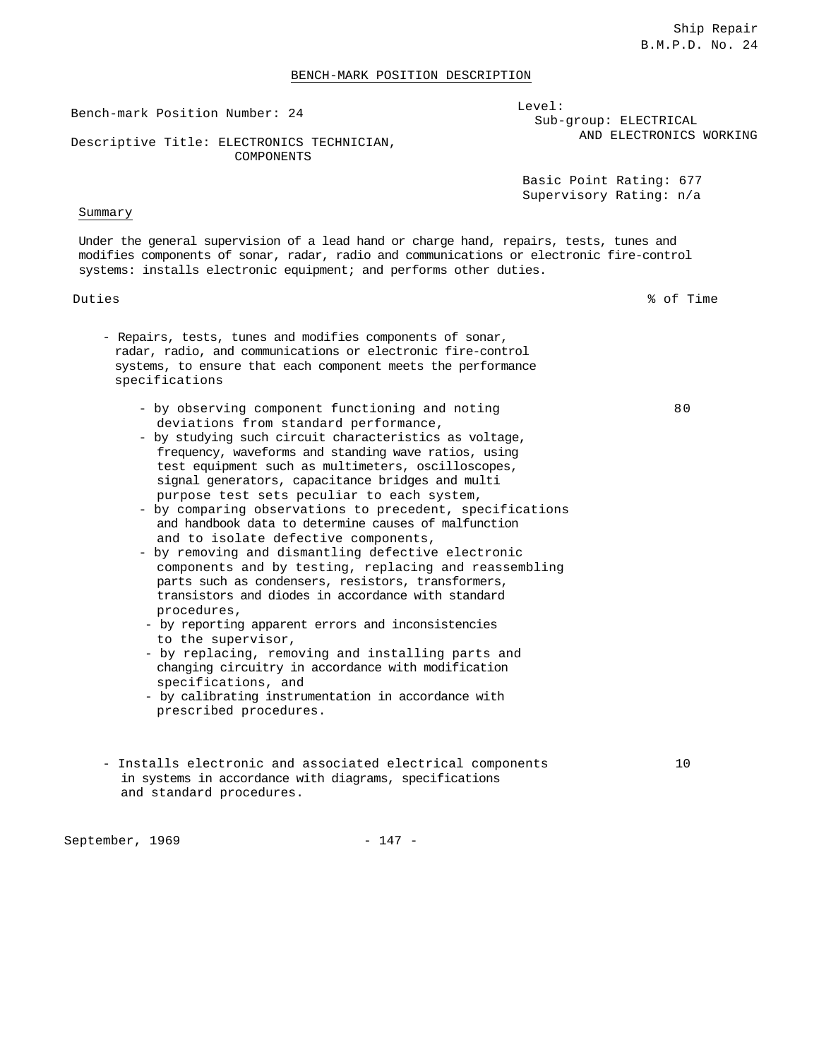# BENCH-MARK POSITION DESCRIPTION

Bench-mark Position Number: 24

Descriptive Title: ELECTRONICS TECHNICIAN, COMPONENTS

Level:
Sub-group: ELECTRICAL AND ELECTRONICS WORKING

Basic Point Rating: 677
Supervisory Rating: n/a

## Summary

Under the general supervision of a lead hand or charge hand, repairs, tests, tunes and modifies components of sonar, radar, radio and communications or electronic fire-control systems: installs electronic equipment; and performs other duties.

| Duties | % of Time |
|---|---|
| - Repairs, tests, tunes and modifies components of sonar, radar, radio, and communications or electronic fire-control systems, to ensure that each component meets the performance specifications | |
| - by observing component functioning and noting deviations from standard performance,<br>- by studying such circuit characteristics as voltage, frequency, waveforms and standing wave ratios, using test equipment such as multimeters, oscilloscopes, signal generators, capacitance bridges and multi purpose test sets peculiar to each system,<br>- by comparing observations to precedent, specifications and handbook data to determine causes of malfunction and to isolate defective components,<br>- by removing and dismantling defective electronic components and by testing, replacing and reassembling parts such as condensers, resistors, transformers, transistors and diodes in accordance with standard procedures,<br>- by reporting apparent errors and inconsistencies to the supervisor,<br>- by replacing, removing and installing parts and changing circuitry in accordance with modification specifications, and<br>- by calibrating instrumentation in accordance with prescribed procedures. | 80 |
| - Installs electronic and associated electrical components in systems in accordance with diagrams, specifications and standard procedures. | 10 |

September, 1969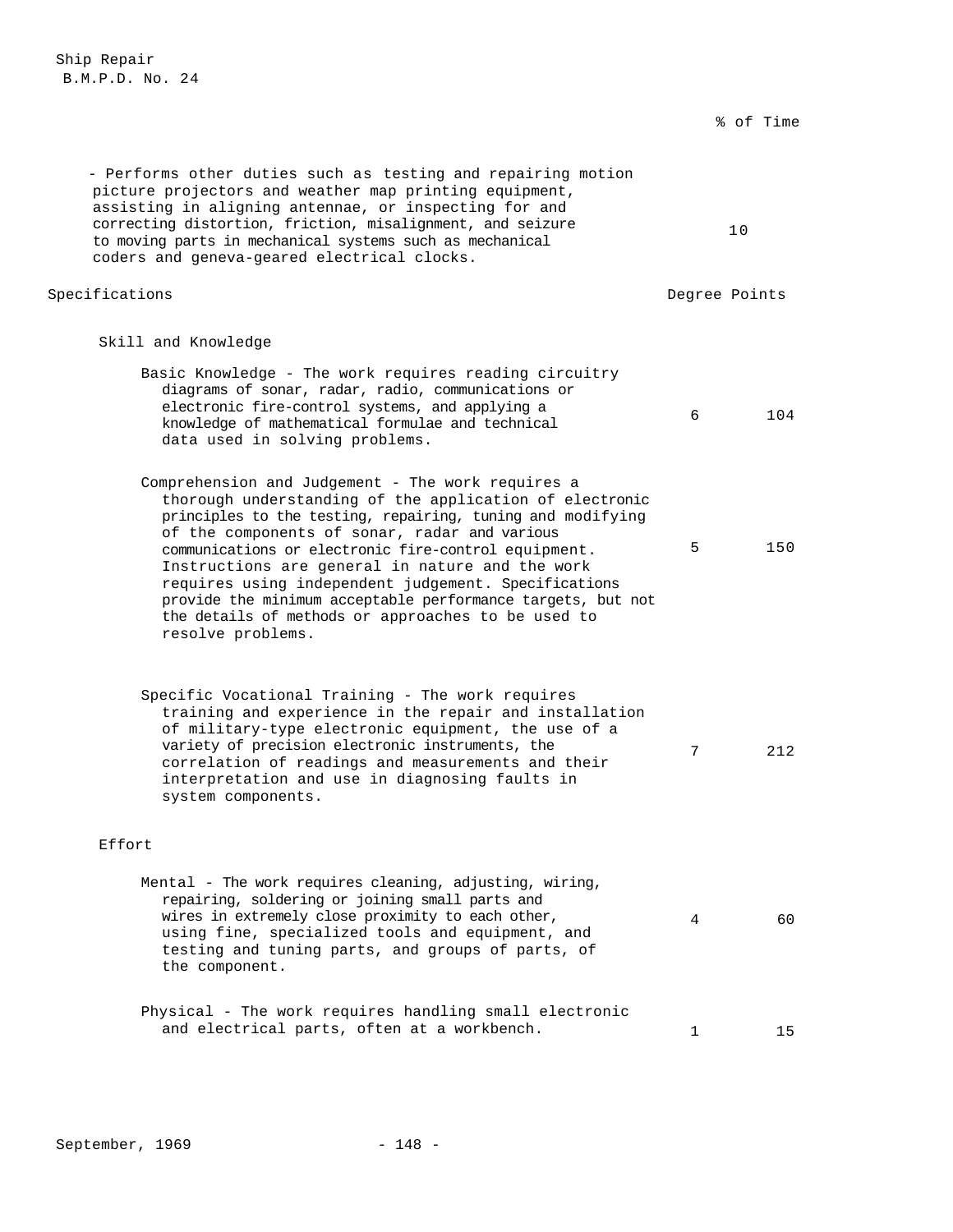| | % of Time |
|---|---|
| - Performs other duties such as testing and repairing motion picture projectors and weather map printing equipment, assisting in aligning antennae, or inspecting for and correcting distortion, friction, misalignment, and seizure to moving parts in mechanical systems such as mechanical coders and geneva-geared electrical clocks. | 10 |

## Specifications

| | Degree | Points |
|---|---|---|
| **Skill and Knowledge** | | |
| Basic Knowledge - The work requires reading circuitry diagrams of sonar, radar, radio, communications or electronic fire-control systems, and applying a knowledge of mathematical formulae and technical data used in solving problems. | 6 | 104 |
| Comprehension and Judgement - The work requires a thorough understanding of the application of electronic principles to the testing, repairing, tuning and modifying of the components of sonar, radar and various communications or electronic fire-control equipment. Instructions are general in nature and the work requires using independent judgement. Specifications provide the minimum acceptable performance targets, but not the details of methods or approaches to be used to resolve problems. | 5 | 150 |
| Specific Vocational Training - The work requires training and experience in the repair and installation of military-type electronic equipment, the use of a variety of precision electronic instruments, the correlation of readings and measurements and their interpretation and use in diagnosing faults in system components. | 7 | 212 |
| **Effort** | | |
| Mental - The work requires cleaning, adjusting, wiring, repairing, soldering or joining small parts and wires in extremely close proximity to each other, using fine, specialized tools and equipment, and testing and tuning parts, and groups of parts, of the component. | 4 | 60 |
| Physical - The work requires handling small electronic and electrical parts, often at a workbench. | 1 | 15 |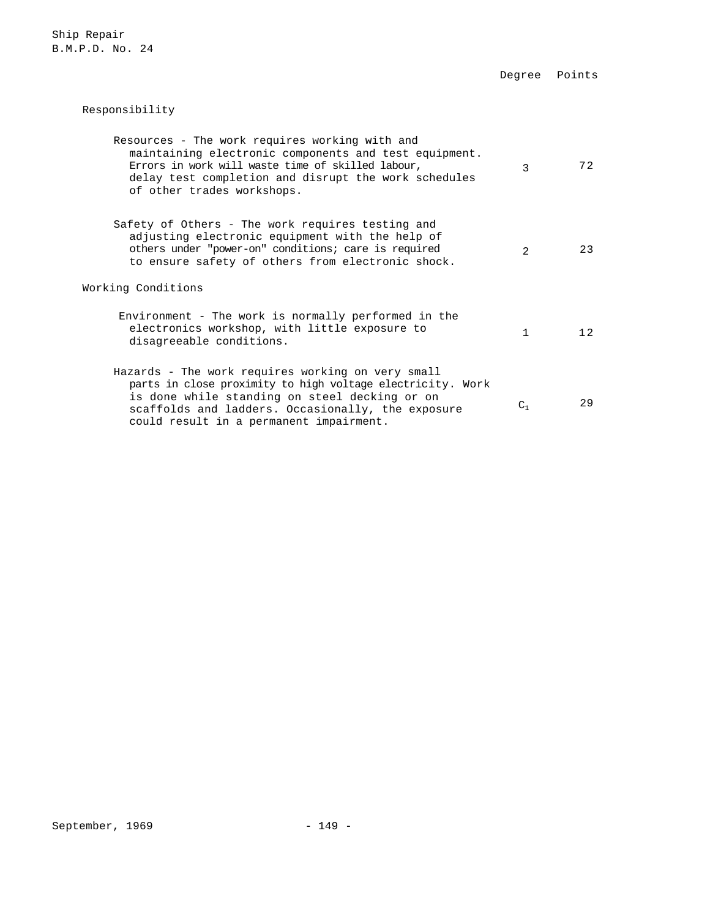| | Degree | Points |
|---|---|---|
| **Responsibility** | | |
| Resources - The work requires working with and maintaining electronic components and test equipment. Errors in work will waste time of skilled labour, delay test completion and disrupt the work schedules of other trades workshops. | 3 | 72 |
| Safety of Others - The work requires testing and adjusting electronic equipment with the help of others under "power-on" conditions; care is required to ensure safety of others from electronic shock. | 2 | 23 |
| **Working Conditions** | | |
| Environment - The work is normally performed in the electronics workshop, with little exposure to disagreeable conditions. | 1 | 12 |
| Hazards - The work requires working on very small parts in close proximity to high voltage electricity. Work is done while standing on steel decking or on scaffolds and ladders. Occasionally, the exposure could result in a permanent impairment. | $C_1$ | 29 |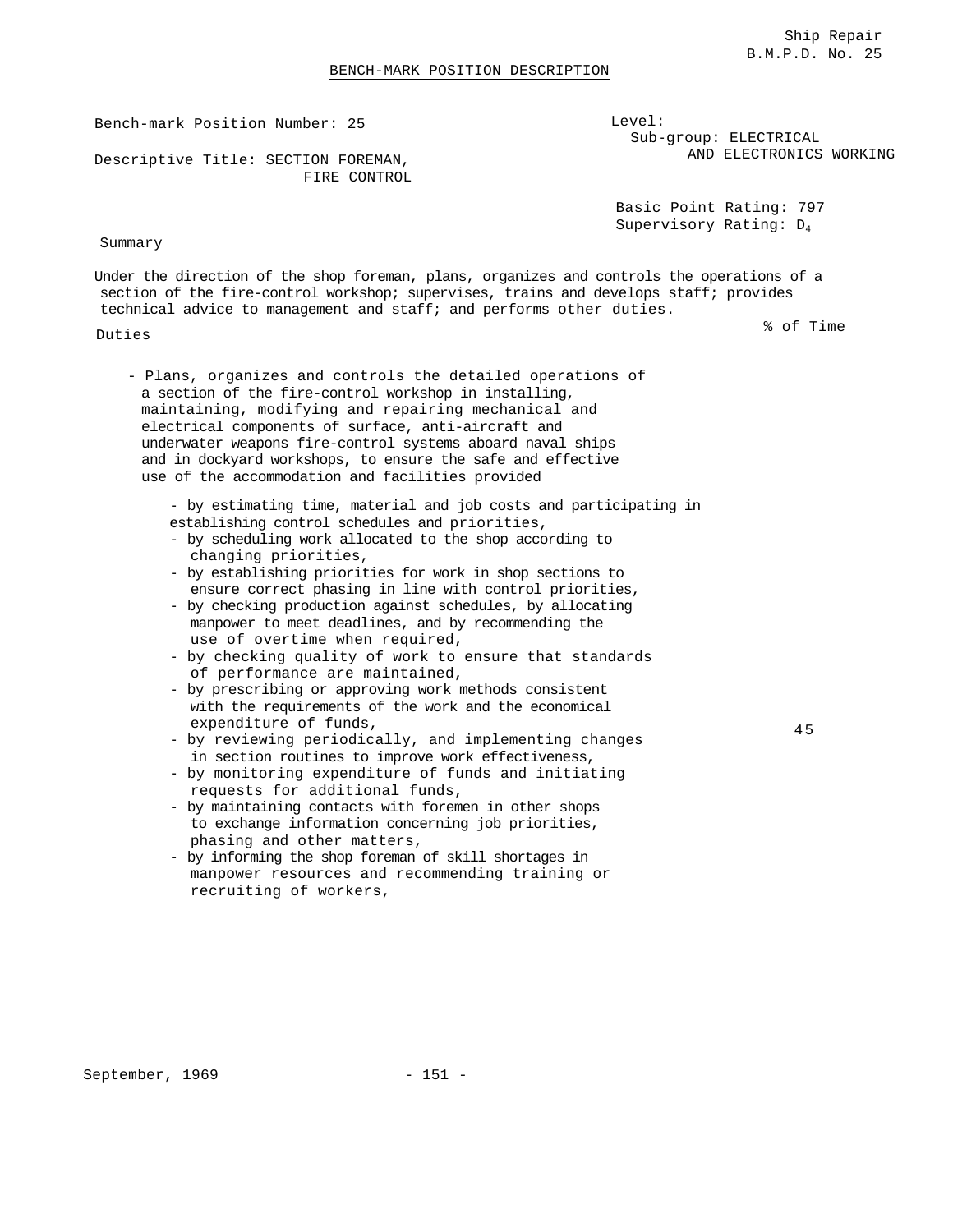Ship Repair
B.M.P.D. No. 25

BENCH-MARK POSITION DESCRIPTION

Bench-mark Position Number: 25

Descriptive Title: SECTION FOREMAN, FIRE CONTROL

Level:
Sub-group: ELECTRICAL AND ELECTRONICS WORKING

Basic Point Rating: 797
Supervisory Rating: $D_4$

Summary

Under the direction of the shop foreman, plans, organizes and controls the operations of a section of the fire-control workshop; supervises, trains and develops staff; provides technical advice to management and staff; and performs other duties.

| Duties | % of Time |
|---|---|
| - Plans, organizes and controls the detailed operations of a section of the fire-control workshop in installing, maintaining, modifying and repairing mechanical and electrical components of surface, anti-aircraft and underwater weapons fire-control systems aboard naval ships and in dockyard workshops, to ensure the safe and effective use of the accommodation and facilities provided<br>- by estimating time, material and job costs and participating in establishing control schedules and priorities,<br>- by scheduling work allocated to the shop according to changing priorities,<br>- by establishing priorities for work in shop sections to ensure correct phasing in line with control priorities,<br>- by checking production against schedules, by allocating manpower to meet deadlines, and by recommending the use of overtime when required,<br>- by checking quality of work to ensure that standards of performance are maintained,<br>- by prescribing or approving work methods consistent with the requirements of the work and the economical expenditure of funds,<br>- by reviewing periodically, and implementing changes in section routines to improve work effectiveness,<br>- by monitoring expenditure of funds and initiating requests for additional funds,<br>- by maintaining contacts with foremen in other shops to exchange information concerning job priorities, phasing and other matters,<br>- by informing the shop foreman of skill shortages in manpower resources and recommending training or recruiting of workers, | 45 |

September, 1969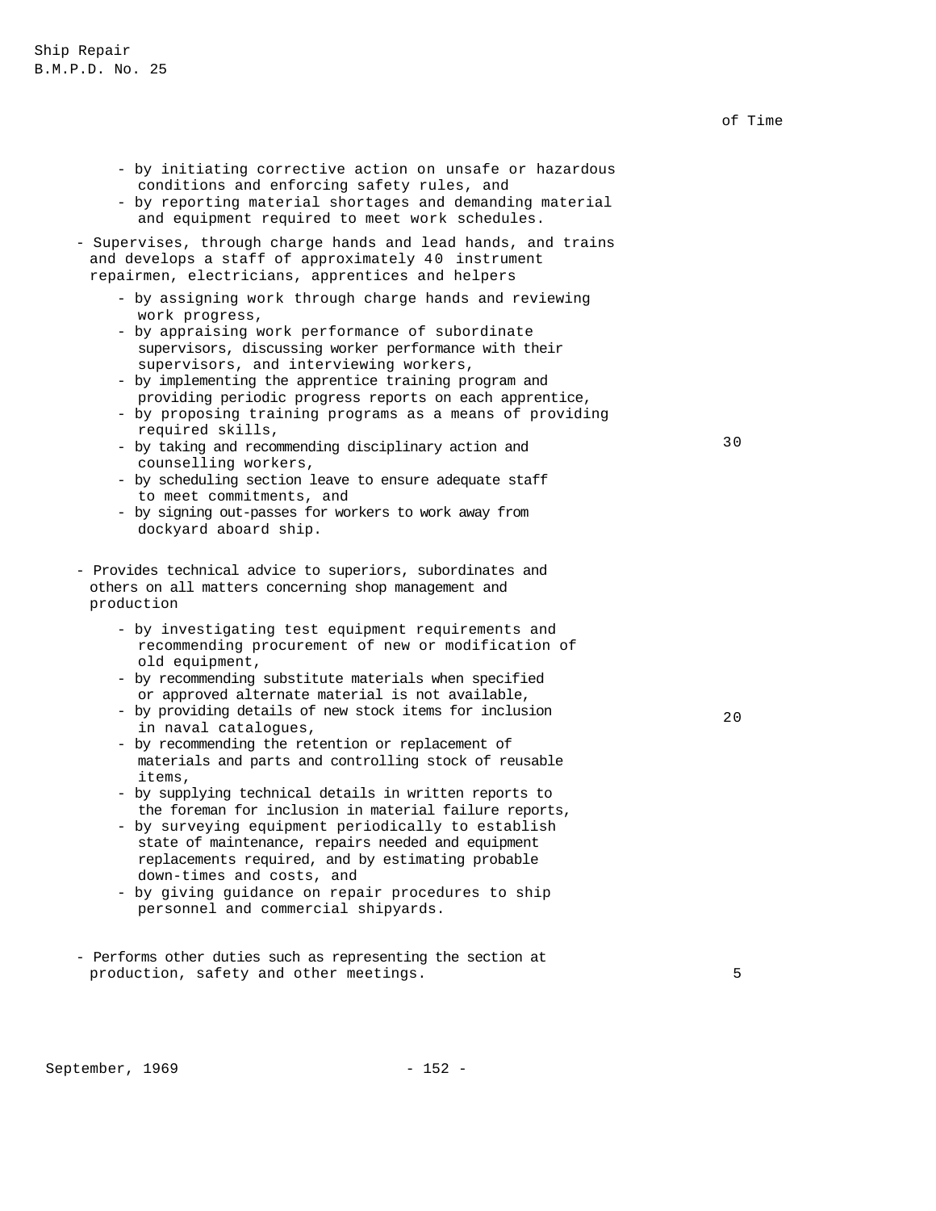of Time

- by initiating corrective action on unsafe or hazardous conditions and enforcing safety rules, and
- by reporting material shortages and demanding material and equipment required to meet work schedules.

- Supervises, through charge hands and lead hands, and trains and develops a staff of approximately 40 instrument repairmen, electricians, apprentices and helpers

  - by assigning work through charge hands and reviewing work progress,
  - by appraising work performance of subordinate supervisors, discussing worker performance with their supervisors, and interviewing workers,
  - by implementing the apprentice training program and providing periodic progress reports on each apprentice,
  - by proposing training programs as a means of providing required skills,
  - by taking and recommending disciplinary action and counselling workers,
  - by scheduling section leave to ensure adequate staff to meet commitments, and
  - by signing out-passes for workers to work away from dockyard aboard ship.

  30

- Provides technical advice to superiors, subordinates and others on all matters concerning shop management and production

  - by investigating test equipment requirements and recommending procurement of new or modification of old equipment,
  - by recommending substitute materials when specified or approved alternate material is not available,
  - by providing details of new stock items for inclusion in naval catalogues,
  - by recommending the retention or replacement of materials and parts and controlling stock of reusable items,
  - by supplying technical details in written reports to the foreman for inclusion in material failure reports,
  - by surveying equipment periodically to establish state of maintenance, repairs needed and equipment replacements required, and by estimating probable down-times and costs, and
  - by giving guidance on repair procedures to ship personnel and commercial shipyards.

  20

- Performs other duties such as representing the section at production, safety and other meetings.

  5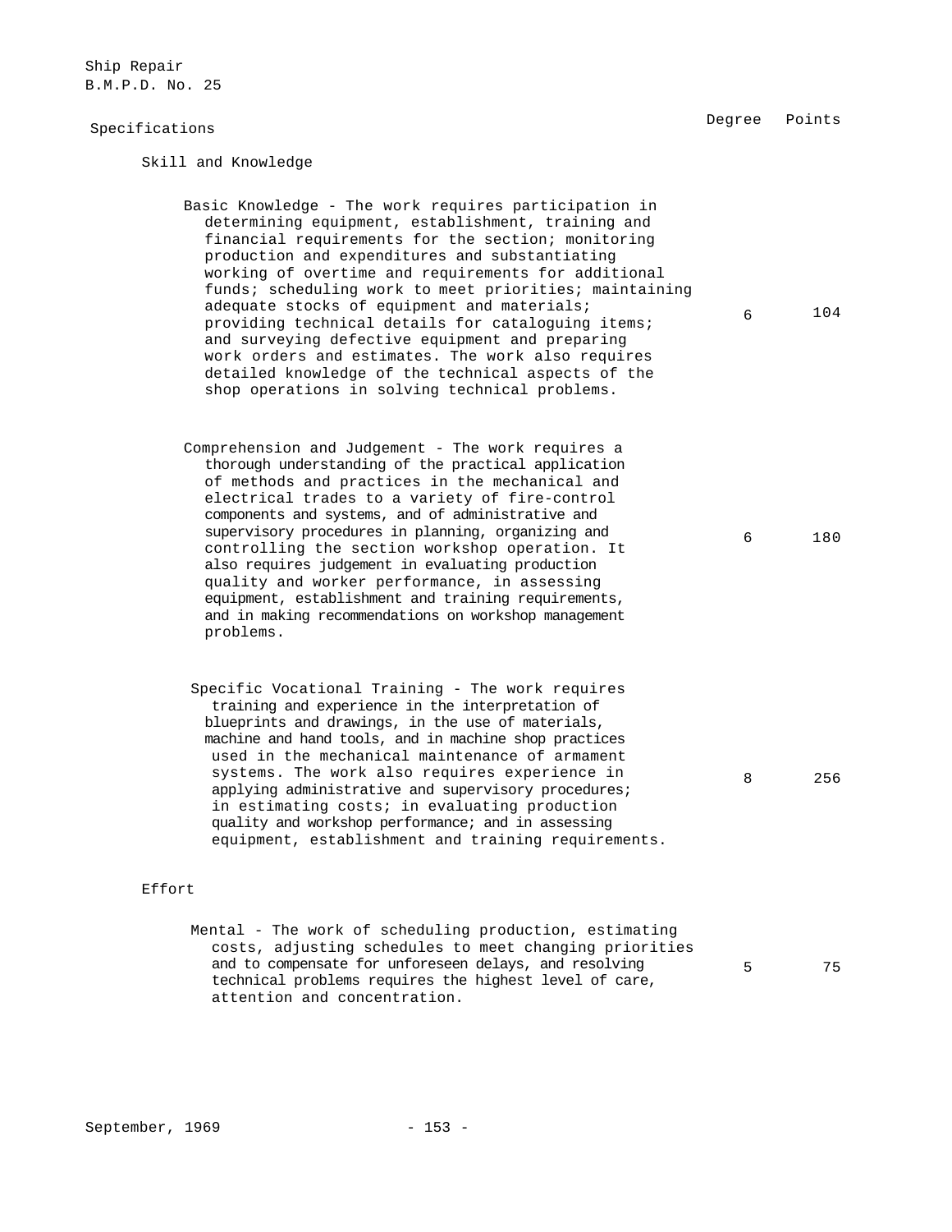Ship Repair
B.M.P.D. No. 25

| Specifications | Degree | Points |
|---|---|---|
| **Skill and Knowledge** | | |
| Basic Knowledge - The work requires participation in determining equipment, establishment, training and financial requirements for the section; monitoring production and expenditures and substantiating working of overtime and requirements for additional funds; scheduling work to meet priorities; maintaining adequate stocks of equipment and materials; providing technical details for cataloguing items; and surveying defective equipment and preparing work orders and estimates. The work also requires detailed knowledge of the technical aspects of the shop operations in solving technical problems. | 6 | 104 |
| Comprehension and Judgement - The work requires a thorough understanding of the practical application of methods and practices in the mechanical and electrical trades to a variety of fire-control components and systems, and of administrative and supervisory procedures in planning, organizing and controlling the section workshop operation. It also requires judgement in evaluating production quality and worker performance, in assessing equipment, establishment and training requirements, and in making recommendations on workshop management problems. | 6 | 180 |
| Specific Vocational Training - The work requires training and experience in the interpretation of blueprints and drawings, in the use of materials, machine and hand tools, and in machine shop practices used in the mechanical maintenance of armament systems. The work also requires experience in applying administrative and supervisory procedures; in estimating costs; in evaluating production quality and workshop performance; and in assessing equipment, establishment and training requirements. | 8 | 256 |
| **Effort** | | |
| Mental - The work of scheduling production, estimating costs, adjusting schedules to meet changing priorities and to compensate for unforeseen delays, and resolving technical problems requires the highest level of care, attention and concentration. | 5 | 75 |

September, 1969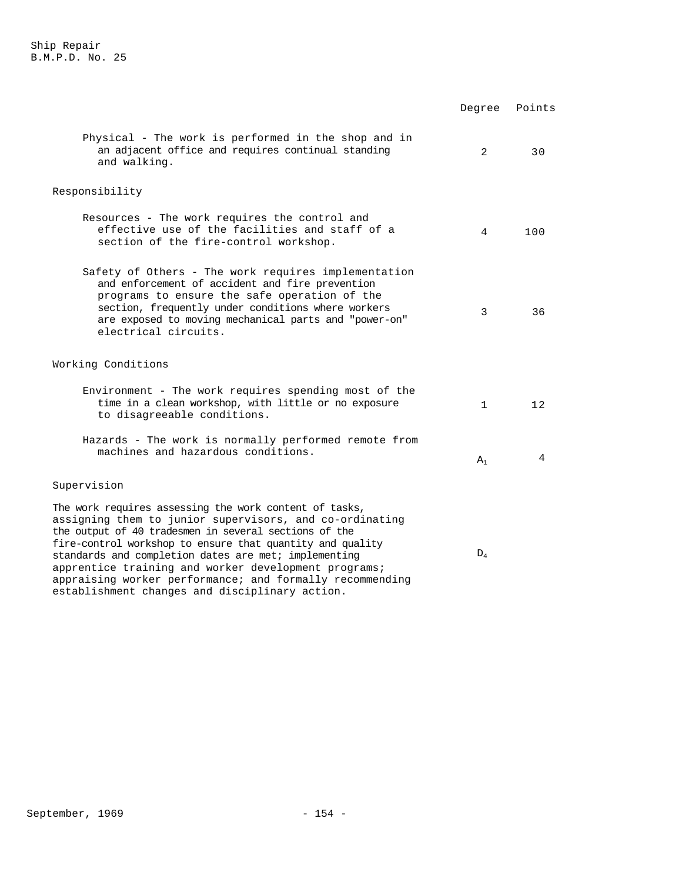| | Degree | Points |
|---|---|---|
| Physical - The work is performed in the shop and in an adjacent office and requires continual standing and walking. | 2 | 30 |
| **Responsibility** | | |
| Resources - The work requires the control and effective use of the facilities and staff of a section of the fire-control workshop. | 4 | 100 |
| Safety of Others - The work requires implementation and enforcement of accident and fire prevention programs to ensure the safe operation of the section, frequently under conditions where workers are exposed to moving mechanical parts and "power-on" electrical circuits. | 3 | 36 |
| **Working Conditions** | | |
| Environment - The work requires spending most of the time in a clean workshop, with little or no exposure to disagreeable conditions. | 1 | 12 |
| Hazards - The work is normally performed remote from machines and hazardous conditions. | $A_1$ | 4 |
| **Supervision** | | |
| The work requires assessing the work content of tasks, assigning them to junior supervisors, and co-ordinating the output of 40 tradesmen in several sections of the fire-control workshop to ensure that quantity and quality standards and completion dates are met; implementing apprentice training and worker development programs; appraising worker performance; and formally recommending establishment changes and disciplinary action. | $D_4$ | |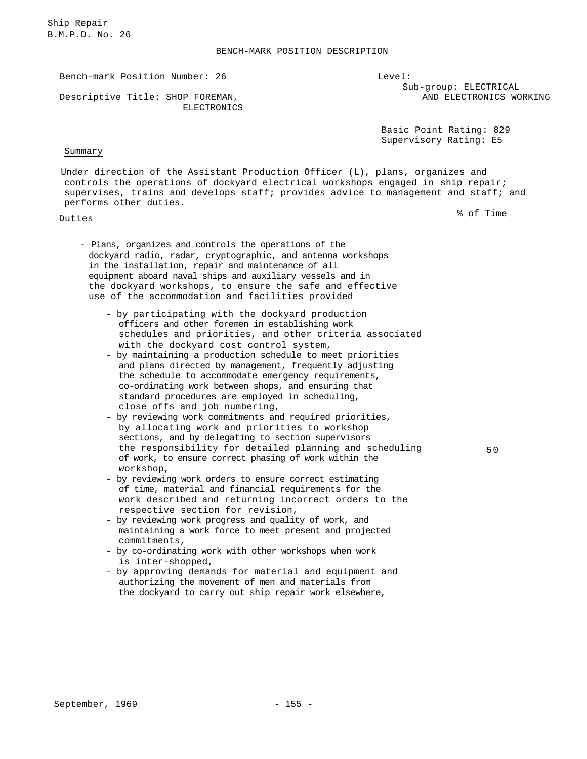Ship Repair
B.M.P.D. No. 26

BENCH-MARK POSITION DESCRIPTION

Bench-mark Position Number: 26

Level:
Sub-group: ELECTRICAL AND ELECTRONICS WORKING

Descriptive Title: SHOP FOREMAN, ELECTRONICS

Basic Point Rating: 829
Supervisory Rating: E5

Summary

Under direction of the Assistant Production Officer (L), plans, organizes and controls the operations of dockyard electrical workshops engaged in ship repair; supervises, trains and develops staff; provides advice to management and staff; and performs other duties.

| Duties | % of Time |
|---|---|
| - Plans, organizes and controls the operations of the dockyard radio, radar, cryptographic, and antenna workshops in the installation, repair and maintenance of all equipment aboard naval ships and auxiliary vessels and in the dockyard workshops, to ensure the safe and effective use of the accommodation and facilities provided | |
| - by participating with the dockyard production officers and other foremen in establishing work schedules and priorities, and other criteria associated with the dockyard cost control system, | |
| - by maintaining a production schedule to meet priorities and plans directed by management, frequently adjusting the schedule to accommodate emergency requirements, co-ordinating work between shops, and ensuring that standard procedures are employed in scheduling, close offs and job numbering, | |
| - by reviewing work commitments and required priorities, by allocating work and priorities to workshop sections, and by delegating to section supervisors the responsibility for detailed planning and scheduling of work, to ensure correct phasing of work within the workshop, | 50 |
| - by reviewing work orders to ensure correct estimating of time, material and financial requirements for the work described and returning incorrect orders to the respective section for revision, | |
| - by reviewing work progress and quality of work, and maintaining a work force to meet present and projected commitments, | |
| - by co-ordinating work with other workshops when work is inter-shopped, | |
| - by approving demands for material and equipment and authorizing the movement of men and materials from the dockyard to carry out ship repair work elsewhere, | |

September, 1969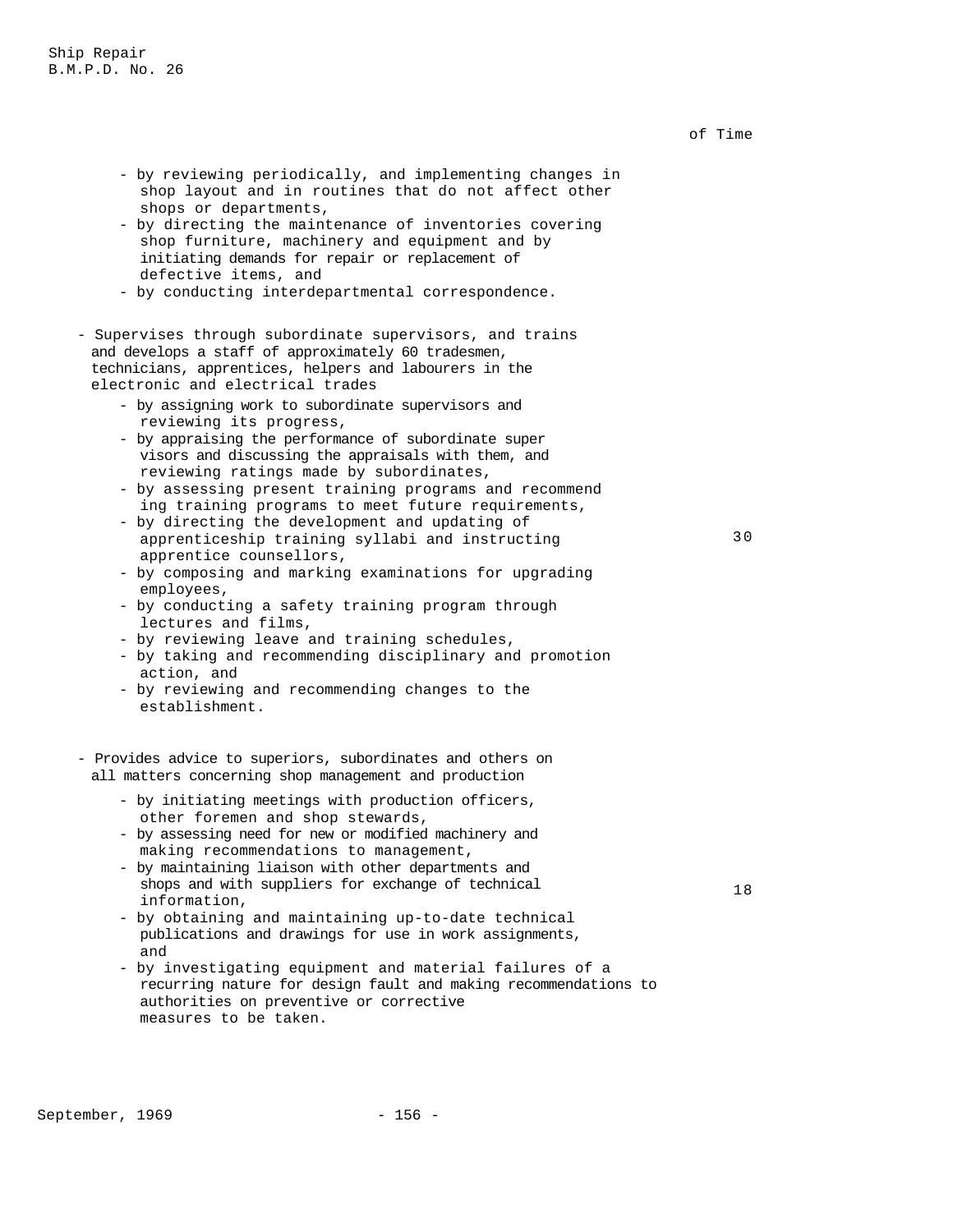of Time

- by reviewing periodically, and implementing changes in shop layout and in routines that do not affect other shops or departments,
- by directing the maintenance of inventories covering shop furniture, machinery and equipment and by initiating demands for repair or replacement of defective items, and
- by conducting interdepartmental correspondence.

- Supervises through subordinate supervisors, and trains and develops a staff of approximately 60 tradesmen, technicians, apprentices, helpers and labourers in the electronic and electrical trades — 30
  - by assigning work to subordinate supervisors and reviewing its progress,
  - by appraising the performance of subordinate supervisors and discussing the appraisals with them, and reviewing ratings made by subordinates,
  - by assessing present training programs and recommending training programs to meet future requirements,
  - by directing the development and updating of apprenticeship training syllabi and instructing apprentice counsellors,
  - by composing and marking examinations for upgrading employees,
  - by conducting a safety training program through lectures and films,
  - by reviewing leave and training schedules,
  - by taking and recommending disciplinary and promotion action, and
  - by reviewing and recommending changes to the establishment.

- Provides advice to superiors, subordinates and others on all matters concerning shop management and production — 18
  - by initiating meetings with production officers, other foremen and shop stewards,
  - by assessing need for new or modified machinery and making recommendations to management,
  - by maintaining liaison with other departments and shops and with suppliers for exchange of technical information,
  - by obtaining and maintaining up-to-date technical publications and drawings for use in work assignments, and
  - by investigating equipment and material failures of a recurring nature for design fault and making recommendations to authorities on preventive or corrective measures to be taken.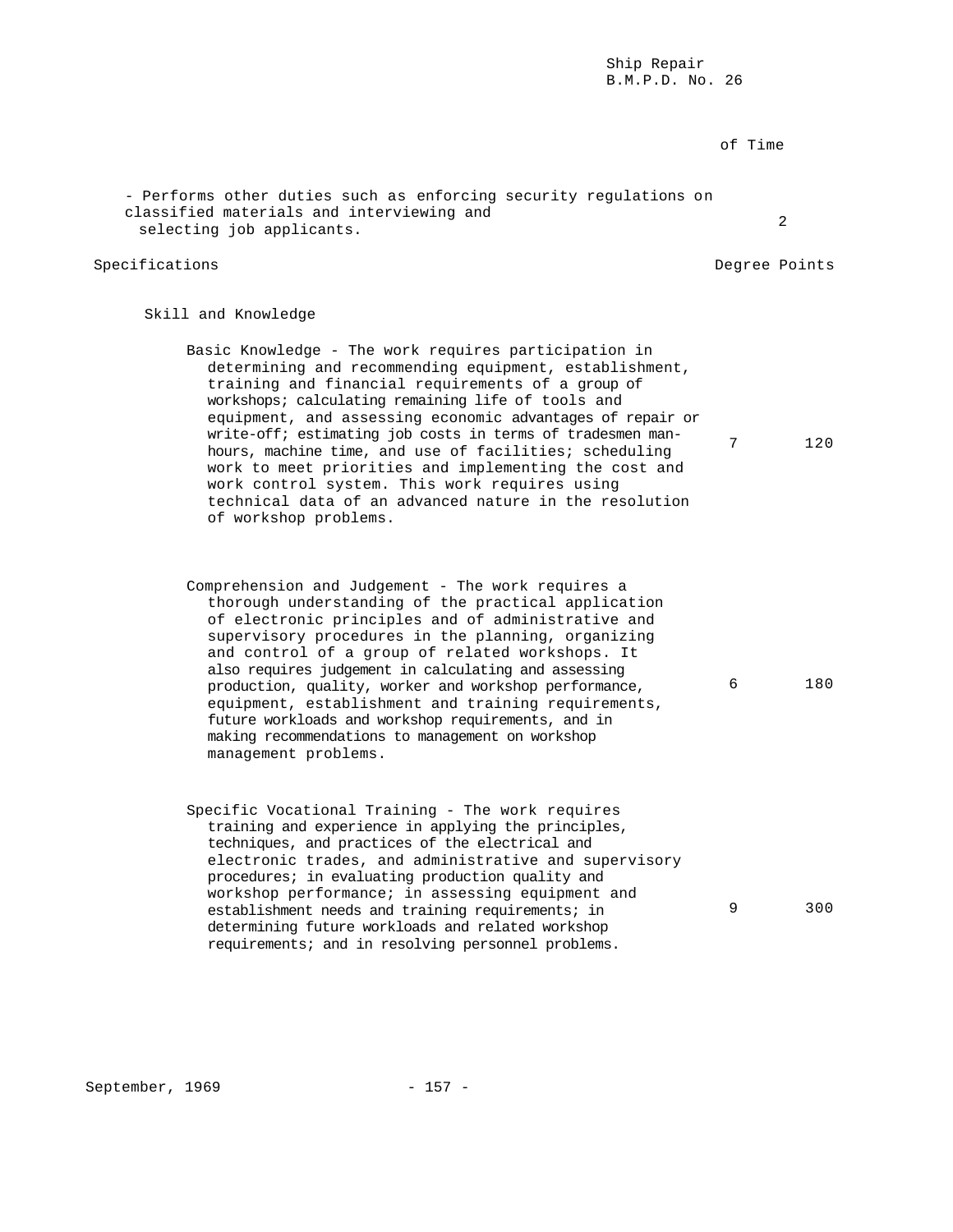| | % of Time |
|---|---|
| - Performs other duties such as enforcing security regulations on classified materials and interviewing and selecting job applicants. | 2 |

| Specifications | Degree | Points |
|---|---|---|
| **Skill and Knowledge** | | |
| Basic Knowledge - The work requires participation in determining and recommending equipment, establishment, training and financial requirements of a group of workshops; calculating remaining life of tools and equipment, and assessing economic advantages of repair or write-off; estimating job costs in terms of tradesmen man-hours, machine time, and use of facilities; scheduling work to meet priorities and implementing the cost and work control system. This work requires using technical data of an advanced nature in the resolution of workshop problems. | 7 | 120 |
| Comprehension and Judgement - The work requires a thorough understanding of the practical application of electronic principles and of administrative and supervisory procedures in the planning, organizing and control of a group of related workshops. It also requires judgement in calculating and assessing production, quality, worker and workshop performance, equipment, establishment and training requirements, future workloads and workshop requirements, and in making recommendations to management on workshop management problems. | 6 | 180 |
| Specific Vocational Training - The work requires training and experience in applying the principles, techniques, and practices of the electrical and electronic trades, and administrative and supervisory procedures; in evaluating production quality and workshop performance; in assessing equipment and establishment needs and training requirements; in determining future workloads and related workshop requirements; and in resolving personnel problems. | 9 | 300 |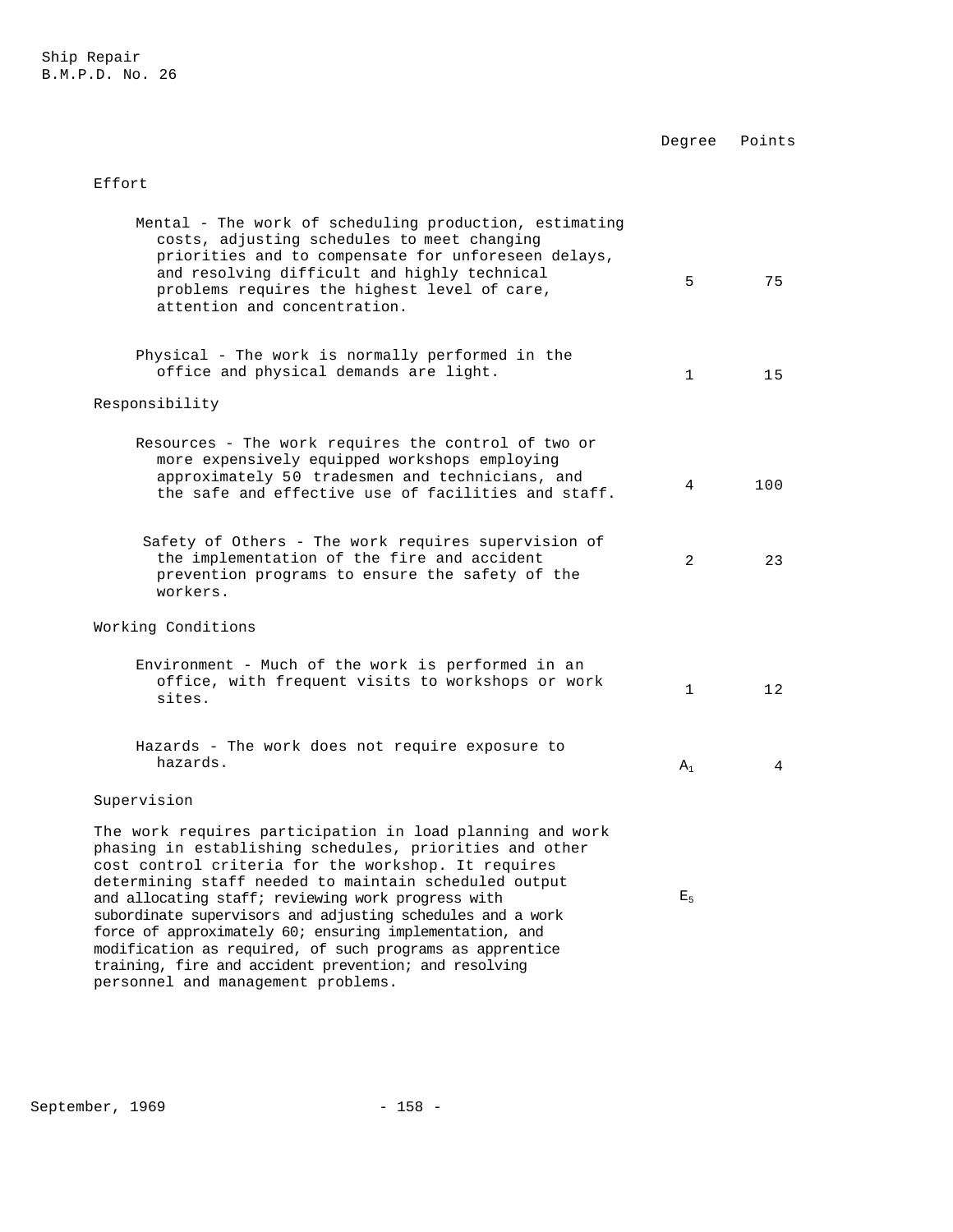| | Degree | Points |
|---|---|---|
| **Effort** | | |
| Mental - The work of scheduling production, estimating costs, adjusting schedules to meet changing priorities and to compensate for unforeseen delays, and resolving difficult and highly technical problems requires the highest level of care, attention and concentration. | 5 | 75 |
| Physical - The work is normally performed in the office and physical demands are light. | 1 | 15 |
| **Responsibility** | | |
| Resources - The work requires the control of two or more expensively equipped workshops employing approximately 50 tradesmen and technicians, and the safe and effective use of facilities and staff. | 4 | 100 |
| Safety of Others - The work requires supervision of the implementation of the fire and accident prevention programs to ensure the safety of the workers. | 2 | 23 |
| **Working Conditions** | | |
| Environment - Much of the work is performed in an office, with frequent visits to workshops or work sites. | 1 | 12 |
| Hazards - The work does not require exposure to hazards. | $A_1$ | 4 |
| **Supervision** | | |
| The work requires participation in load planning and work phasing in establishing schedules, priorities and other cost control criteria for the workshop. It requires determining staff needed to maintain scheduled output and allocating staff; reviewing work progress with subordinate supervisors and adjusting schedules and a work force of approximately 60; ensuring implementation, and modification as required, of such programs as apprentice training, fire and accident prevention; and resolving personnel and management problems. | $E_5$ | |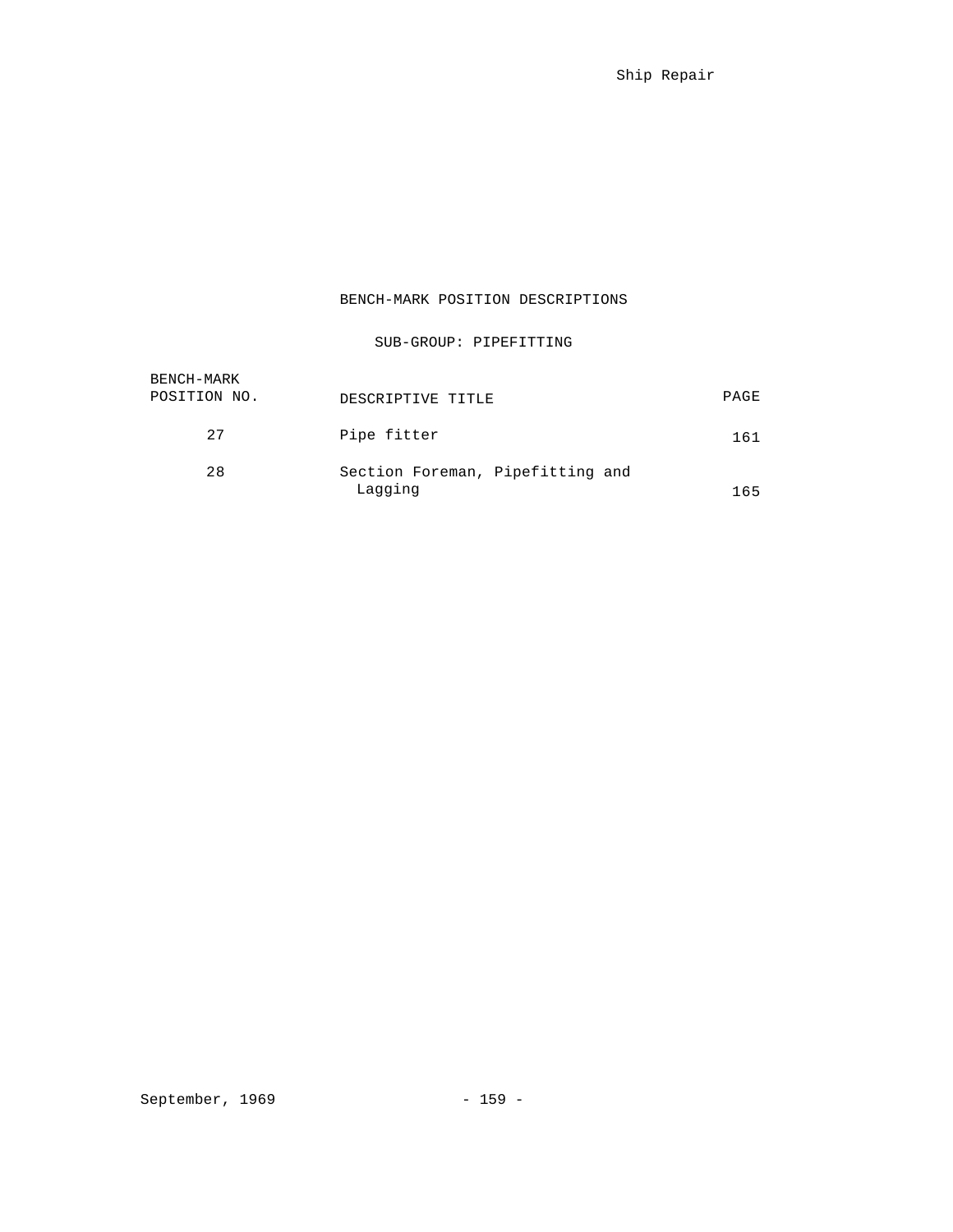## BENCH-MARK POSITION DESCRIPTIONS

### SUB-GROUP: PIPEFITTING

| BENCH-MARK POSITION NO. | DESCRIPTIVE TITLE | PAGE |
|---|---|---|
| 27 | Pipe fitter | 161 |
| 28 | Section Foreman, Pipefitting and Lagging | 165 |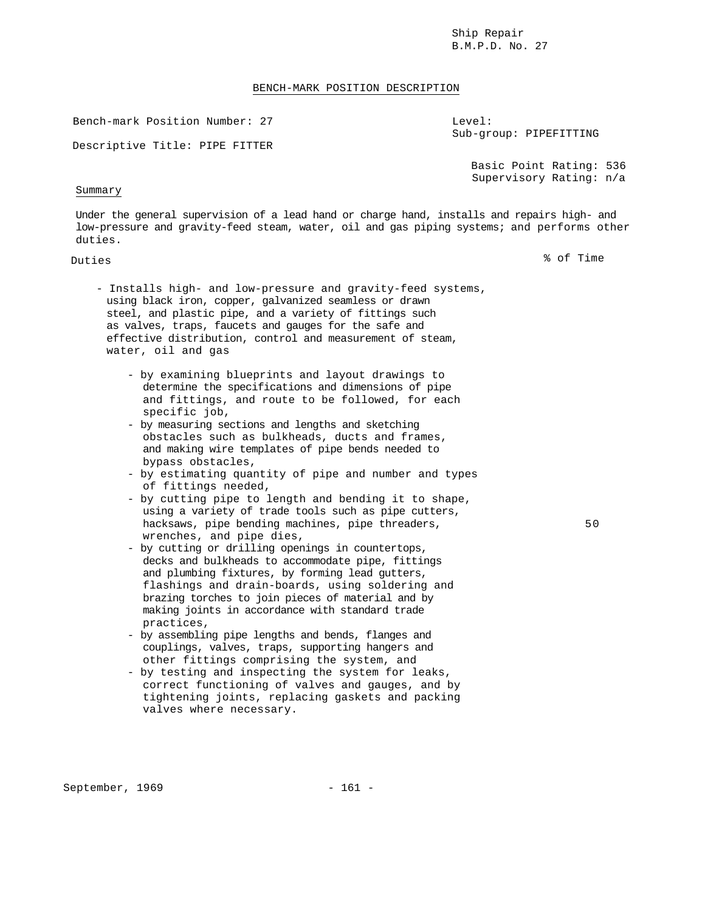Ship Repair
B.M.P.D. No. 27

## BENCH-MARK POSITION DESCRIPTION

Bench-mark Position Number: 27

Level:
Sub-group: PIPEFITTING

Descriptive Title: PIPE FITTER

Basic Point Rating: 536
Supervisory Rating: n/a

### Summary

Under the general supervision of a lead hand or charge hand, installs and repairs high- and low-pressure and gravity-feed steam, water, oil and gas piping systems; and performs other duties.

| Duties | % of Time |
|---|---|
| - Installs high- and low-pressure and gravity-feed systems, using black iron, copper, galvanized seamless or drawn steel, and plastic pipe, and a variety of fittings such as valves, traps, faucets and gauges for the safe and effective distribution, control and measurement of steam, water, oil and gas<br><br>- by examining blueprints and layout drawings to determine the specifications and dimensions of pipe and fittings, and route to be followed, for each specific job,<br>- by measuring sections and lengths and sketching obstacles such as bulkheads, ducts and frames, and making wire templates of pipe bends needed to bypass obstacles,<br>- by estimating quantity of pipe and number and types of fittings needed,<br>- by cutting pipe to length and bending it to shape, using a variety of trade tools such as pipe cutters, hacksaws, pipe bending machines, pipe threaders, wrenches, and pipe dies,<br>- by cutting or drilling openings in countertops, decks and bulkheads to accommodate pipe, fittings and plumbing fixtures, by forming lead gutters, flashings and drain-boards, using soldering and brazing torches to join pieces of material and by making joints in accordance with standard trade practices,<br>- by assembling pipe lengths and bends, flanges and couplings, valves, traps, supporting hangers and other fittings comprising the system, and<br>- by testing and inspecting the system for leaks, correct functioning of valves and gauges, and by tightening joints, replacing gaskets and packing valves where necessary. | 50 |

September, 1969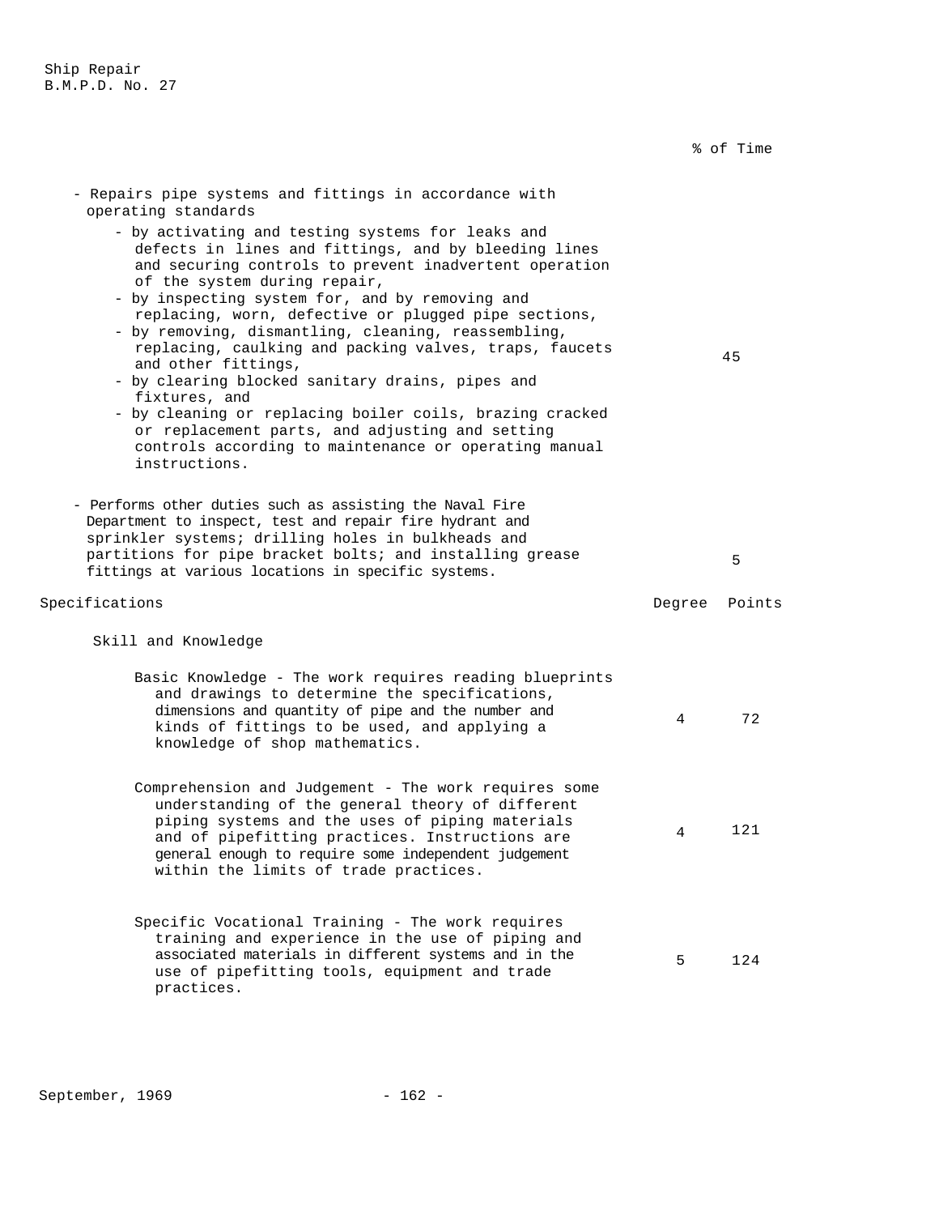| | % of Time |
|---|---|
| - Repairs pipe systems and fittings in accordance with operating standards<br>- by activating and testing systems for leaks and defects in lines and fittings, and by bleeding lines and securing controls to prevent inadvertent operation of the system during repair,<br>- by inspecting system for, and by removing and replacing, worn, defective or plugged pipe sections,<br>- by removing, dismantling, cleaning, reassembling, replacing, caulking and packing valves, traps, faucets and other fittings,<br>- by clearing blocked sanitary drains, pipes and fixtures, and<br>- by cleaning or replacing boiler coils, brazing cracked or replacement parts, and adjusting and setting controls according to maintenance or operating manual instructions. | 45 |
| - Performs other duties such as assisting the Naval Fire Department to inspect, test and repair fire hydrant and sprinkler systems; drilling holes in bulkheads and partitions for pipe bracket bolts; and installing grease fittings at various locations in specific systems. | 5 |

| Specifications | Degree | Points |
|---|---|---|
| **Skill and Knowledge** | | |
| Basic Knowledge - The work requires reading blueprints and drawings to determine the specifications, dimensions and quantity of pipe and the number and kinds of fittings to be used, and applying a knowledge of shop mathematics. | 4 | 72 |
| Comprehension and Judgement - The work requires some understanding of the general theory of different piping systems and the uses of piping materials and of pipefitting practices. Instructions are general enough to require some independent judgement within the limits of trade practices. | 4 | 121 |
| Specific Vocational Training - The work requires training and experience in the use of piping and associated materials in different systems and in the use of pipefitting tools, equipment and trade practices. | 5 | 124 |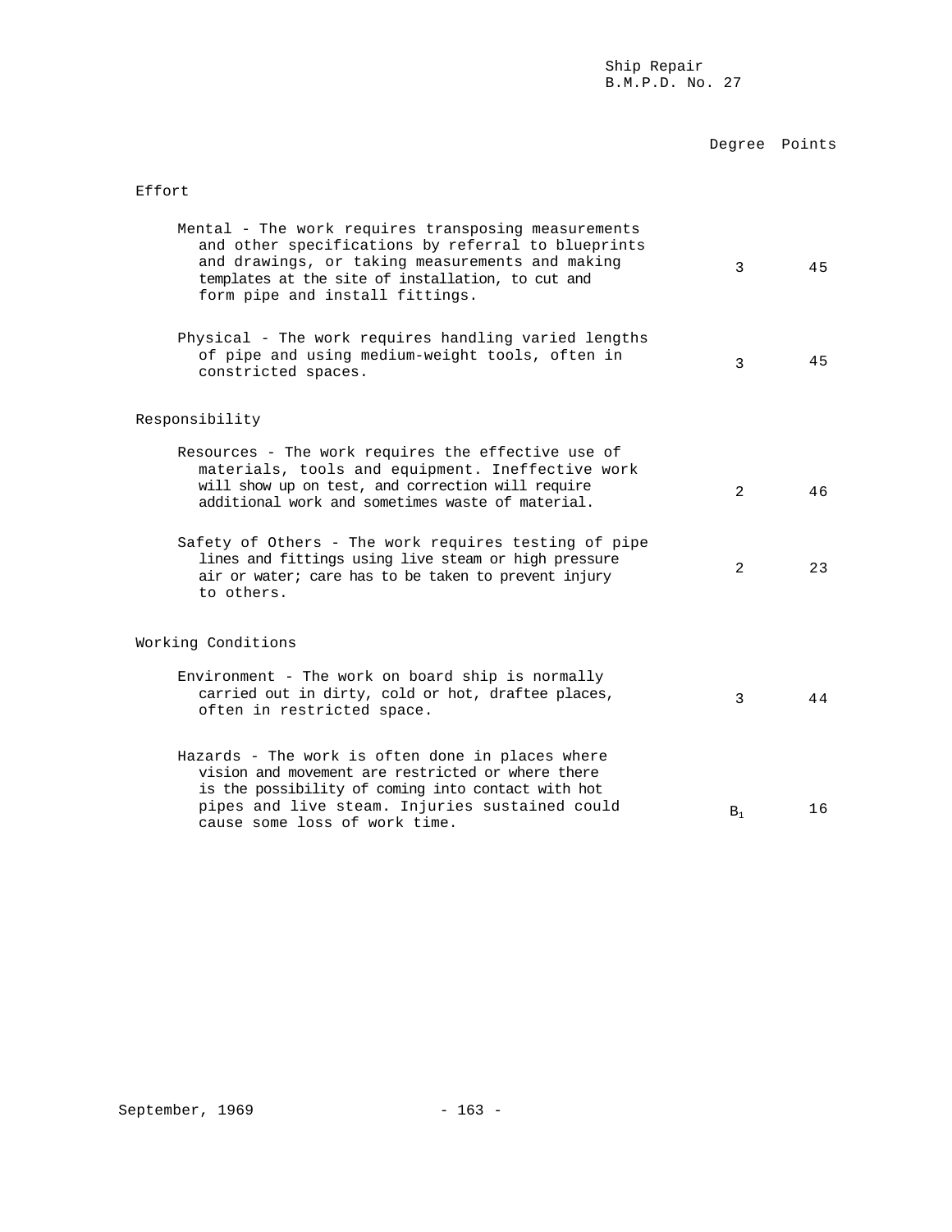| | Degree | Points |
|---|---|---|
| **Effort** | | |
| Mental - The work requires transposing measurements and other specifications by referral to blueprints and drawings, or taking measurements and making templates at the site of installation, to cut and form pipe and install fittings. | 3 | 45 |
| Physical - The work requires handling varied lengths of pipe and using medium-weight tools, often in constricted spaces. | 3 | 45 |
| **Responsibility** | | |
| Resources - The work requires the effective use of materials, tools and equipment. Ineffective work will show up on test, and correction will require additional work and sometimes waste of material. | 2 | 46 |
| Safety of Others - The work requires testing of pipe lines and fittings using live steam or high pressure air or water; care has to be taken to prevent injury to others. | 2 | 23 |
| **Working Conditions** | | |
| Environment - The work on board ship is normally carried out in dirty, cold or hot, draftee places, often in restricted space. | 3 | 44 |
| Hazards - The work is often done in places where vision and movement are restricted or where there is the possibility of coming into contact with hot pipes and live steam. Injuries sustained could cause some loss of work time. | $B_1$ | 16 |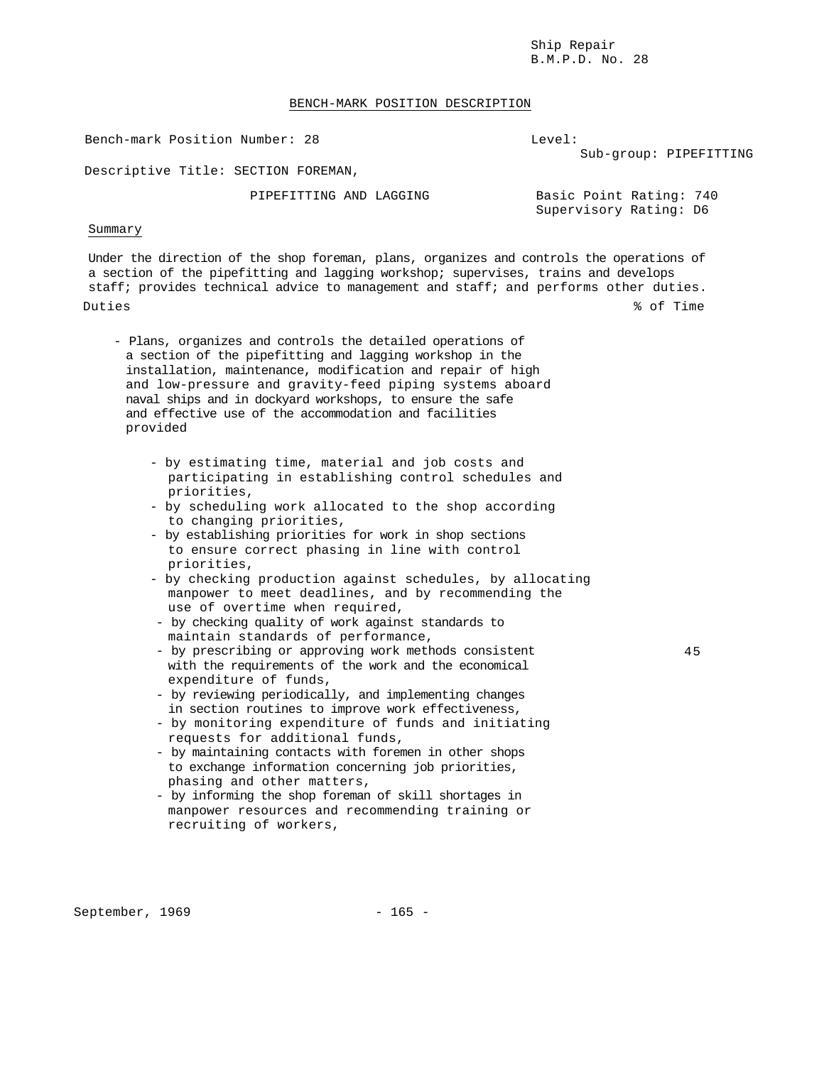Ship Repair
B.M.P.D. No. 28

## BENCH-MARK POSITION DESCRIPTION

Bench-mark Position Number: 28

Level:
Sub-group: PIPEFITTING

Descriptive Title: SECTION FOREMAN,
PIPEFITTING AND LAGGING

Basic Point Rating: 740
Supervisory Rating: D6

### Summary

Under the direction of the shop foreman, plans, organizes and controls the operations of a section of the pipefitting and lagging workshop; supervises, trains and develops staff; provides technical advice to management and staff; and performs other duties.

| Duties | % of Time |
|---|---|
| - Plans, organizes and controls the detailed operations of a section of the pipefitting and lagging workshop in the installation, maintenance, modification and repair of high and low-pressure and gravity-feed piping systems aboard naval ships and in dockyard workshops, to ensure the safe and effective use of the accommodation and facilities provided<br>- by estimating time, material and job costs and participating in establishing control schedules and priorities,<br>- by scheduling work allocated to the shop according to changing priorities,<br>- by establishing priorities for work in shop sections to ensure correct phasing in line with control priorities,<br>- by checking production against schedules, by allocating manpower to meet deadlines, and by recommending the use of overtime when required,<br>- by checking quality of work against standards to maintain standards of performance,<br>- by prescribing or approving work methods consistent with the requirements of the work and the economical expenditure of funds,<br>- by reviewing periodically, and implementing changes in section routines to improve work effectiveness,<br>- by monitoring expenditure of funds and initiating requests for additional funds,<br>- by maintaining contacts with foremen in other shops to exchange information concerning job priorities, phasing and other matters,<br>- by informing the shop foreman of skill shortages in manpower resources and recommending training or recruiting of workers, | 45 |

September, 1969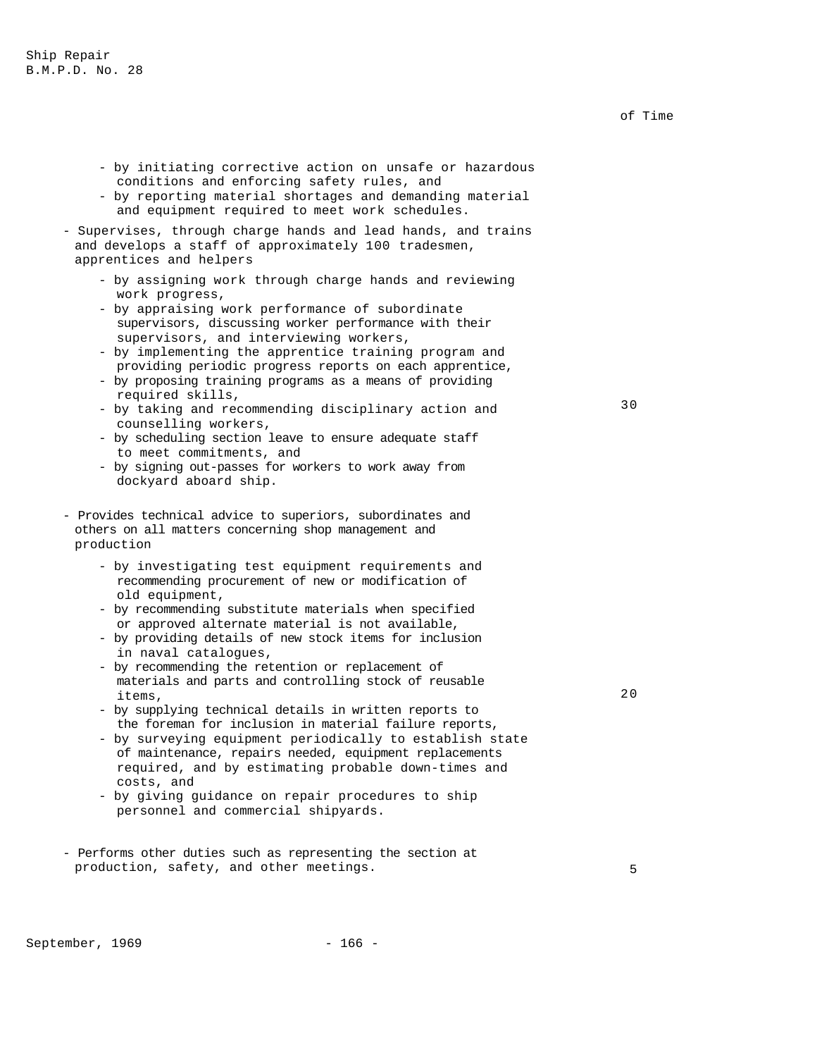of Time

- by initiating corrective action on unsafe or hazardous conditions and enforcing safety rules, and
- by reporting material shortages and demanding material and equipment required to meet work schedules.

- Supervises, through charge hands and lead hands, and trains and develops a staff of approximately 100 tradesmen, apprentices and helpers — 30
    - by assigning work through charge hands and reviewing work progress,
    - by appraising work performance of subordinate supervisors, discussing worker performance with their supervisors, and interviewing workers,
    - by implementing the apprentice training program and providing periodic progress reports on each apprentice,
    - by proposing training programs as a means of providing required skills,
    - by taking and recommending disciplinary action and counselling workers,
    - by scheduling section leave to ensure adequate staff to meet commitments, and
    - by signing out-passes for workers to work away from dockyard aboard ship.

- Provides technical advice to superiors, subordinates and others on all matters concerning shop management and production — 20
    - by investigating test equipment requirements and recommending procurement of new or modification of old equipment,
    - by recommending substitute materials when specified or approved alternate material is not available,
    - by providing details of new stock items for inclusion in naval catalogues,
    - by recommending the retention or replacement of materials and parts and controlling stock of reusable items,
    - by supplying technical details in written reports to the foreman for inclusion in material failure reports,
    - by surveying equipment periodically to establish state of maintenance, repairs needed, equipment replacements required, and by estimating probable down-times and costs, and
    - by giving guidance on repair procedures to ship personnel and commercial shipyards.

- Performs other duties such as representing the section at production, safety, and other meetings. — 5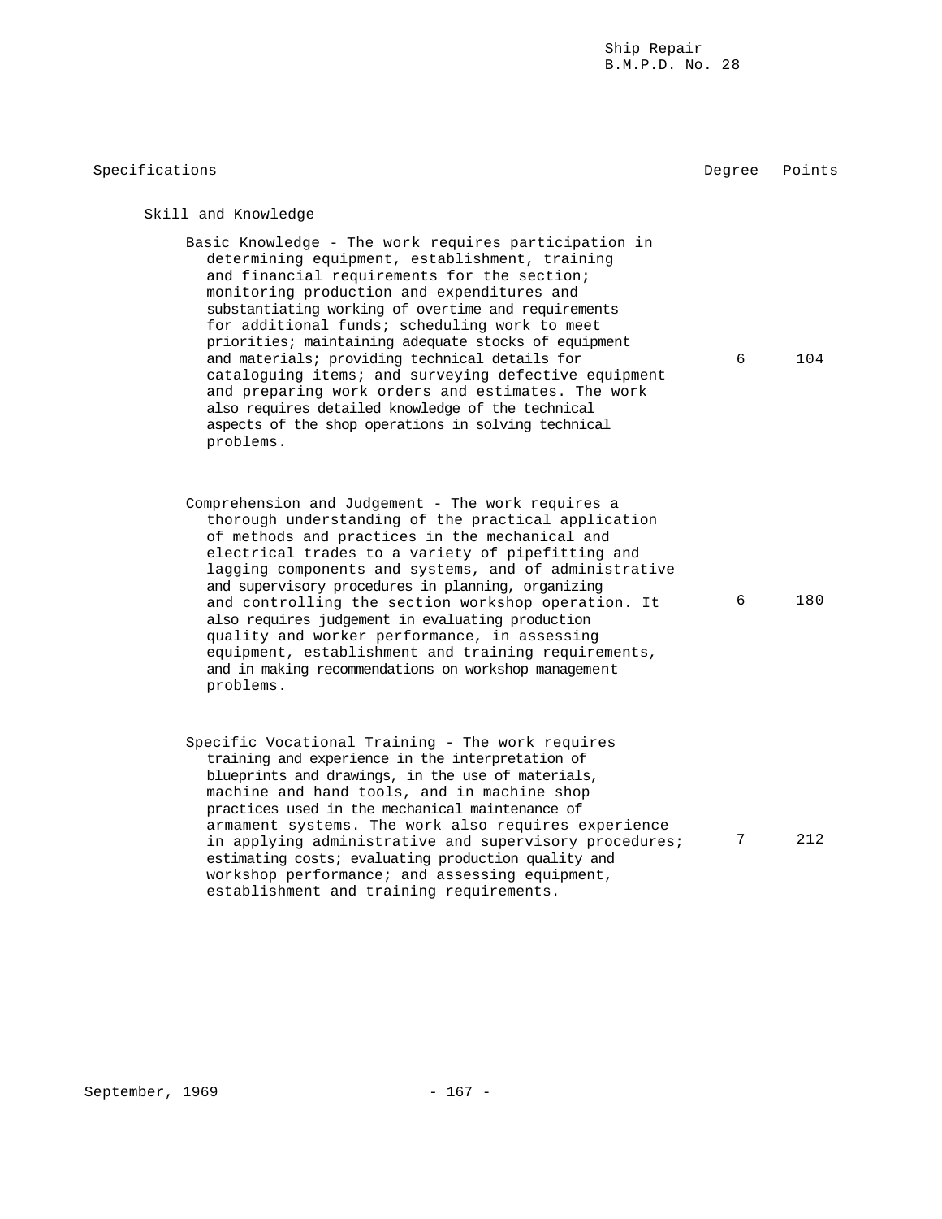| Specifications | Degree | Points |
|---|---|---|
| **Skill and Knowledge** | | |
| Basic Knowledge - The work requires participation in determining equipment, establishment, training and financial requirements for the section; monitoring production and expenditures and substantiating working of overtime and requirements for additional funds; scheduling work to meet priorities; maintaining adequate stocks of equipment and materials; providing technical details for cataloguing items; and surveying defective equipment and preparing work orders and estimates. The work also requires detailed knowledge of the technical aspects of the shop operations in solving technical problems. | 6 | 104 |
| Comprehension and Judgement - The work requires a thorough understanding of the practical application of methods and practices in the mechanical and electrical trades to a variety of pipefitting and lagging components and systems, and of administrative and supervisory procedures in planning, organizing and controlling the section workshop operation. It also requires judgement in evaluating production quality and worker performance, in assessing equipment, establishment and training requirements, and in making recommendations on workshop management problems. | 6 | 180 |
| Specific Vocational Training - The work requires training and experience in the interpretation of blueprints and drawings, in the use of materials, machine and hand tools, and in machine shop practices used in the mechanical maintenance of armament systems. The work also requires experience in applying administrative and supervisory procedures; estimating costs; evaluating production quality and workshop performance; and assessing equipment, establishment and training requirements. | 7 | 212 |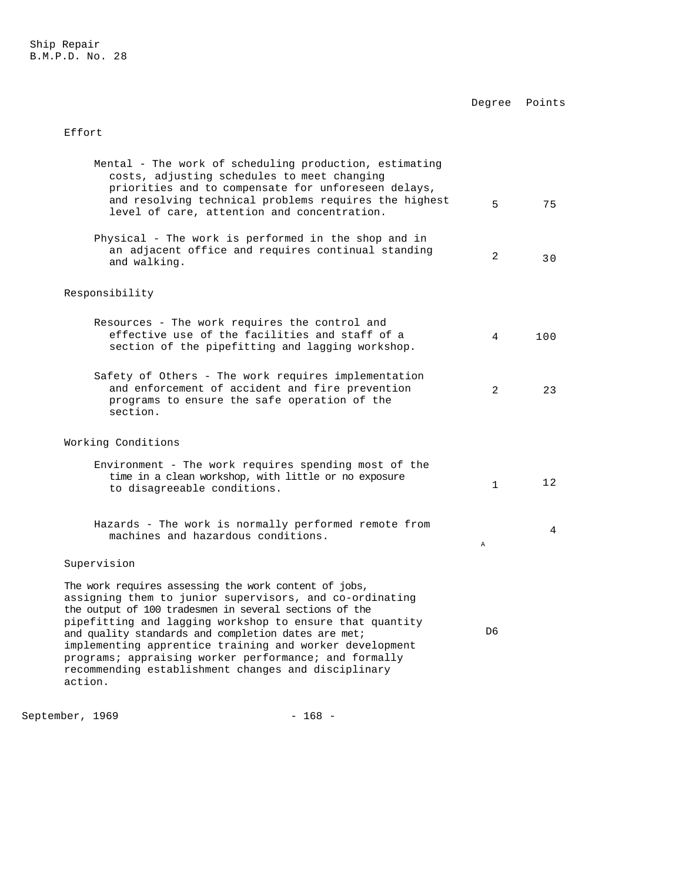| | Degree | Points |
|---|---|---|
| **Effort** | | |
| Mental - The work of scheduling production, estimating costs, adjusting schedules to meet changing priorities and to compensate for unforeseen delays, and resolving technical problems requires the highest level of care, attention and concentration. | 5 | 75 |
| Physical - The work is performed in the shop and in an adjacent office and requires continual standing and walking. | 2 | 30 |
| **Responsibility** | | |
| Resources - The work requires the control and effective use of the facilities and staff of a section of the pipefitting and lagging workshop. | 4 | 100 |
| Safety of Others - The work requires implementation and enforcement of accident and fire prevention programs to ensure the safe operation of the section. | 2 | 23 |
| **Working Conditions** | | |
| Environment - The work requires spending most of the time in a clean workshop, with little or no exposure to disagreeable conditions. | 1 | 12 |
| Hazards - The work is normally performed remote from machines and hazardous conditions. | A | 4 |
| **Supervision** | | |
| The work requires assessing the work content of jobs, assigning them to junior supervisors, and co-ordinating the output of 100 tradesmen in several sections of the pipefitting and lagging workshop to ensure that quantity and quality standards and completion dates are met; implementing apprentice training and worker development programs; appraising worker performance; and formally recommending establishment changes and disciplinary action. | D6 | |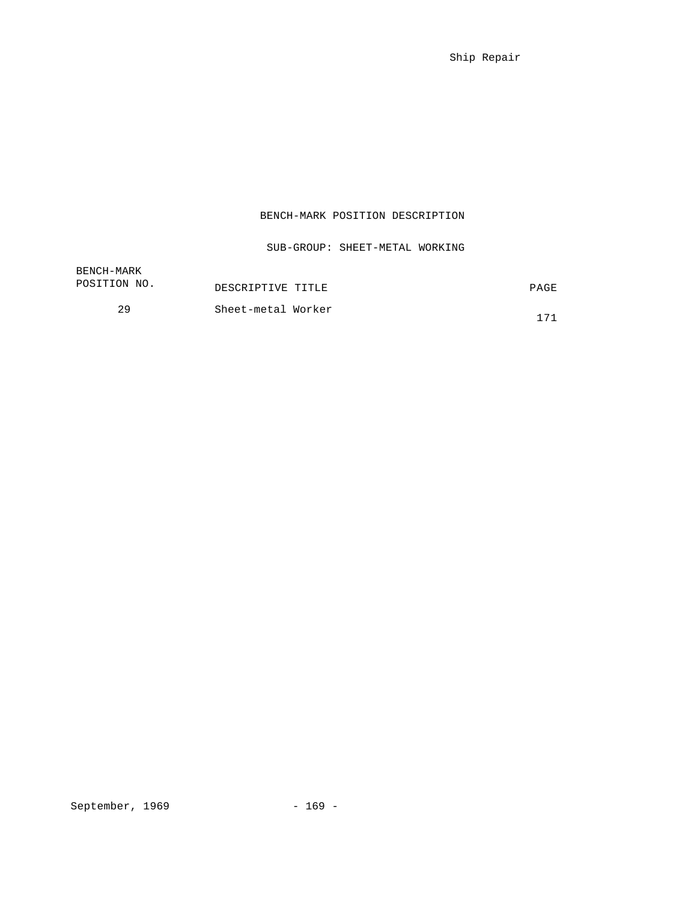# BENCH-MARK POSITION DESCRIPTION

## SUB-GROUP: SHEET-METAL WORKING

| BENCH-MARK POSITION NO. | DESCRIPTIVE TITLE | PAGE |
|---|---|---|
| 29 | Sheet-metal Worker | 171 |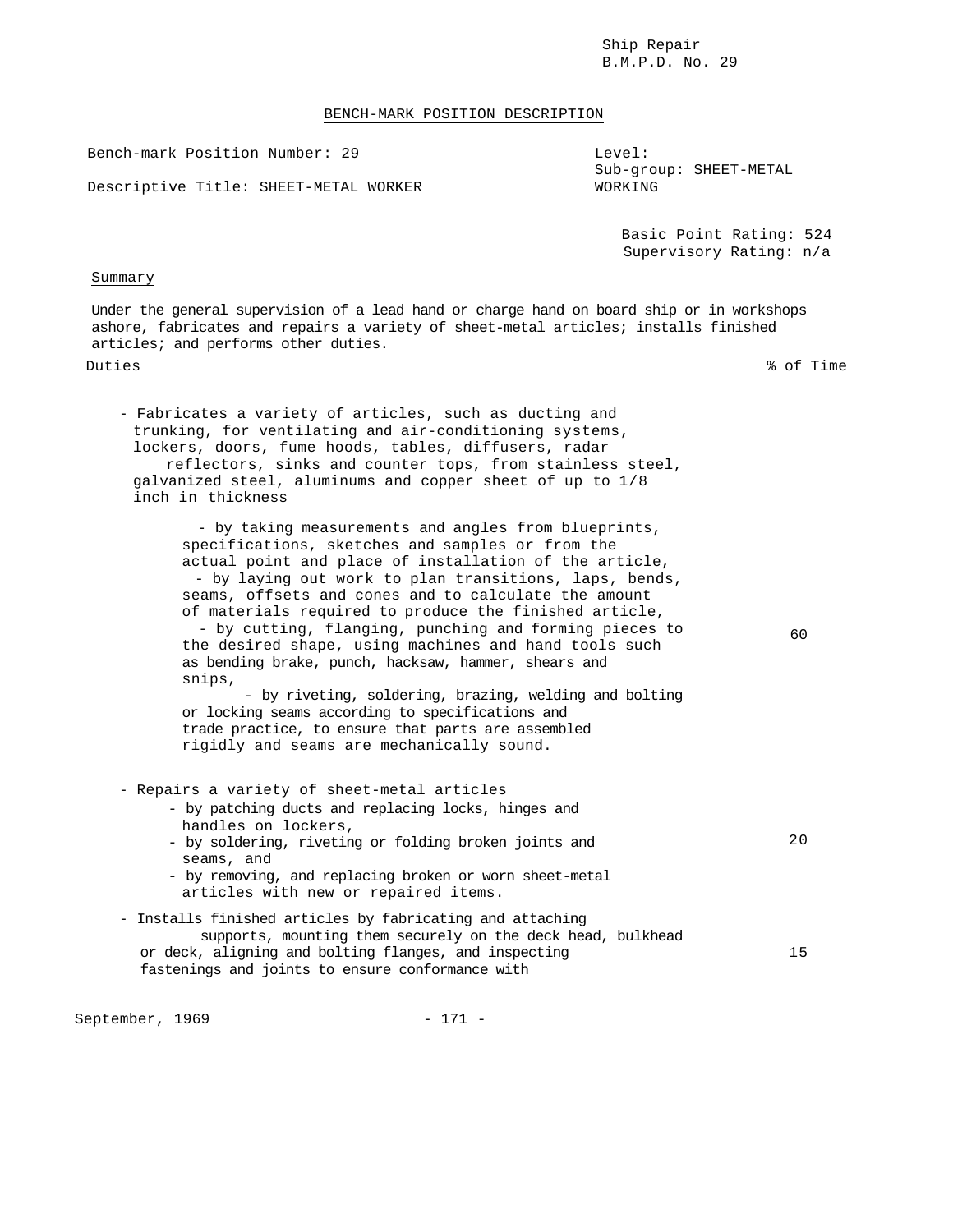Ship Repair
B.M.P.D. No. 29

## BENCH-MARK POSITION DESCRIPTION

Bench-mark Position Number: 29

Descriptive Title: SHEET-METAL WORKER

Level:
Sub-group: SHEET-METAL WORKING

Basic Point Rating: 524
Supervisory Rating: n/a

### Summary

Under the general supervision of a lead hand or charge hand on board ship or in workshops ashore, fabricates and repairs a variety of sheet-metal articles; installs finished articles; and performs other duties.

| Duties | % of Time |
|---|---|
| - Fabricates a variety of articles, such as ducting and trunking, for ventilating and air-conditioning systems, lockers, doors, fume hoods, tables, diffusers, radar reflectors, sinks and counter tops, from stainless steel, galvanized steel, aluminums and copper sheet of up to 1/8 inch in thickness<br>- by taking measurements and angles from blueprints, specifications, sketches and samples or from the actual point and place of installation of the article,<br>- by laying out work to plan transitions, laps, bends, seams, offsets and cones and to calculate the amount of materials required to produce the finished article,<br>- by cutting, flanging, punching and forming pieces to the desired shape, using machines and hand tools such as bending brake, punch, hacksaw, hammer, shears and snips,<br>- by riveting, soldering, brazing, welding and bolting or locking seams according to specifications and trade practice, to ensure that parts are assembled rigidly and seams are mechanically sound. | 60 |
| - Repairs a variety of sheet-metal articles<br>- by patching ducts and replacing locks, hinges and handles on lockers,<br>- by soldering, riveting or folding broken joints and seams, and<br>- by removing, and replacing broken or worn sheet-metal articles with new or repaired items. | 20 |
| - Installs finished articles by fabricating and attaching supports, mounting them securely on the deck head, bulkhead or deck, aligning and bolting flanges, and inspecting fastenings and joints to ensure conformance with | 15 |

September, 1969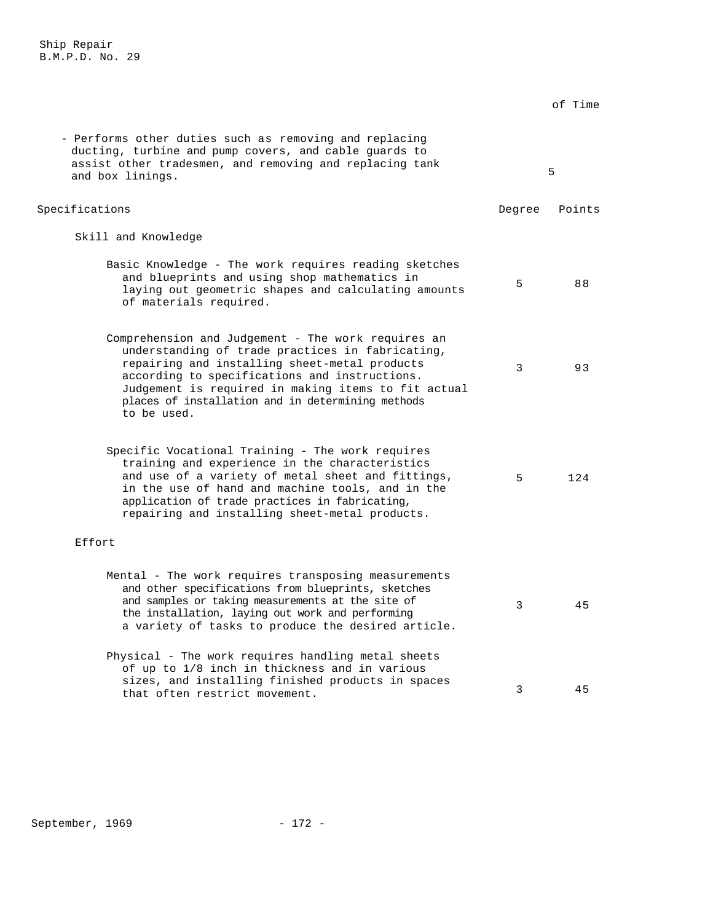| | % of Time |
|---|---|
| - Performs other duties such as removing and replacing ducting, turbine and pump covers, and cable guards to assist other tradesmen, and removing and replacing tank and box linings. | 5 |

| Specifications | Degree | Points |
|---|---|---|
| **Skill and Knowledge** | | |
| Basic Knowledge - The work requires reading sketches and blueprints and using shop mathematics in laying out geometric shapes and calculating amounts of materials required. | 5 | 88 |
| Comprehension and Judgement - The work requires an understanding of trade practices in fabricating, repairing and installing sheet-metal products according to specifications and instructions. Judgement is required in making items to fit actual places of installation and in determining methods to be used. | 3 | 93 |
| Specific Vocational Training - The work requires training and experience in the characteristics and use of a variety of metal sheet and fittings, in the use of hand and machine tools, and in the application of trade practices in fabricating, repairing and installing sheet-metal products. | 5 | 124 |
| **Effort** | | |
| Mental - The work requires transposing measurements and other specifications from blueprints, sketches and samples or taking measurements at the site of the installation, laying out work and performing a variety of tasks to produce the desired article. | 3 | 45 |
| Physical - The work requires handling metal sheets of up to 1/8 inch in thickness and in various sizes, and installing finished products in spaces that often restrict movement. | 3 | 45 |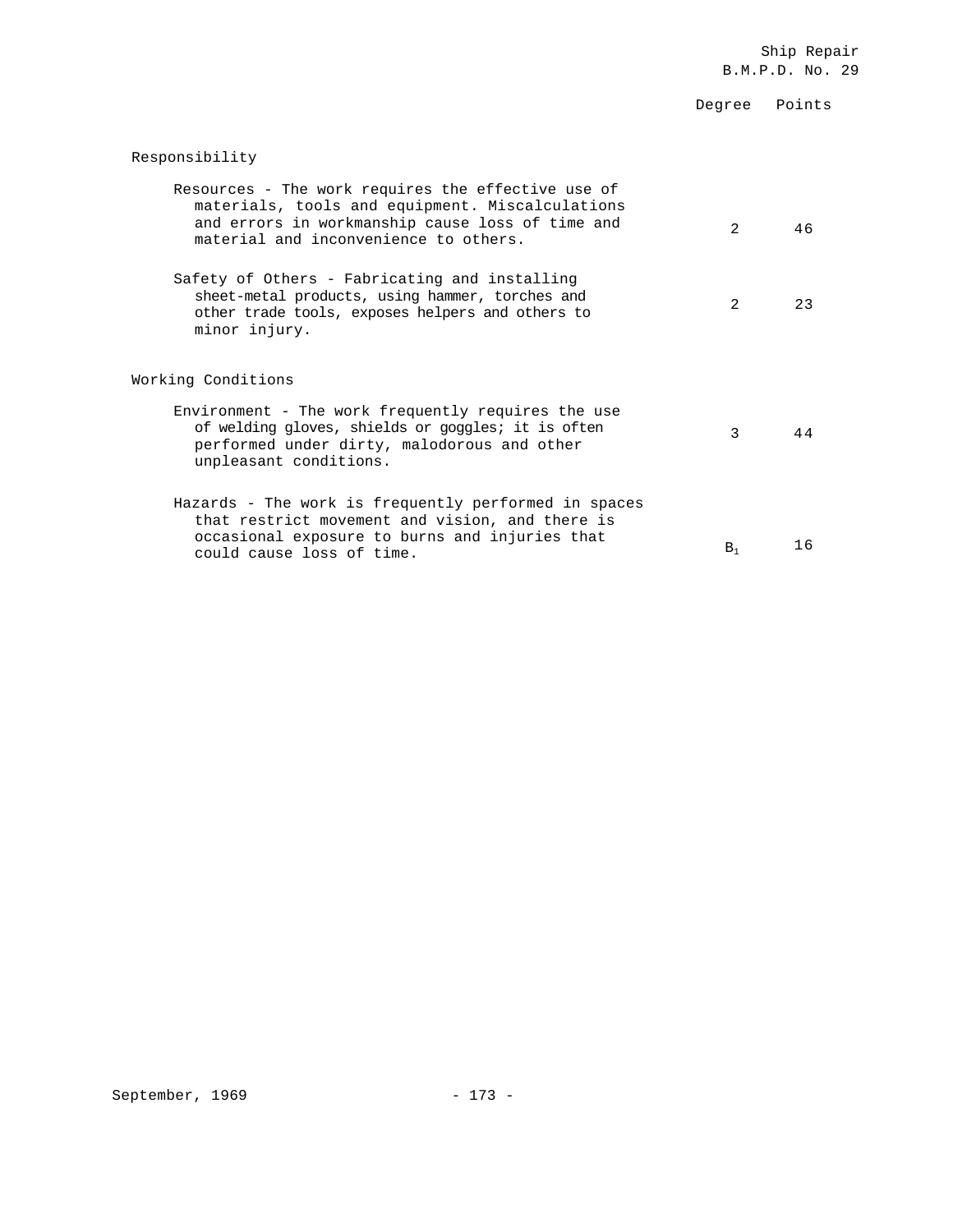| | Degree | Points |
|---|---|---|
| **Responsibility** | | |
| Resources - The work requires the effective use of materials, tools and equipment. Miscalculations and errors in workmanship cause loss of time and material and inconvenience to others. | 2 | 46 |
| Safety of Others - Fabricating and installing sheet-metal products, using hammer, torches and other trade tools, exposes helpers and others to minor injury. | 2 | 23 |
| **Working Conditions** | | |
| Environment - The work frequently requires the use of welding gloves, shields or goggles; it is often performed under dirty, malodorous and other unpleasant conditions. | 3 | 44 |
| Hazards - The work is frequently performed in spaces that restrict movement and vision, and there is occasional exposure to burns and injuries that could cause loss of time. | $B_1$ | 16 |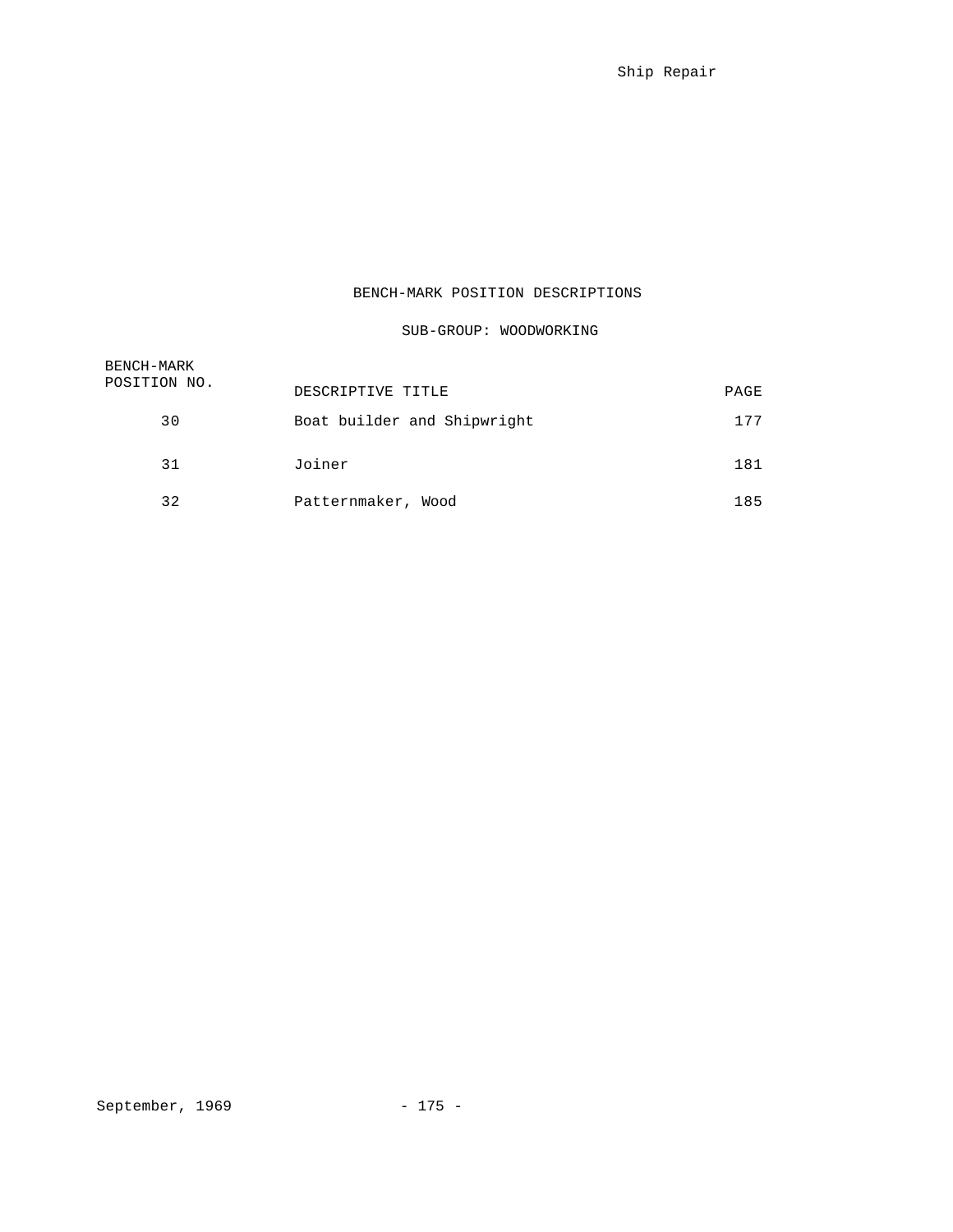## BENCH-MARK POSITION DESCRIPTIONS

### SUB-GROUP: WOODWORKING

| BENCH-MARK POSITION NO. | DESCRIPTIVE TITLE | PAGE |
|---|---|---|
| 30 | Boat builder and Shipwright | 177 |
| 31 | Joiner | 181 |
| 32 | Patternmaker, Wood | 185 |

September, 1969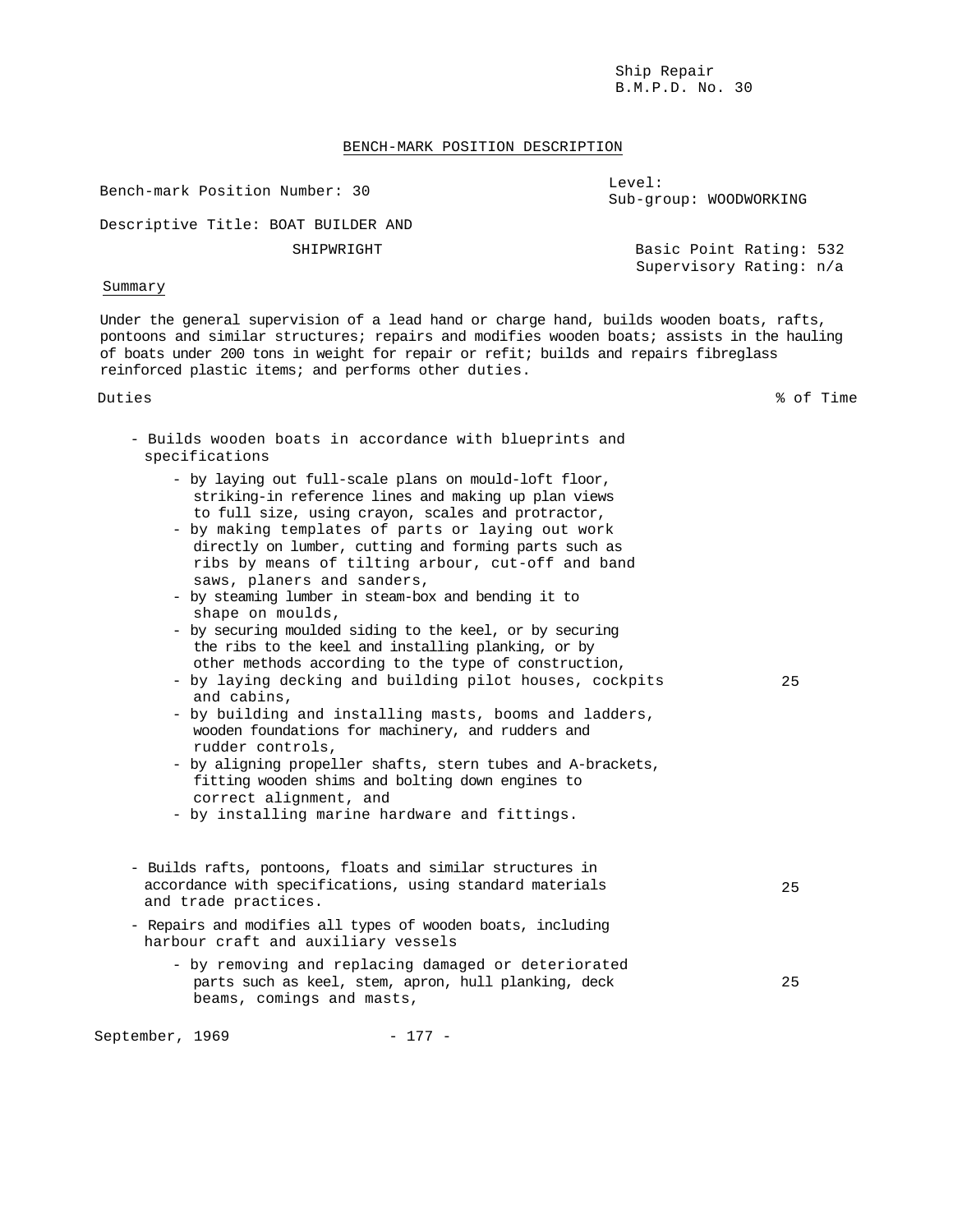Ship Repair
B.M.P.D. No. 30

## BENCH-MARK POSITION DESCRIPTION

Bench-mark Position Number: 30

Level:
Sub-group: WOODWORKING

Descriptive Title: BOAT BUILDER AND SHIPWRIGHT

Basic Point Rating: 532
Supervisory Rating: n/a

### Summary

Under the general supervision of a lead hand or charge hand, builds wooden boats, rafts, pontoons and similar structures; repairs and modifies wooden boats; assists in the hauling of boats under 200 tons in weight for repair or refit; builds and repairs fibreglass reinforced plastic items; and performs other duties.

| Duties | % of Time |
|---|---|
| - Builds wooden boats in accordance with blueprints and specifications<br>- by laying out full-scale plans on mould-loft floor, striking-in reference lines and making up plan views to full size, using crayon, scales and protractor,<br>- by making templates of parts or laying out work directly on lumber, cutting and forming parts such as ribs by means of tilting arbour, cut-off and band saws, planers and sanders,<br>- by steaming lumber in steam-box and bending it to shape on moulds,<br>- by securing moulded siding to the keel, or by securing the ribs to the keel and installing planking, or by other methods according to the type of construction,<br>- by laying decking and building pilot houses, cockpits and cabins,<br>- by building and installing masts, booms and ladders, wooden foundations for machinery, and rudders and rudder controls,<br>- by aligning propeller shafts, stern tubes and A-brackets, fitting wooden shims and bolting down engines to correct alignment, and<br>- by installing marine hardware and fittings. | 25 |
| - Builds rafts, pontoons, floats and similar structures in accordance with specifications, using standard materials and trade practices. | 25 |
| - Repairs and modifies all types of wooden boats, including harbour craft and auxiliary vessels<br>- by removing and replacing damaged or deteriorated parts such as keel, stem, apron, hull planking, deck beams, comings and masts, | 25 |

September, 1969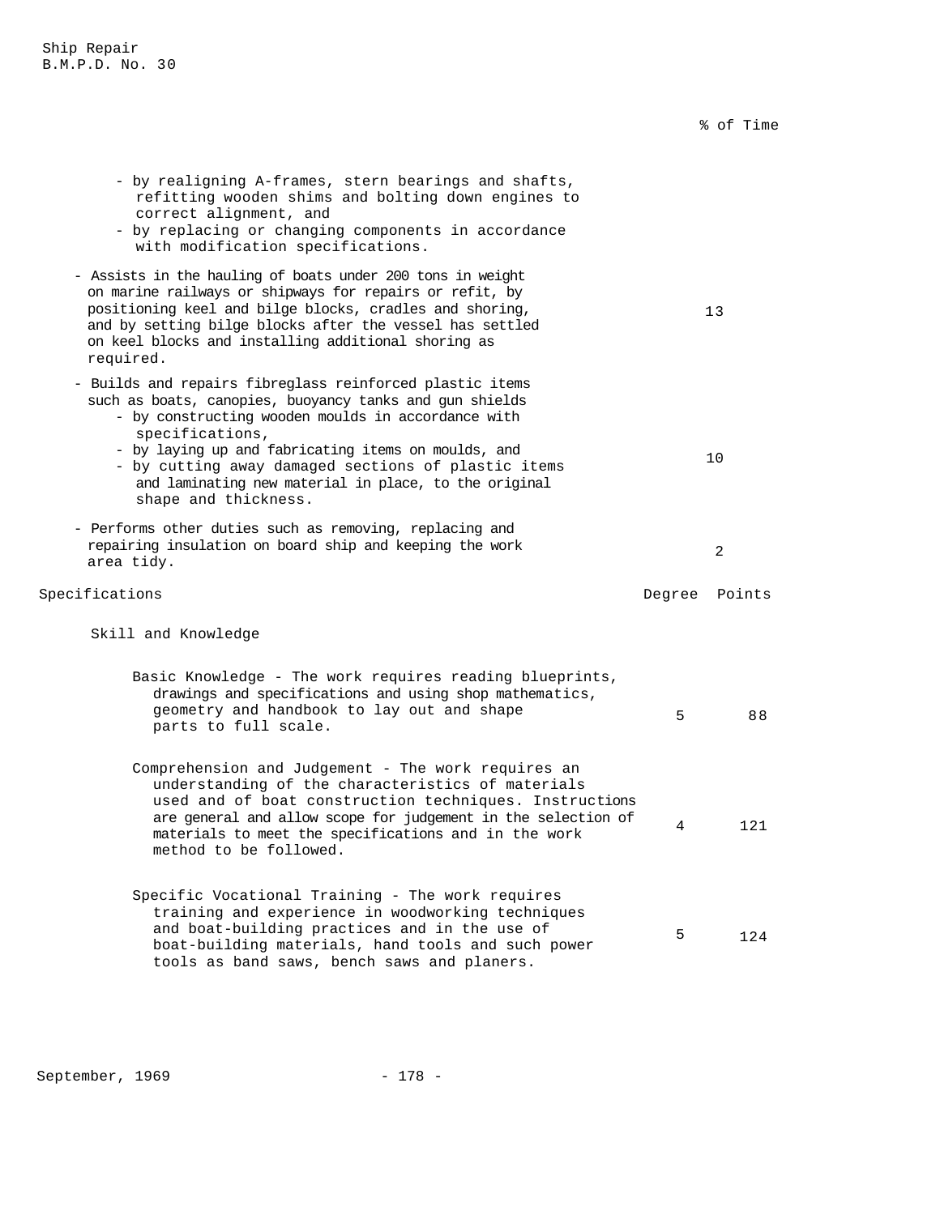| | % of Time |
|---|---|
| - by realigning A-frames, stern bearings and shafts, refitting wooden shims and bolting down engines to correct alignment, and<br>- by replacing or changing components in accordance with modification specifications. | |
| - Assists in the hauling of boats under 200 tons in weight on marine railways or shipways for repairs or refit, by positioning keel and bilge blocks, cradles and shoring, and by setting bilge blocks after the vessel has settled on keel blocks and installing additional shoring as required. | 13 |
| - Builds and repairs fibreglass reinforced plastic items such as boats, canopies, buoyancy tanks and gun shields<br>- by constructing wooden moulds in accordance with specifications,<br>- by laying up and fabricating items on moulds, and<br>- by cutting away damaged sections of plastic items and laminating new material in place, to the original shape and thickness. | 10 |
| - Performs other duties such as removing, replacing and repairing insulation on board ship and keeping the work area tidy. | 2 |

| Specifications | Degree | Points |
|---|---|---|
| **Skill and Knowledge** | | |
| Basic Knowledge - The work requires reading blueprints, drawings and specifications and using shop mathematics, geometry and handbook to lay out and shape parts to full scale. | 5 | 88 |
| Comprehension and Judgement - The work requires an understanding of the characteristics of materials used and of boat construction techniques. Instructions are general and allow scope for judgement in the selection of materials to meet the specifications and in the work method to be followed. | 4 | 121 |
| Specific Vocational Training - The work requires training and experience in woodworking techniques and boat-building practices and in the use of boat-building materials, hand tools and such power tools as band saws, bench saws and planers. | 5 | 124 |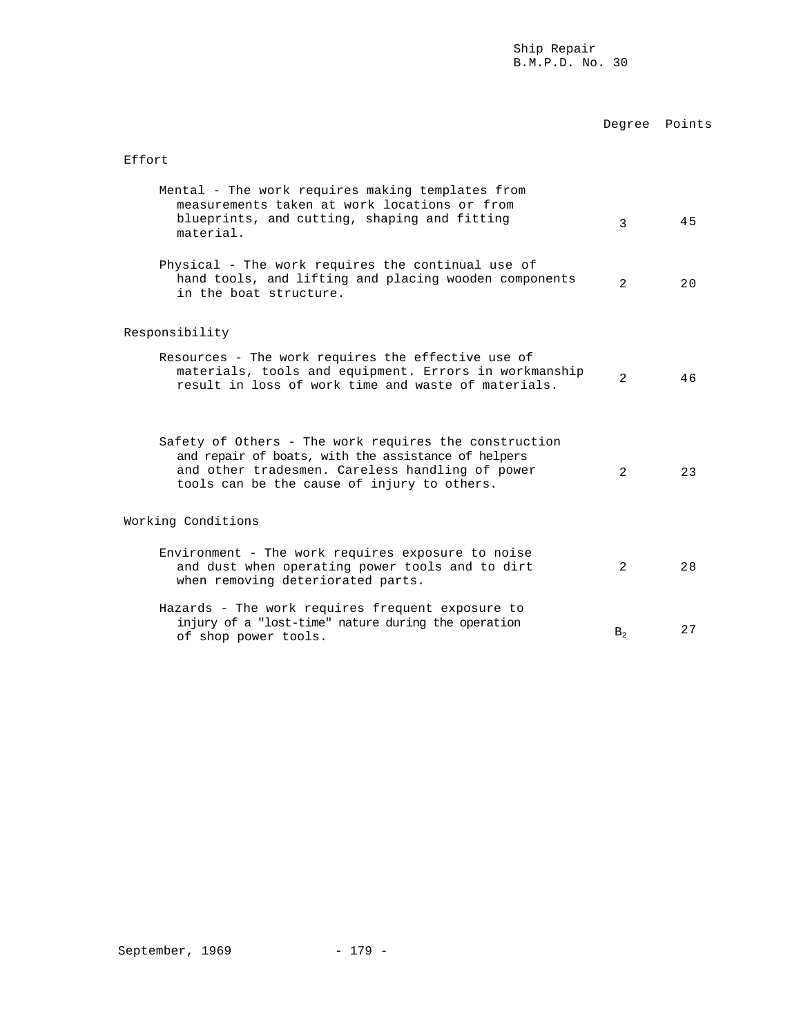Ship Repair
B.M.P.D. No. 30

| | Degree | Points |
|---|---|---|
| **Effort** | | |
| Mental - The work requires making templates from measurements taken at work locations or from blueprints, and cutting, shaping and fitting material. | 3 | 45 |
| Physical - The work requires the continual use of hand tools, and lifting and placing wooden components in the boat structure. | 2 | 20 |
| **Responsibility** | | |
| Resources - The work requires the effective use of materials, tools and equipment. Errors in workmanship result in loss of work time and waste of materials. | 2 | 46 |
| Safety of Others - The work requires the construction and repair of boats, with the assistance of helpers and other tradesmen. Careless handling of power tools can be the cause of injury to others. | 2 | 23 |
| **Working Conditions** | | |
| Environment - The work requires exposure to noise and dust when operating power tools and to dirt when removing deteriorated parts. | 2 | 28 |
| Hazards - The work requires frequent exposure to injury of a "lost-time" nature during the operation of shop power tools. | $B_2$ | 27 |

September, 1969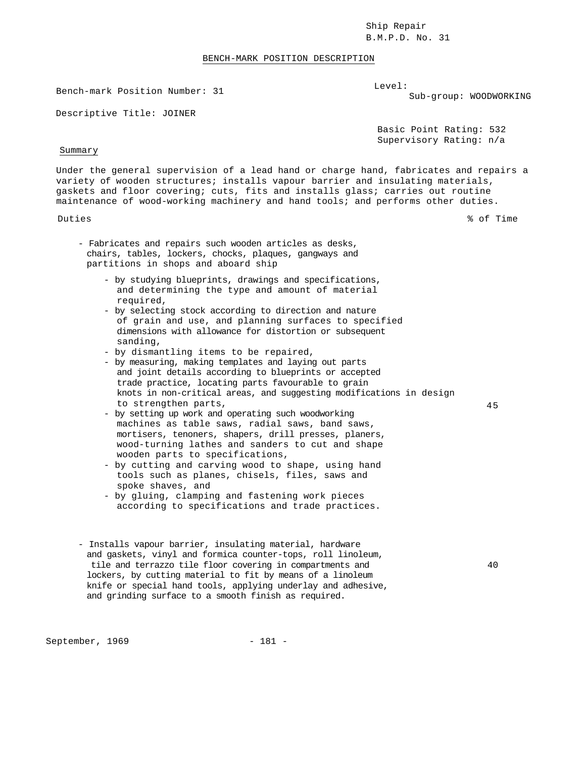Ship Repair
B.M.P.D. No. 31

## BENCH-MARK POSITION DESCRIPTION

Bench-mark Position Number: 31

Level:
Sub-group: WOODWORKING

Descriptive Title: JOINER

Basic Point Rating: 532
Supervisory Rating: n/a

### Summary

Under the general supervision of a lead hand or charge hand, fabricates and repairs a variety of wooden structures; installs vapour barrier and insulating materials, gaskets and floor covering; cuts, fits and installs glass; carries out routine maintenance of wood-working machinery and hand tools; and performs other duties.

| Duties | % of Time |
|---|---|
| - Fabricates and repairs such wooden articles as desks, chairs, tables, lockers, chocks, plaques, gangways and partitions in shops and aboard ship<br>- by studying blueprints, drawings and specifications, and determining the type and amount of material required,<br>- by selecting stock according to direction and nature of grain and use, and planning surfaces to specified dimensions with allowance for distortion or subsequent sanding,<br>- by dismantling items to be repaired,<br>- by measuring, making templates and laying out parts and joint details according to blueprints or accepted trade practice, locating parts favourable to grain knots in non-critical areas, and suggesting modifications in design to strengthen parts,<br>- by setting up work and operating such woodworking machines as table saws, radial saws, band saws, mortisers, tenoners, shapers, drill presses, planers, wood-turning lathes and sanders to cut and shape wooden parts to specifications,<br>- by cutting and carving wood to shape, using hand tools such as planes, chisels, files, saws and spoke shaves, and<br>- by gluing, clamping and fastening work pieces according to specifications and trade practices. | 45 |
| - Installs vapour barrier, insulating material, hardware and gaskets, vinyl and formica counter-tops, roll linoleum, tile and terrazzo tile floor covering in compartments and lockers, by cutting material to fit by means of a linoleum knife or special hand tools, applying underlay and adhesive, and grinding surface to a smooth finish as required. | 40 |

September, 1969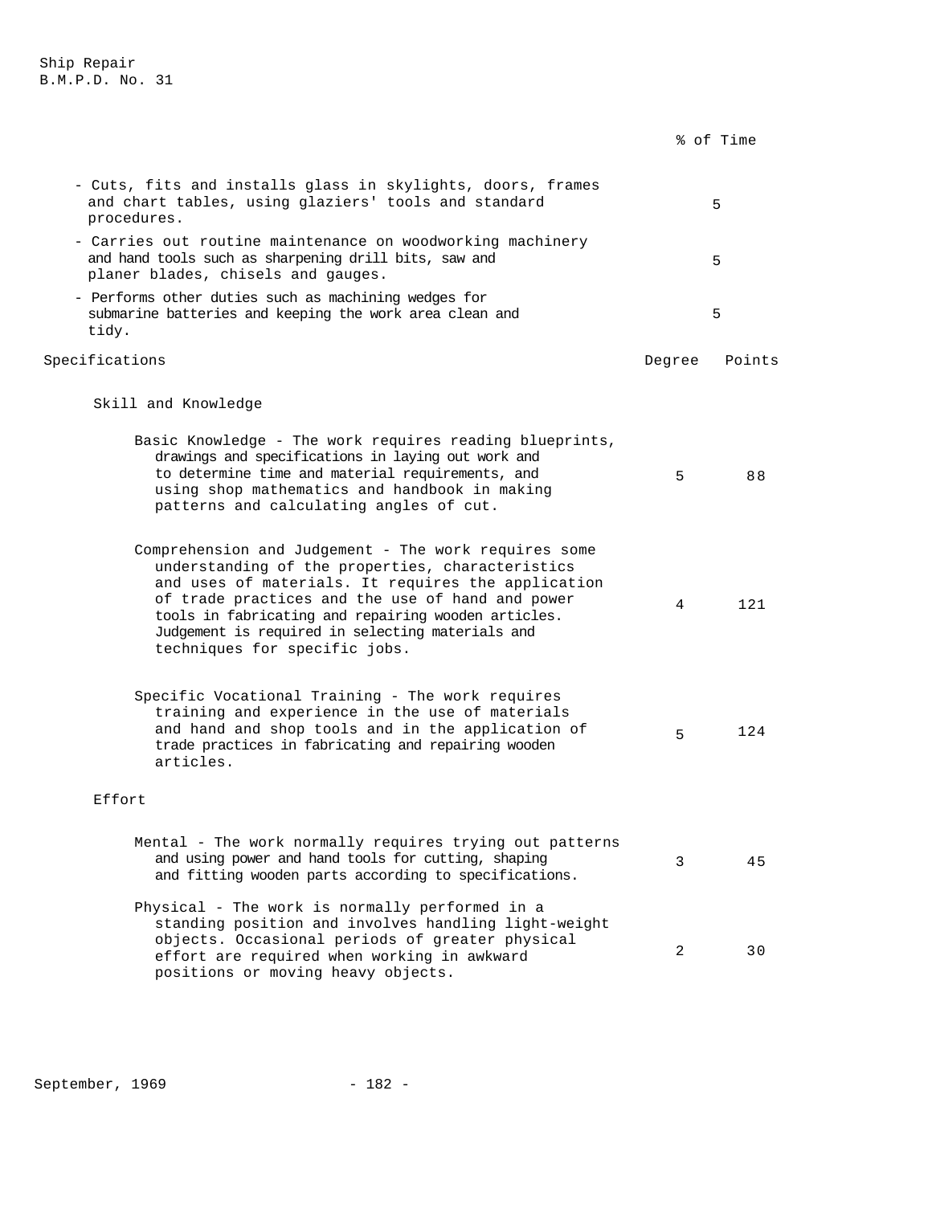| | % of Time |
|---|---|
| - Cuts, fits and installs glass in skylights, doors, frames and chart tables, using glaziers' tools and standard procedures. | 5 |
| - Carries out routine maintenance on woodworking machinery and hand tools such as sharpening drill bits, saw and planer blades, chisels and gauges. | 5 |
| - Performs other duties such as machining wedges for submarine batteries and keeping the work area clean and tidy. | 5 |

| Specifications | Degree | Points |
|---|---|---|
| **Skill and Knowledge** | | |
| Basic Knowledge - The work requires reading blueprints, drawings and specifications in laying out work and to determine time and material requirements, and using shop mathematics and handbook in making patterns and calculating angles of cut. | 5 | 88 |
| Comprehension and Judgement - The work requires some understanding of the properties, characteristics and uses of materials. It requires the application of trade practices and the use of hand and power tools in fabricating and repairing wooden articles. Judgement is required in selecting materials and techniques for specific jobs. | 4 | 121 |
| Specific Vocational Training - The work requires training and experience in the use of materials and hand and shop tools and in the application of trade practices in fabricating and repairing wooden articles. | 5 | 124 |
| **Effort** | | |
| Mental - The work normally requires trying out patterns and using power and hand tools for cutting, shaping and fitting wooden parts according to specifications. | 3 | 45 |
| Physical - The work is normally performed in a standing position and involves handling light-weight objects. Occasional periods of greater physical effort are required when working in awkward positions or moving heavy objects. | 2 | 30 |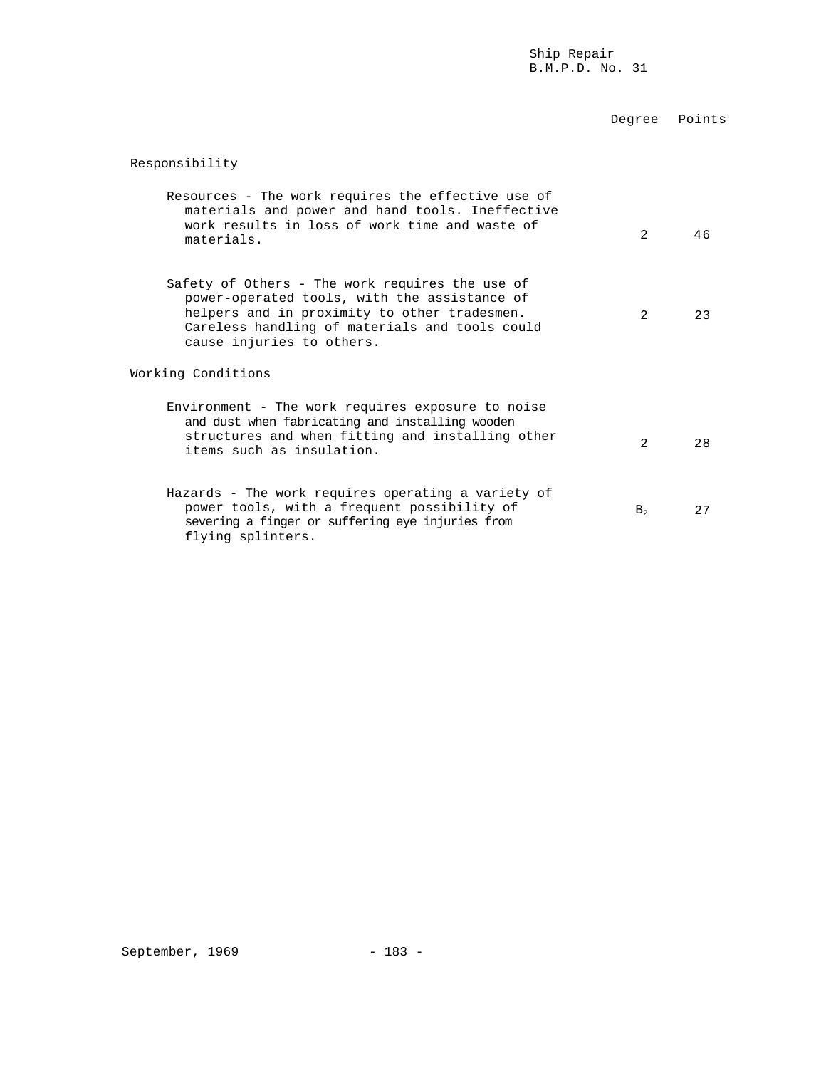| | Degree | Points |
|---|---|---|
| **Responsibility** | | |
| Resources - The work requires the effective use of materials and power and hand tools. Ineffective work results in loss of work time and waste of materials. | 2 | 46 |
| Safety of Others - The work requires the use of power-operated tools, with the assistance of helpers and in proximity to other tradesmen. Careless handling of materials and tools could cause injuries to others. | 2 | 23 |
| **Working Conditions** | | |
| Environment - The work requires exposure to noise and dust when fabricating and installing wooden structures and when fitting and installing other items such as insulation. | 2 | 28 |
| Hazards - The work requires operating a variety of power tools, with a frequent possibility of severing a finger or suffering eye injuries from flying splinters. | $B_2$ | 27 |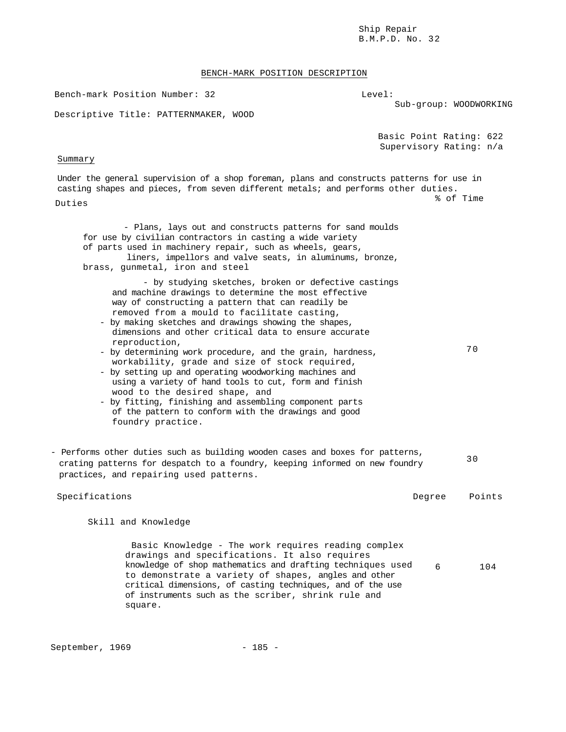Ship Repair
B.M.P.D. No. 32

## BENCH-MARK POSITION DESCRIPTION

Bench-mark Position Number: 32

Level:

Sub-group: WOODWORKING

Descriptive Title: PATTERNMAKER, WOOD

Basic Point Rating: 622
Supervisory Rating: n/a

### Summary

Under the general supervision of a shop foreman, plans and constructs patterns for use in casting shapes and pieces, from seven different metals; and performs other duties.

### Duties

| Duties | % of Time |
|---|---|
| - Plans, lays out and constructs patterns for sand moulds for use by civilian contractors in casting a wide variety of parts used in machinery repair, such as wheels, gears, liners, impellors and valve seats, in aluminums, bronze, brass, gunmetal, iron and steel<br>- by studying sketches, broken or defective castings and machine drawings to determine the most effective way of constructing a pattern that can readily be removed from a mould to facilitate casting,<br>- by making sketches and drawings showing the shapes, dimensions and other critical data to ensure accurate reproduction,<br>- by determining work procedure, and the grain, hardness, workability, grade and size of stock required,<br>- by setting up and operating woodworking machines and using a variety of hand tools to cut, form and finish wood to the desired shape, and<br>- by fitting, finishing and assembling component parts of the pattern to conform with the drawings and good foundry practice. | 70 |
| - Performs other duties such as building wooden cases and boxes for patterns, crating patterns for despatch to a foundry, keeping informed on new foundry practices, and repairing used patterns. | 30 |

### Specifications

| Specifications | Degree | Points |
|---|---|---|
| **Skill and Knowledge** | | |
| Basic Knowledge - The work requires reading complex drawings and specifications. It also requires knowledge of shop mathematics and drafting techniques used to demonstrate a variety of shapes, angles and other critical dimensions, of casting techniques, and of the use of instruments such as the scriber, shrink rule and square. | 6 | 104 |

September, 1969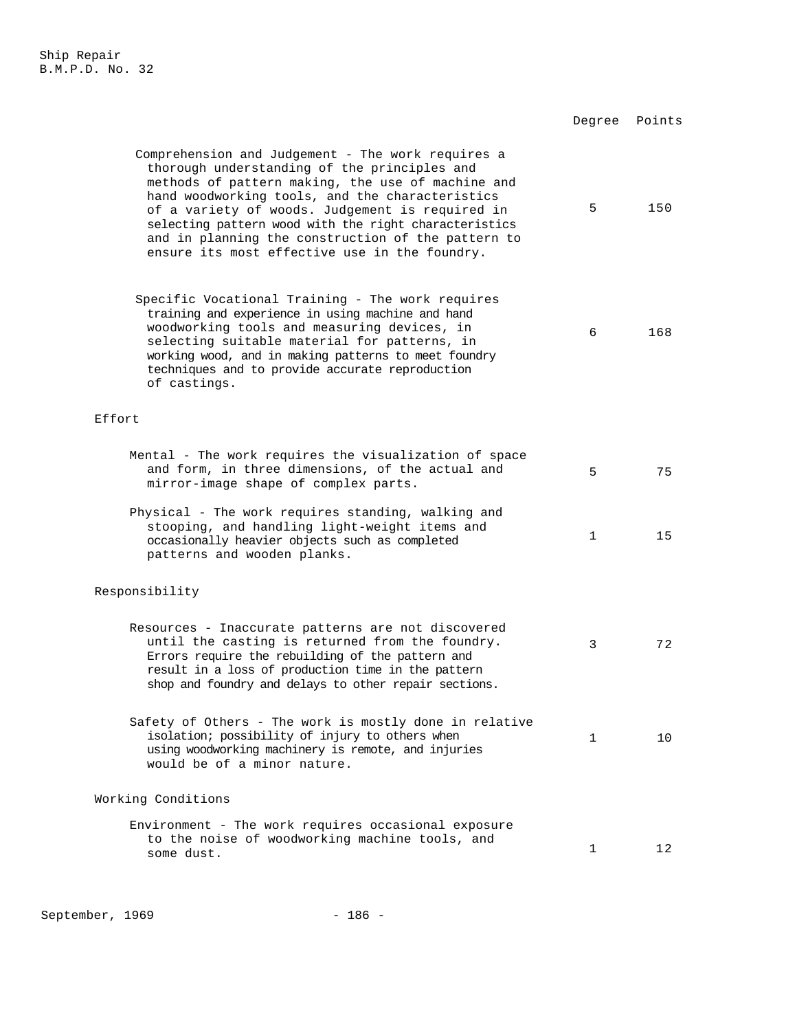| | Degree | Points |
|---|---|---|
| Comprehension and Judgement - The work requires a thorough understanding of the principles and methods of pattern making, the use of machine and hand woodworking tools, and the characteristics of a variety of woods. Judgement is required in selecting pattern wood with the right characteristics and in planning the construction of the pattern to ensure its most effective use in the foundry. | 5 | 150 |
| Specific Vocational Training - The work requires training and experience in using machine and hand woodworking tools and measuring devices, in selecting suitable material for patterns, in working wood, and in making patterns to meet foundry techniques and to provide accurate reproduction of castings. | 6 | 168 |
| **Effort** | | |
| Mental - The work requires the visualization of space and form, in three dimensions, of the actual and mirror-image shape of complex parts. | 5 | 75 |
| Physical - The work requires standing, walking and stooping, and handling light-weight items and occasionally heavier objects such as completed patterns and wooden planks. | 1 | 15 |
| **Responsibility** | | |
| Resources - Inaccurate patterns are not discovered until the casting is returned from the foundry. Errors require the rebuilding of the pattern and result in a loss of production time in the pattern shop and foundry and delays to other repair sections. | 3 | 72 |
| Safety of Others - The work is mostly done in relative isolation; possibility of injury to others when using woodworking machinery is remote, and injuries would be of a minor nature. | 1 | 10 |
| **Working Conditions** | | |
| Environment - The work requires occasional exposure to the noise of woodworking machine tools, and some dust. | 1 | 12 |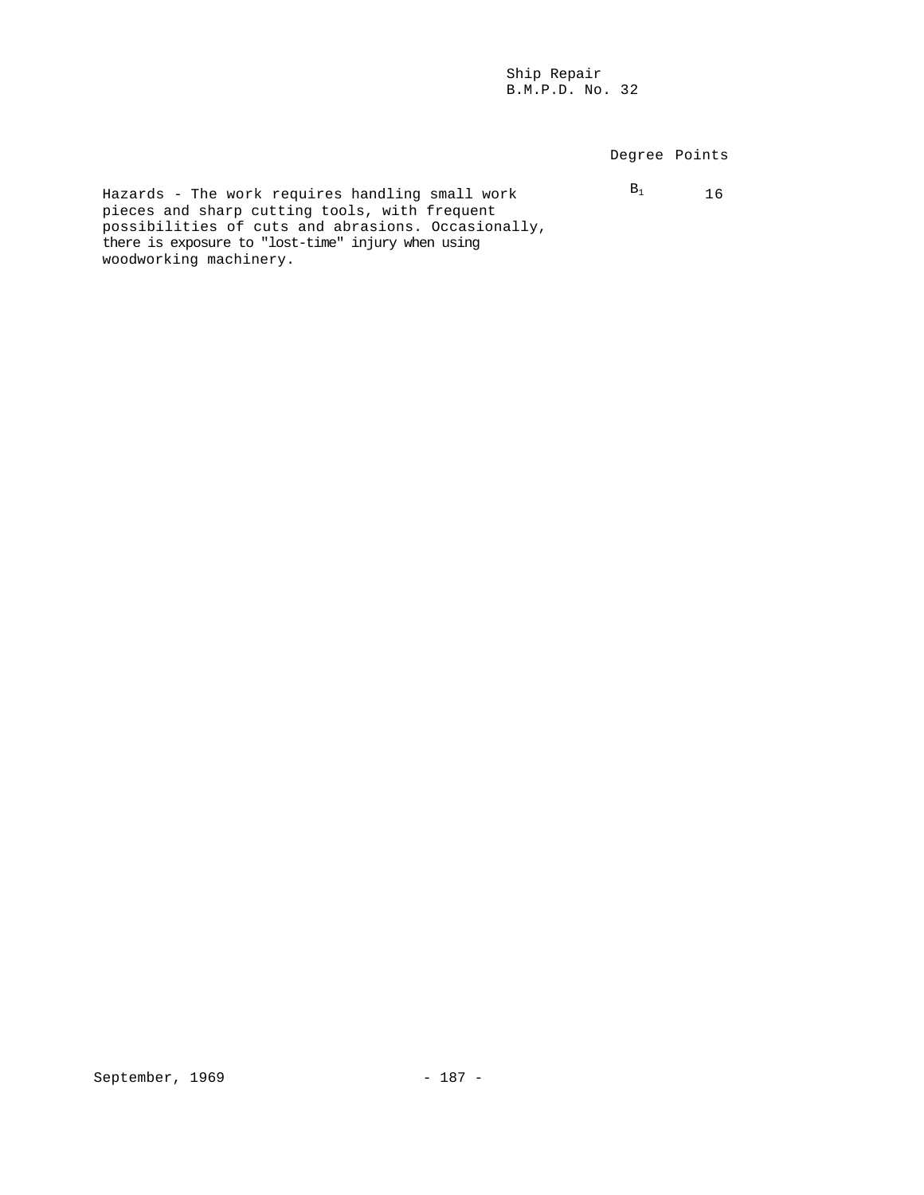| | Degree | Points |
|---|---|---|
| Hazards - The work requires handling small work pieces and sharp cutting tools, with frequent possibilities of cuts and abrasions. Occasionally, there is exposure to "lost-time" injury when using woodworking machinery. | $B_1$ | 16 |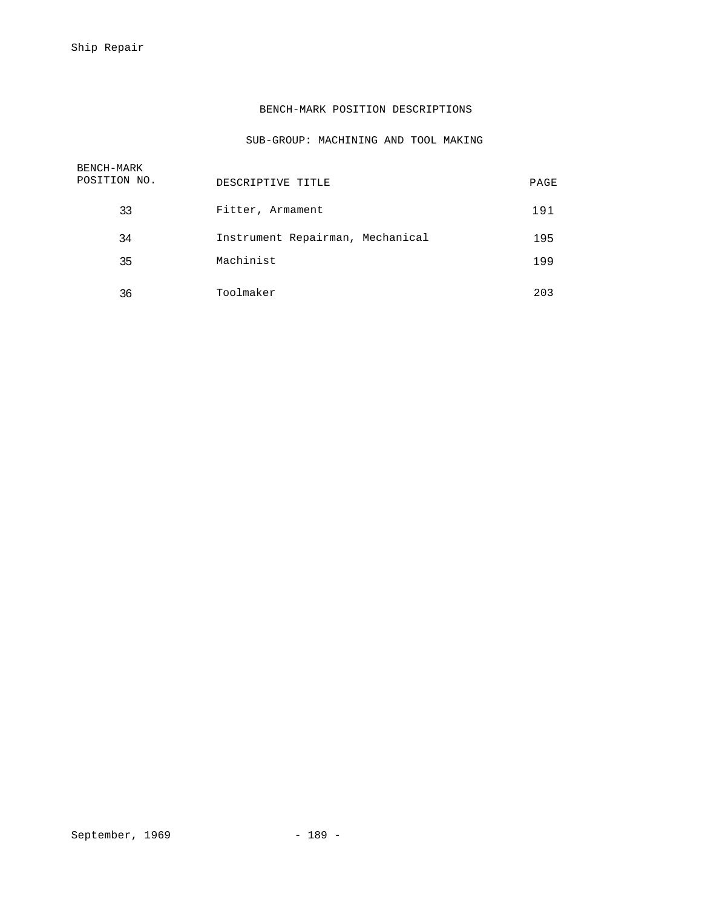## BENCH-MARK POSITION DESCRIPTIONS

### SUB-GROUP: MACHINING AND TOOL MAKING

| BENCH-MARK POSITION NO. | DESCRIPTIVE TITLE | PAGE |
|---|---|---|
| 33 | Fitter, Armament | 191 |
| 34 | Instrument Repairman, Mechanical | 195 |
| 35 | Machinist | 199 |
| 36 | Toolmaker | 203 |

September, 1969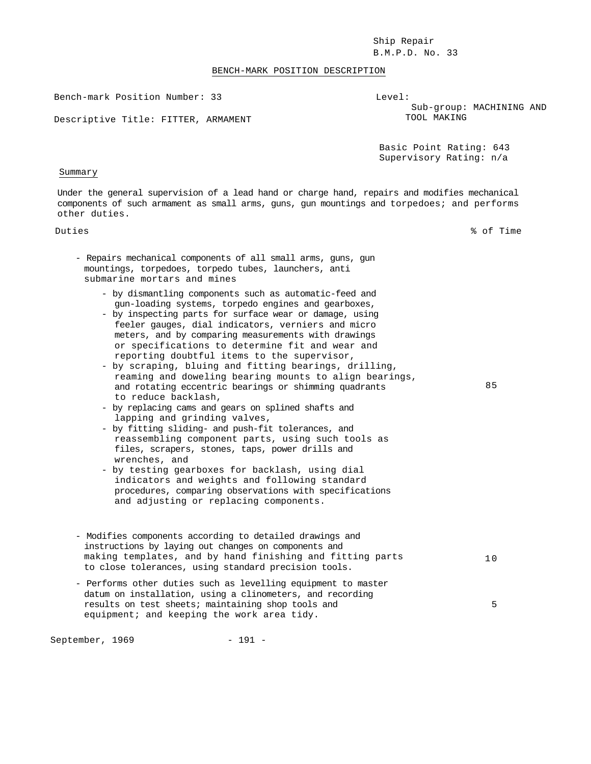Ship Repair
B.M.P.D. No. 33

## BENCH-MARK POSITION DESCRIPTION

Bench-mark Position Number: 33

Descriptive Title: FITTER, ARMAMENT

Level:
Sub-group: MACHINING AND TOOL MAKING

Basic Point Rating: 643
Supervisory Rating: n/a

### Summary

Under the general supervision of a lead hand or charge hand, repairs and modifies mechanical components of such armament as small arms, guns, gun mountings and torpedoes; and performs other duties.

| Duties | % of Time |
|---|---|
| - Repairs mechanical components of all small arms, guns, gun mountings, torpedoes, torpedo tubes, launchers, anti submarine mortars and mines<br>- by dismantling components such as automatic-feed and gun-loading systems, torpedo engines and gearboxes,<br>- by inspecting parts for surface wear or damage, using feeler gauges, dial indicators, verniers and micro meters, and by comparing measurements with drawings or specifications to determine fit and wear and reporting doubtful items to the supervisor,<br>- by scraping, bluing and fitting bearings, drilling, reaming and doweling bearing mounts to align bearings, and rotating eccentric bearings or shimming quadrants to reduce backlash,<br>- by replacing cams and gears on splined shafts and lapping and grinding valves,<br>- by fitting sliding- and push-fit tolerances, and reassembling component parts, using such tools as files, scrapers, stones, taps, power drills and wrenches, and<br>- by testing gearboxes for backlash, using dial indicators and weights and following standard procedures, comparing observations with specifications and adjusting or replacing components. | 85 |
| - Modifies components according to detailed drawings and instructions by laying out changes on components and making templates, and by hand finishing and fitting parts to close tolerances, using standard precision tools. | 10 |
| - Performs other duties such as levelling equipment to master datum on installation, using a clinometers, and recording results on test sheets; maintaining shop tools and equipment; and keeping the work area tidy. | 5 |

September, 1969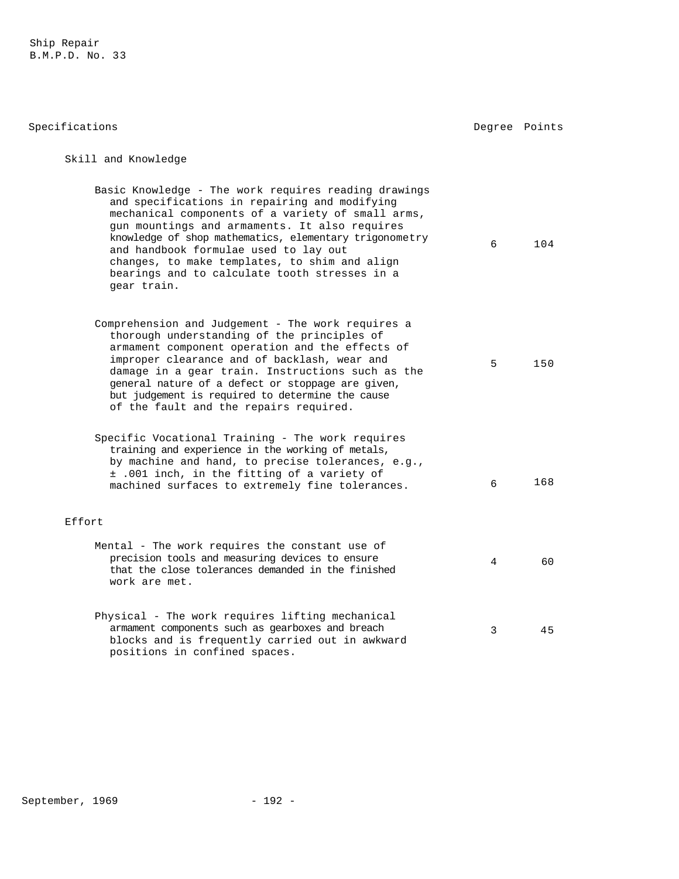Ship Repair
B.M.P.D. No. 33

| Specifications | Degree | Points |
| --- | --- | --- |
| **Skill and Knowledge** | | |
| Basic Knowledge - The work requires reading drawings and specifications in repairing and modifying mechanical components of a variety of small arms, gun mountings and armaments. It also requires knowledge of shop mathematics, elementary trigonometry and handbook formulae used to lay out changes, to make templates, to shim and align bearings and to calculate tooth stresses in a gear train. | 6 | 104 |
| Comprehension and Judgement - The work requires a thorough understanding of the principles of armament component operation and the effects of improper clearance and of backlash, wear and damage in a gear train. Instructions such as the general nature of a defect or stoppage are given, but judgement is required to determine the cause of the fault and the repairs required. | 5 | 150 |
| Specific Vocational Training - The work requires training and experience in the working of metals, by machine and hand, to precise tolerances, e.g., ± .001 inch, in the fitting of a variety of machined surfaces to extremely fine tolerances. | 6 | 168 |
| **Effort** | | |
| Mental - The work requires the constant use of precision tools and measuring devices to ensure that the close tolerances demanded in the finished work are met. | 4 | 60 |
| Physical - The work requires lifting mechanical armament components such as gearboxes and breach blocks and is frequently carried out in awkward positions in confined spaces. | 3 | 45 |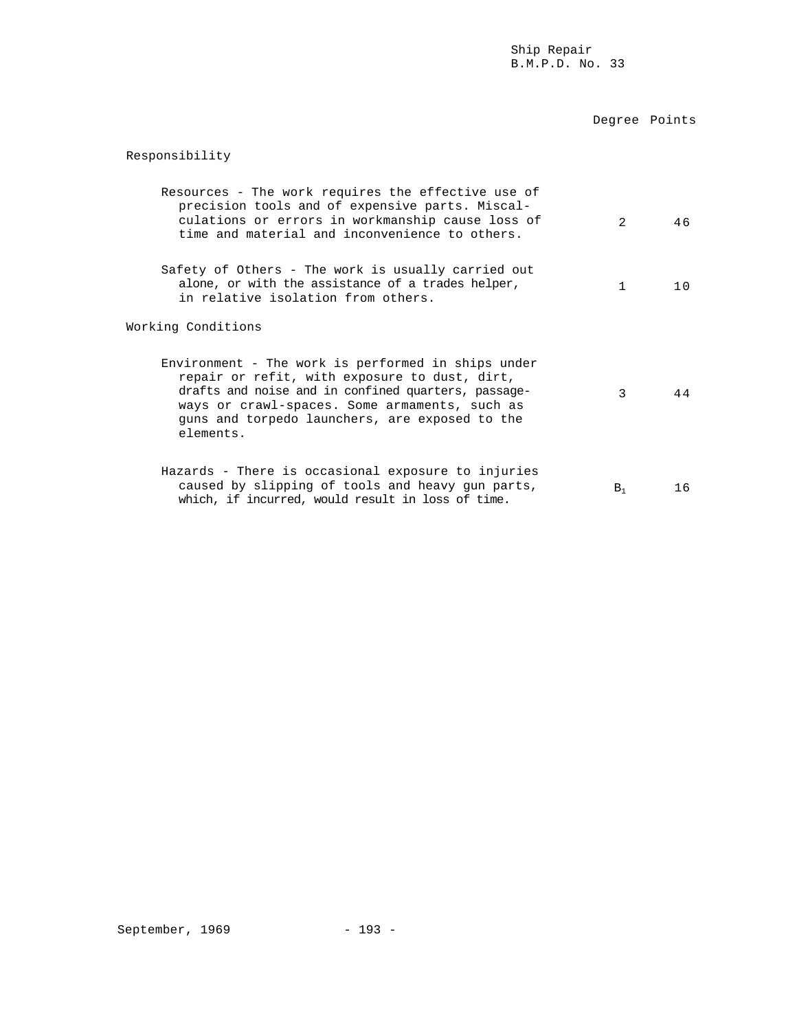| | Degree | Points |
|---|---|---|
| **Responsibility** | | |
| Resources - The work requires the effective use of precision tools and of expensive parts. Miscalculations or errors in workmanship cause loss of time and material and inconvenience to others. | 2 | 46 |
| Safety of Others - The work is usually carried out alone, or with the assistance of a trades helper, in relative isolation from others. | 1 | 10 |
| **Working Conditions** | | |
| Environment - The work is performed in ships under repair or refit, with exposure to dust, dirt, drafts and noise and in confined quarters, passageways or crawl-spaces. Some armaments, such as guns and torpedo launchers, are exposed to the elements. | 3 | 44 |
| Hazards - There is occasional exposure to injuries caused by slipping of tools and heavy gun parts, which, if incurred, would result in loss of time. | $B_1$ | 16 |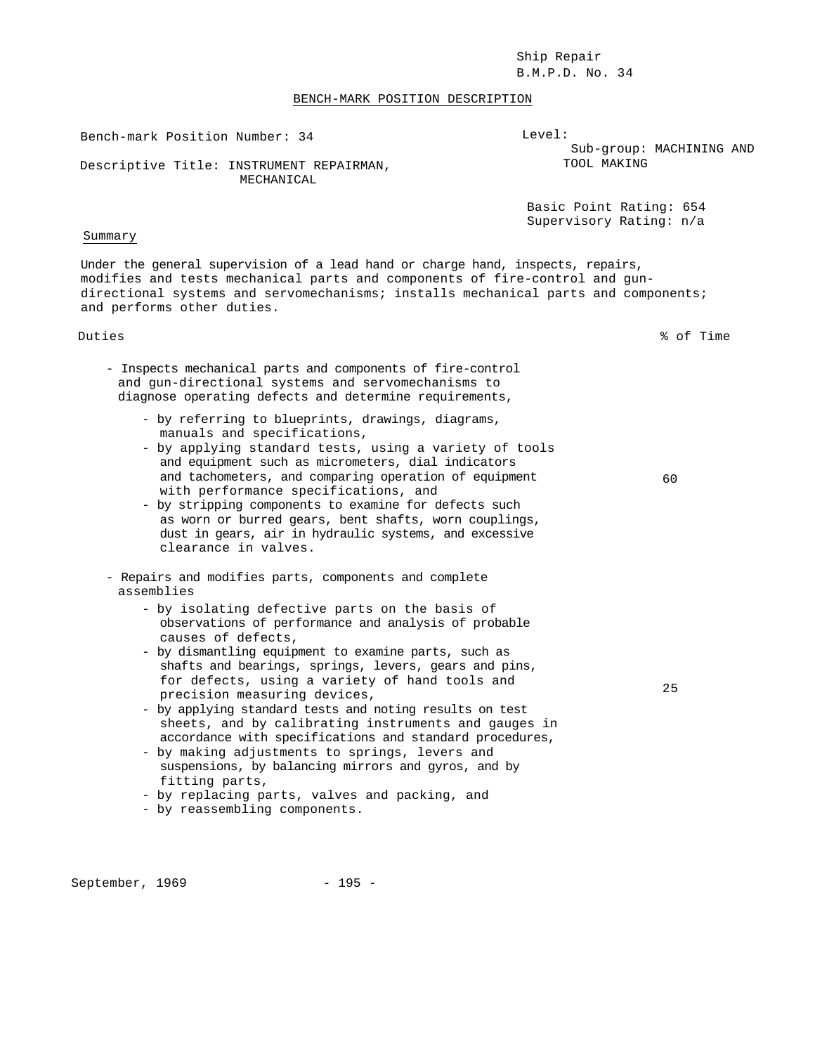Ship Repair
B.M.P.D. No. 34

## BENCH-MARK POSITION DESCRIPTION

Bench-mark Position Number: 34

Descriptive Title: INSTRUMENT REPAIRMAN, MECHANICAL

Level:
Sub-group: MACHINING AND TOOL MAKING

Basic Point Rating: 654
Supervisory Rating: n/a

### Summary

Under the general supervision of a lead hand or charge hand, inspects, repairs, modifies and tests mechanical parts and components of fire-control and gun-directional systems and servomechanisms; installs mechanical parts and components; and performs other duties.

| Duties | % of Time |
|---|---|
| - Inspects mechanical parts and components of fire-control and gun-directional systems and servomechanisms to diagnose operating defects and determine requirements,<br>- by referring to blueprints, drawings, diagrams, manuals and specifications,<br>- by applying standard tests, using a variety of tools and equipment such as micrometers, dial indicators and tachometers, and comparing operation of equipment with performance specifications, and<br>- by stripping components to examine for defects such as worn or burred gears, bent shafts, worn couplings, dust in gears, air in hydraulic systems, and excessive clearance in valves. | 60 |
| - Repairs and modifies parts, components and complete assemblies<br>- by isolating defective parts on the basis of observations of performance and analysis of probable causes of defects,<br>- by dismantling equipment to examine parts, such as shafts and bearings, springs, levers, gears and pins, for defects, using a variety of hand tools and precision measuring devices,<br>- by applying standard tests and noting results on test sheets, and by calibrating instruments and gauges in accordance with specifications and standard procedures,<br>- by making adjustments to springs, levers and suspensions, by balancing mirrors and gyros, and by fitting parts,<br>- by replacing parts, valves and packing, and<br>- by reassembling components. | 25 |

September, 1969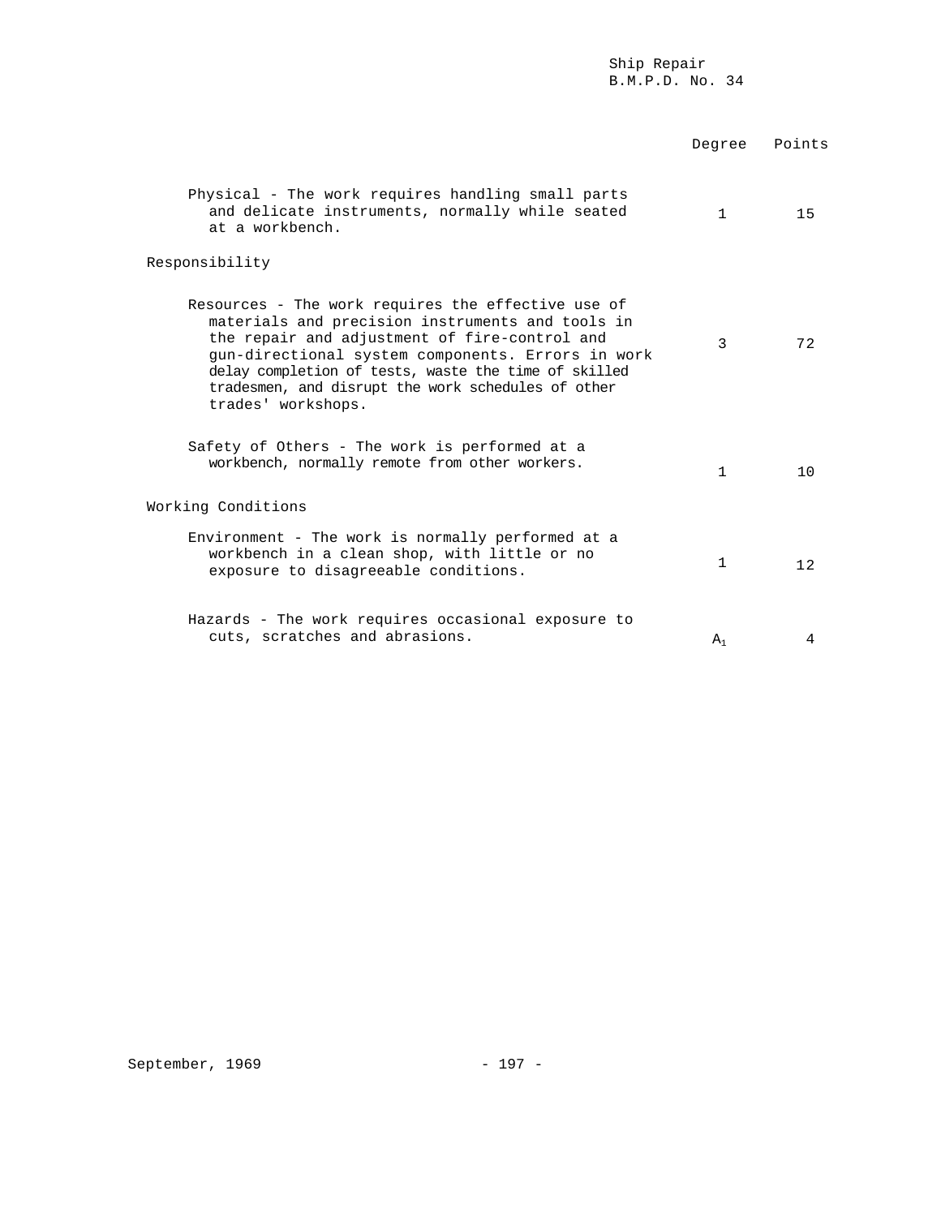| | Degree | Points |
|---|---|---|
| Physical - The work requires handling small parts and delicate instruments, normally while seated at a workbench. | 1 | 15 |
| **Responsibility** | | |
| Resources - The work requires the effective use of materials and precision instruments and tools in the repair and adjustment of fire-control and gun-directional system components. Errors in work delay completion of tests, waste the time of skilled tradesmen, and disrupt the work schedules of other trades' workshops. | 3 | 72 |
| Safety of Others - The work is performed at a workbench, normally remote from other workers. | 1 | 10 |
| **Working Conditions** | | |
| Environment - The work is normally performed at a workbench in a clean shop, with little or no exposure to disagreeable conditions. | 1 | 12 |
| Hazards - The work requires occasional exposure to cuts, scratches and abrasions. | $A_1$ | 4 |

September, 1969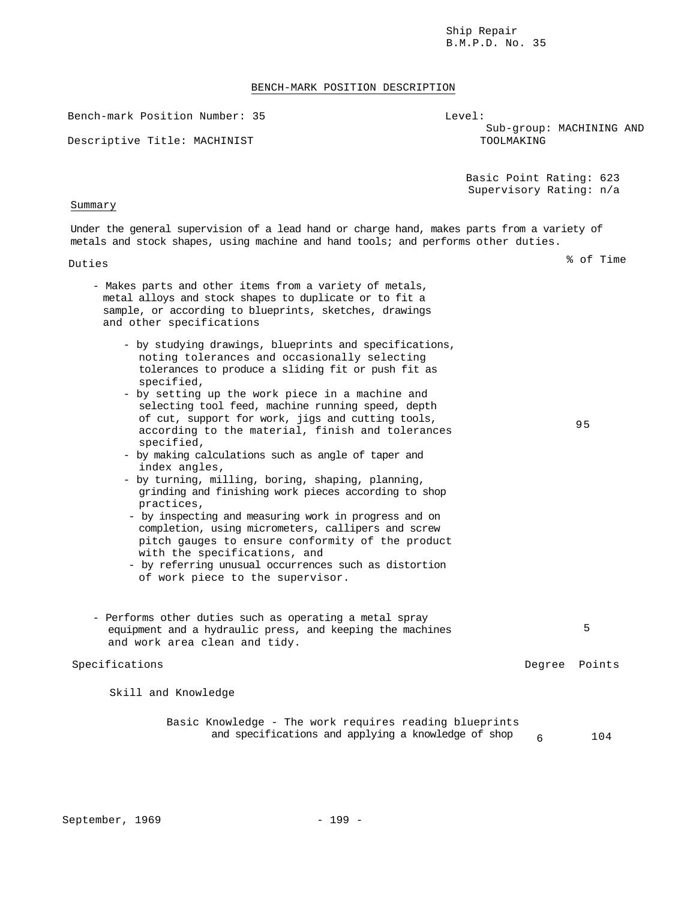Ship Repair
B.M.P.D. No. 35

## BENCH-MARK POSITION DESCRIPTION

Bench-mark Position Number: 35

Level:
Sub-group: MACHINING AND TOOLMAKING

Descriptive Title: MACHINIST

Basic Point Rating: 623
Supervisory Rating: n/a

### Summary

Under the general supervision of a lead hand or charge hand, makes parts from a variety of metals and stock shapes, using machine and hand tools; and performs other duties.

| Duties | % of Time |
|---|---|
| - Makes parts and other items from a variety of metals, metal alloys and stock shapes to duplicate or to fit a sample, or according to blueprints, sketches, drawings and other specifications<br>- by studying drawings, blueprints and specifications, noting tolerances and occasionally selecting tolerances to produce a sliding fit or push fit as specified,<br>- by setting up the work piece in a machine and selecting tool feed, machine running speed, depth of cut, support for work, jigs and cutting tools, according to the material, finish and tolerances specified,<br>- by making calculations such as angle of taper and index angles,<br>- by turning, milling, boring, shaping, planning, grinding and finishing work pieces according to shop practices,<br>- by inspecting and measuring work in progress and on completion, using micrometers, callipers and screw pitch gauges to ensure conformity of the product with the specifications, and<br>- by referring unusual occurrences such as distortion of work piece to the supervisor. | 95 |
| - Performs other duties such as operating a metal spray equipment and a hydraulic press, and keeping the machines and work area clean and tidy. | 5 |

| Specifications | Degree | Points |
|---|---|---|
| Skill and Knowledge | | |
| Basic Knowledge - The work requires reading blueprints and specifications and applying a knowledge of shop | 6 | 104 |

September, 1969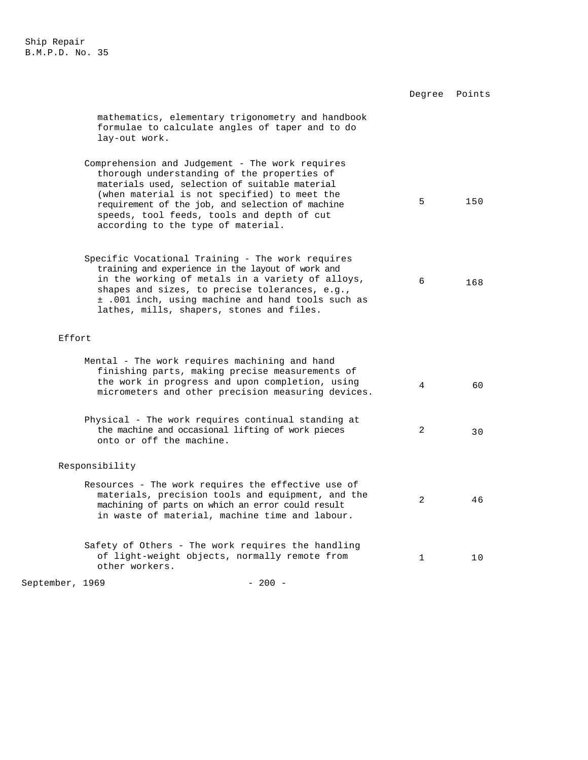| | Degree | Points |
|---|---|---|
| mathematics, elementary trigonometry and handbook formulae to calculate angles of taper and to do lay-out work. | | |
| Comprehension and Judgement - The work requires thorough understanding of the properties of materials used, selection of suitable material (when material is not specified) to meet the requirement of the job, and selection of machine speeds, tool feeds, tools and depth of cut according to the type of material. | 5 | 150 |
| Specific Vocational Training - The work requires training and experience in the layout of work and in the working of metals in a variety of alloys, shapes and sizes, to precise tolerances, e.g., ± .001 inch, using machine and hand tools such as lathes, mills, shapers, stones and files. | 6 | 168 |
| **Effort** | | |
| Mental - The work requires machining and hand finishing parts, making precise measurements of the work in progress and upon completion, using micrometers and other precision measuring devices. | 4 | 60 |
| Physical - The work requires continual standing at the machine and occasional lifting of work pieces onto or off the machine. | 2 | 30 |
| **Responsibility** | | |
| Resources - The work requires the effective use of materials, precision tools and equipment, and the machining of parts on which an error could result in waste of material, machine time and labour. | 2 | 46 |
| Safety of Others - The work requires the handling of light-weight objects, normally remote from other workers. | 1 | 10 |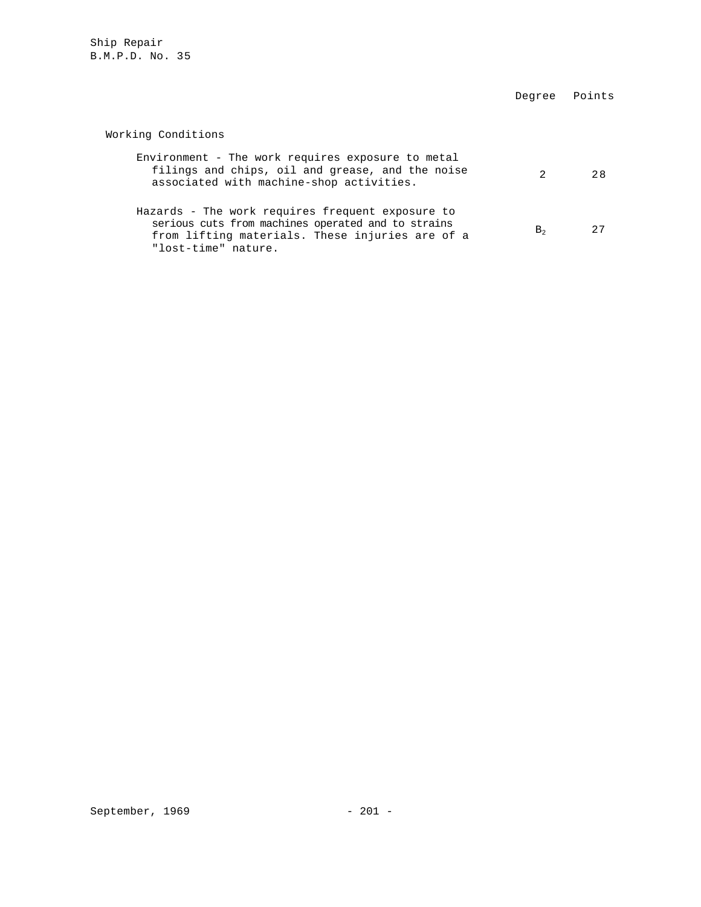| | Degree | Points |
|---|---|---|
| **Working Conditions** | | |
| Environment - The work requires exposure to metal filings and chips, oil and grease, and the noise associated with machine-shop activities. | 2 | 28 |
| Hazards - The work requires frequent exposure to serious cuts from machines operated and to strains from lifting materials. These injuries are of a "lost-time" nature. | $B_2$ | 27 |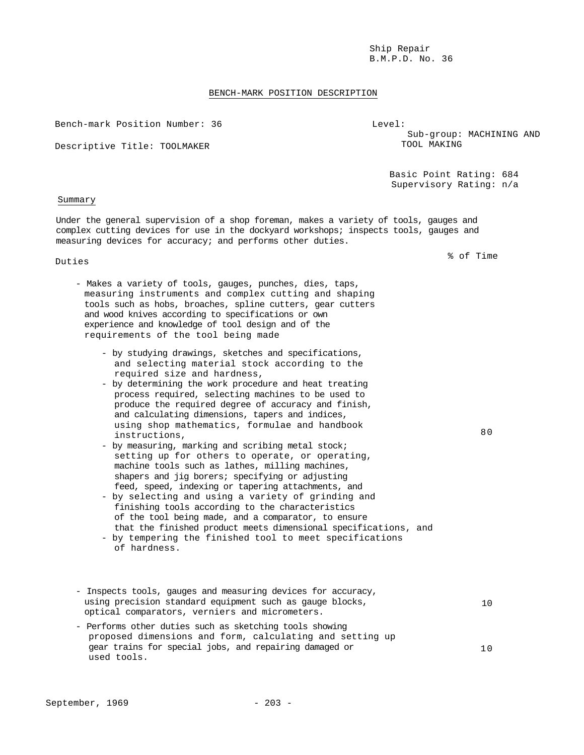Ship Repair
B.M.P.D. No. 36

## BENCH-MARK POSITION DESCRIPTION

Bench-mark Position Number: 36

Descriptive Title: TOOLMAKER

Level:
Sub-group: MACHINING AND TOOL MAKING

Basic Point Rating: 684
Supervisory Rating: n/a

### Summary

Under the general supervision of a shop foreman, makes a variety of tools, gauges and complex cutting devices for use in the dockyard workshops; inspects tools, gauges and measuring devices for accuracy; and performs other duties.

| Duties | % of Time |
|---|---|
| - Makes a variety of tools, gauges, punches, dies, taps, measuring instruments and complex cutting and shaping tools such as hobs, broaches, spline cutters, gear cutters and wood knives according to specifications or own experience and knowledge of tool design and of the requirements of the tool being made<br>- by studying drawings, sketches and specifications, and selecting material stock according to the required size and hardness,<br>- by determining the work procedure and heat treating process required, selecting machines to be used to produce the required degree of accuracy and finish, and calculating dimensions, tapers and indices, using shop mathematics, formulae and handbook instructions,<br>- by measuring, marking and scribing metal stock; setting up for others to operate, or operating, machine tools such as lathes, milling machines, shapers and jig borers; specifying or adjusting feed, speed, indexing or tapering attachments, and<br>- by selecting and using a variety of grinding and finishing tools according to the characteristics of the tool being made, and a comparator, to ensure that the finished product meets dimensional specifications, and<br>- by tempering the finished tool to meet specifications of hardness. | 80 |
| - Inspects tools, gauges and measuring devices for accuracy, using precision standard equipment such as gauge blocks, optical comparators, verniers and micrometers. | 10 |
| - Performs other duties such as sketching tools showing proposed dimensions and form, calculating and setting up gear trains for special jobs, and repairing damaged or used tools. | 10 |

September, 1969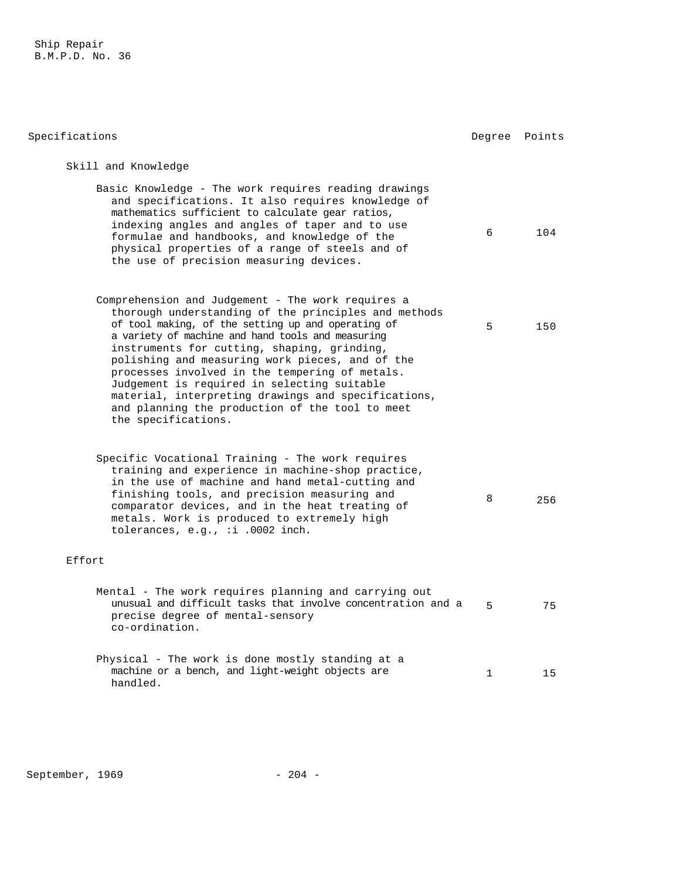| Specifications | Degree | Points |
|---|---|---|
| **Skill and Knowledge** | | |
| Basic Knowledge - The work requires reading drawings and specifications. It also requires knowledge of mathematics sufficient to calculate gear ratios, indexing angles and angles of taper and to use formulae and handbooks, and knowledge of the physical properties of a range of steels and of the use of precision measuring devices. | 6 | 104 |
| Comprehension and Judgement - The work requires a thorough understanding of the principles and methods of tool making, of the setting up and operating of a variety of machine and hand tools and measuring instruments for cutting, shaping, grinding, polishing and measuring work pieces, and of the processes involved in the tempering of metals. Judgement is required in selecting suitable material, interpreting drawings and specifications, and planning the production of the tool to meet the specifications. | 5 | 150 |
| Specific Vocational Training - The work requires training and experience in machine-shop practice, in the use of machine and hand metal-cutting and finishing tools, and precision measuring and comparator devices, and in the heat treating of metals. Work is produced to extremely high tolerances, e.g., :i .0002 inch. | 8 | 256 |
| **Effort** | | |
| Mental - The work requires planning and carrying out unusual and difficult tasks that involve concentration and a precise degree of mental-sensory co-ordination. | 5 | 75 |
| Physical - The work is done mostly standing at a machine or a bench, and light-weight objects are handled. | 1 | 15 |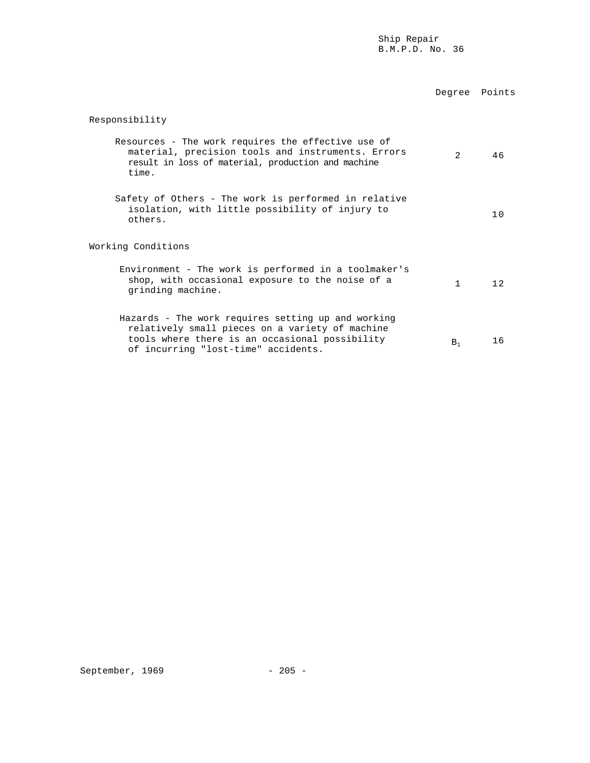| | Degree | Points |
|---|---|---|
| **Responsibility** | | |
| Resources - The work requires the effective use of material, precision tools and instruments. Errors result in loss of material, production and machine time. | 2 | 46 |
| Safety of Others - The work is performed in relative isolation, with little possibility of injury to others. | | 10 |
| **Working Conditions** | | |
| Environment - The work is performed in a toolmaker's shop, with occasional exposure to the noise of a grinding machine. | 1 | 12 |
| Hazards - The work requires setting up and working relatively small pieces on a variety of machine tools where there is an occasional possibility of incurring "lost-time" accidents. | $B_1$ | 16 |